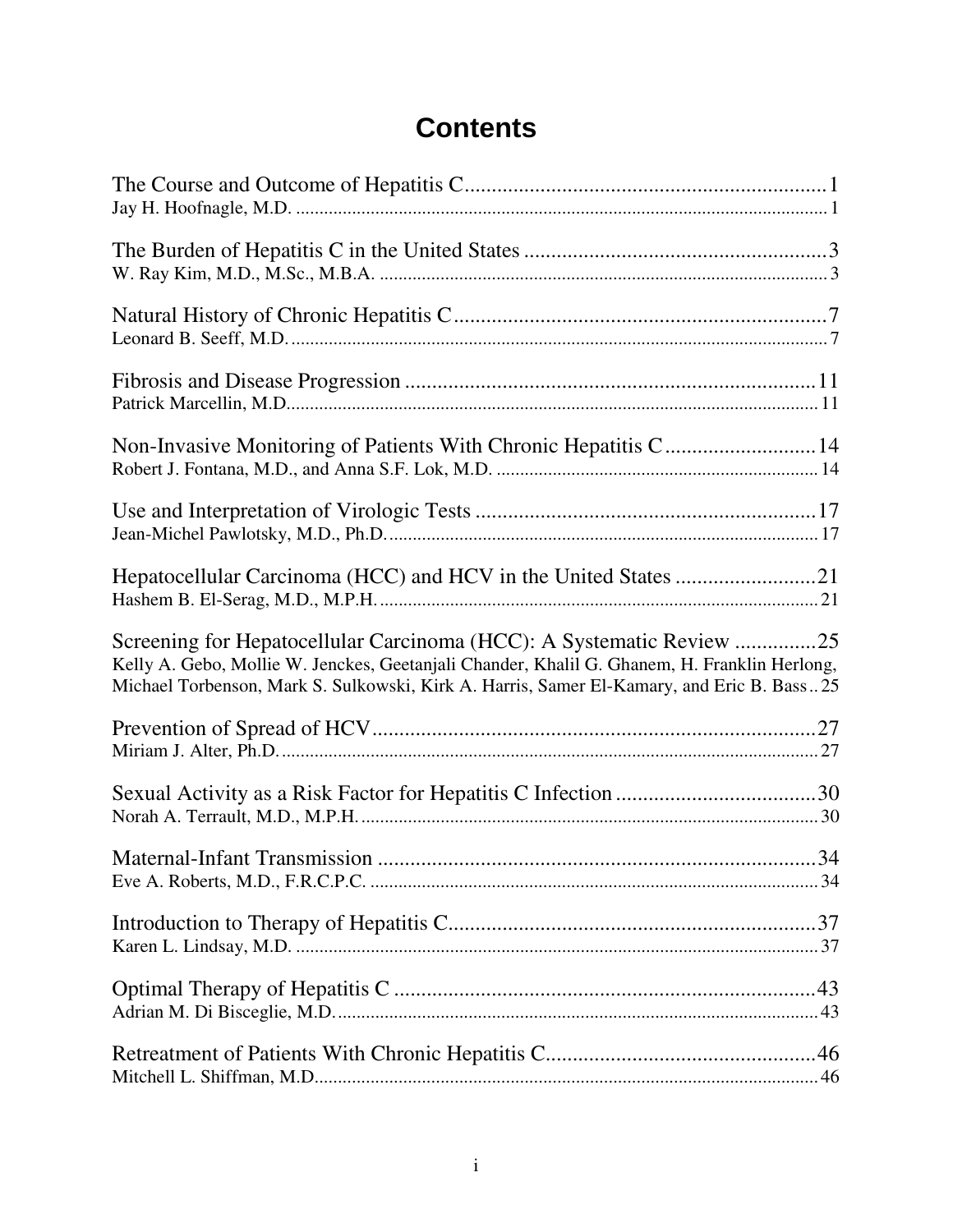# Contents

The Course and Outcome of Hepatitis C .................................................................. 1
Jay H. Hoofnagle, M.D. ................................................................................................................. 1

The Burden of Hepatitis C in the United States ........................................................ 3
W. Ray Kim, M.D., M.Sc., M.B.A. ................................................................................................ 3

Natural History of Chronic Hepatitis C .................................................................... 7
Leonard B. Seeff, M.D. .................................................................................................................. 7

Fibrosis and Disease Progression ........................................................................... 11
Patrick Marcellin, M.D. ................................................................................................................ 11

Non-Invasive Monitoring of Patients With Chronic Hepatitis C ............................ 14
Robert J. Fontana, M.D., and Anna S.F. Lok, M.D. .................................................................... 14

Use and Interpretation of Virologic Tests ............................................................... 17
Jean-Michel Pawlotsky, M.D., Ph.D. ............................................................................................ 17

Hepatocellular Carcinoma (HCC) and HCV in the United States .......................... 21
Hashem B. El-Serag, M.D., M.P.H. .............................................................................................. 21

Screening for Hepatocellular Carcinoma (HCC): A Systematic Review ............... 25
Kelly A. Gebo, Mollie W. Jenckes, Geetanjali Chander, Khalil G. Ghanem, H. Franklin Herlong, Michael Torbenson, Mark S. Sulkowski, Kirk A. Harris, Samer El-Kamary, and Eric B. Bass .. 25

Prevention of Spread of HCV .................................................................................. 27
Miriam J. Alter, Ph.D. ................................................................................................................... 27

Sexual Activity as a Risk Factor for Hepatitis C Infection ..................................... 30
Norah A. Terrault, M.D., M.P.H. .................................................................................................. 30

Maternal-Infant Transmission ................................................................................. 34
Eve A. Roberts, M.D., F.R.C.P.C. ................................................................................................. 34

Introduction to Therapy of Hepatitis C .................................................................... 37
Karen L. Lindsay, M.D. ................................................................................................................ 37

Optimal Therapy of Hepatitis C .............................................................................. 43
Adrian M. Di Bisceglie, M.D. ........................................................................................................ 43

Retreatment of Patients With Chronic Hepatitis C .................................................. 46
Mitchell L. Shiffman, M.D ............................................................................................................ 46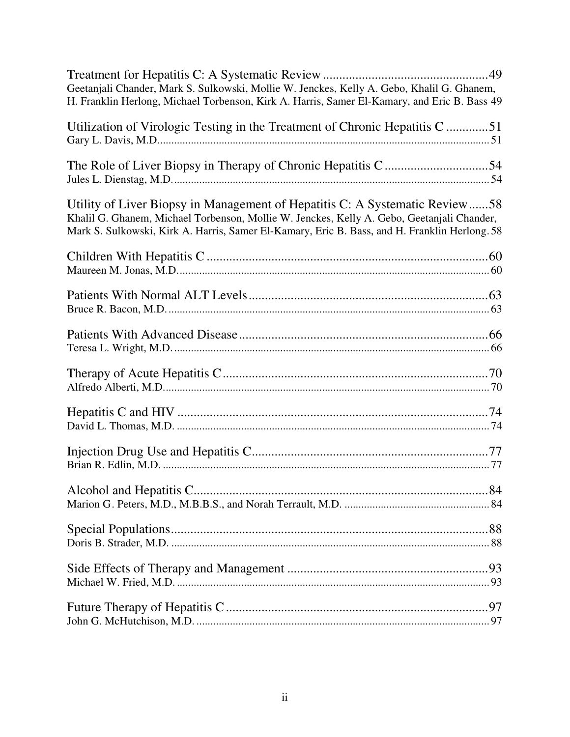Treatment for Hepatitis C: A Systematic Review .................................................49
Geetanjali Chander, Mark S. Sulkowski, Mollie W. Jenckes, Kelly A. Gebo, Khalil G. Ghanem, H. Franklin Herlong, Michael Torbenson, Kirk A. Harris, Samer El-Kamary, and Eric B. Bass 49

Utilization of Virologic Testing in the Treatment of Chronic Hepatitis C .............51
Gary L. Davis, M.D.......................................................................................................................51

The Role of Liver Biopsy in Therapy of Chronic Hepatitis C ...............................54
Jules L. Dienstag, M.D.................................................................................................................54

Utility of Liver Biopsy in Management of Hepatitis C: A Systematic Review......58
Khalil G. Ghanem, Michael Torbenson, Mollie W. Jenckes, Kelly A. Gebo, Geetanjali Chander, Mark S. Sulkowski, Kirk A. Harris, Samer El-Kamary, Eric B. Bass, and H. Franklin Herlong. 58

Children With Hepatitis C .....................................................................................60
Maureen M. Jonas, M.D...............................................................................................................60

Patients With Normal ALT Levels........................................................................63
Bruce R. Bacon, M.D...................................................................................................................63

Patients With Advanced Disease ............................................................................66
Teresa L. Wright, M.D.................................................................................................................66

Therapy of Acute Hepatitis C.................................................................................70
Alfredo Alberti, M.D....................................................................................................................70

Hepatitis C and HIV ..............................................................................................74
David L. Thomas, M.D. ...............................................................................................................74

Injection Drug Use and Hepatitis C.......................................................................77
Brian R. Edlin, M.D. ....................................................................................................................77

Alcohol and Hepatitis C.........................................................................................84
Marion G. Peters, M.D., M.B.B.S., and Norah Terrault, M.D. ...................................................84

Special Populations................................................................................................88
Doris B. Strader, M.D. .................................................................................................................88

Side Effects of Therapy and Management .............................................................93
Michael W. Fried, M.D. ...............................................................................................................93

Future Therapy of Hepatitis C ................................................................................97
John G. McHutchison, M.D. ........................................................................................................97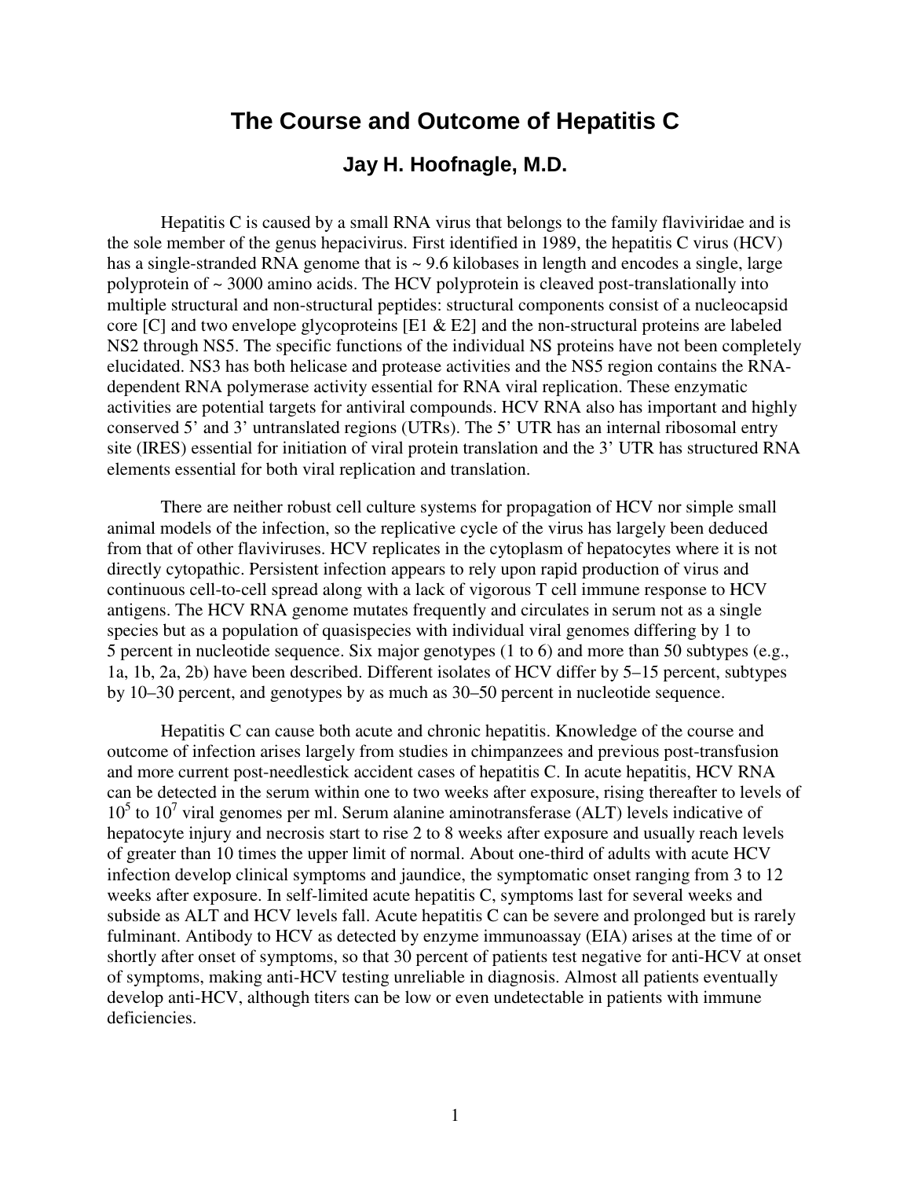# The Course and Outcome of Hepatitis C

## Jay H. Hoofnagle, M.D.

Hepatitis C is caused by a small RNA virus that belongs to the family flaviviridae and is the sole member of the genus hepacivirus. First identified in 1989, the hepatitis C virus (HCV) has a single-stranded RNA genome that is ~ 9.6 kilobases in length and encodes a single, large polyprotein of ~ 3000 amino acids. The HCV polyprotein is cleaved post-translationally into multiple structural and non-structural peptides: structural components consist of a nucleocapsid core [C] and two envelope glycoproteins [E1 & E2] and the non-structural proteins are labeled NS2 through NS5. The specific functions of the individual NS proteins have not been completely elucidated. NS3 has both helicase and protease activities and the NS5 region contains the RNA-dependent RNA polymerase activity essential for RNA viral replication. These enzymatic activities are potential targets for antiviral compounds. HCV RNA also has important and highly conserved 5' and 3' untranslated regions (UTRs). The 5' UTR has an internal ribosomal entry site (IRES) essential for initiation of viral protein translation and the 3' UTR has structured RNA elements essential for both viral replication and translation.

There are neither robust cell culture systems for propagation of HCV nor simple small animal models of the infection, so the replicative cycle of the virus has largely been deduced from that of other flaviviruses. HCV replicates in the cytoplasm of hepatocytes where it is not directly cytopathic. Persistent infection appears to rely upon rapid production of virus and continuous cell-to-cell spread along with a lack of vigorous T cell immune response to HCV antigens. The HCV RNA genome mutates frequently and circulates in serum not as a single species but as a population of quasispecies with individual viral genomes differing by 1 to 5 percent in nucleotide sequence. Six major genotypes (1 to 6) and more than 50 subtypes (e.g., 1a, 1b, 2a, 2b) have been described. Different isolates of HCV differ by 5–15 percent, subtypes by 10–30 percent, and genotypes by as much as 30–50 percent in nucleotide sequence.

Hepatitis C can cause both acute and chronic hepatitis. Knowledge of the course and outcome of infection arises largely from studies in chimpanzees and previous post-transfusion and more current post-needlestick accident cases of hepatitis C. In acute hepatitis, HCV RNA can be detected in the serum within one to two weeks after exposure, rising thereafter to levels of $10^5$ to $10^7$ viral genomes per ml. Serum alanine aminotransferase (ALT) levels indicative of hepatocyte injury and necrosis start to rise 2 to 8 weeks after exposure and usually reach levels of greater than 10 times the upper limit of normal. About one-third of adults with acute HCV infection develop clinical symptoms and jaundice, the symptomatic onset ranging from 3 to 12 weeks after exposure. In self-limited acute hepatitis C, symptoms last for several weeks and subside as ALT and HCV levels fall. Acute hepatitis C can be severe and prolonged but is rarely fulminant. Antibody to HCV as detected by enzyme immunoassay (EIA) arises at the time of or shortly after onset of symptoms, so that 30 percent of patients test negative for anti-HCV at onset of symptoms, making anti-HCV testing unreliable in diagnosis. Almost all patients eventually develop anti-HCV, although titers can be low or even undetectable in patients with immune deficiencies.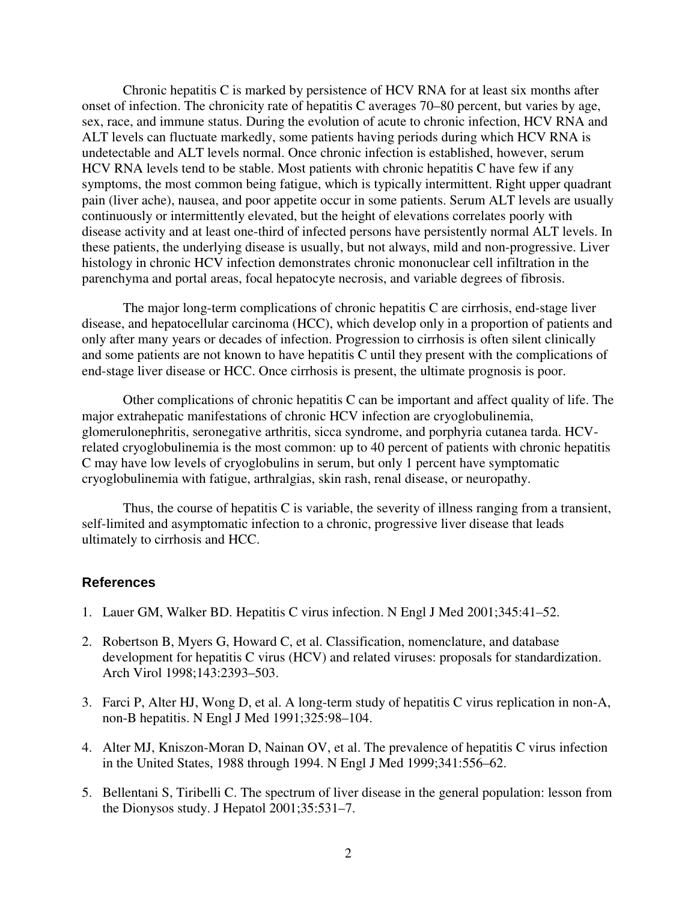Chronic hepatitis C is marked by persistence of HCV RNA for at least six months after onset of infection. The chronicity rate of hepatitis C averages 70–80 percent, but varies by age, sex, race, and immune status. During the evolution of acute to chronic infection, HCV RNA and ALT levels can fluctuate markedly, some patients having periods during which HCV RNA is undetectable and ALT levels normal. Once chronic infection is established, however, serum HCV RNA levels tend to be stable. Most patients with chronic hepatitis C have few if any symptoms, the most common being fatigue, which is typically intermittent. Right upper quadrant pain (liver ache), nausea, and poor appetite occur in some patients. Serum ALT levels are usually continuously or intermittently elevated, but the height of elevations correlates poorly with disease activity and at least one-third of infected persons have persistently normal ALT levels. In these patients, the underlying disease is usually, but not always, mild and non-progressive. Liver histology in chronic HCV infection demonstrates chronic mononuclear cell infiltration in the parenchyma and portal areas, focal hepatocyte necrosis, and variable degrees of fibrosis.

The major long-term complications of chronic hepatitis C are cirrhosis, end-stage liver disease, and hepatocellular carcinoma (HCC), which develop only in a proportion of patients and only after many years or decades of infection. Progression to cirrhosis is often silent clinically and some patients are not known to have hepatitis C until they present with the complications of end-stage liver disease or HCC. Once cirrhosis is present, the ultimate prognosis is poor.

Other complications of chronic hepatitis C can be important and affect quality of life. The major extrahepatic manifestations of chronic HCV infection are cryoglobulinemia, glomerulonephritis, seronegative arthritis, sicca syndrome, and porphyria cutanea tarda. HCV-related cryoglobulinemia is the most common: up to 40 percent of patients with chronic hepatitis C may have low levels of cryoglobulins in serum, but only 1 percent have symptomatic cryoglobulinemia with fatigue, arthralgias, skin rash, renal disease, or neuropathy.

Thus, the course of hepatitis C is variable, the severity of illness ranging from a transient, self-limited and asymptomatic infection to a chronic, progressive liver disease that leads ultimately to cirrhosis and HCC.

## References

1. Lauer GM, Walker BD. Hepatitis C virus infection. N Engl J Med 2001;345:41–52.
2. Robertson B, Myers G, Howard C, et al. Classification, nomenclature, and database development for hepatitis C virus (HCV) and related viruses: proposals for standardization. Arch Virol 1998;143:2393–503.
3. Farci P, Alter HJ, Wong D, et al. A long-term study of hepatitis C virus replication in non-A, non-B hepatitis. N Engl J Med 1991;325:98–104.
4. Alter MJ, Kniszon-Moran D, Nainan OV, et al. The prevalence of hepatitis C virus infection in the United States, 1988 through 1994. N Engl J Med 1999;341:556–62.
5. Bellentani S, Tiribelli C. The spectrum of liver disease in the general population: lesson from the Dionysos study. J Hepatol 2001;35:531–7.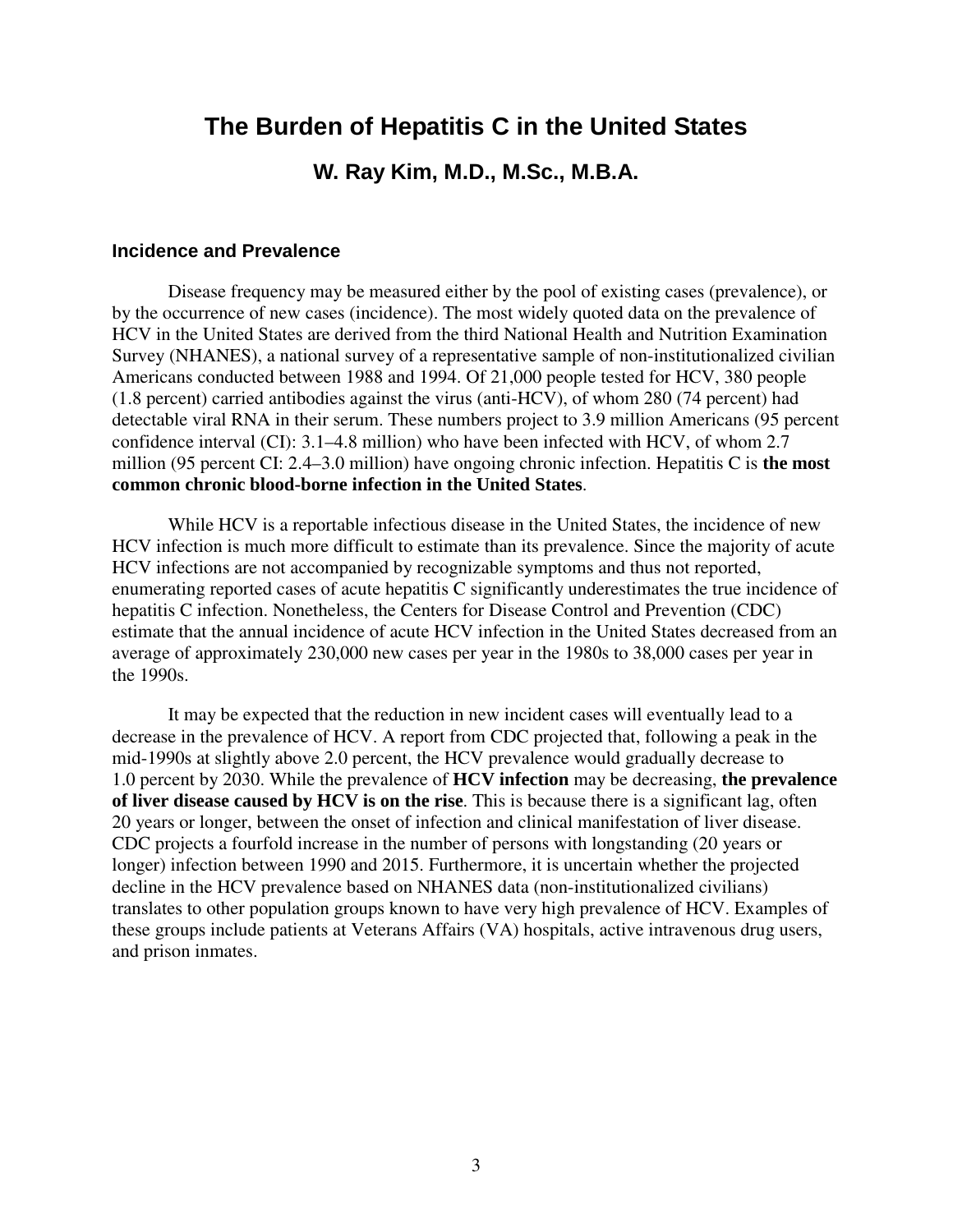# The Burden of Hepatitis C in the United States

## W. Ray Kim, M.D., M.Sc., M.B.A.

### Incidence and Prevalence

Disease frequency may be measured either by the pool of existing cases (prevalence), or by the occurrence of new cases (incidence). The most widely quoted data on the prevalence of HCV in the United States are derived from the third National Health and Nutrition Examination Survey (NHANES), a national survey of a representative sample of non-institutionalized civilian Americans conducted between 1988 and 1994. Of 21,000 people tested for HCV, 380 people (1.8 percent) carried antibodies against the virus (anti-HCV), of whom 280 (74 percent) had detectable viral RNA in their serum. These numbers project to 3.9 million Americans (95 percent confidence interval (CI): 3.1–4.8 million) who have been infected with HCV, of whom 2.7 million (95 percent CI: 2.4–3.0 million) have ongoing chronic infection. Hepatitis C is **the most common chronic blood-borne infection in the United States**.

While HCV is a reportable infectious disease in the United States, the incidence of new HCV infection is much more difficult to estimate than its prevalence. Since the majority of acute HCV infections are not accompanied by recognizable symptoms and thus not reported, enumerating reported cases of acute hepatitis C significantly underestimates the true incidence of hepatitis C infection. Nonetheless, the Centers for Disease Control and Prevention (CDC) estimate that the annual incidence of acute HCV infection in the United States decreased from an average of approximately 230,000 new cases per year in the 1980s to 38,000 cases per year in the 1990s.

It may be expected that the reduction in new incident cases will eventually lead to a decrease in the prevalence of HCV. A report from CDC projected that, following a peak in the mid-1990s at slightly above 2.0 percent, the HCV prevalence would gradually decrease to 1.0 percent by 2030. While the prevalence of **HCV infection** may be decreasing, **the prevalence of liver disease caused by HCV is on the rise**. This is because there is a significant lag, often 20 years or longer, between the onset of infection and clinical manifestation of liver disease. CDC projects a fourfold increase in the number of persons with longstanding (20 years or longer) infection between 1990 and 2015. Furthermore, it is uncertain whether the projected decline in the HCV prevalence based on NHANES data (non-institutionalized civilians) translates to other population groups known to have very high prevalence of HCV. Examples of these groups include patients at Veterans Affairs (VA) hospitals, active intravenous drug users, and prison inmates.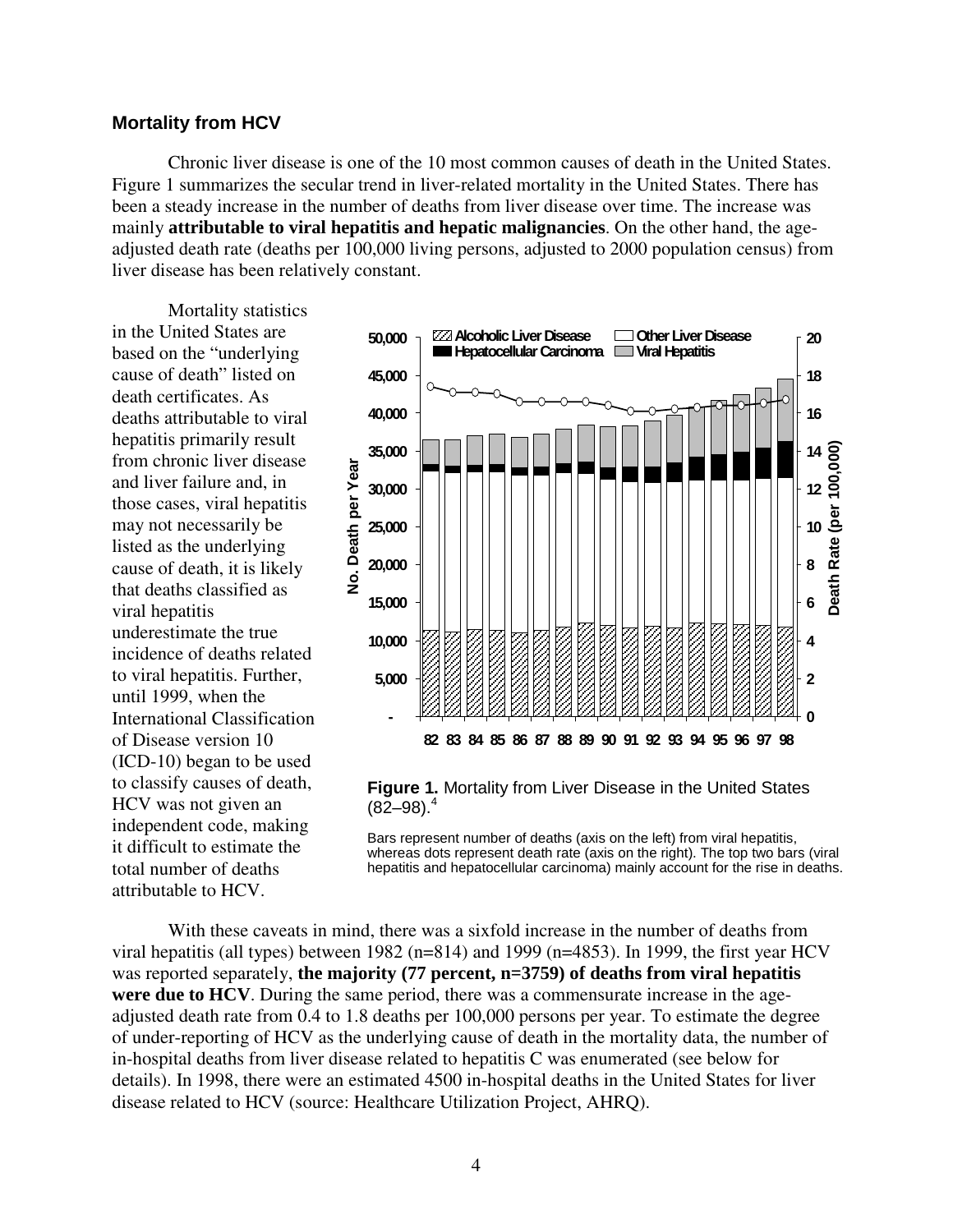### Mortality from HCV

Chronic liver disease is one of the 10 most common causes of death in the United States. Figure 1 summarizes the secular trend in liver-related mortality in the United States. There has been a steady increase in the number of deaths from liver disease over time. The increase was mainly **attributable to viral hepatitis and hepatic malignancies**. On the other hand, the age-adjusted death rate (deaths per 100,000 living persons, adjusted to 2000 population census) from liver disease has been relatively constant.

Mortality statistics in the United States are based on the "underlying cause of death" listed on death certificates. As deaths attributable to viral hepatitis primarily result from chronic liver disease and liver failure and, in those cases, viral hepatitis may not necessarily be listed as the underlying cause of death, it is likely that deaths classified as viral hepatitis underestimate the true incidence of deaths related to viral hepatitis. Further, until 1999, when the International Classification of Disease version 10 (ICD-10) began to be used to classify causes of death, HCV was not given an independent code, making it difficult to estimate the total number of deaths attributable to HCV.

**Figure 1.** Mortality from Liver Disease in the United States (82–98).[4]

Bars represent number of deaths (axis on the left) from viral hepatitis, whereas dots represent death rate (axis on the right). The top two bars (viral hepatitis and hepatocellular carcinoma) mainly account for the rise in deaths.

With these caveats in mind, there was a sixfold increase in the number of deaths from viral hepatitis (all types) between 1982 (n=814) and 1999 (n=4853). In 1999, the first year HCV was reported separately, **the majority (77 percent, n=3759) of deaths from viral hepatitis were due to HCV**. During the same period, there was a commensurate increase in the age-adjusted death rate from 0.4 to 1.8 deaths per 100,000 persons per year. To estimate the degree of under-reporting of HCV as the underlying cause of death in the mortality data, the number of in-hospital deaths from liver disease related to hepatitis C was enumerated (see below for details). In 1998, there were an estimated 4500 in-hospital deaths in the United States for liver disease related to HCV (source: Healthcare Utilization Project, AHRQ).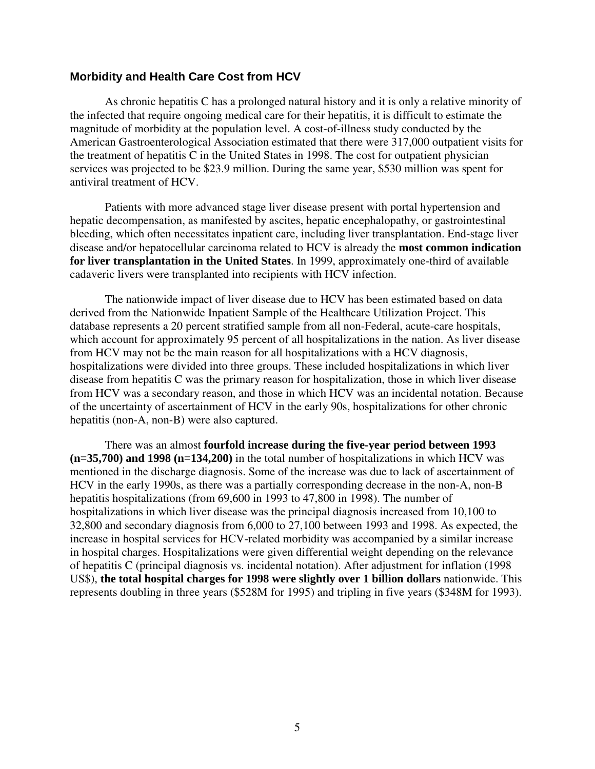### Morbidity and Health Care Cost from HCV

As chronic hepatitis C has a prolonged natural history and it is only a relative minority of the infected that require ongoing medical care for their hepatitis, it is difficult to estimate the magnitude of morbidity at the population level. A cost-of-illness study conducted by the American Gastroenterological Association estimated that there were 317,000 outpatient visits for the treatment of hepatitis C in the United States in 1998. The cost for outpatient physician services was projected to be $23.9 million. During the same year, $530 million was spent for antiviral treatment of HCV.

Patients with more advanced stage liver disease present with portal hypertension and hepatic decompensation, as manifested by ascites, hepatic encephalopathy, or gastrointestinal bleeding, which often necessitates inpatient care, including liver transplantation. End-stage liver disease and/or hepatocellular carcinoma related to HCV is already the **most common indication for liver transplantation in the United States**. In 1999, approximately one-third of available cadaveric livers were transplanted into recipients with HCV infection.

The nationwide impact of liver disease due to HCV has been estimated based on data derived from the Nationwide Inpatient Sample of the Healthcare Utilization Project. This database represents a 20 percent stratified sample from all non-Federal, acute-care hospitals, which account for approximately 95 percent of all hospitalizations in the nation. As liver disease from HCV may not be the main reason for all hospitalizations with a HCV diagnosis, hospitalizations were divided into three groups. These included hospitalizations in which liver disease from hepatitis C was the primary reason for hospitalization, those in which liver disease from HCV was a secondary reason, and those in which HCV was an incidental notation. Because of the uncertainty of ascertainment of HCV in the early 90s, hospitalizations for other chronic hepatitis (non-A, non-B) were also captured.

There was an almost **fourfold increase during the five-year period between 1993 (n=35,700) and 1998 (n=134,200)** in the total number of hospitalizations in which HCV was mentioned in the discharge diagnosis. Some of the increase was due to lack of ascertainment of HCV in the early 1990s, as there was a partially corresponding decrease in the non-A, non-B hepatitis hospitalizations (from 69,600 in 1993 to 47,800 in 1998). The number of hospitalizations in which liver disease was the principal diagnosis increased from 10,100 to 32,800 and secondary diagnosis from 6,000 to 27,100 between 1993 and 1998. As expected, the increase in hospital services for HCV-related morbidity was accompanied by a similar increase in hospital charges. Hospitalizations were given differential weight depending on the relevance of hepatitis C (principal diagnosis vs. incidental notation). After adjustment for inflation (1998 US$), **the total hospital charges for 1998 were slightly over 1 billion dollars** nationwide. This represents doubling in three years ($528M for 1995) and tripling in five years ($348M for 1993).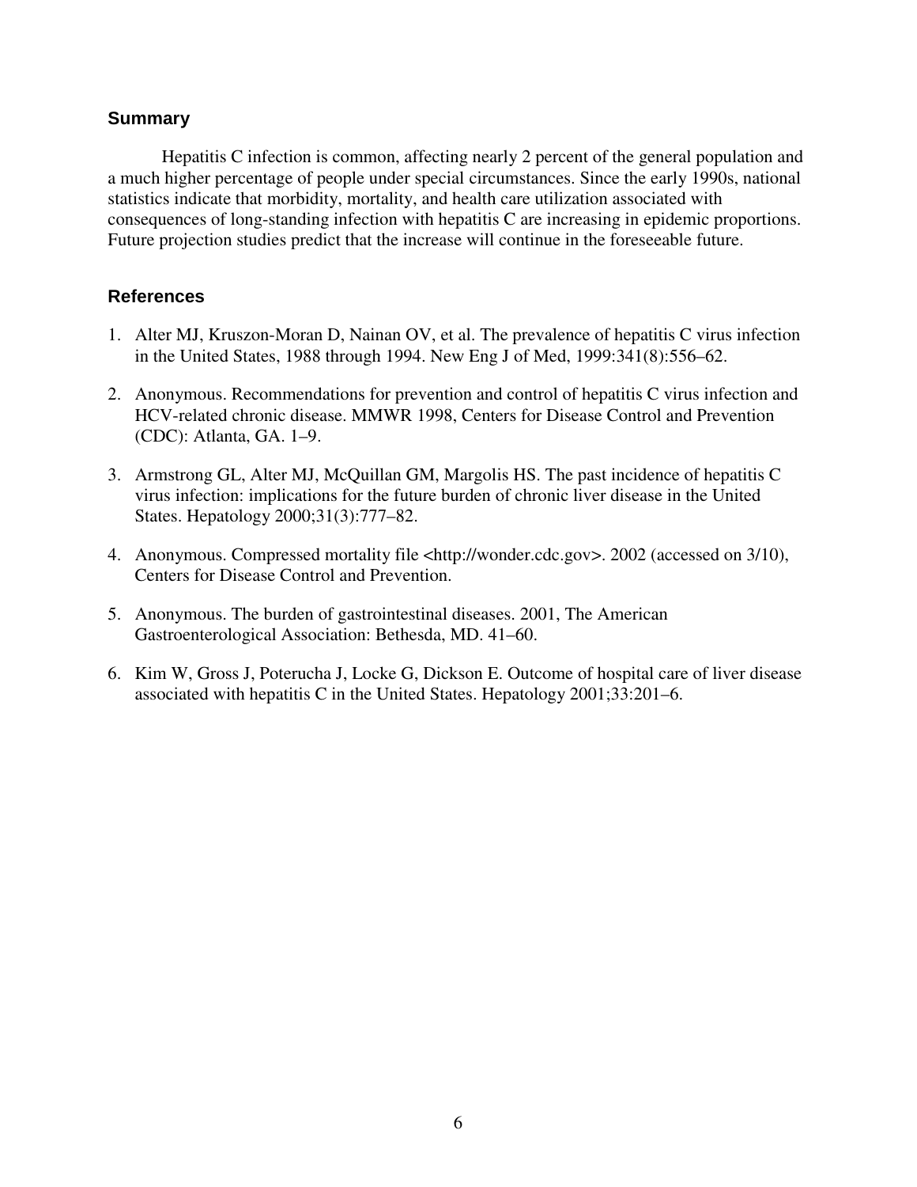## Summary

Hepatitis C infection is common, affecting nearly 2 percent of the general population and a much higher percentage of people under special circumstances. Since the early 1990s, national statistics indicate that morbidity, mortality, and health care utilization associated with consequences of long-standing infection with hepatitis C are increasing in epidemic proportions. Future projection studies predict that the increase will continue in the foreseeable future.

## References

1. Alter MJ, Kruszon-Moran D, Nainan OV, et al. The prevalence of hepatitis C virus infection in the United States, 1988 through 1994. New Eng J of Med, 1999:341(8):556–62.

2. Anonymous. Recommendations for prevention and control of hepatitis C virus infection and HCV-related chronic disease. MMWR 1998, Centers for Disease Control and Prevention (CDC): Atlanta, GA. 1–9.

3. Armstrong GL, Alter MJ, McQuillan GM, Margolis HS. The past incidence of hepatitis C virus infection: implications for the future burden of chronic liver disease in the United States. Hepatology 2000;31(3):777–82.

4. Anonymous. Compressed mortality file <http://wonder.cdc.gov>. 2002 (accessed on 3/10), Centers for Disease Control and Prevention.

5. Anonymous. The burden of gastrointestinal diseases. 2001, The American Gastroenterological Association: Bethesda, MD. 41–60.

6. Kim W, Gross J, Poterucha J, Locke G, Dickson E. Outcome of hospital care of liver disease associated with hepatitis C in the United States. Hepatology 2001;33:201–6.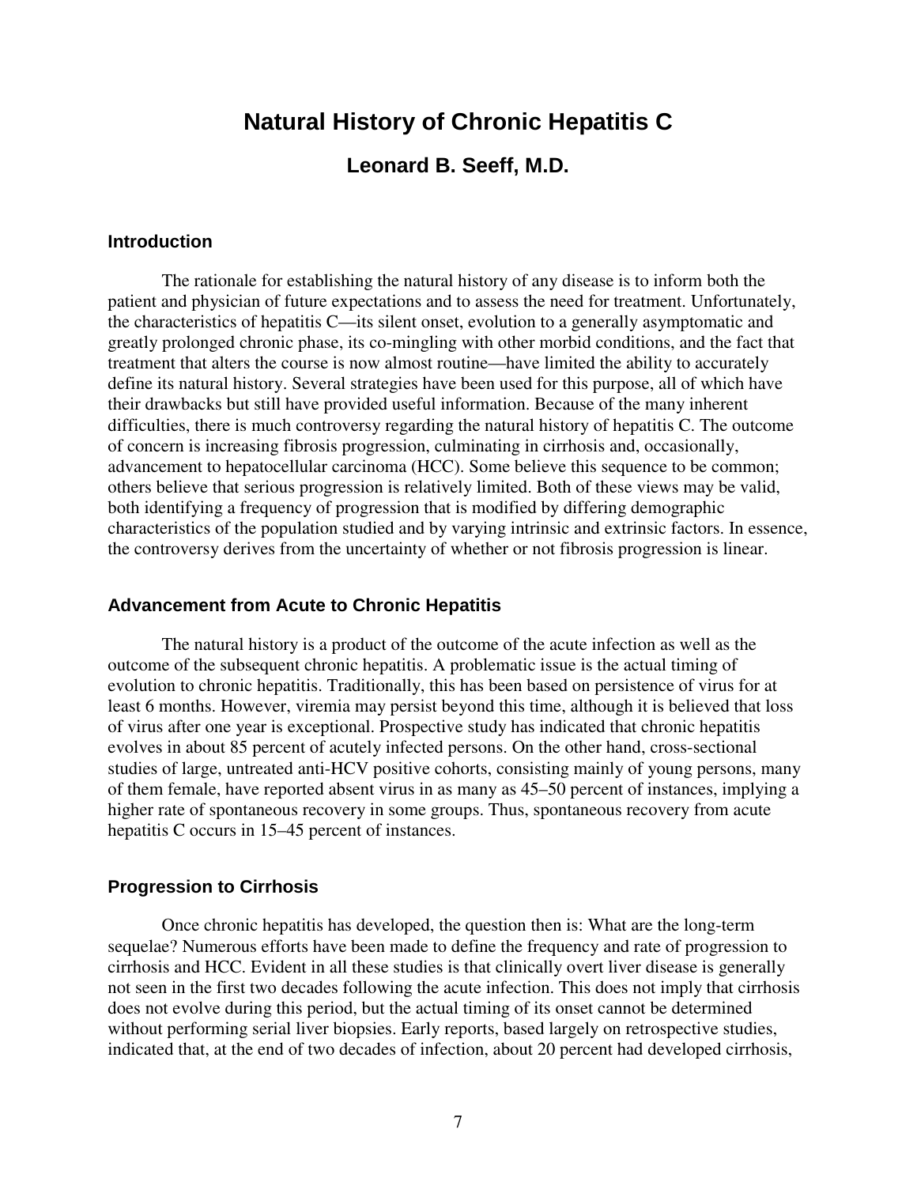# Natural History of Chronic Hepatitis C

## Leonard B. Seeff, M.D.

### Introduction

The rationale for establishing the natural history of any disease is to inform both the patient and physician of future expectations and to assess the need for treatment. Unfortunately, the characteristics of hepatitis C—its silent onset, evolution to a generally asymptomatic and greatly prolonged chronic phase, its co-mingling with other morbid conditions, and the fact that treatment that alters the course is now almost routine—have limited the ability to accurately define its natural history. Several strategies have been used for this purpose, all of which have their drawbacks but still have provided useful information. Because of the many inherent difficulties, there is much controversy regarding the natural history of hepatitis C. The outcome of concern is increasing fibrosis progression, culminating in cirrhosis and, occasionally, advancement to hepatocellular carcinoma (HCC). Some believe this sequence to be common; others believe that serious progression is relatively limited. Both of these views may be valid, both identifying a frequency of progression that is modified by differing demographic characteristics of the population studied and by varying intrinsic and extrinsic factors. In essence, the controversy derives from the uncertainty of whether or not fibrosis progression is linear.

### Advancement from Acute to Chronic Hepatitis

The natural history is a product of the outcome of the acute infection as well as the outcome of the subsequent chronic hepatitis. A problematic issue is the actual timing of evolution to chronic hepatitis. Traditionally, this has been based on persistence of virus for at least 6 months. However, viremia may persist beyond this time, although it is believed that loss of virus after one year is exceptional. Prospective study has indicated that chronic hepatitis evolves in about 85 percent of acutely infected persons. On the other hand, cross-sectional studies of large, untreated anti-HCV positive cohorts, consisting mainly of young persons, many of them female, have reported absent virus in as many as 45–50 percent of instances, implying a higher rate of spontaneous recovery in some groups. Thus, spontaneous recovery from acute hepatitis C occurs in 15–45 percent of instances.

### Progression to Cirrhosis

Once chronic hepatitis has developed, the question then is: What are the long-term sequelae? Numerous efforts have been made to define the frequency and rate of progression to cirrhosis and HCC. Evident in all these studies is that clinically overt liver disease is generally not seen in the first two decades following the acute infection. This does not imply that cirrhosis does not evolve during this period, but the actual timing of its onset cannot be determined without performing serial liver biopsies. Early reports, based largely on retrospective studies, indicated that, at the end of two decades of infection, about 20 percent had developed cirrhosis,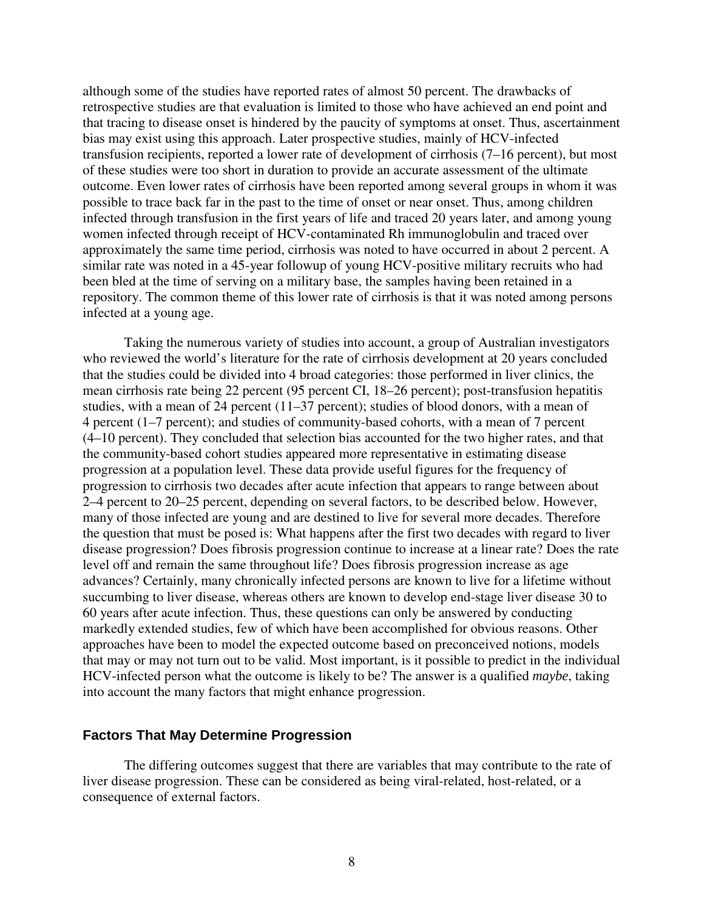although some of the studies have reported rates of almost 50 percent. The drawbacks of retrospective studies are that evaluation is limited to those who have achieved an end point and that tracing to disease onset is hindered by the paucity of symptoms at onset. Thus, ascertainment bias may exist using this approach. Later prospective studies, mainly of HCV-infected transfusion recipients, reported a lower rate of development of cirrhosis (7–16 percent), but most of these studies were too short in duration to provide an accurate assessment of the ultimate outcome. Even lower rates of cirrhosis have been reported among several groups in whom it was possible to trace back far in the past to the time of onset or near onset. Thus, among children infected through transfusion in the first years of life and traced 20 years later, and among young women infected through receipt of HCV-contaminated Rh immunoglobulin and traced over approximately the same time period, cirrhosis was noted to have occurred in about 2 percent. A similar rate was noted in a 45-year followup of young HCV-positive military recruits who had been bled at the time of serving on a military base, the samples having been retained in a repository. The common theme of this lower rate of cirrhosis is that it was noted among persons infected at a young age.

Taking the numerous variety of studies into account, a group of Australian investigators who reviewed the world's literature for the rate of cirrhosis development at 20 years concluded that the studies could be divided into 4 broad categories: those performed in liver clinics, the mean cirrhosis rate being 22 percent (95 percent CI, 18–26 percent); post-transfusion hepatitis studies, with a mean of 24 percent (11–37 percent); studies of blood donors, with a mean of 4 percent (1–7 percent); and studies of community-based cohorts, with a mean of 7 percent (4–10 percent). They concluded that selection bias accounted for the two higher rates, and that the community-based cohort studies appeared more representative in estimating disease progression at a population level. These data provide useful figures for the frequency of progression to cirrhosis two decades after acute infection that appears to range between about 2–4 percent to 20–25 percent, depending on several factors, to be described below. However, many of those infected are young and are destined to live for several more decades. Therefore the question that must be posed is: What happens after the first two decades with regard to liver disease progression? Does fibrosis progression continue to increase at a linear rate? Does the rate level off and remain the same throughout life? Does fibrosis progression increase as age advances? Certainly, many chronically infected persons are known to live for a lifetime without succumbing to liver disease, whereas others are known to develop end-stage liver disease 30 to 60 years after acute infection. Thus, these questions can only be answered by conducting markedly extended studies, few of which have been accomplished for obvious reasons. Other approaches have been to model the expected outcome based on preconceived notions, models that may or may not turn out to be valid. Most important, is it possible to predict in the individual HCV-infected person what the outcome is likely to be? The answer is a qualified *maybe*, taking into account the many factors that might enhance progression.

## Factors That May Determine Progression

The differing outcomes suggest that there are variables that may contribute to the rate of liver disease progression. These can be considered as being viral-related, host-related, or a consequence of external factors.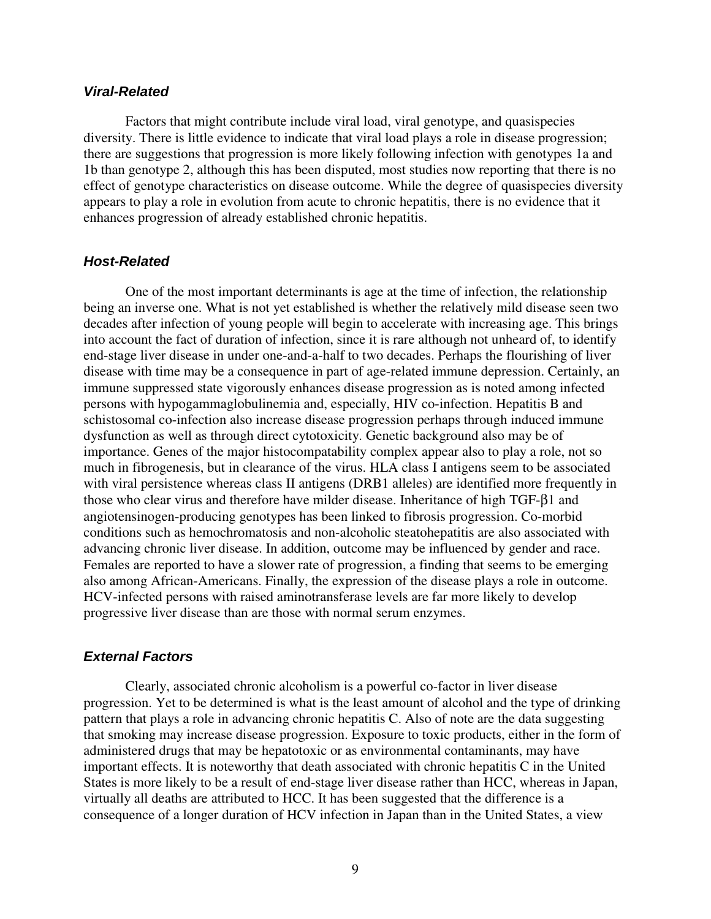### *Viral-Related*

Factors that might contribute include viral load, viral genotype, and quasispecies diversity. There is little evidence to indicate that viral load plays a role in disease progression; there are suggestions that progression is more likely following infection with genotypes 1a and 1b than genotype 2, although this has been disputed, most studies now reporting that there is no effect of genotype characteristics on disease outcome. While the degree of quasispecies diversity appears to play a role in evolution from acute to chronic hepatitis, there is no evidence that it enhances progression of already established chronic hepatitis.

### *Host-Related*

One of the most important determinants is age at the time of infection, the relationship being an inverse one. What is not yet established is whether the relatively mild disease seen two decades after infection of young people will begin to accelerate with increasing age. This brings into account the fact of duration of infection, since it is rare although not unheard of, to identify end-stage liver disease in under one-and-a-half to two decades. Perhaps the flourishing of liver disease with time may be a consequence in part of age-related immune depression. Certainly, an immune suppressed state vigorously enhances disease progression as is noted among infected persons with hypogammaglobulinemia and, especially, HIV co-infection. Hepatitis B and schistosomal co-infection also increase disease progression perhaps through induced immune dysfunction as well as through direct cytotoxicity. Genetic background also may be of importance. Genes of the major histocompatability complex appear also to play a role, not so much in fibrogenesis, but in clearance of the virus. HLA class I antigens seem to be associated with viral persistence whereas class II antigens (DRB1 alleles) are identified more frequently in those who clear virus and therefore have milder disease. Inheritance of high TGF-β1 and angiotensinogen-producing genotypes has been linked to fibrosis progression. Co-morbid conditions such as hemochromatosis and non-alcoholic steatohepatitis are also associated with advancing chronic liver disease. In addition, outcome may be influenced by gender and race. Females are reported to have a slower rate of progression, a finding that seems to be emerging also among African-Americans. Finally, the expression of the disease plays a role in outcome. HCV-infected persons with raised aminotransferase levels are far more likely to develop progressive liver disease than are those with normal serum enzymes.

### *External Factors*

Clearly, associated chronic alcoholism is a powerful co-factor in liver disease progression. Yet to be determined is what is the least amount of alcohol and the type of drinking pattern that plays a role in advancing chronic hepatitis C. Also of note are the data suggesting that smoking may increase disease progression. Exposure to toxic products, either in the form of administered drugs that may be hepatotoxic or as environmental contaminants, may have important effects. It is noteworthy that death associated with chronic hepatitis C in the United States is more likely to be a result of end-stage liver disease rather than HCC, whereas in Japan, virtually all deaths are attributed to HCC. It has been suggested that the difference is a consequence of a longer duration of HCV infection in Japan than in the United States, a view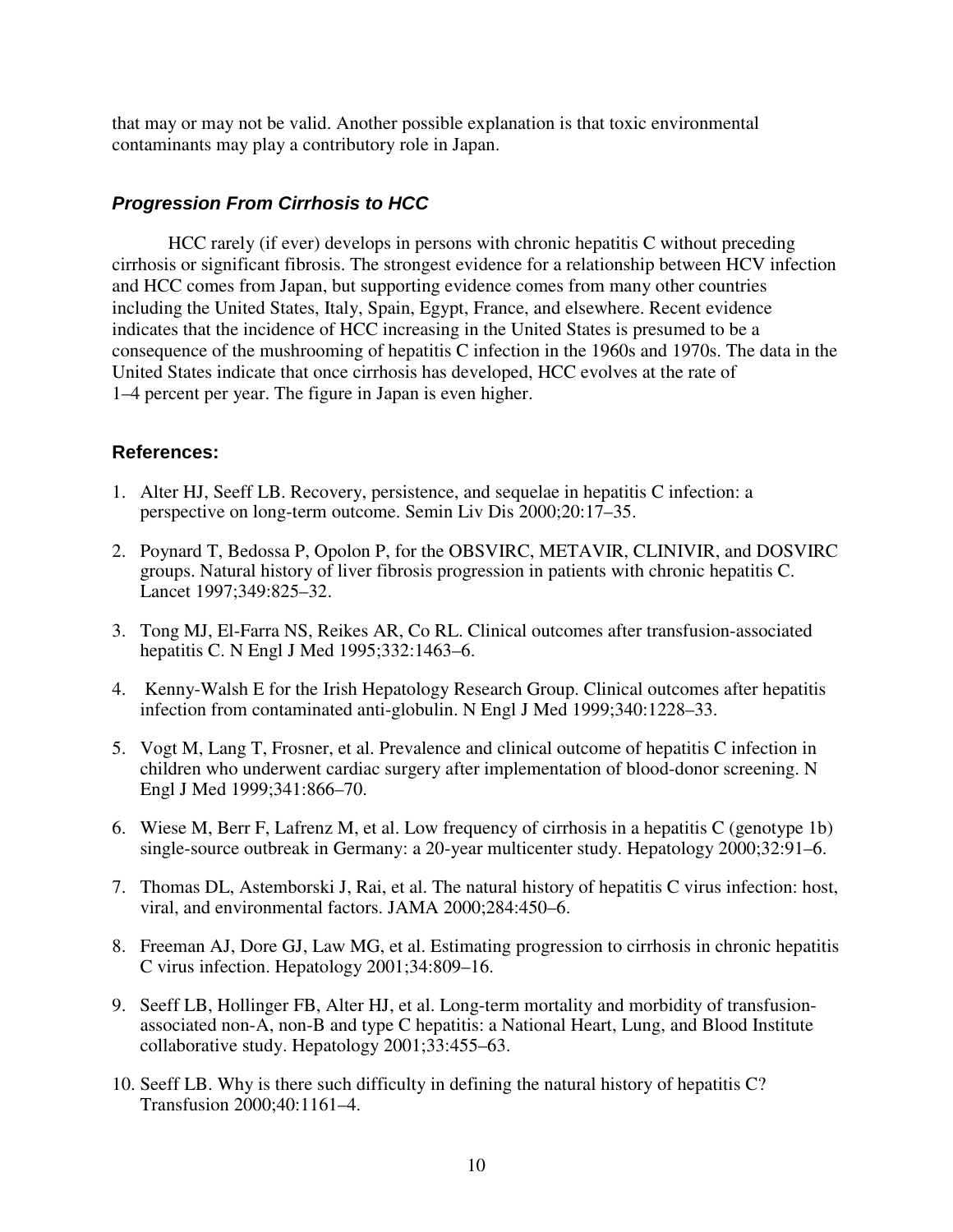that may or may not be valid. Another possible explanation is that toxic environmental contaminants may play a contributory role in Japan.

### *Progression From Cirrhosis to HCC*

HCC rarely (if ever) develops in persons with chronic hepatitis C without preceding cirrhosis or significant fibrosis. The strongest evidence for a relationship between HCV infection and HCC comes from Japan, but supporting evidence comes from many other countries including the United States, Italy, Spain, Egypt, France, and elsewhere. Recent evidence indicates that the incidence of HCC increasing in the United States is presumed to be a consequence of the mushrooming of hepatitis C infection in the 1960s and 1970s. The data in the United States indicate that once cirrhosis has developed, HCC evolves at the rate of 1–4 percent per year. The figure in Japan is even higher.

### References:

1. Alter HJ, Seeff LB. Recovery, persistence, and sequelae in hepatitis C infection: a perspective on long-term outcome. Semin Liv Dis 2000;20:17–35.
2. Poynard T, Bedossa P, Opolon P, for the OBSVIRC, METAVIR, CLINIVIR, and DOSVIRC groups. Natural history of liver fibrosis progression in patients with chronic hepatitis C. Lancet 1997;349:825–32.
3. Tong MJ, El-Farra NS, Reikes AR, Co RL. Clinical outcomes after transfusion-associated hepatitis C. N Engl J Med 1995;332:1463–6.
4. Kenny-Walsh E for the Irish Hepatology Research Group. Clinical outcomes after hepatitis infection from contaminated anti-globulin. N Engl J Med 1999;340:1228–33.
5. Vogt M, Lang T, Frosner, et al. Prevalence and clinical outcome of hepatitis C infection in children who underwent cardiac surgery after implementation of blood-donor screening. N Engl J Med 1999;341:866–70.
6. Wiese M, Berr F, Lafrenz M, et al. Low frequency of cirrhosis in a hepatitis C (genotype 1b) single-source outbreak in Germany: a 20-year multicenter study. Hepatology 2000;32:91–6.
7. Thomas DL, Astemborski J, Rai, et al. The natural history of hepatitis C virus infection: host, viral, and environmental factors. JAMA 2000;284:450–6.
8. Freeman AJ, Dore GJ, Law MG, et al. Estimating progression to cirrhosis in chronic hepatitis C virus infection. Hepatology 2001;34:809–16.
9. Seeff LB, Hollinger FB, Alter HJ, et al. Long-term mortality and morbidity of transfusion-associated non-A, non-B and type C hepatitis: a National Heart, Lung, and Blood Institute collaborative study. Hepatology 2001;33:455–63.
10. Seeff LB. Why is there such difficulty in defining the natural history of hepatitis C? Transfusion 2000;40:1161–4.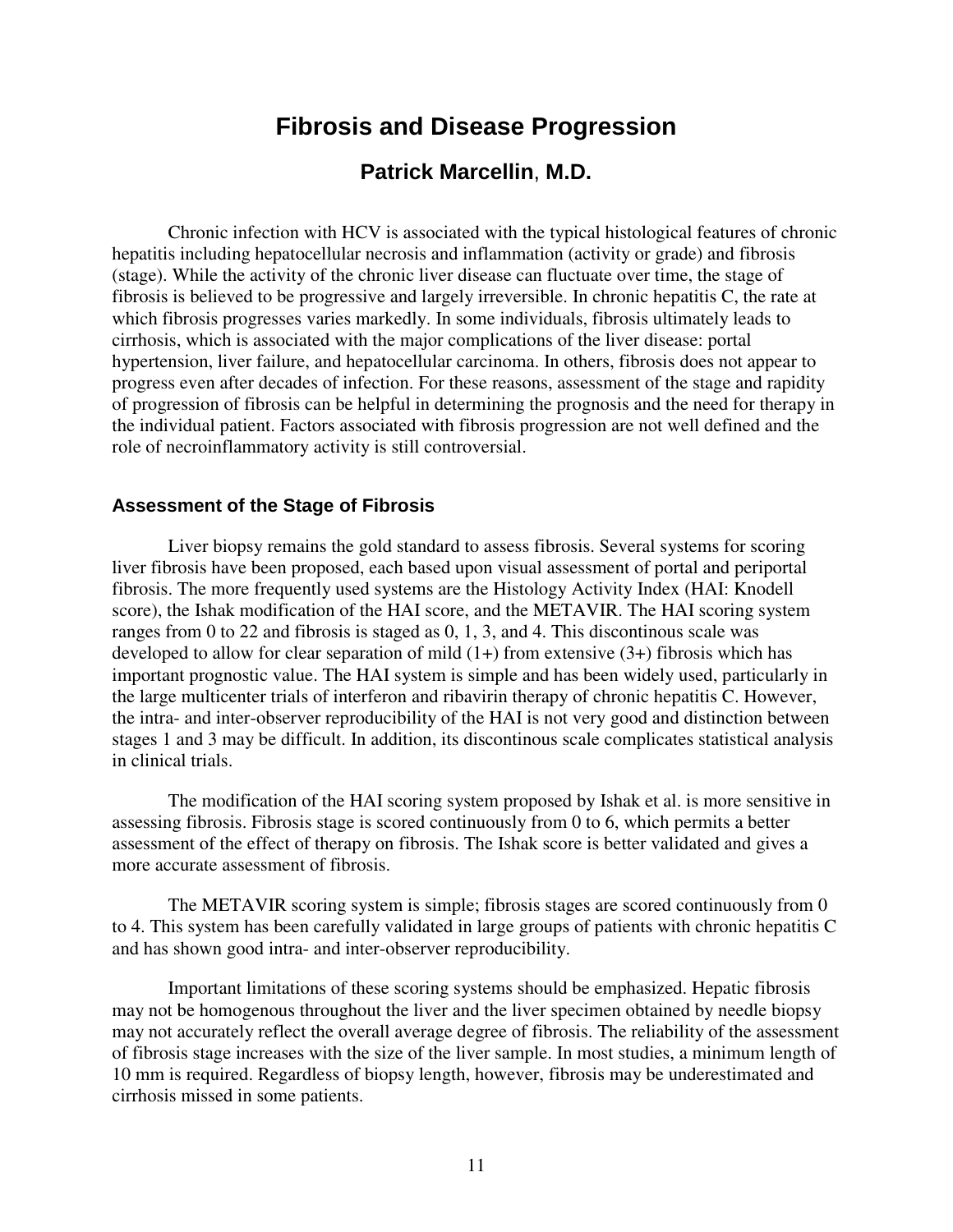# Fibrosis and Disease Progression

## Patrick Marcellin, M.D.

Chronic infection with HCV is associated with the typical histological features of chronic hepatitis including hepatocellular necrosis and inflammation (activity or grade) and fibrosis (stage). While the activity of the chronic liver disease can fluctuate over time, the stage of fibrosis is believed to be progressive and largely irreversible. In chronic hepatitis C, the rate at which fibrosis progresses varies markedly. In some individuals, fibrosis ultimately leads to cirrhosis, which is associated with the major complications of the liver disease: portal hypertension, liver failure, and hepatocellular carcinoma. In others, fibrosis does not appear to progress even after decades of infection. For these reasons, assessment of the stage and rapidity of progression of fibrosis can be helpful in determining the prognosis and the need for therapy in the individual patient. Factors associated with fibrosis progression are not well defined and the role of necroinflammatory activity is still controversial.

### Assessment of the Stage of Fibrosis

Liver biopsy remains the gold standard to assess fibrosis. Several systems for scoring liver fibrosis have been proposed, each based upon visual assessment of portal and periportal fibrosis. The more frequently used systems are the Histology Activity Index (HAI: Knodell score), the Ishak modification of the HAI score, and the METAVIR. The HAI scoring system ranges from 0 to 22 and fibrosis is staged as 0, 1, 3, and 4. This discontinous scale was developed to allow for clear separation of mild (1+) from extensive (3+) fibrosis which has important prognostic value. The HAI system is simple and has been widely used, particularly in the large multicenter trials of interferon and ribavirin therapy of chronic hepatitis C. However, the intra- and inter-observer reproducibility of the HAI is not very good and distinction between stages 1 and 3 may be difficult. In addition, its discontinous scale complicates statistical analysis in clinical trials.

The modification of the HAI scoring system proposed by Ishak et al. is more sensitive in assessing fibrosis. Fibrosis stage is scored continuously from 0 to 6, which permits a better assessment of the effect of therapy on fibrosis. The Ishak score is better validated and gives a more accurate assessment of fibrosis.

The METAVIR scoring system is simple; fibrosis stages are scored continuously from 0 to 4. This system has been carefully validated in large groups of patients with chronic hepatitis C and has shown good intra- and inter-observer reproducibility.

Important limitations of these scoring systems should be emphasized. Hepatic fibrosis may not be homogenous throughout the liver and the liver specimen obtained by needle biopsy may not accurately reflect the overall average degree of fibrosis. The reliability of the assessment of fibrosis stage increases with the size of the liver sample. In most studies, a minimum length of 10 mm is required. Regardless of biopsy length, however, fibrosis may be underestimated and cirrhosis missed in some patients.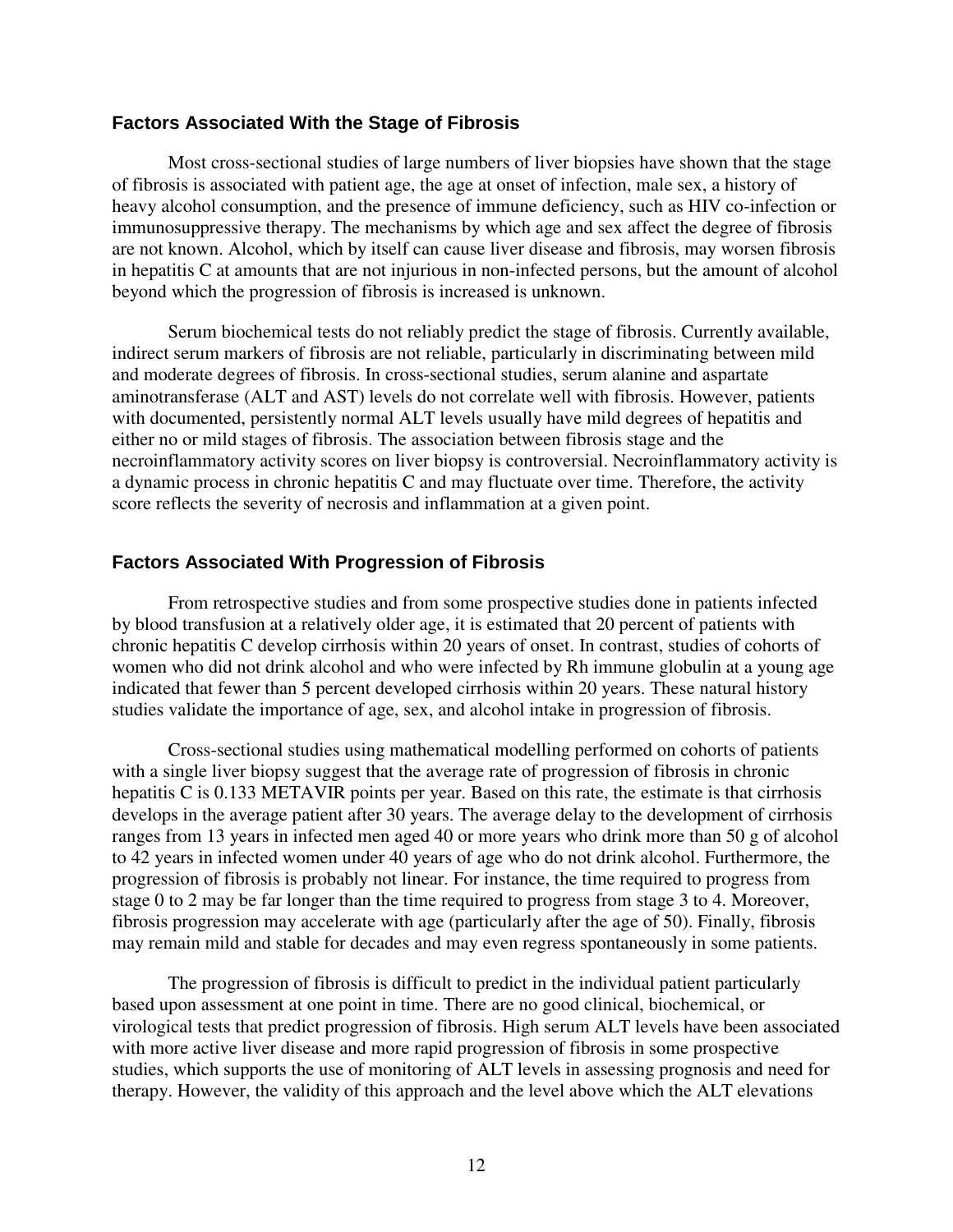### Factors Associated With the Stage of Fibrosis

Most cross-sectional studies of large numbers of liver biopsies have shown that the stage of fibrosis is associated with patient age, the age at onset of infection, male sex, a history of heavy alcohol consumption, and the presence of immune deficiency, such as HIV co-infection or immunosuppressive therapy. The mechanisms by which age and sex affect the degree of fibrosis are not known. Alcohol, which by itself can cause liver disease and fibrosis, may worsen fibrosis in hepatitis C at amounts that are not injurious in non-infected persons, but the amount of alcohol beyond which the progression of fibrosis is increased is unknown.

Serum biochemical tests do not reliably predict the stage of fibrosis. Currently available, indirect serum markers of fibrosis are not reliable, particularly in discriminating between mild and moderate degrees of fibrosis. In cross-sectional studies, serum alanine and aspartate aminotransferase (ALT and AST) levels do not correlate well with fibrosis. However, patients with documented, persistently normal ALT levels usually have mild degrees of hepatitis and either no or mild stages of fibrosis. The association between fibrosis stage and the necroinflammatory activity scores on liver biopsy is controversial. Necroinflammatory activity is a dynamic process in chronic hepatitis C and may fluctuate over time. Therefore, the activity score reflects the severity of necrosis and inflammation at a given point.

### Factors Associated With Progression of Fibrosis

From retrospective studies and from some prospective studies done in patients infected by blood transfusion at a relatively older age, it is estimated that 20 percent of patients with chronic hepatitis C develop cirrhosis within 20 years of onset. In contrast, studies of cohorts of women who did not drink alcohol and who were infected by Rh immune globulin at a young age indicated that fewer than 5 percent developed cirrhosis within 20 years. These natural history studies validate the importance of age, sex, and alcohol intake in progression of fibrosis.

Cross-sectional studies using mathematical modelling performed on cohorts of patients with a single liver biopsy suggest that the average rate of progression of fibrosis in chronic hepatitis C is 0.133 METAVIR points per year. Based on this rate, the estimate is that cirrhosis develops in the average patient after 30 years. The average delay to the development of cirrhosis ranges from 13 years in infected men aged 40 or more years who drink more than 50 g of alcohol to 42 years in infected women under 40 years of age who do not drink alcohol. Furthermore, the progression of fibrosis is probably not linear. For instance, the time required to progress from stage 0 to 2 may be far longer than the time required to progress from stage 3 to 4. Moreover, fibrosis progression may accelerate with age (particularly after the age of 50). Finally, fibrosis may remain mild and stable for decades and may even regress spontaneously in some patients.

The progression of fibrosis is difficult to predict in the individual patient particularly based upon assessment at one point in time. There are no good clinical, biochemical, or virological tests that predict progression of fibrosis. High serum ALT levels have been associated with more active liver disease and more rapid progression of fibrosis in some prospective studies, which supports the use of monitoring of ALT levels in assessing prognosis and need for therapy. However, the validity of this approach and the level above which the ALT elevations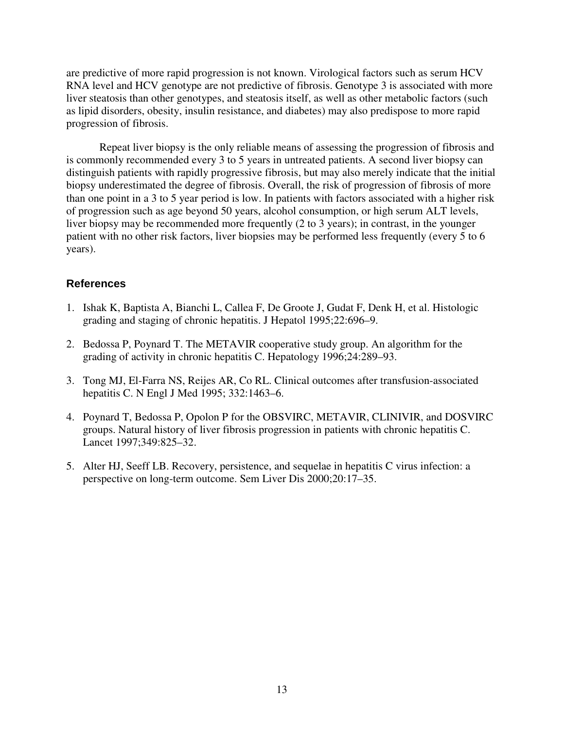are predictive of more rapid progression is not known. Virological factors such as serum HCV RNA level and HCV genotype are not predictive of fibrosis. Genotype 3 is associated with more liver steatosis than other genotypes, and steatosis itself, as well as other metabolic factors (such as lipid disorders, obesity, insulin resistance, and diabetes) may also predispose to more rapid progression of fibrosis.

Repeat liver biopsy is the only reliable means of assessing the progression of fibrosis and is commonly recommended every 3 to 5 years in untreated patients. A second liver biopsy can distinguish patients with rapidly progressive fibrosis, but may also merely indicate that the initial biopsy underestimated the degree of fibrosis. Overall, the risk of progression of fibrosis of more than one point in a 3 to 5 year period is low. In patients with factors associated with a higher risk of progression such as age beyond 50 years, alcohol consumption, or high serum ALT levels, liver biopsy may be recommended more frequently (2 to 3 years); in contrast, in the younger patient with no other risk factors, liver biopsies may be performed less frequently (every 5 to 6 years).

### References

1. Ishak K, Baptista A, Bianchi L, Callea F, De Groote J, Gudat F, Denk H, et al. Histologic grading and staging of chronic hepatitis. J Hepatol 1995;22:696–9.
2. Bedossa P, Poynard T. The METAVIR cooperative study group. An algorithm for the grading of activity in chronic hepatitis C. Hepatology 1996;24:289–93.
3. Tong MJ, El-Farra NS, Reijes AR, Co RL. Clinical outcomes after transfusion-associated hepatitis C. N Engl J Med 1995; 332:1463–6.
4. Poynard T, Bedossa P, Opolon P for the OBSVIRC, METAVIR, CLINIVIR, and DOSVIRC groups. Natural history of liver fibrosis progression in patients with chronic hepatitis C. Lancet 1997;349:825–32.
5. Alter HJ, Seeff LB. Recovery, persistence, and sequelae in hepatitis C virus infection: a perspective on long-term outcome. Sem Liver Dis 2000;20:17–35.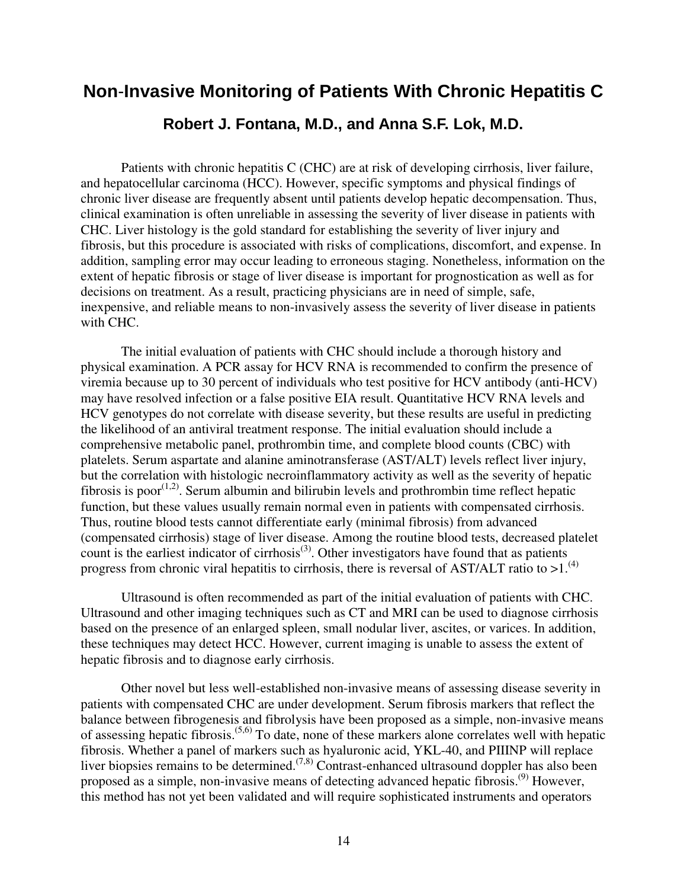# Non-Invasive Monitoring of Patients With Chronic Hepatitis C

## Robert J. Fontana, M.D., and Anna S.F. Lok, M.D.

Patients with chronic hepatitis C (CHC) are at risk of developing cirrhosis, liver failure, and hepatocellular carcinoma (HCC). However, specific symptoms and physical findings of chronic liver disease are frequently absent until patients develop hepatic decompensation. Thus, clinical examination is often unreliable in assessing the severity of liver disease in patients with CHC. Liver histology is the gold standard for establishing the severity of liver injury and fibrosis, but this procedure is associated with risks of complications, discomfort, and expense. In addition, sampling error may occur leading to erroneous staging. Nonetheless, information on the extent of hepatic fibrosis or stage of liver disease is important for prognostication as well as for decisions on treatment. As a result, practicing physicians are in need of simple, safe, inexpensive, and reliable means to non-invasively assess the severity of liver disease in patients with CHC.

The initial evaluation of patients with CHC should include a thorough history and physical examination. A PCR assay for HCV RNA is recommended to confirm the presence of viremia because up to 30 percent of individuals who test positive for HCV antibody (anti-HCV) may have resolved infection or a false positive EIA result. Quantitative HCV RNA levels and HCV genotypes do not correlate with disease severity, but these results are useful in predicting the likelihood of an antiviral treatment response. The initial evaluation should include a comprehensive metabolic panel, prothrombin time, and complete blood counts (CBC) with platelets. Serum aspartate and alanine aminotransferase (AST/ALT) levels reflect liver injury, but the correlation with histologic necroinflammatory activity as well as the severity of hepatic fibrosis is poor[1,2]. Serum albumin and bilirubin levels and prothrombin time reflect hepatic function, but these values usually remain normal even in patients with compensated cirrhosis. Thus, routine blood tests cannot differentiate early (minimal fibrosis) from advanced (compensated cirrhosis) stage of liver disease. Among the routine blood tests, decreased platelet count is the earliest indicator of cirrhosis[3]. Other investigators have found that as patients progress from chronic viral hepatitis to cirrhosis, there is reversal of AST/ALT ratio to >1.[4]

Ultrasound is often recommended as part of the initial evaluation of patients with CHC. Ultrasound and other imaging techniques such as CT and MRI can be used to diagnose cirrhosis based on the presence of an enlarged spleen, small nodular liver, ascites, or varices. In addition, these techniques may detect HCC. However, current imaging is unable to assess the extent of hepatic fibrosis and to diagnose early cirrhosis.

Other novel but less well-established non-invasive means of assessing disease severity in patients with compensated CHC are under development. Serum fibrosis markers that reflect the balance between fibrogenesis and fibrolysis have been proposed as a simple, non-invasive means of assessing hepatic fibrosis.[5,6] To date, none of these markers alone correlates well with hepatic fibrosis. Whether a panel of markers such as hyaluronic acid, YKL-40, and PIIINP will replace liver biopsies remains to be determined.[7,8] Contrast-enhanced ultrasound doppler has also been proposed as a simple, non-invasive means of detecting advanced hepatic fibrosis.[9] However, this method has not yet been validated and will require sophisticated instruments and operators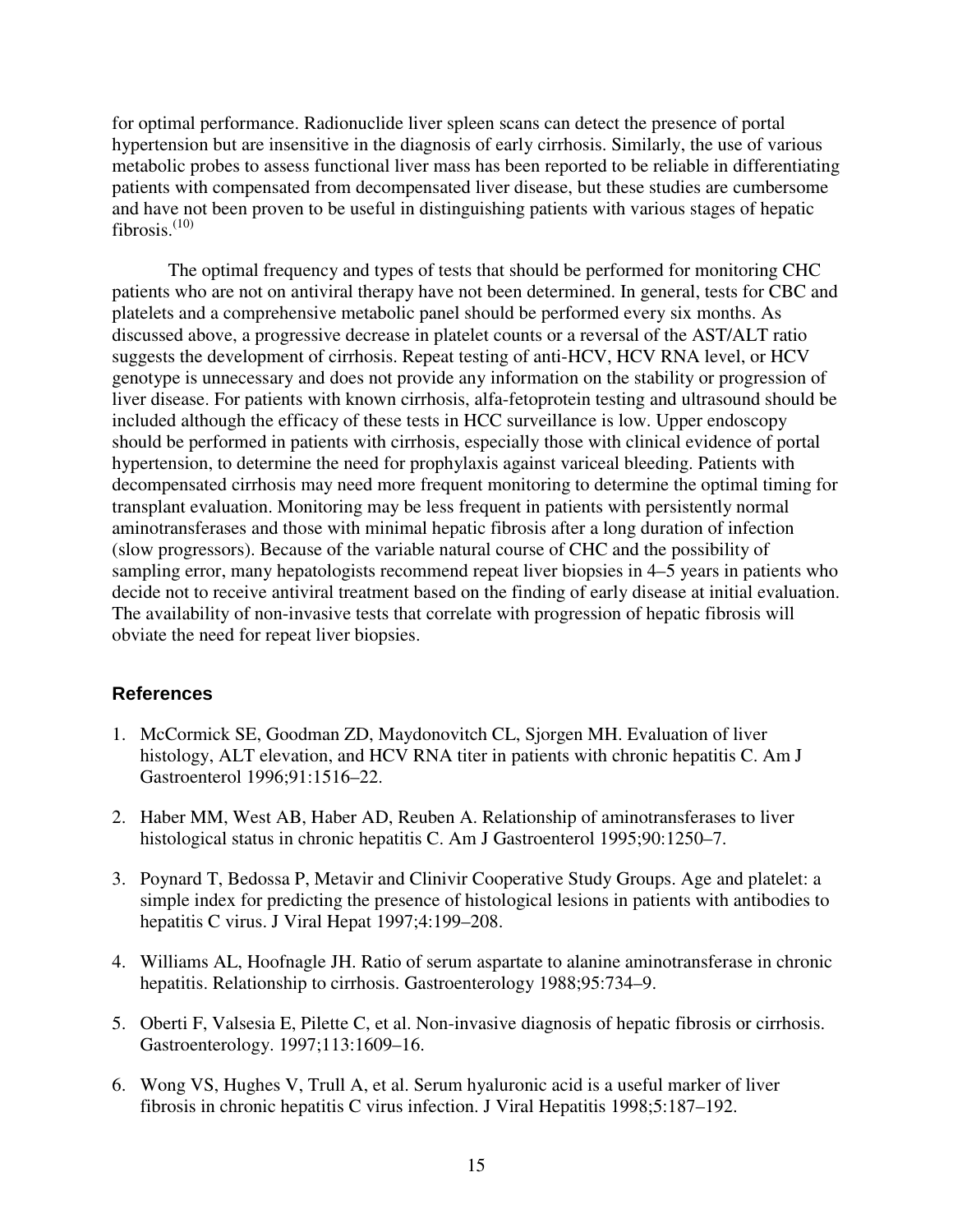for optimal performance. Radionuclide liver spleen scans can detect the presence of portal hypertension but are insensitive in the diagnosis of early cirrhosis. Similarly, the use of various metabolic probes to assess functional liver mass has been reported to be reliable in differentiating patients with compensated from decompensated liver disease, but these studies are cumbersome and have not been proven to be useful in distinguishing patients with various stages of hepatic fibrosis.[10]

The optimal frequency and types of tests that should be performed for monitoring CHC patients who are not on antiviral therapy have not been determined. In general, tests for CBC and platelets and a comprehensive metabolic panel should be performed every six months. As discussed above, a progressive decrease in platelet counts or a reversal of the AST/ALT ratio suggests the development of cirrhosis. Repeat testing of anti-HCV, HCV RNA level, or HCV genotype is unnecessary and does not provide any information on the stability or progression of liver disease. For patients with known cirrhosis, alfa-fetoprotein testing and ultrasound should be included although the efficacy of these tests in HCC surveillance is low. Upper endoscopy should be performed in patients with cirrhosis, especially those with clinical evidence of portal hypertension, to determine the need for prophylaxis against variceal bleeding. Patients with decompensated cirrhosis may need more frequent monitoring to determine the optimal timing for transplant evaluation. Monitoring may be less frequent in patients with persistently normal aminotransferases and those with minimal hepatic fibrosis after a long duration of infection (slow progressors). Because of the variable natural course of CHC and the possibility of sampling error, many hepatologists recommend repeat liver biopsies in 4–5 years in patients who decide not to receive antiviral treatment based on the finding of early disease at initial evaluation. The availability of non-invasive tests that correlate with progression of hepatic fibrosis will obviate the need for repeat liver biopsies.

## References

1. McCormick SE, Goodman ZD, Maydonovitch CL, Sjorgen MH. Evaluation of liver histology, ALT elevation, and HCV RNA titer in patients with chronic hepatitis C. Am J Gastroenterol 1996;91:1516–22.

2. Haber MM, West AB, Haber AD, Reuben A. Relationship of aminotransferases to liver histological status in chronic hepatitis C. Am J Gastroenterol 1995;90:1250–7.

3. Poynard T, Bedossa P, Metavir and Clinivir Cooperative Study Groups. Age and platelet: a simple index for predicting the presence of histological lesions in patients with antibodies to hepatitis C virus. J Viral Hepat 1997;4:199–208.

4. Williams AL, Hoofnagle JH. Ratio of serum aspartate to alanine aminotransferase in chronic hepatitis. Relationship to cirrhosis. Gastroenterology 1988;95:734–9.

5. Oberti F, Valsesia E, Pilette C, et al. Non-invasive diagnosis of hepatic fibrosis or cirrhosis. Gastroenterology. 1997;113:1609–16.

6. Wong VS, Hughes V, Trull A, et al. Serum hyaluronic acid is a useful marker of liver fibrosis in chronic hepatitis C virus infection. J Viral Hepatitis 1998;5:187–192.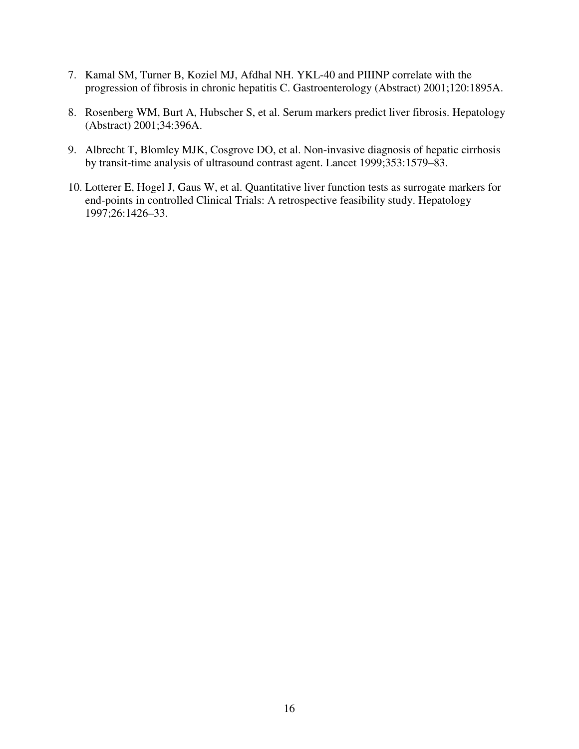7. Kamal SM, Turner B, Koziel MJ, Afdhal NH. YKL-40 and PIIINP correlate with the progression of fibrosis in chronic hepatitis C. Gastroenterology (Abstract) 2001;120:1895A.

8. Rosenberg WM, Burt A, Hubscher S, et al. Serum markers predict liver fibrosis. Hepatology (Abstract) 2001;34:396A.

9. Albrecht T, Blomley MJK, Cosgrove DO, et al. Non-invasive diagnosis of hepatic cirrhosis by transit-time analysis of ultrasound contrast agent. Lancet 1999;353:1579–83.

10. Lotterer E, Hogel J, Gaus W, et al. Quantitative liver function tests as surrogate markers for end-points in controlled Clinical Trials: A retrospective feasibility study. Hepatology 1997;26:1426–33.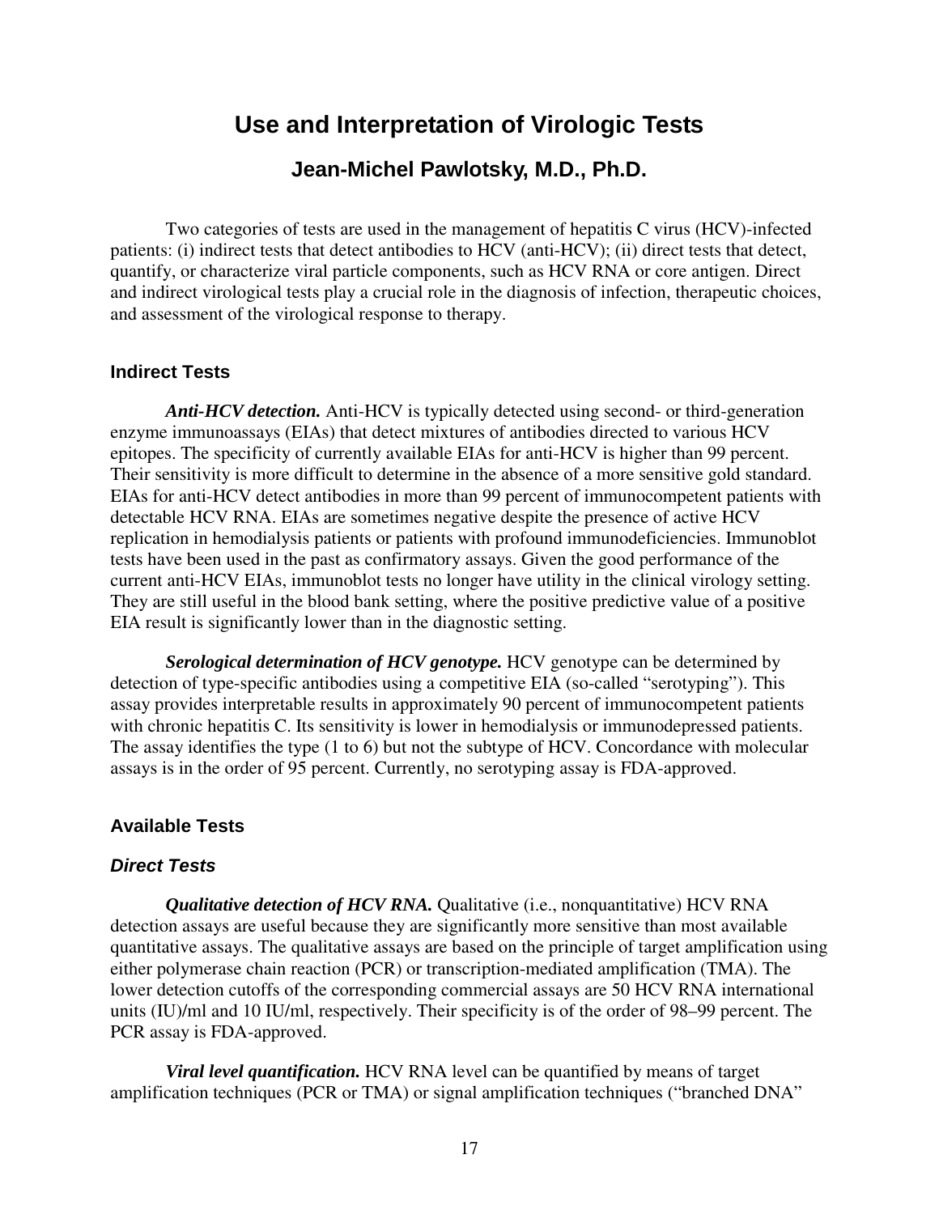# Use and Interpretation of Virologic Tests

## Jean-Michel Pawlotsky, M.D., Ph.D.

Two categories of tests are used in the management of hepatitis C virus (HCV)-infected patients: (i) indirect tests that detect antibodies to HCV (anti-HCV); (ii) direct tests that detect, quantify, or characterize viral particle components, such as HCV RNA or core antigen. Direct and indirect virological tests play a crucial role in the diagnosis of infection, therapeutic choices, and assessment of the virological response to therapy.

### Indirect Tests

***Anti-HCV detection.*** Anti-HCV is typically detected using second- or third-generation enzyme immunoassays (EIAs) that detect mixtures of antibodies directed to various HCV epitopes. The specificity of currently available EIAs for anti-HCV is higher than 99 percent. Their sensitivity is more difficult to determine in the absence of a more sensitive gold standard. EIAs for anti-HCV detect antibodies in more than 99 percent of immunocompetent patients with detectable HCV RNA. EIAs are sometimes negative despite the presence of active HCV replication in hemodialysis patients or patients with profound immunodeficiencies. Immunoblot tests have been used in the past as confirmatory assays. Given the good performance of the current anti-HCV EIAs, immunoblot tests no longer have utility in the clinical virology setting. They are still useful in the blood bank setting, where the positive predictive value of a positive EIA result is significantly lower than in the diagnostic setting.

***Serological determination of HCV genotype.*** HCV genotype can be determined by detection of type-specific antibodies using a competitive EIA (so-called "serotyping"). This assay provides interpretable results in approximately 90 percent of immunocompetent patients with chronic hepatitis C. Its sensitivity is lower in hemodialysis or immunodepressed patients. The assay identifies the type (1 to 6) but not the subtype of HCV. Concordance with molecular assays is in the order of 95 percent. Currently, no serotyping assay is FDA-approved.

### Available Tests

### *Direct Tests*

***Qualitative detection of HCV RNA.*** Qualitative (i.e., nonquantitative) HCV RNA detection assays are useful because they are significantly more sensitive than most available quantitative assays. The qualitative assays are based on the principle of target amplification using either polymerase chain reaction (PCR) or transcription-mediated amplification (TMA). The lower detection cutoffs of the corresponding commercial assays are 50 HCV RNA international units (IU)/ml and 10 IU/ml, respectively. Their specificity is of the order of 98–99 percent. The PCR assay is FDA-approved.

***Viral level quantification.*** HCV RNA level can be quantified by means of target amplification techniques (PCR or TMA) or signal amplification techniques ("branched DNA"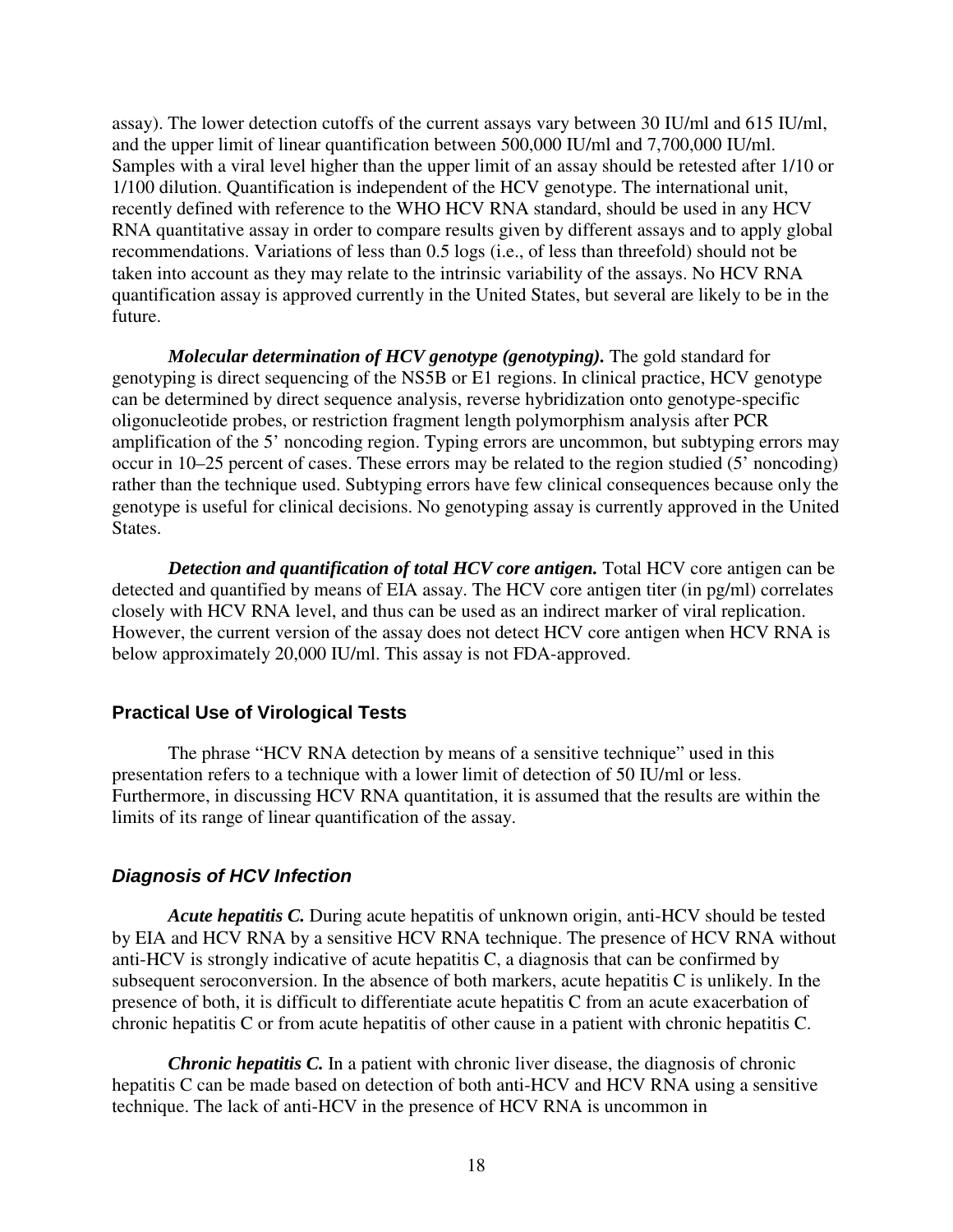assay). The lower detection cutoffs of the current assays vary between 30 IU/ml and 615 IU/ml, and the upper limit of linear quantification between 500,000 IU/ml and 7,700,000 IU/ml. Samples with a viral level higher than the upper limit of an assay should be retested after 1/10 or 1/100 dilution. Quantification is independent of the HCV genotype. The international unit, recently defined with reference to the WHO HCV RNA standard, should be used in any HCV RNA quantitative assay in order to compare results given by different assays and to apply global recommendations. Variations of less than 0.5 logs (i.e., of less than threefold) should not be taken into account as they may relate to the intrinsic variability of the assays. No HCV RNA quantification assay is approved currently in the United States, but several are likely to be in the future.

***Molecular determination of HCV genotype (genotyping).*** The gold standard for genotyping is direct sequencing of the NS5B or E1 regions. In clinical practice, HCV genotype can be determined by direct sequence analysis, reverse hybridization onto genotype-specific oligonucleotide probes, or restriction fragment length polymorphism analysis after PCR amplification of the 5' noncoding region. Typing errors are uncommon, but subtyping errors may occur in 10–25 percent of cases. These errors may be related to the region studied (5' noncoding) rather than the technique used. Subtyping errors have few clinical consequences because only the genotype is useful for clinical decisions. No genotyping assay is currently approved in the United States.

***Detection and quantification of total HCV core antigen.*** Total HCV core antigen can be detected and quantified by means of EIA assay. The HCV core antigen titer (in pg/ml) correlates closely with HCV RNA level, and thus can be used as an indirect marker of viral replication. However, the current version of the assay does not detect HCV core antigen when HCV RNA is below approximately 20,000 IU/ml. This assay is not FDA-approved.

## Practical Use of Virological Tests

The phrase "HCV RNA detection by means of a sensitive technique" used in this presentation refers to a technique with a lower limit of detection of 50 IU/ml or less. Furthermore, in discussing HCV RNA quantitation, it is assumed that the results are within the limits of its range of linear quantification of the assay.

### *Diagnosis of HCV Infection*

***Acute hepatitis C.*** During acute hepatitis of unknown origin, anti-HCV should be tested by EIA and HCV RNA by a sensitive HCV RNA technique. The presence of HCV RNA without anti-HCV is strongly indicative of acute hepatitis C, a diagnosis that can be confirmed by subsequent seroconversion. In the absence of both markers, acute hepatitis C is unlikely. In the presence of both, it is difficult to differentiate acute hepatitis C from an acute exacerbation of chronic hepatitis C or from acute hepatitis of other cause in a patient with chronic hepatitis C.

***Chronic hepatitis C.*** In a patient with chronic liver disease, the diagnosis of chronic hepatitis C can be made based on detection of both anti-HCV and HCV RNA using a sensitive technique. The lack of anti-HCV in the presence of HCV RNA is uncommon in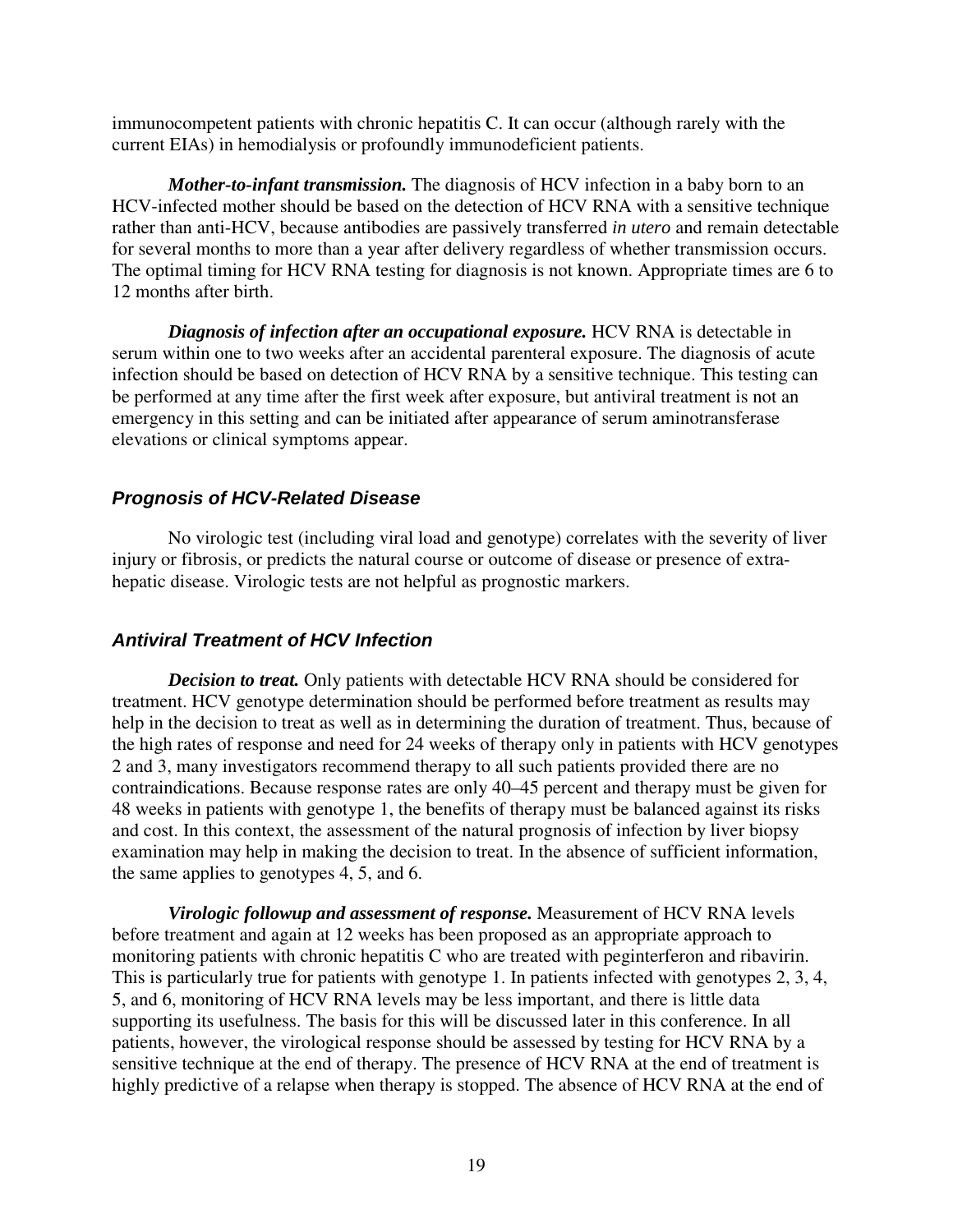immunocompetent patients with chronic hepatitis C. It can occur (although rarely with the current EIAs) in hemodialysis or profoundly immunodeficient patients.

***Mother-to-infant transmission.*** The diagnosis of HCV infection in a baby born to an HCV-infected mother should be based on the detection of HCV RNA with a sensitive technique rather than anti-HCV, because antibodies are passively transferred *in utero* and remain detectable for several months to more than a year after delivery regardless of whether transmission occurs. The optimal timing for HCV RNA testing for diagnosis is not known. Appropriate times are 6 to 12 months after birth.

***Diagnosis of infection after an occupational exposure.*** HCV RNA is detectable in serum within one to two weeks after an accidental parenteral exposure. The diagnosis of acute infection should be based on detection of HCV RNA by a sensitive technique. This testing can be performed at any time after the first week after exposure, but antiviral treatment is not an emergency in this setting and can be initiated after appearance of serum aminotransferase elevations or clinical symptoms appear.

### *Prognosis of HCV-Related Disease*

No virologic test (including viral load and genotype) correlates with the severity of liver injury or fibrosis, or predicts the natural course or outcome of disease or presence of extra-hepatic disease. Virologic tests are not helpful as prognostic markers.

### *Antiviral Treatment of HCV Infection*

***Decision to treat.*** Only patients with detectable HCV RNA should be considered for treatment. HCV genotype determination should be performed before treatment as results may help in the decision to treat as well as in determining the duration of treatment. Thus, because of the high rates of response and need for 24 weeks of therapy only in patients with HCV genotypes 2 and 3, many investigators recommend therapy to all such patients provided there are no contraindications. Because response rates are only 40–45 percent and therapy must be given for 48 weeks in patients with genotype 1, the benefits of therapy must be balanced against its risks and cost. In this context, the assessment of the natural prognosis of infection by liver biopsy examination may help in making the decision to treat. In the absence of sufficient information, the same applies to genotypes 4, 5, and 6.

***Virologic followup and assessment of response.*** Measurement of HCV RNA levels before treatment and again at 12 weeks has been proposed as an appropriate approach to monitoring patients with chronic hepatitis C who are treated with peginterferon and ribavirin. This is particularly true for patients with genotype 1. In patients infected with genotypes 2, 3, 4, 5, and 6, monitoring of HCV RNA levels may be less important, and there is little data supporting its usefulness. The basis for this will be discussed later in this conference. In all patients, however, the virological response should be assessed by testing for HCV RNA by a sensitive technique at the end of therapy. The presence of HCV RNA at the end of treatment is highly predictive of a relapse when therapy is stopped. The absence of HCV RNA at the end of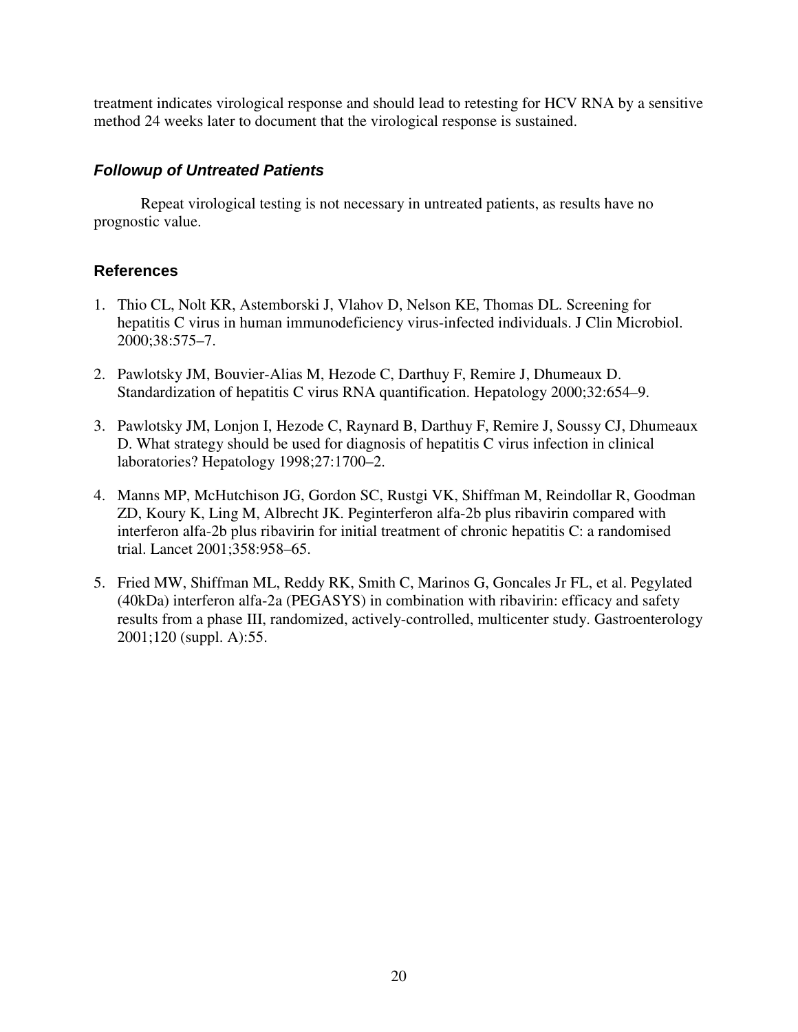treatment indicates virological response and should lead to retesting for HCV RNA by a sensitive method 24 weeks later to document that the virological response is sustained.

### *Followup of Untreated Patients*

Repeat virological testing is not necessary in untreated patients, as results have no prognostic value.

## References

1. Thio CL, Nolt KR, Astemborski J, Vlahov D, Nelson KE, Thomas DL. Screening for hepatitis C virus in human immunodeficiency virus-infected individuals. J Clin Microbiol. 2000;38:575–7.

2. Pawlotsky JM, Bouvier-Alias M, Hezode C, Darthuy F, Remire J, Dhumeaux D. Standardization of hepatitis C virus RNA quantification. Hepatology 2000;32:654–9.

3. Pawlotsky JM, Lonjon I, Hezode C, Raynard B, Darthuy F, Remire J, Soussy CJ, Dhumeaux D. What strategy should be used for diagnosis of hepatitis C virus infection in clinical laboratories? Hepatology 1998;27:1700–2.

4. Manns MP, McHutchison JG, Gordon SC, Rustgi VK, Shiffman M, Reindollar R, Goodman ZD, Koury K, Ling M, Albrecht JK. Peginterferon alfa-2b plus ribavirin compared with interferon alfa-2b plus ribavirin for initial treatment of chronic hepatitis C: a randomised trial. Lancet 2001;358:958–65.

5. Fried MW, Shiffman ML, Reddy RK, Smith C, Marinos G, Goncales Jr FL, et al. Pegylated (40kDa) interferon alfa-2a (PEGASYS) in combination with ribavirin: efficacy and safety results from a phase III, randomized, actively-controlled, multicenter study. Gastroenterology 2001;120 (suppl. A):55.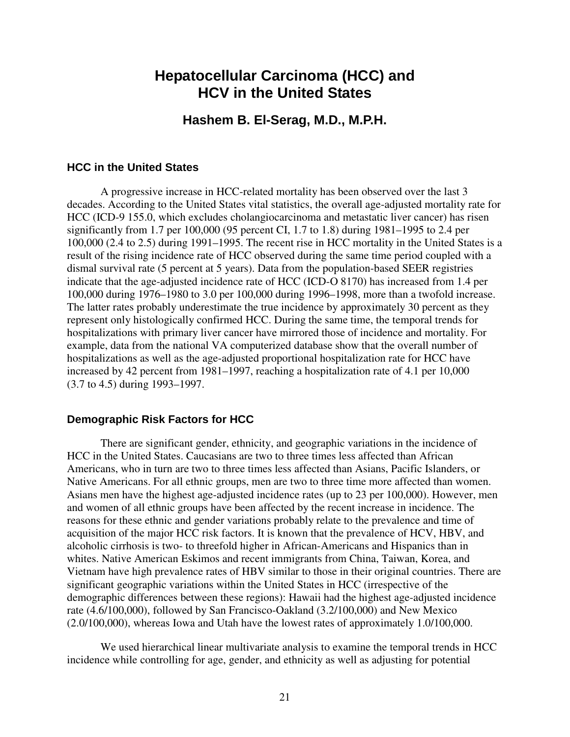# Hepatocellular Carcinoma (HCC) and HCV in the United States

## Hashem B. El-Serag, M.D., M.P.H.

### HCC in the United States

A progressive increase in HCC-related mortality has been observed over the last 3 decades. According to the United States vital statistics, the overall age-adjusted mortality rate for HCC (ICD-9 155.0, which excludes cholangiocarcinoma and metastatic liver cancer) has risen significantly from 1.7 per 100,000 (95 percent CI, 1.7 to 1.8) during 1981–1995 to 2.4 per 100,000 (2.4 to 2.5) during 1991–1995. The recent rise in HCC mortality in the United States is a result of the rising incidence rate of HCC observed during the same time period coupled with a dismal survival rate (5 percent at 5 years). Data from the population-based SEER registries indicate that the age-adjusted incidence rate of HCC (ICD-O 8170) has increased from 1.4 per 100,000 during 1976–1980 to 3.0 per 100,000 during 1996–1998, more than a twofold increase. The latter rates probably underestimate the true incidence by approximately 30 percent as they represent only histologically confirmed HCC. During the same time, the temporal trends for hospitalizations with primary liver cancer have mirrored those of incidence and mortality. For example, data from the national VA computerized database show that the overall number of hospitalizations as well as the age-adjusted proportional hospitalization rate for HCC have increased by 42 percent from 1981–1997, reaching a hospitalization rate of 4.1 per 10,000 (3.7 to 4.5) during 1993–1997.

### Demographic Risk Factors for HCC

There are significant gender, ethnicity, and geographic variations in the incidence of HCC in the United States. Caucasians are two to three times less affected than African Americans, who in turn are two to three times less affected than Asians, Pacific Islanders, or Native Americans. For all ethnic groups, men are two to three time more affected than women. Asians men have the highest age-adjusted incidence rates (up to 23 per 100,000). However, men and women of all ethnic groups have been affected by the recent increase in incidence. The reasons for these ethnic and gender variations probably relate to the prevalence and time of acquisition of the major HCC risk factors. It is known that the prevalence of HCV, HBV, and alcoholic cirrhosis is two- to threefold higher in African-Americans and Hispanics than in whites. Native American Eskimos and recent immigrants from China, Taiwan, Korea, and Vietnam have high prevalence rates of HBV similar to those in their original countries. There are significant geographic variations within the United States in HCC (irrespective of the demographic differences between these regions): Hawaii had the highest age-adjusted incidence rate (4.6/100,000), followed by San Francisco-Oakland (3.2/100,000) and New Mexico (2.0/100,000), whereas Iowa and Utah have the lowest rates of approximately 1.0/100,000.

We used hierarchical linear multivariate analysis to examine the temporal trends in HCC incidence while controlling for age, gender, and ethnicity as well as adjusting for potential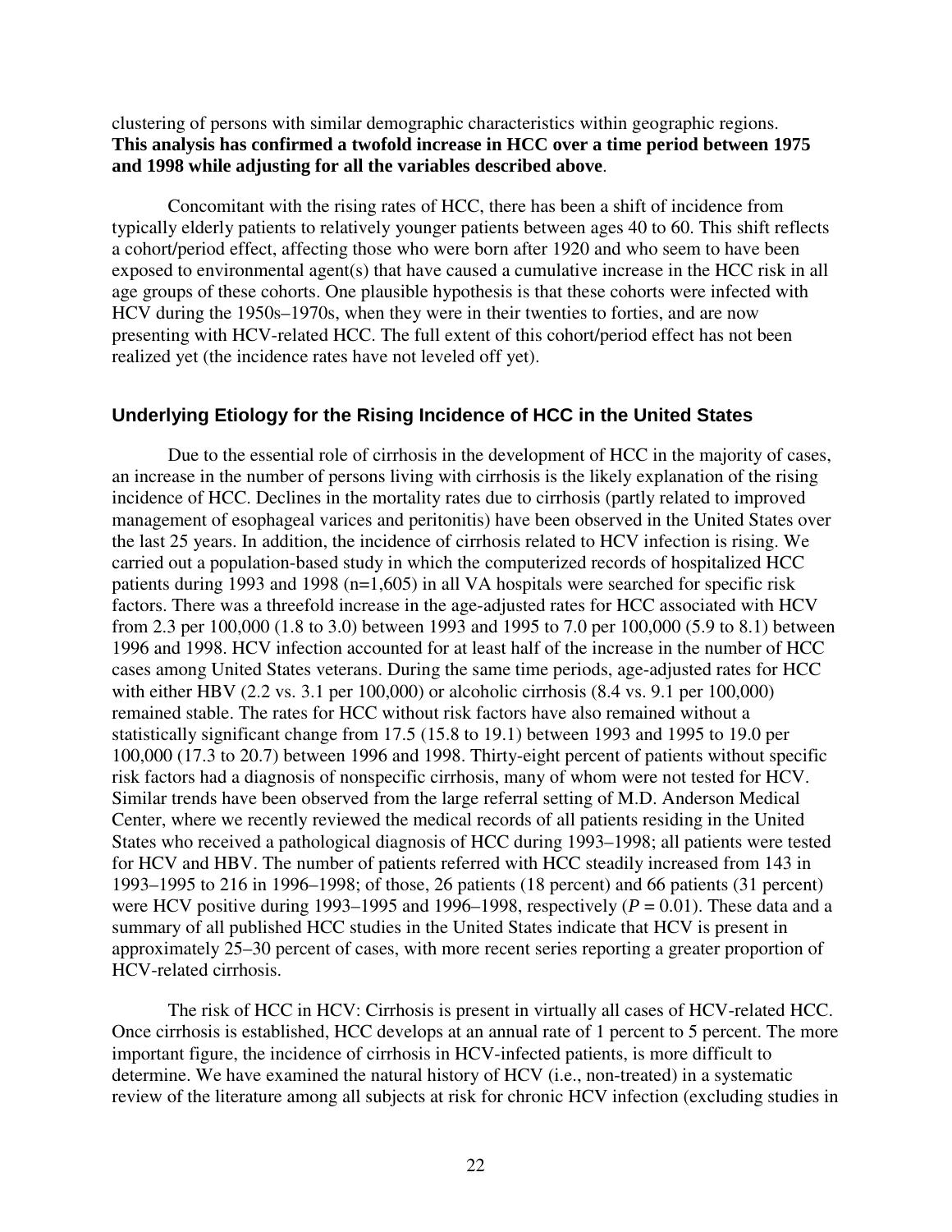clustering of persons with similar demographic characteristics within geographic regions. **This analysis has confirmed a twofold increase in HCC over a time period between 1975 and 1998 while adjusting for all the variables described above**.

Concomitant with the rising rates of HCC, there has been a shift of incidence from typically elderly patients to relatively younger patients between ages 40 to 60. This shift reflects a cohort/period effect, affecting those who were born after 1920 and who seem to have been exposed to environmental agent(s) that have caused a cumulative increase in the HCC risk in all age groups of these cohorts. One plausible hypothesis is that these cohorts were infected with HCV during the 1950s–1970s, when they were in their twenties to forties, and are now presenting with HCV-related HCC. The full extent of this cohort/period effect has not been realized yet (the incidence rates have not leveled off yet).

### Underlying Etiology for the Rising Incidence of HCC in the United States

Due to the essential role of cirrhosis in the development of HCC in the majority of cases, an increase in the number of persons living with cirrhosis is the likely explanation of the rising incidence of HCC. Declines in the mortality rates due to cirrhosis (partly related to improved management of esophageal varices and peritonitis) have been observed in the United States over the last 25 years. In addition, the incidence of cirrhosis related to HCV infection is rising. We carried out a population-based study in which the computerized records of hospitalized HCC patients during 1993 and 1998 (n=1,605) in all VA hospitals were searched for specific risk factors. There was a threefold increase in the age-adjusted rates for HCC associated with HCV from 2.3 per 100,000 (1.8 to 3.0) between 1993 and 1995 to 7.0 per 100,000 (5.9 to 8.1) between 1996 and 1998. HCV infection accounted for at least half of the increase in the number of HCC cases among United States veterans. During the same time periods, age-adjusted rates for HCC with either HBV (2.2 vs. 3.1 per 100,000) or alcoholic cirrhosis (8.4 vs. 9.1 per 100,000) remained stable. The rates for HCC without risk factors have also remained without a statistically significant change from 17.5 (15.8 to 19.1) between 1993 and 1995 to 19.0 per 100,000 (17.3 to 20.7) between 1996 and 1998. Thirty-eight percent of patients without specific risk factors had a diagnosis of nonspecific cirrhosis, many of whom were not tested for HCV. Similar trends have been observed from the large referral setting of M.D. Anderson Medical Center, where we recently reviewed the medical records of all patients residing in the United States who received a pathological diagnosis of HCC during 1993–1998; all patients were tested for HCV and HBV. The number of patients referred with HCC steadily increased from 143 in 1993–1995 to 216 in 1996–1998; of those, 26 patients (18 percent) and 66 patients (31 percent) were HCV positive during 1993–1995 and 1996–1998, respectively ($P = 0.01$). These data and a summary of all published HCC studies in the United States indicate that HCV is present in approximately 25–30 percent of cases, with more recent series reporting a greater proportion of HCV-related cirrhosis.

The risk of HCC in HCV: Cirrhosis is present in virtually all cases of HCV-related HCC. Once cirrhosis is established, HCC develops at an annual rate of 1 percent to 5 percent. The more important figure, the incidence of cirrhosis in HCV-infected patients, is more difficult to determine. We have examined the natural history of HCV (i.e., non-treated) in a systematic review of the literature among all subjects at risk for chronic HCV infection (excluding studies in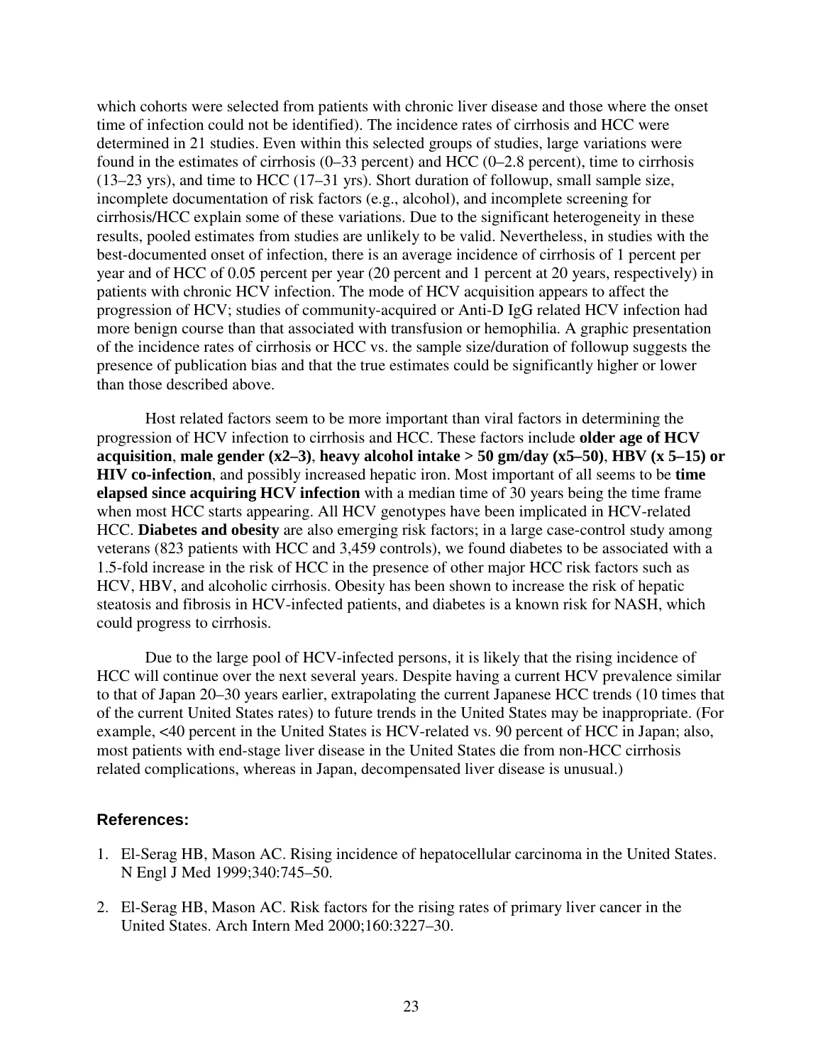which cohorts were selected from patients with chronic liver disease and those where the onset time of infection could not be identified). The incidence rates of cirrhosis and HCC were determined in 21 studies. Even within this selected groups of studies, large variations were found in the estimates of cirrhosis (0–33 percent) and HCC (0–2.8 percent), time to cirrhosis (13–23 yrs), and time to HCC (17–31 yrs). Short duration of followup, small sample size, incomplete documentation of risk factors (e.g., alcohol), and incomplete screening for cirrhosis/HCC explain some of these variations. Due to the significant heterogeneity in these results, pooled estimates from studies are unlikely to be valid. Nevertheless, in studies with the best-documented onset of infection, there is an average incidence of cirrhosis of 1 percent per year and of HCC of 0.05 percent per year (20 percent and 1 percent at 20 years, respectively) in patients with chronic HCV infection. The mode of HCV acquisition appears to affect the progression of HCV; studies of community-acquired or Anti-D IgG related HCV infection had more benign course than that associated with transfusion or hemophilia. A graphic presentation of the incidence rates of cirrhosis or HCC vs. the sample size/duration of followup suggests the presence of publication bias and that the true estimates could be significantly higher or lower than those described above.

Host related factors seem to be more important than viral factors in determining the progression of HCV infection to cirrhosis and HCC. These factors include **older age of HCV acquisition**, **male gender (x2–3)**, **heavy alcohol intake > 50 gm/day (x5–50)**, **HBV (x 5–15) or HIV co-infection**, and possibly increased hepatic iron. Most important of all seems to be **time elapsed since acquiring HCV infection** with a median time of 30 years being the time frame when most HCC starts appearing. All HCV genotypes have been implicated in HCV-related HCC. **Diabetes and obesity** are also emerging risk factors; in a large case-control study among veterans (823 patients with HCC and 3,459 controls), we found diabetes to be associated with a 1.5-fold increase in the risk of HCC in the presence of other major HCC risk factors such as HCV, HBV, and alcoholic cirrhosis. Obesity has been shown to increase the risk of hepatic steatosis and fibrosis in HCV-infected patients, and diabetes is a known risk for NASH, which could progress to cirrhosis.

Due to the large pool of HCV-infected persons, it is likely that the rising incidence of HCC will continue over the next several years. Despite having a current HCV prevalence similar to that of Japan 20–30 years earlier, extrapolating the current Japanese HCC trends (10 times that of the current United States rates) to future trends in the United States may be inappropriate. (For example, <40 percent in the United States is HCV-related vs. 90 percent of HCC in Japan; also, most patients with end-stage liver disease in the United States die from non-HCC cirrhosis related complications, whereas in Japan, decompensated liver disease is unusual.)

### References:

1. El-Serag HB, Mason AC. Rising incidence of hepatocellular carcinoma in the United States. N Engl J Med 1999;340:745–50.

2. El-Serag HB, Mason AC. Risk factors for the rising rates of primary liver cancer in the United States. Arch Intern Med 2000;160:3227–30.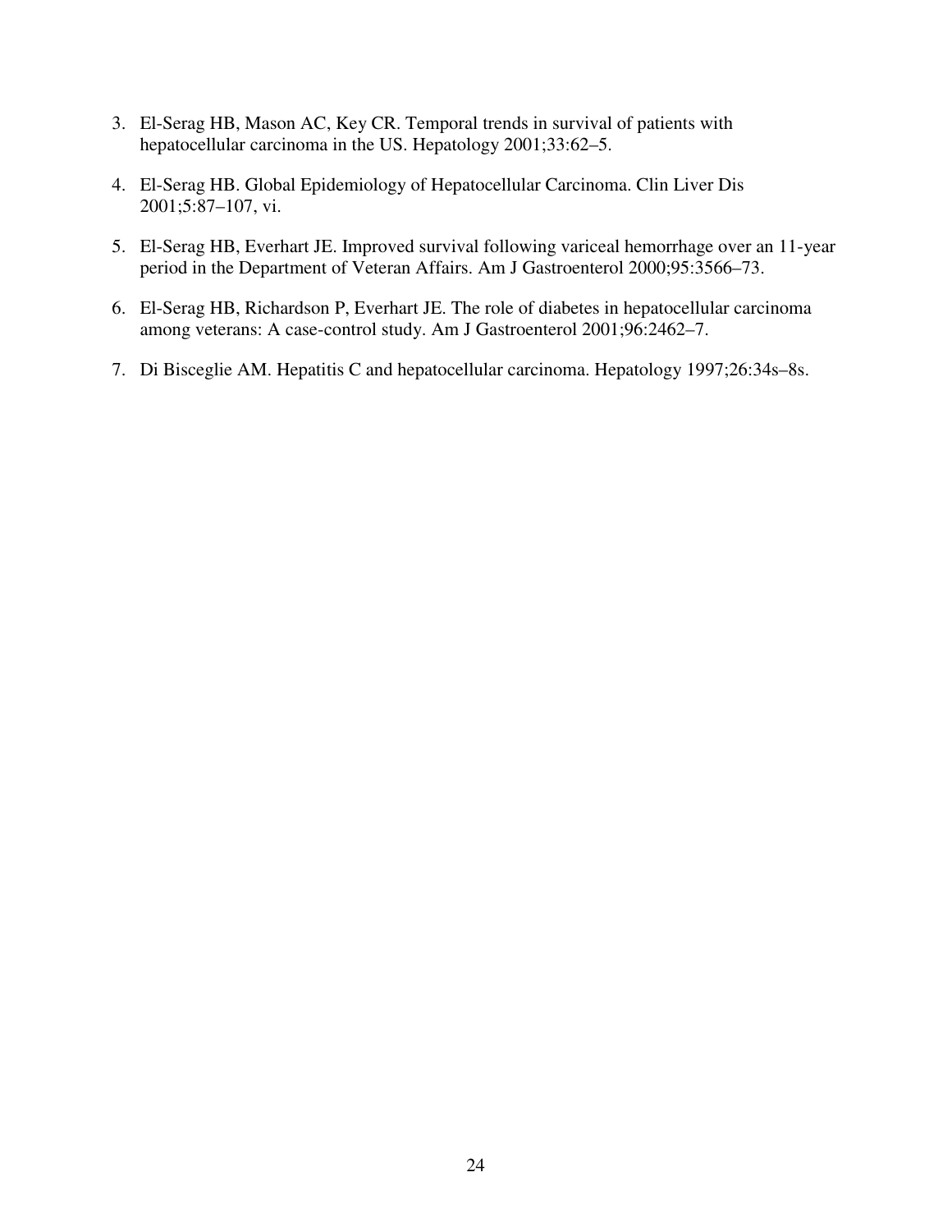3. El-Serag HB, Mason AC, Key CR. Temporal trends in survival of patients with hepatocellular carcinoma in the US. Hepatology 2001;33:62–5.

4. El-Serag HB. Global Epidemiology of Hepatocellular Carcinoma. Clin Liver Dis 2001;5:87–107, vi.

5. El-Serag HB, Everhart JE. Improved survival following variceal hemorrhage over an 11-year period in the Department of Veteran Affairs. Am J Gastroenterol 2000;95:3566–73.

6. El-Serag HB, Richardson P, Everhart JE. The role of diabetes in hepatocellular carcinoma among veterans: A case-control study. Am J Gastroenterol 2001;96:2462–7.

7. Di Bisceglie AM. Hepatitis C and hepatocellular carcinoma. Hepatology 1997;26:34s–8s.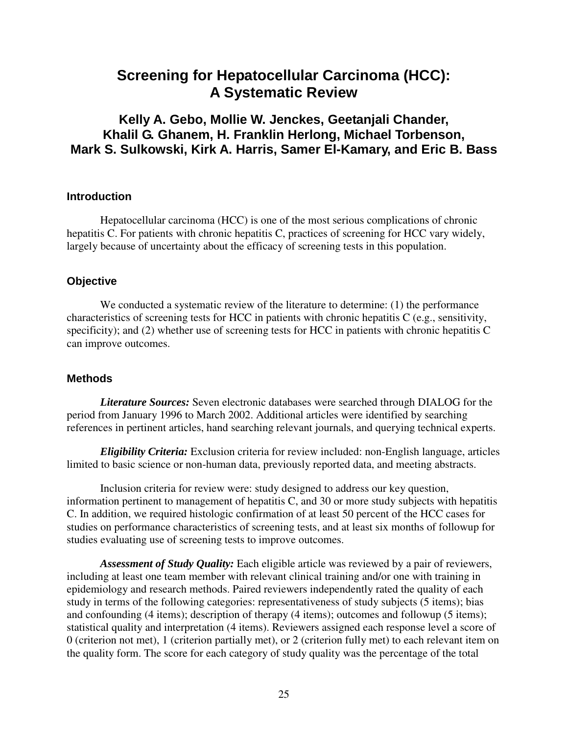# Screening for Hepatocellular Carcinoma (HCC): A Systematic Review

## Kelly A. Gebo, Mollie W. Jenckes, Geetanjali Chander, Khalil G. Ghanem, H. Franklin Herlong, Michael Torbenson, Mark S. Sulkowski, Kirk A. Harris, Samer El-Kamary, and Eric B. Bass

### Introduction

Hepatocellular carcinoma (HCC) is one of the most serious complications of chronic hepatitis C. For patients with chronic hepatitis C, practices of screening for HCC vary widely, largely because of uncertainty about the efficacy of screening tests in this population.

### Objective

We conducted a systematic review of the literature to determine: (1) the performance characteristics of screening tests for HCC in patients with chronic hepatitis C (e.g., sensitivity, specificity); and (2) whether use of screening tests for HCC in patients with chronic hepatitis C can improve outcomes.

### Methods

***Literature Sources:*** Seven electronic databases were searched through DIALOG for the period from January 1996 to March 2002. Additional articles were identified by searching references in pertinent articles, hand searching relevant journals, and querying technical experts.

***Eligibility Criteria:*** Exclusion criteria for review included: non-English language, articles limited to basic science or non-human data, previously reported data, and meeting abstracts.

Inclusion criteria for review were: study designed to address our key question, information pertinent to management of hepatitis C, and 30 or more study subjects with hepatitis C. In addition, we required histologic confirmation of at least 50 percent of the HCC cases for studies on performance characteristics of screening tests, and at least six months of followup for studies evaluating use of screening tests to improve outcomes.

***Assessment of Study Quality:*** Each eligible article was reviewed by a pair of reviewers, including at least one team member with relevant clinical training and/or one with training in epidemiology and research methods. Paired reviewers independently rated the quality of each study in terms of the following categories: representativeness of study subjects (5 items); bias and confounding (4 items); description of therapy (4 items); outcomes and followup (5 items); statistical quality and interpretation (4 items). Reviewers assigned each response level a score of 0 (criterion not met), 1 (criterion partially met), or 2 (criterion fully met) to each relevant item on the quality form. The score for each category of study quality was the percentage of the total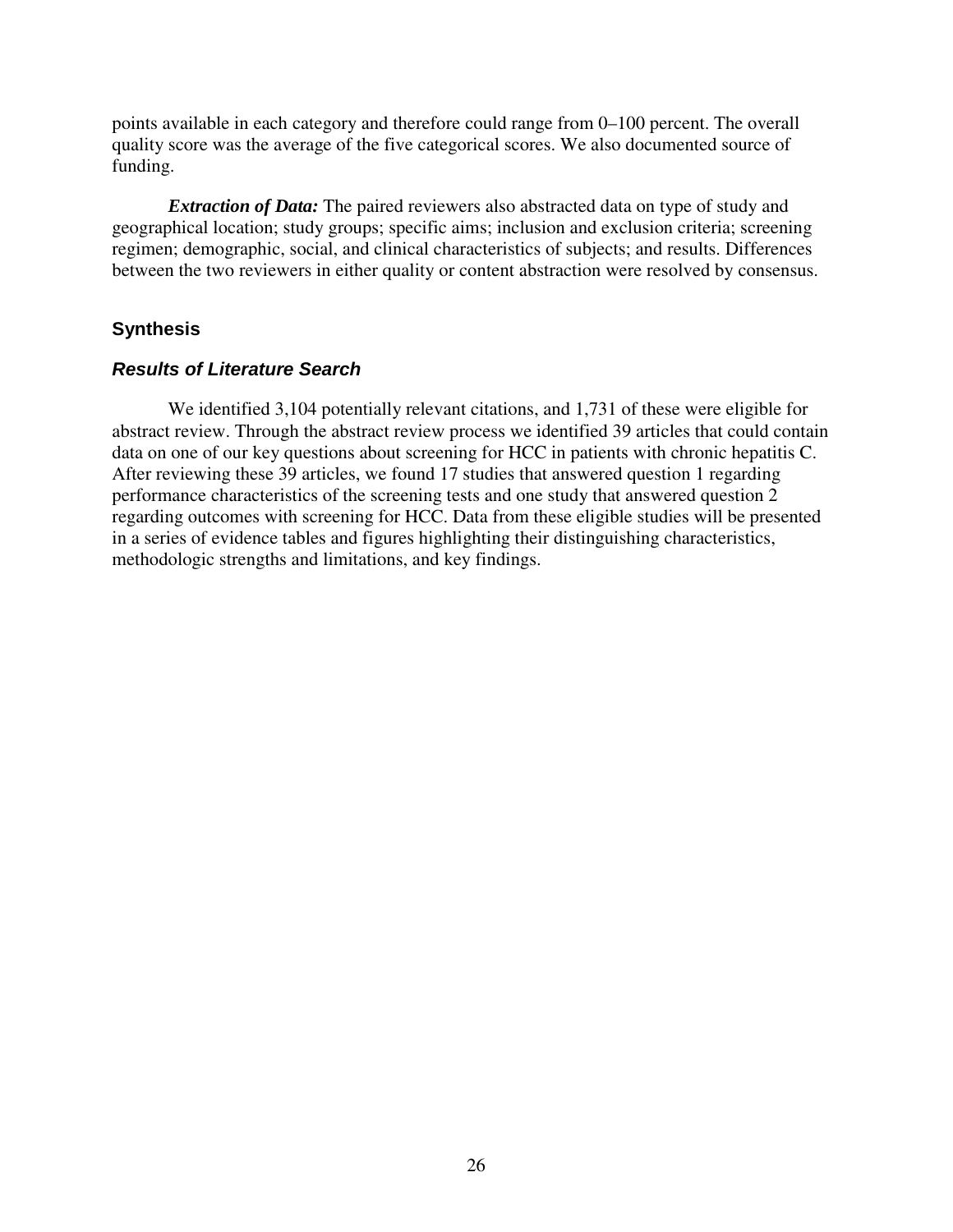points available in each category and therefore could range from 0–100 percent. The overall quality score was the average of the five categorical scores. We also documented source of funding.

***Extraction of Data:*** The paired reviewers also abstracted data on type of study and geographical location; study groups; specific aims; inclusion and exclusion criteria; screening regimen; demographic, social, and clinical characteristics of subjects; and results. Differences between the two reviewers in either quality or content abstraction were resolved by consensus.

## Synthesis

### *Results of Literature Search*

We identified 3,104 potentially relevant citations, and 1,731 of these were eligible for abstract review. Through the abstract review process we identified 39 articles that could contain data on one of our key questions about screening for HCC in patients with chronic hepatitis C. After reviewing these 39 articles, we found 17 studies that answered question 1 regarding performance characteristics of the screening tests and one study that answered question 2 regarding outcomes with screening for HCC. Data from these eligible studies will be presented in a series of evidence tables and figures highlighting their distinguishing characteristics, methodologic strengths and limitations, and key findings.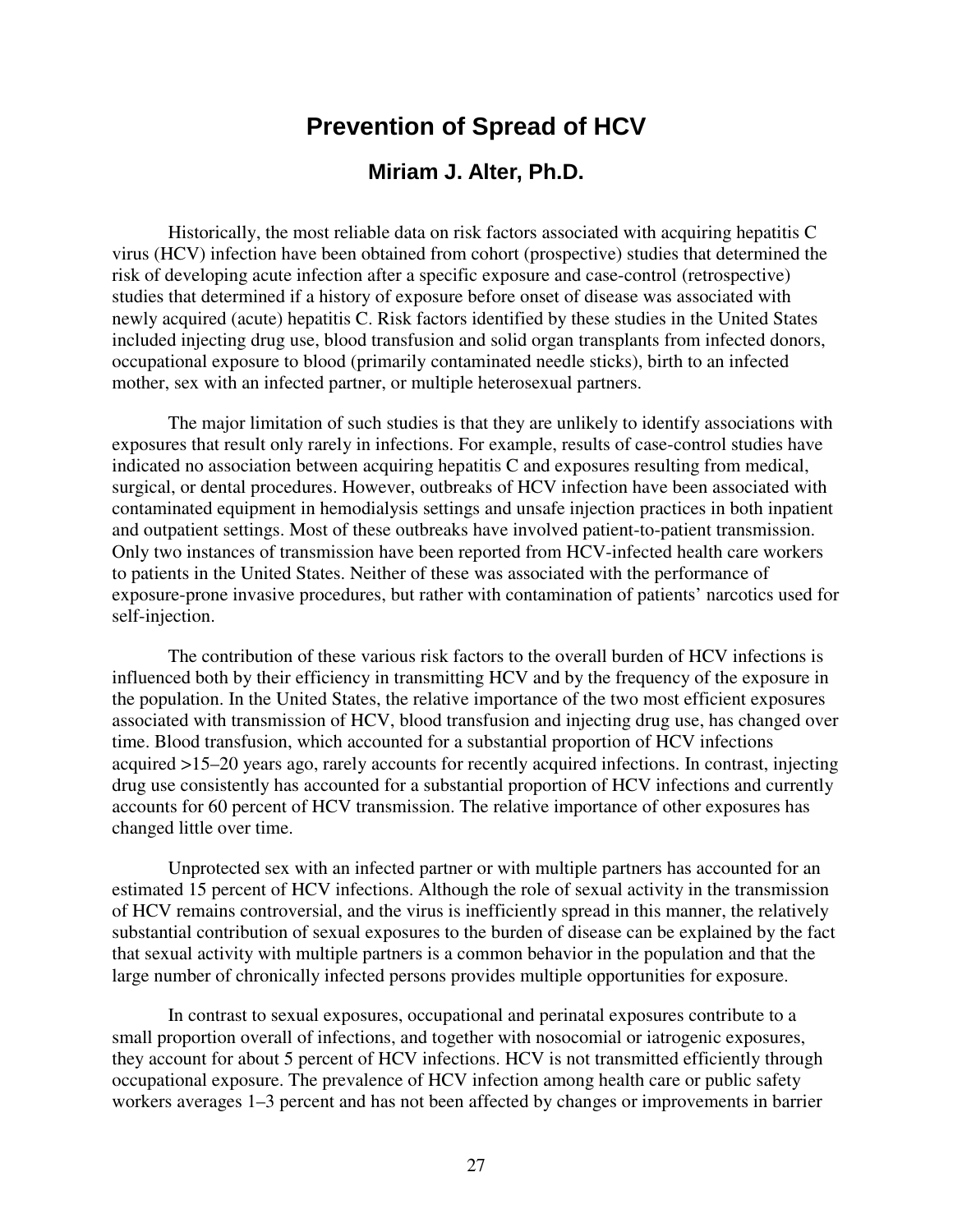# Prevention of Spread of HCV

## Miriam J. Alter, Ph.D.

Historically, the most reliable data on risk factors associated with acquiring hepatitis C virus (HCV) infection have been obtained from cohort (prospective) studies that determined the risk of developing acute infection after a specific exposure and case-control (retrospective) studies that determined if a history of exposure before onset of disease was associated with newly acquired (acute) hepatitis C. Risk factors identified by these studies in the United States included injecting drug use, blood transfusion and solid organ transplants from infected donors, occupational exposure to blood (primarily contaminated needle sticks), birth to an infected mother, sex with an infected partner, or multiple heterosexual partners.

The major limitation of such studies is that they are unlikely to identify associations with exposures that result only rarely in infections. For example, results of case-control studies have indicated no association between acquiring hepatitis C and exposures resulting from medical, surgical, or dental procedures. However, outbreaks of HCV infection have been associated with contaminated equipment in hemodialysis settings and unsafe injection practices in both inpatient and outpatient settings. Most of these outbreaks have involved patient-to-patient transmission. Only two instances of transmission have been reported from HCV-infected health care workers to patients in the United States. Neither of these was associated with the performance of exposure-prone invasive procedures, but rather with contamination of patients' narcotics used for self-injection.

The contribution of these various risk factors to the overall burden of HCV infections is influenced both by their efficiency in transmitting HCV and by the frequency of the exposure in the population. In the United States, the relative importance of the two most efficient exposures associated with transmission of HCV, blood transfusion and injecting drug use, has changed over time. Blood transfusion, which accounted for a substantial proportion of HCV infections acquired >15–20 years ago, rarely accounts for recently acquired infections. In contrast, injecting drug use consistently has accounted for a substantial proportion of HCV infections and currently accounts for 60 percent of HCV transmission. The relative importance of other exposures has changed little over time.

Unprotected sex with an infected partner or with multiple partners has accounted for an estimated 15 percent of HCV infections. Although the role of sexual activity in the transmission of HCV remains controversial, and the virus is inefficiently spread in this manner, the relatively substantial contribution of sexual exposures to the burden of disease can be explained by the fact that sexual activity with multiple partners is a common behavior in the population and that the large number of chronically infected persons provides multiple opportunities for exposure.

In contrast to sexual exposures, occupational and perinatal exposures contribute to a small proportion overall of infections, and together with nosocomial or iatrogenic exposures, they account for about 5 percent of HCV infections. HCV is not transmitted efficiently through occupational exposure. The prevalence of HCV infection among health care or public safety workers averages 1–3 percent and has not been affected by changes or improvements in barrier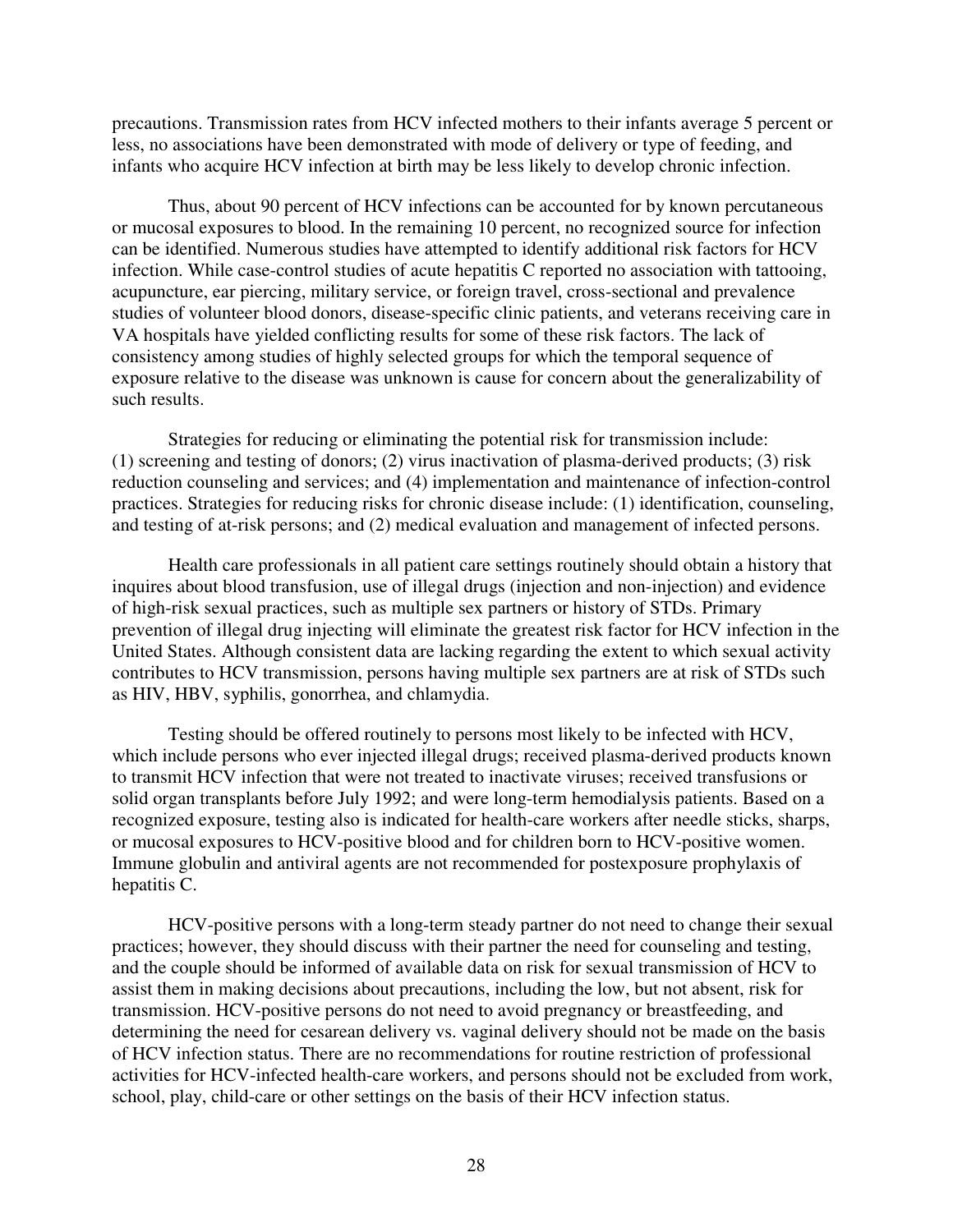precautions. Transmission rates from HCV infected mothers to their infants average 5 percent or less, no associations have been demonstrated with mode of delivery or type of feeding, and infants who acquire HCV infection at birth may be less likely to develop chronic infection.

Thus, about 90 percent of HCV infections can be accounted for by known percutaneous or mucosal exposures to blood. In the remaining 10 percent, no recognized source for infection can be identified. Numerous studies have attempted to identify additional risk factors for HCV infection. While case-control studies of acute hepatitis C reported no association with tattooing, acupuncture, ear piercing, military service, or foreign travel, cross-sectional and prevalence studies of volunteer blood donors, disease-specific clinic patients, and veterans receiving care in VA hospitals have yielded conflicting results for some of these risk factors. The lack of consistency among studies of highly selected groups for which the temporal sequence of exposure relative to the disease was unknown is cause for concern about the generalizability of such results.

Strategies for reducing or eliminating the potential risk for transmission include: (1) screening and testing of donors; (2) virus inactivation of plasma-derived products; (3) risk reduction counseling and services; and (4) implementation and maintenance of infection-control practices. Strategies for reducing risks for chronic disease include: (1) identification, counseling, and testing of at-risk persons; and (2) medical evaluation and management of infected persons.

Health care professionals in all patient care settings routinely should obtain a history that inquires about blood transfusion, use of illegal drugs (injection and non-injection) and evidence of high-risk sexual practices, such as multiple sex partners or history of STDs. Primary prevention of illegal drug injecting will eliminate the greatest risk factor for HCV infection in the United States. Although consistent data are lacking regarding the extent to which sexual activity contributes to HCV transmission, persons having multiple sex partners are at risk of STDs such as HIV, HBV, syphilis, gonorrhea, and chlamydia.

Testing should be offered routinely to persons most likely to be infected with HCV, which include persons who ever injected illegal drugs; received plasma-derived products known to transmit HCV infection that were not treated to inactivate viruses; received transfusions or solid organ transplants before July 1992; and were long-term hemodialysis patients. Based on a recognized exposure, testing also is indicated for health-care workers after needle sticks, sharps, or mucosal exposures to HCV-positive blood and for children born to HCV-positive women. Immune globulin and antiviral agents are not recommended for postexposure prophylaxis of hepatitis C.

HCV-positive persons with a long-term steady partner do not need to change their sexual practices; however, they should discuss with their partner the need for counseling and testing, and the couple should be informed of available data on risk for sexual transmission of HCV to assist them in making decisions about precautions, including the low, but not absent, risk for transmission. HCV-positive persons do not need to avoid pregnancy or breastfeeding, and determining the need for cesarean delivery vs. vaginal delivery should not be made on the basis of HCV infection status. There are no recommendations for routine restriction of professional activities for HCV-infected health-care workers, and persons should not be excluded from work, school, play, child-care or other settings on the basis of their HCV infection status.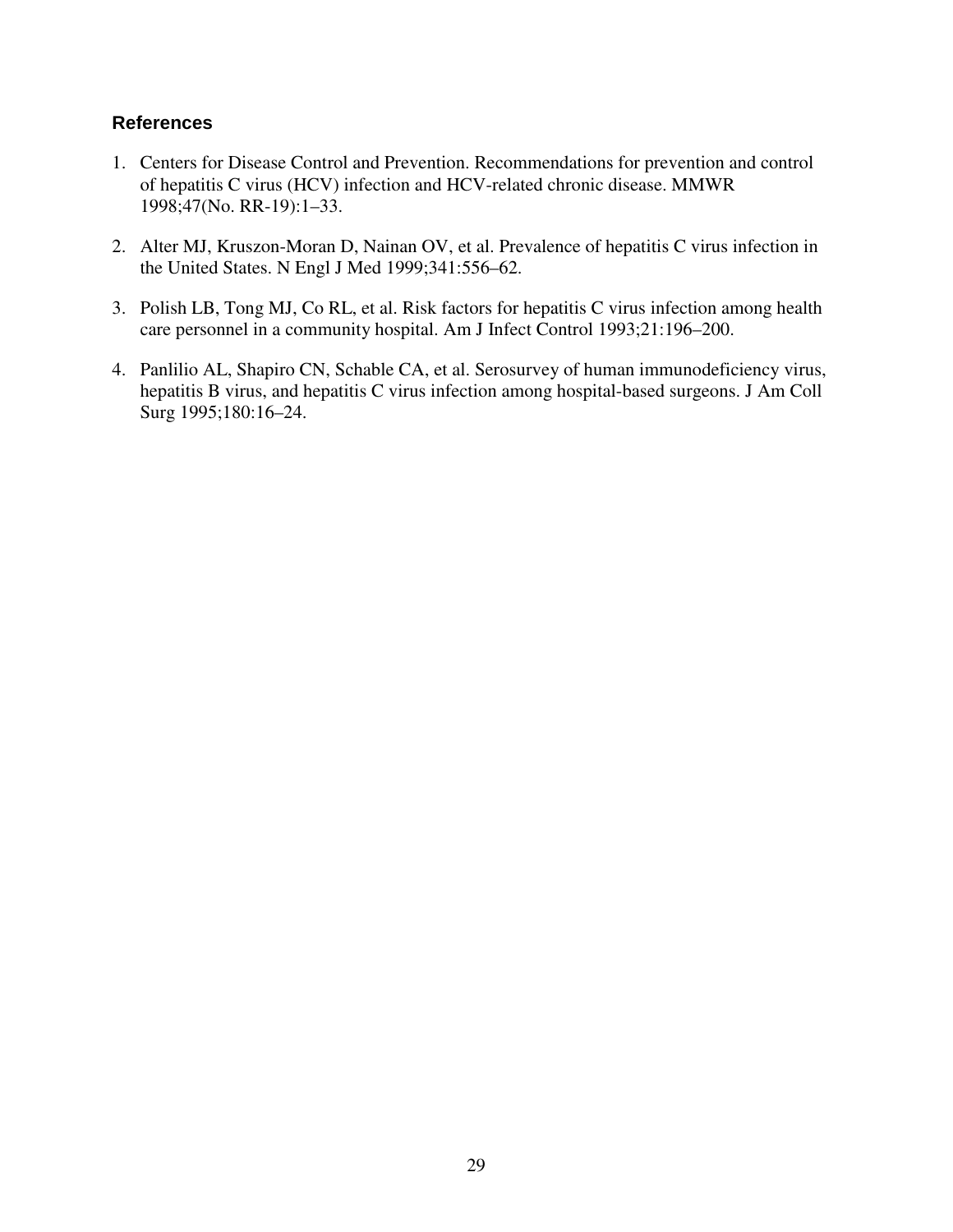### References

1. Centers for Disease Control and Prevention. Recommendations for prevention and control of hepatitis C virus (HCV) infection and HCV-related chronic disease. MMWR 1998;47(No. RR-19):1–33.

2. Alter MJ, Kruszon-Moran D, Nainan OV, et al. Prevalence of hepatitis C virus infection in the United States. N Engl J Med 1999;341:556–62.

3. Polish LB, Tong MJ, Co RL, et al. Risk factors for hepatitis C virus infection among health care personnel in a community hospital. Am J Infect Control 1993;21:196–200.

4. Panlilio AL, Shapiro CN, Schable CA, et al. Serosurvey of human immunodeficiency virus, hepatitis B virus, and hepatitis C virus infection among hospital-based surgeons. J Am Coll Surg 1995;180:16–24.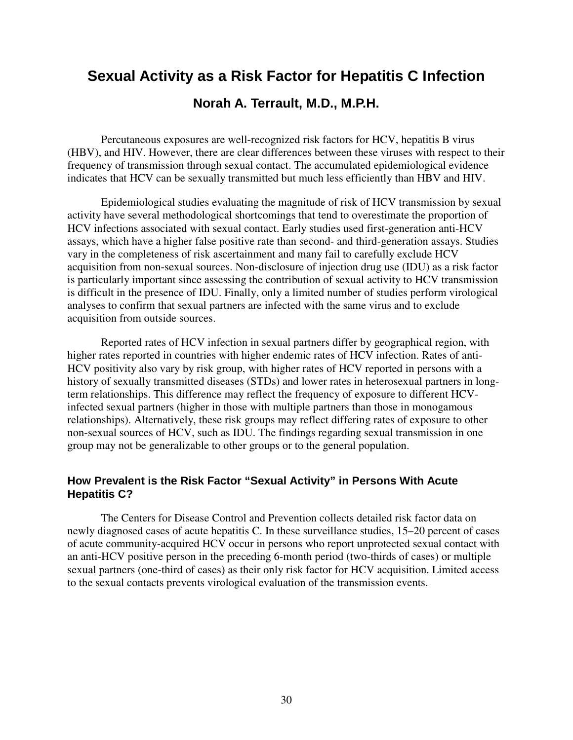# Sexual Activity as a Risk Factor for Hepatitis C Infection

## Norah A. Terrault, M.D., M.P.H.

Percutaneous exposures are well-recognized risk factors for HCV, hepatitis B virus (HBV), and HIV. However, there are clear differences between these viruses with respect to their frequency of transmission through sexual contact. The accumulated epidemiological evidence indicates that HCV can be sexually transmitted but much less efficiently than HBV and HIV.

Epidemiological studies evaluating the magnitude of risk of HCV transmission by sexual activity have several methodological shortcomings that tend to overestimate the proportion of HCV infections associated with sexual contact. Early studies used first-generation anti-HCV assays, which have a higher false positive rate than second- and third-generation assays. Studies vary in the completeness of risk ascertainment and many fail to carefully exclude HCV acquisition from non-sexual sources. Non-disclosure of injection drug use (IDU) as a risk factor is particularly important since assessing the contribution of sexual activity to HCV transmission is difficult in the presence of IDU. Finally, only a limited number of studies perform virological analyses to confirm that sexual partners are infected with the same virus and to exclude acquisition from outside sources.

Reported rates of HCV infection in sexual partners differ by geographical region, with higher rates reported in countries with higher endemic rates of HCV infection. Rates of anti-HCV positivity also vary by risk group, with higher rates of HCV reported in persons with a history of sexually transmitted diseases (STDs) and lower rates in heterosexual partners in long-term relationships. This difference may reflect the frequency of exposure to different HCV-infected sexual partners (higher in those with multiple partners than those in monogamous relationships). Alternatively, these risk groups may reflect differing rates of exposure to other non-sexual sources of HCV, such as IDU. The findings regarding sexual transmission in one group may not be generalizable to other groups or to the general population.

### How Prevalent is the Risk Factor "Sexual Activity" in Persons With Acute Hepatitis C?

The Centers for Disease Control and Prevention collects detailed risk factor data on newly diagnosed cases of acute hepatitis C. In these surveillance studies, 15–20 percent of cases of acute community-acquired HCV occur in persons who report unprotected sexual contact with an anti-HCV positive person in the preceding 6-month period (two-thirds of cases) or multiple sexual partners (one-third of cases) as their only risk factor for HCV acquisition. Limited access to the sexual contacts prevents virological evaluation of the transmission events.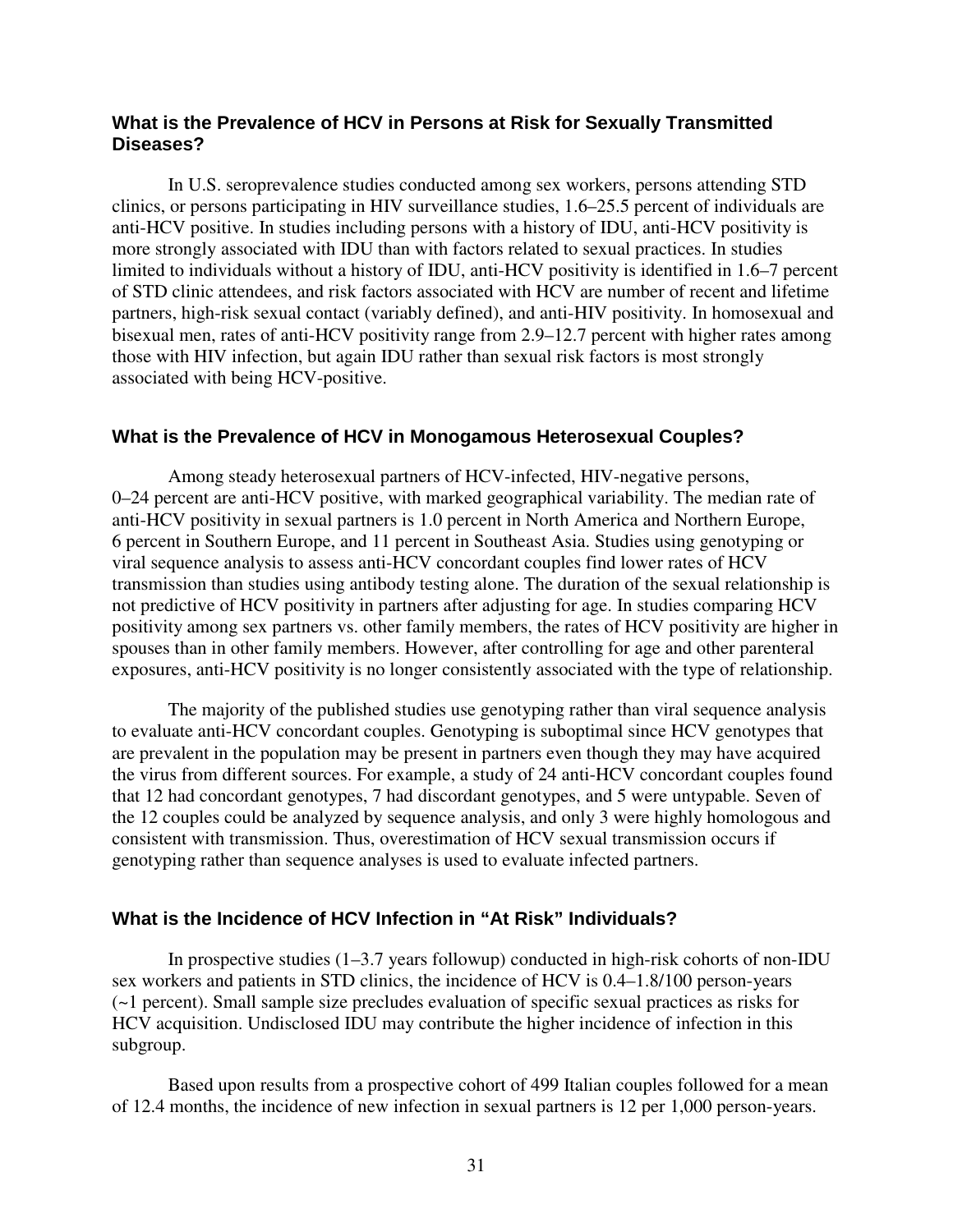### What is the Prevalence of HCV in Persons at Risk for Sexually Transmitted Diseases?

In U.S. seroprevalence studies conducted among sex workers, persons attending STD clinics, or persons participating in HIV surveillance studies, 1.6–25.5 percent of individuals are anti-HCV positive. In studies including persons with a history of IDU, anti-HCV positivity is more strongly associated with IDU than with factors related to sexual practices. In studies limited to individuals without a history of IDU, anti-HCV positivity is identified in 1.6–7 percent of STD clinic attendees, and risk factors associated with HCV are number of recent and lifetime partners, high-risk sexual contact (variably defined), and anti-HIV positivity. In homosexual and bisexual men, rates of anti-HCV positivity range from 2.9–12.7 percent with higher rates among those with HIV infection, but again IDU rather than sexual risk factors is most strongly associated with being HCV-positive.

### What is the Prevalence of HCV in Monogamous Heterosexual Couples?

Among steady heterosexual partners of HCV-infected, HIV-negative persons, 0–24 percent are anti-HCV positive, with marked geographical variability. The median rate of anti-HCV positivity in sexual partners is 1.0 percent in North America and Northern Europe, 6 percent in Southern Europe, and 11 percent in Southeast Asia. Studies using genotyping or viral sequence analysis to assess anti-HCV concordant couples find lower rates of HCV transmission than studies using antibody testing alone. The duration of the sexual relationship is not predictive of HCV positivity in partners after adjusting for age. In studies comparing HCV positivity among sex partners vs. other family members, the rates of HCV positivity are higher in spouses than in other family members. However, after controlling for age and other parenteral exposures, anti-HCV positivity is no longer consistently associated with the type of relationship.

The majority of the published studies use genotyping rather than viral sequence analysis to evaluate anti-HCV concordant couples. Genotyping is suboptimal since HCV genotypes that are prevalent in the population may be present in partners even though they may have acquired the virus from different sources. For example, a study of 24 anti-HCV concordant couples found that 12 had concordant genotypes, 7 had discordant genotypes, and 5 were untypable. Seven of the 12 couples could be analyzed by sequence analysis, and only 3 were highly homologous and consistent with transmission. Thus, overestimation of HCV sexual transmission occurs if genotyping rather than sequence analyses is used to evaluate infected partners.

### What is the Incidence of HCV Infection in "At Risk" Individuals?

In prospective studies (1–3.7 years followup) conducted in high-risk cohorts of non-IDU sex workers and patients in STD clinics, the incidence of HCV is 0.4–1.8/100 person-years (~1 percent). Small sample size precludes evaluation of specific sexual practices as risks for HCV acquisition. Undisclosed IDU may contribute the higher incidence of infection in this subgroup.

Based upon results from a prospective cohort of 499 Italian couples followed for a mean of 12.4 months, the incidence of new infection in sexual partners is 12 per 1,000 person-years.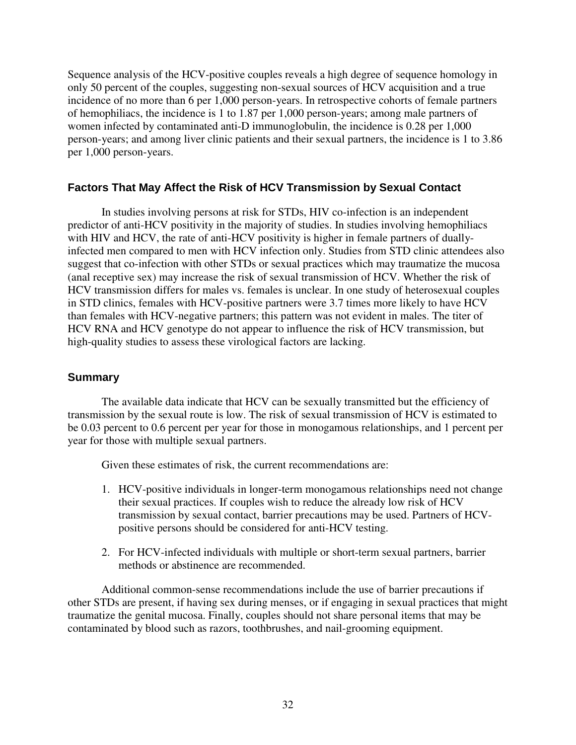Sequence analysis of the HCV-positive couples reveals a high degree of sequence homology in only 50 percent of the couples, suggesting non-sexual sources of HCV acquisition and a true incidence of no more than 6 per 1,000 person-years. In retrospective cohorts of female partners of hemophiliacs, the incidence is 1 to 1.87 per 1,000 person-years; among male partners of women infected by contaminated anti-D immunoglobulin, the incidence is 0.28 per 1,000 person-years; and among liver clinic patients and their sexual partners, the incidence is 1 to 3.86 per 1,000 person-years.

### Factors That May Affect the Risk of HCV Transmission by Sexual Contact

In studies involving persons at risk for STDs, HIV co-infection is an independent predictor of anti-HCV positivity in the majority of studies. In studies involving hemophiliacs with HIV and HCV, the rate of anti-HCV positivity is higher in female partners of dually-infected men compared to men with HCV infection only. Studies from STD clinic attendees also suggest that co-infection with other STDs or sexual practices which may traumatize the mucosa (anal receptive sex) may increase the risk of sexual transmission of HCV. Whether the risk of HCV transmission differs for males vs. females is unclear. In one study of heterosexual couples in STD clinics, females with HCV-positive partners were 3.7 times more likely to have HCV than females with HCV-negative partners; this pattern was not evident in males. The titer of HCV RNA and HCV genotype do not appear to influence the risk of HCV transmission, but high-quality studies to assess these virological factors are lacking.

### Summary

The available data indicate that HCV can be sexually transmitted but the efficiency of transmission by the sexual route is low. The risk of sexual transmission of HCV is estimated to be 0.03 percent to 0.6 percent per year for those in monogamous relationships, and 1 percent per year for those with multiple sexual partners.

Given these estimates of risk, the current recommendations are:

1. HCV-positive individuals in longer-term monogamous relationships need not change their sexual practices. If couples wish to reduce the already low risk of HCV transmission by sexual contact, barrier precautions may be used. Partners of HCV-positive persons should be considered for anti-HCV testing.

2. For HCV-infected individuals with multiple or short-term sexual partners, barrier methods or abstinence are recommended.

Additional common-sense recommendations include the use of barrier precautions if other STDs are present, if having sex during menses, or if engaging in sexual practices that might traumatize the genital mucosa. Finally, couples should not share personal items that may be contaminated by blood such as razors, toothbrushes, and nail-grooming equipment.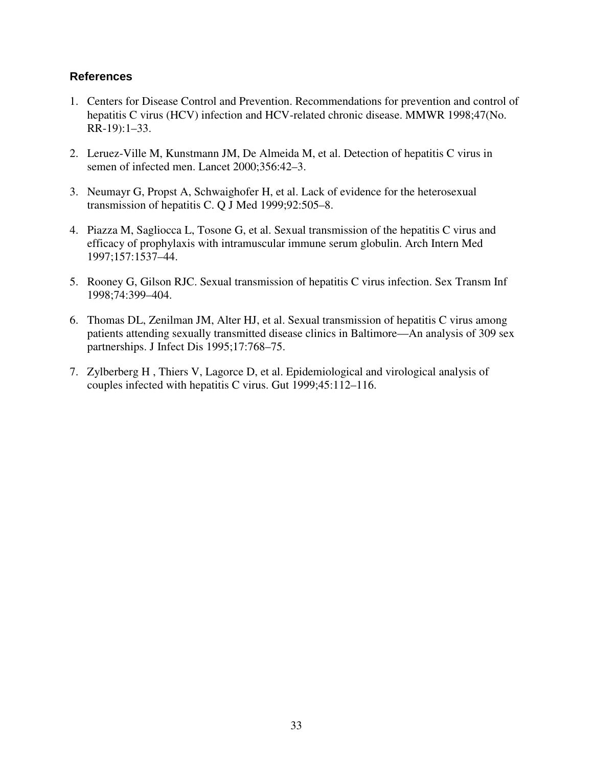## References

1. Centers for Disease Control and Prevention. Recommendations for prevention and control of hepatitis C virus (HCV) infection and HCV-related chronic disease. MMWR 1998;47(No. RR-19):1–33.

2. Leruez-Ville M, Kunstmann JM, De Almeida M, et al. Detection of hepatitis C virus in semen of infected men. Lancet 2000;356:42–3.

3. Neumayr G, Propst A, Schwaighofer H, et al. Lack of evidence for the heterosexual transmission of hepatitis C. Q J Med 1999;92:505–8.

4. Piazza M, Sagliocca L, Tosone G, et al. Sexual transmission of the hepatitis C virus and efficacy of prophylaxis with intramuscular immune serum globulin. Arch Intern Med 1997;157:1537–44.

5. Rooney G, Gilson RJC. Sexual transmission of hepatitis C virus infection. Sex Transm Inf 1998;74:399–404.

6. Thomas DL, Zenilman JM, Alter HJ, et al. Sexual transmission of hepatitis C virus among patients attending sexually transmitted disease clinics in Baltimore—An analysis of 309 sex partnerships. J Infect Dis 1995;17:768–75.

7. Zylberberg H , Thiers V, Lagorce D, et al. Epidemiological and virological analysis of couples infected with hepatitis C virus. Gut 1999;45:112–116.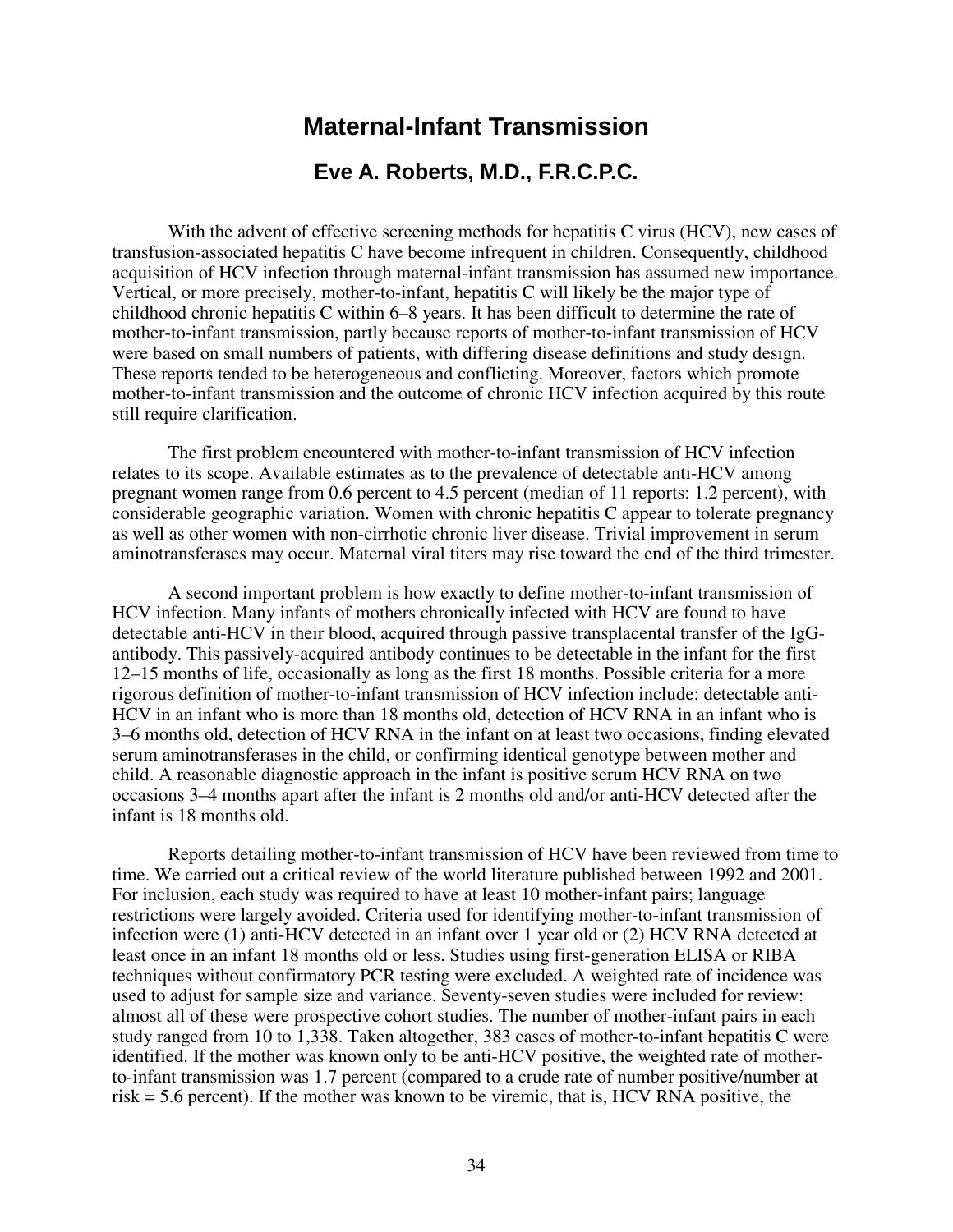# Maternal-Infant Transmission

## Eve A. Roberts, M.D., F.R.C.P.C.

With the advent of effective screening methods for hepatitis C virus (HCV), new cases of transfusion-associated hepatitis C have become infrequent in children. Consequently, childhood acquisition of HCV infection through maternal-infant transmission has assumed new importance. Vertical, or more precisely, mother-to-infant, hepatitis C will likely be the major type of childhood chronic hepatitis C within 6–8 years. It has been difficult to determine the rate of mother-to-infant transmission, partly because reports of mother-to-infant transmission of HCV were based on small numbers of patients, with differing disease definitions and study design. These reports tended to be heterogeneous and conflicting. Moreover, factors which promote mother-to-infant transmission and the outcome of chronic HCV infection acquired by this route still require clarification.

The first problem encountered with mother-to-infant transmission of HCV infection relates to its scope. Available estimates as to the prevalence of detectable anti-HCV among pregnant women range from 0.6 percent to 4.5 percent (median of 11 reports: 1.2 percent), with considerable geographic variation. Women with chronic hepatitis C appear to tolerate pregnancy as well as other women with non-cirrhotic chronic liver disease. Trivial improvement in serum aminotransferases may occur. Maternal viral titers may rise toward the end of the third trimester.

A second important problem is how exactly to define mother-to-infant transmission of HCV infection. Many infants of mothers chronically infected with HCV are found to have detectable anti-HCV in their blood, acquired through passive transplacental transfer of the IgG-antibody. This passively-acquired antibody continues to be detectable in the infant for the first 12–15 months of life, occasionally as long as the first 18 months. Possible criteria for a more rigorous definition of mother-to-infant transmission of HCV infection include: detectable anti-HCV in an infant who is more than 18 months old, detection of HCV RNA in an infant who is 3–6 months old, detection of HCV RNA in the infant on at least two occasions, finding elevated serum aminotransferases in the child, or confirming identical genotype between mother and child. A reasonable diagnostic approach in the infant is positive serum HCV RNA on two occasions 3–4 months apart after the infant is 2 months old and/or anti-HCV detected after the infant is 18 months old.

Reports detailing mother-to-infant transmission of HCV have been reviewed from time to time. We carried out a critical review of the world literature published between 1992 and 2001. For inclusion, each study was required to have at least 10 mother-infant pairs; language restrictions were largely avoided. Criteria used for identifying mother-to-infant transmission of infection were (1) anti-HCV detected in an infant over 1 year old or (2) HCV RNA detected at least once in an infant 18 months old or less. Studies using first-generation ELISA or RIBA techniques without confirmatory PCR testing were excluded. A weighted rate of incidence was used to adjust for sample size and variance. Seventy-seven studies were included for review: almost all of these were prospective cohort studies. The number of mother-infant pairs in each study ranged from 10 to 1,338. Taken altogether, 383 cases of mother-to-infant hepatitis C were identified. If the mother was known only to be anti-HCV positive, the weighted rate of mother-to-infant transmission was 1.7 percent (compared to a crude rate of number positive/number at risk = 5.6 percent). If the mother was known to be viremic, that is, HCV RNA positive, the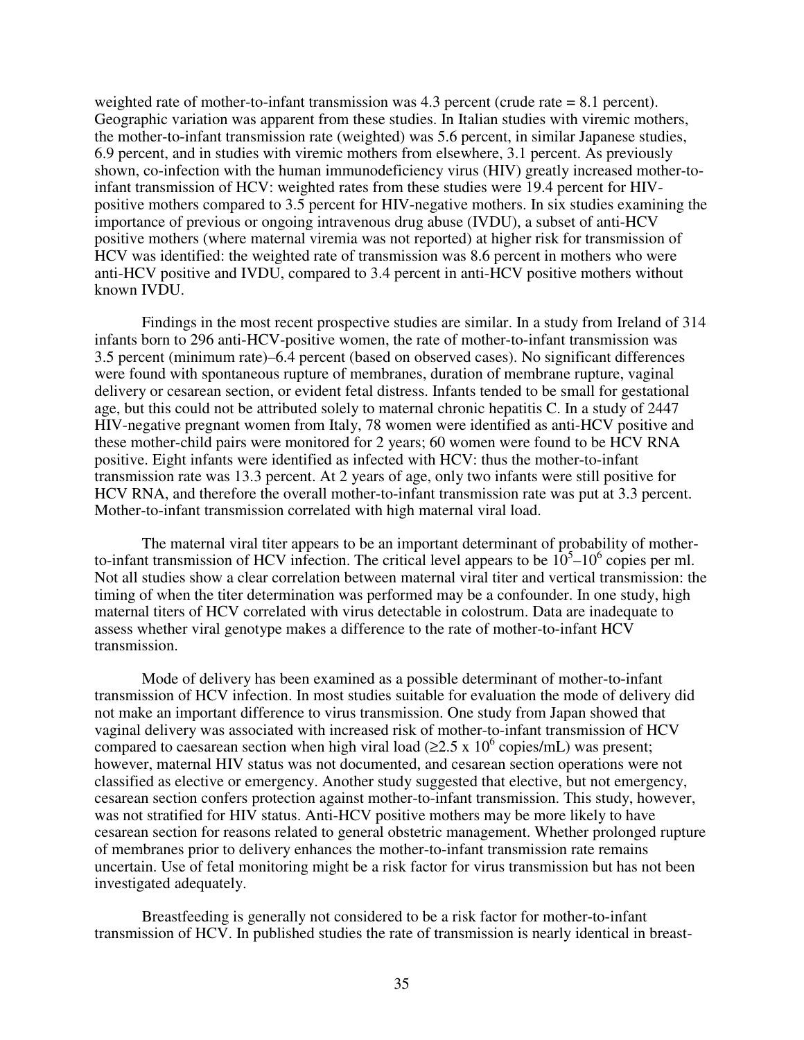weighted rate of mother-to-infant transmission was 4.3 percent (crude rate = 8.1 percent). Geographic variation was apparent from these studies. In Italian studies with viremic mothers, the mother-to-infant transmission rate (weighted) was 5.6 percent, in similar Japanese studies, 6.9 percent, and in studies with viremic mothers from elsewhere, 3.1 percent. As previously shown, co-infection with the human immunodeficiency virus (HIV) greatly increased mother-to-infant transmission of HCV: weighted rates from these studies were 19.4 percent for HIV-positive mothers compared to 3.5 percent for HIV-negative mothers. In six studies examining the importance of previous or ongoing intravenous drug abuse (IVDU), a subset of anti-HCV positive mothers (where maternal viremia was not reported) at higher risk for transmission of HCV was identified: the weighted rate of transmission was 8.6 percent in mothers who were anti-HCV positive and IVDU, compared to 3.4 percent in anti-HCV positive mothers without known IVDU.

Findings in the most recent prospective studies are similar. In a study from Ireland of 314 infants born to 296 anti-HCV-positive women, the rate of mother-to-infant transmission was 3.5 percent (minimum rate)–6.4 percent (based on observed cases). No significant differences were found with spontaneous rupture of membranes, duration of membrane rupture, vaginal delivery or cesarean section, or evident fetal distress. Infants tended to be small for gestational age, but this could not be attributed solely to maternal chronic hepatitis C. In a study of 2447 HIV-negative pregnant women from Italy, 78 women were identified as anti-HCV positive and these mother-child pairs were monitored for 2 years; 60 women were found to be HCV RNA positive. Eight infants were identified as infected with HCV: thus the mother-to-infant transmission rate was 13.3 percent. At 2 years of age, only two infants were still positive for HCV RNA, and therefore the overall mother-to-infant transmission rate was put at 3.3 percent. Mother-to-infant transmission correlated with high maternal viral load.

The maternal viral titer appears to be an important determinant of probability of mother-to-infant transmission of HCV infection. The critical level appears to be $10^5$–$10^6$ copies per ml. Not all studies show a clear correlation between maternal viral titer and vertical transmission: the timing of when the titer determination was performed may be a confounder. In one study, high maternal titers of HCV correlated with virus detectable in colostrum. Data are inadequate to assess whether viral genotype makes a difference to the rate of mother-to-infant HCV transmission.

Mode of delivery has been examined as a possible determinant of mother-to-infant transmission of HCV infection. In most studies suitable for evaluation the mode of delivery did not make an important difference to virus transmission. One study from Japan showed that vaginal delivery was associated with increased risk of mother-to-infant transmission of HCV compared to caesarean section when high viral load ($\geq 2.5 \times 10^6$ copies/mL) was present; however, maternal HIV status was not documented, and cesarean section operations were not classified as elective or emergency. Another study suggested that elective, but not emergency, cesarean section confers protection against mother-to-infant transmission. This study, however, was not stratified for HIV status. Anti-HCV positive mothers may be more likely to have cesarean section for reasons related to general obstetric management. Whether prolonged rupture of membranes prior to delivery enhances the mother-to-infant transmission rate remains uncertain. Use of fetal monitoring might be a risk factor for virus transmission but has not been investigated adequately.

Breastfeeding is generally not considered to be a risk factor for mother-to-infant transmission of HCV. In published studies the rate of transmission is nearly identical in breast-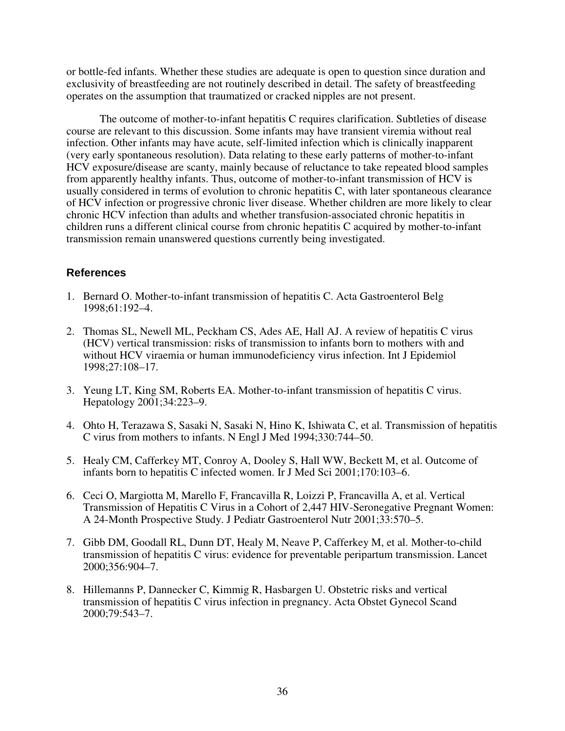or bottle-fed infants. Whether these studies are adequate is open to question since duration and exclusivity of breastfeeding are not routinely described in detail. The safety of breastfeeding operates on the assumption that traumatized or cracked nipples are not present.

The outcome of mother-to-infant hepatitis C requires clarification. Subtleties of disease course are relevant to this discussion. Some infants may have transient viremia without real infection. Other infants may have acute, self-limited infection which is clinically inapparent (very early spontaneous resolution). Data relating to these early patterns of mother-to-infant HCV exposure/disease are scanty, mainly because of reluctance to take repeated blood samples from apparently healthy infants. Thus, outcome of mother-to-infant transmission of HCV is usually considered in terms of evolution to chronic hepatitis C, with later spontaneous clearance of HCV infection or progressive chronic liver disease. Whether children are more likely to clear chronic HCV infection than adults and whether transfusion-associated chronic hepatitis in children runs a different clinical course from chronic hepatitis C acquired by mother-to-infant transmission remain unanswered questions currently being investigated.

## References

1. Bernard O. Mother-to-infant transmission of hepatitis C. Acta Gastroenterol Belg 1998;61:192–4.

2. Thomas SL, Newell ML, Peckham CS, Ades AE, Hall AJ. A review of hepatitis C virus (HCV) vertical transmission: risks of transmission to infants born to mothers with and without HCV viraemia or human immunodeficiency virus infection. Int J Epidemiol 1998;27:108–17.

3. Yeung LT, King SM, Roberts EA. Mother-to-infant transmission of hepatitis C virus. Hepatology 2001;34:223–9.

4. Ohto H, Terazawa S, Sasaki N, Sasaki N, Hino K, Ishiwata C, et al. Transmission of hepatitis C virus from mothers to infants. N Engl J Med 1994;330:744–50.

5. Healy CM, Cafferkey MT, Conroy A, Dooley S, Hall WW, Beckett M, et al. Outcome of infants born to hepatitis C infected women. Ir J Med Sci 2001;170:103–6.

6. Ceci O, Margiotta M, Marello F, Francavilla R, Loizzi P, Francavilla A, et al. Vertical Transmission of Hepatitis C Virus in a Cohort of 2,447 HIV-Seronegative Pregnant Women: A 24-Month Prospective Study. J Pediatr Gastroenterol Nutr 2001;33:570–5.

7. Gibb DM, Goodall RL, Dunn DT, Healy M, Neave P, Cafferkey M, et al. Mother-to-child transmission of hepatitis C virus: evidence for preventable peripartum transmission. Lancet 2000;356:904–7.

8. Hillemanns P, Dannecker C, Kimmig R, Hasbargen U. Obstetric risks and vertical transmission of hepatitis C virus infection in pregnancy. Acta Obstet Gynecol Scand 2000;79:543–7.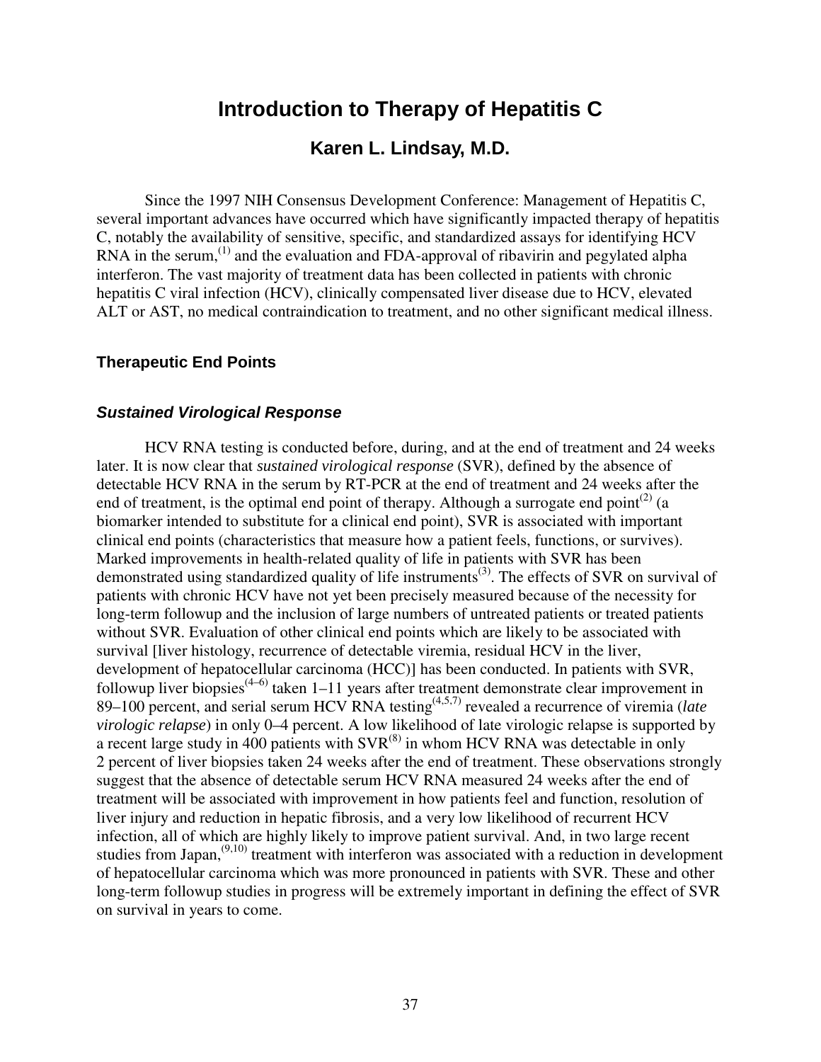# Introduction to Therapy of Hepatitis C

## Karen L. Lindsay, M.D.

Since the 1997 NIH Consensus Development Conference: Management of Hepatitis C, several important advances have occurred which have significantly impacted therapy of hepatitis C, notably the availability of sensitive, specific, and standardized assays for identifying HCV RNA in the serum,[1] and the evaluation and FDA-approval of ribavirin and pegylated alpha interferon. The vast majority of treatment data has been collected in patients with chronic hepatitis C viral infection (HCV), clinically compensated liver disease due to HCV, elevated ALT or AST, no medical contraindication to treatment, and no other significant medical illness.

### Therapeutic End Points

#### *Sustained Virological Response*

HCV RNA testing is conducted before, during, and at the end of treatment and 24 weeks later. It is now clear that *sustained virological response* (SVR), defined by the absence of detectable HCV RNA in the serum by RT-PCR at the end of treatment and 24 weeks after the end of treatment, is the optimal end point of therapy. Although a surrogate end point[2] (a biomarker intended to substitute for a clinical end point), SVR is associated with important clinical end points (characteristics that measure how a patient feels, functions, or survives). Marked improvements in health-related quality of life in patients with SVR has been demonstrated using standardized quality of life instruments[3]. The effects of SVR on survival of patients with chronic HCV have not yet been precisely measured because of the necessity for long-term followup and the inclusion of large numbers of untreated patients or treated patients without SVR. Evaluation of other clinical end points which are likely to be associated with survival [liver histology, recurrence of detectable viremia, residual HCV in the liver, development of hepatocellular carcinoma (HCC)] has been conducted. In patients with SVR, followup liver biopsies[4–6] taken 1–11 years after treatment demonstrate clear improvement in 89–100 percent, and serial serum HCV RNA testing[4,5,7] revealed a recurrence of viremia (*late virologic relapse*) in only 0–4 percent. A low likelihood of late virologic relapse is supported by a recent large study in 400 patients with SVR[8] in whom HCV RNA was detectable in only 2 percent of liver biopsies taken 24 weeks after the end of treatment. These observations strongly suggest that the absence of detectable serum HCV RNA measured 24 weeks after the end of treatment will be associated with improvement in how patients feel and function, resolution of liver injury and reduction in hepatic fibrosis, and a very low likelihood of recurrent HCV infection, all of which are highly likely to improve patient survival. And, in two large recent studies from Japan,[9,10] treatment with interferon was associated with a reduction in development of hepatocellular carcinoma which was more pronounced in patients with SVR. These and other long-term followup studies in progress will be extremely important in defining the effect of SVR on survival in years to come.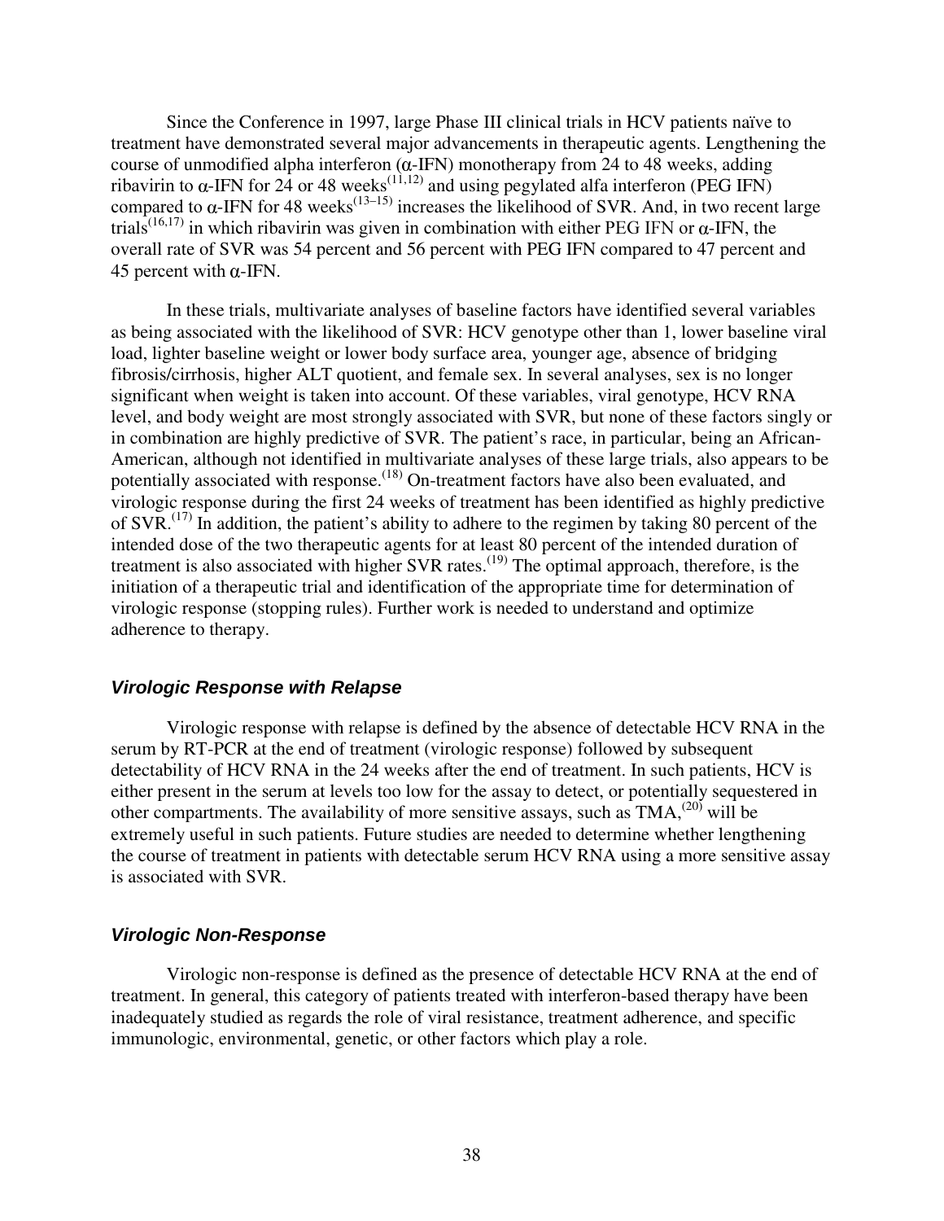Since the Conference in 1997, large Phase III clinical trials in HCV patients naïve to treatment have demonstrated several major advancements in therapeutic agents. Lengthening the course of unmodified alpha interferon ($\alpha$-IFN) monotherapy from 24 to 48 weeks, adding ribavirin to $\alpha$-IFN for 24 or 48 weeks[11,12] and using pegylated alfa interferon (PEG IFN) compared to $\alpha$-IFN for 48 weeks[13–15] increases the likelihood of SVR. And, in two recent large trials[16,17] in which ribavirin was given in combination with either PEG IFN or $\alpha$-IFN, the overall rate of SVR was 54 percent and 56 percent with PEG IFN compared to 47 percent and 45 percent with $\alpha$-IFN.

In these trials, multivariate analyses of baseline factors have identified several variables as being associated with the likelihood of SVR: HCV genotype other than 1, lower baseline viral load, lighter baseline weight or lower body surface area, younger age, absence of bridging fibrosis/cirrhosis, higher ALT quotient, and female sex. In several analyses, sex is no longer significant when weight is taken into account. Of these variables, viral genotype, HCV RNA level, and body weight are most strongly associated with SVR, but none of these factors singly or in combination are highly predictive of SVR. The patient's race, in particular, being an African-American, although not identified in multivariate analyses of these large trials, also appears to be potentially associated with response.[18] On-treatment factors have also been evaluated, and virologic response during the first 24 weeks of treatment has been identified as highly predictive of SVR.[17] In addition, the patient's ability to adhere to the regimen by taking 80 percent of the intended dose of the two therapeutic agents for at least 80 percent of the intended duration of treatment is also associated with higher SVR rates.[19] The optimal approach, therefore, is the initiation of a therapeutic trial and identification of the appropriate time for determination of virologic response (stopping rules). Further work is needed to understand and optimize adherence to therapy.

### *Virologic Response with Relapse*

Virologic response with relapse is defined by the absence of detectable HCV RNA in the serum by RT-PCR at the end of treatment (virologic response) followed by subsequent detectability of HCV RNA in the 24 weeks after the end of treatment. In such patients, HCV is either present in the serum at levels too low for the assay to detect, or potentially sequestered in other compartments. The availability of more sensitive assays, such as TMA,[20] will be extremely useful in such patients. Future studies are needed to determine whether lengthening the course of treatment in patients with detectable serum HCV RNA using a more sensitive assay is associated with SVR.

### *Virologic Non-Response*

Virologic non-response is defined as the presence of detectable HCV RNA at the end of treatment. In general, this category of patients treated with interferon-based therapy have been inadequately studied as regards the role of viral resistance, treatment adherence, and specific immunologic, environmental, genetic, or other factors which play a role.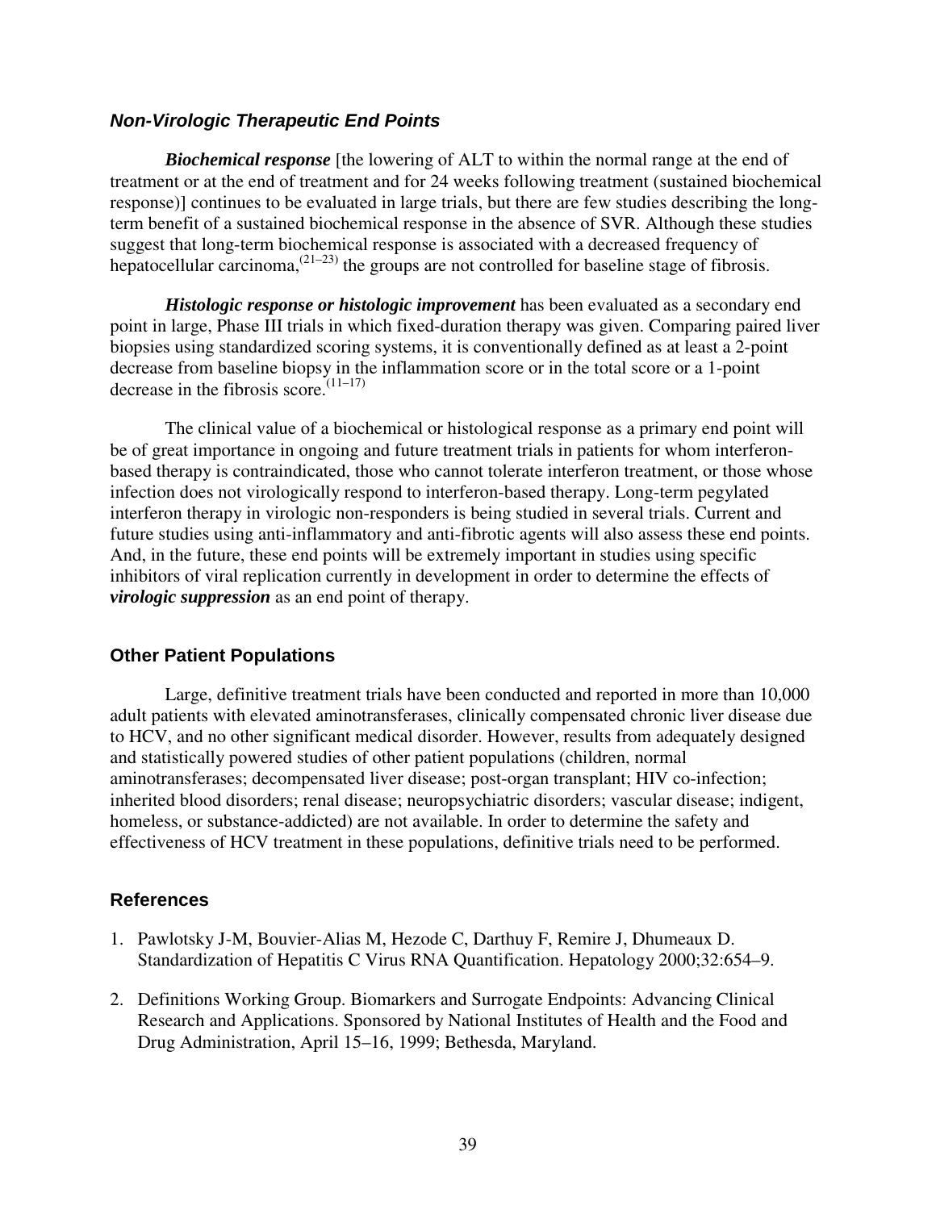### *Non-Virologic Therapeutic End Points*

***Biochemical response*** [the lowering of ALT to within the normal range at the end of treatment or at the end of treatment and for 24 weeks following treatment (sustained biochemical response)] continues to be evaluated in large trials, but there are few studies describing the long-term benefit of a sustained biochemical response in the absence of SVR. Although these studies suggest that long-term biochemical response is associated with a decreased frequency of hepatocellular carcinoma,[21–23] the groups are not controlled for baseline stage of fibrosis.

***Histologic response or histologic improvement*** has been evaluated as a secondary end point in large, Phase III trials in which fixed-duration therapy was given. Comparing paired liver biopsies using standardized scoring systems, it is conventionally defined as at least a 2-point decrease from baseline biopsy in the inflammation score or in the total score or a 1-point decrease in the fibrosis score.[11–17]

The clinical value of a biochemical or histological response as a primary end point will be of great importance in ongoing and future treatment trials in patients for whom interferon-based therapy is contraindicated, those who cannot tolerate interferon treatment, or those whose infection does not virologically respond to interferon-based therapy. Long-term pegylated interferon therapy in virologic non-responders is being studied in several trials. Current and future studies using anti-inflammatory and anti-fibrotic agents will also assess these end points. And, in the future, these end points will be extremely important in studies using specific inhibitors of viral replication currently in development in order to determine the effects of ***virologic suppression*** as an end point of therapy.

### Other Patient Populations

Large, definitive treatment trials have been conducted and reported in more than 10,000 adult patients with elevated aminotransferases, clinically compensated chronic liver disease due to HCV, and no other significant medical disorder. However, results from adequately designed and statistically powered studies of other patient populations (children, normal aminotransferases; decompensated liver disease; post-organ transplant; HIV co-infection; inherited blood disorders; renal disease; neuropsychiatric disorders; vascular disease; indigent, homeless, or substance-addicted) are not available. In order to determine the safety and effectiveness of HCV treatment in these populations, definitive trials need to be performed.

### References

1. Pawlotsky J-M, Bouvier-Alias M, Hezode C, Darthuy F, Remire J, Dhumeaux D. Standardization of Hepatitis C Virus RNA Quantification. Hepatology 2000;32:654–9.

2. Definitions Working Group. Biomarkers and Surrogate Endpoints: Advancing Clinical Research and Applications. Sponsored by National Institutes of Health and the Food and Drug Administration, April 15–16, 1999; Bethesda, Maryland.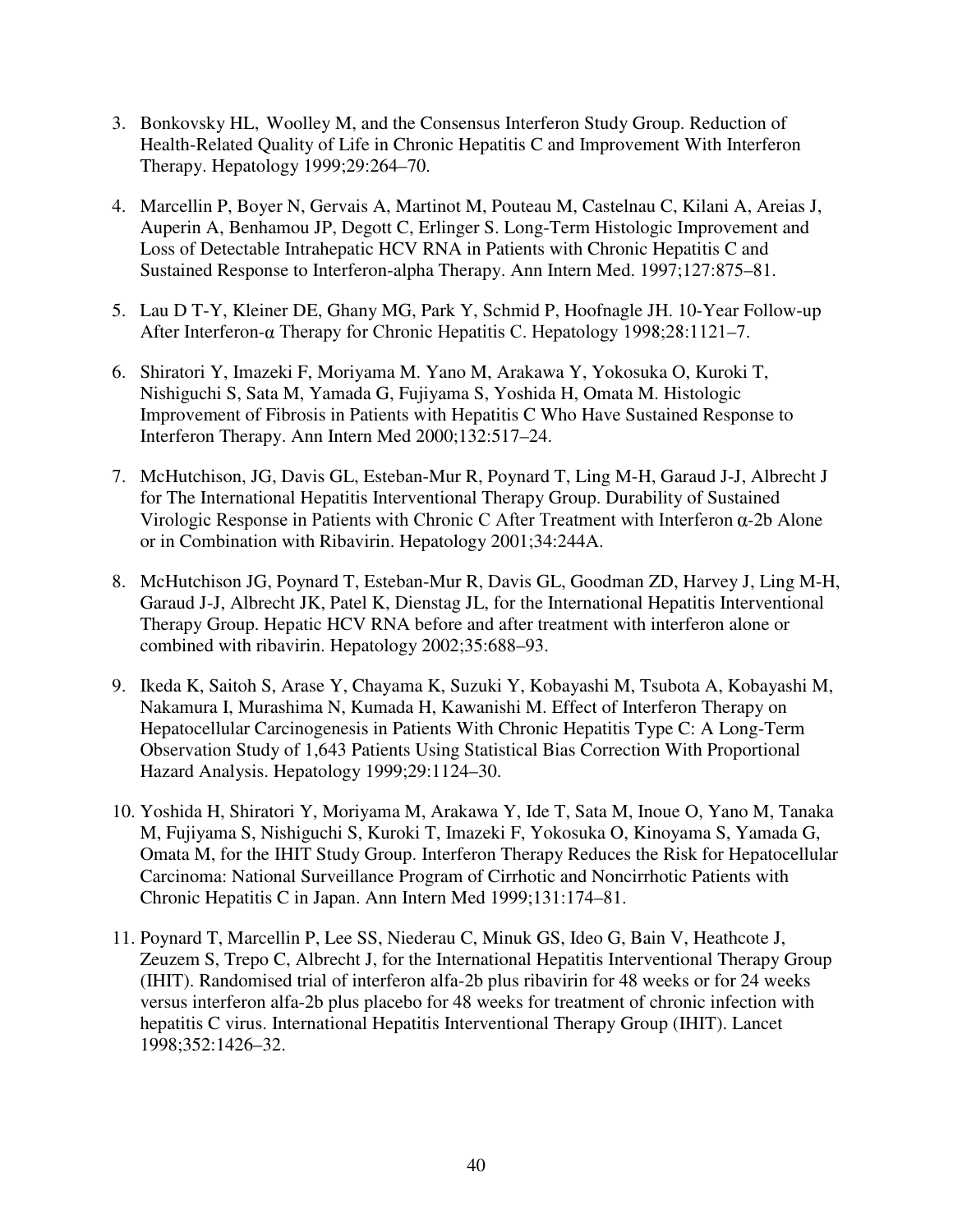3. Bonkovsky HL, Woolley M, and the Consensus Interferon Study Group. Reduction of Health-Related Quality of Life in Chronic Hepatitis C and Improvement With Interferon Therapy. Hepatology 1999;29:264–70.

4. Marcellin P, Boyer N, Gervais A, Martinot M, Pouteau M, Castelnau C, Kilani A, Areias J, Auperin A, Benhamou JP, Degott C, Erlinger S. Long-Term Histologic Improvement and Loss of Detectable Intrahepatic HCV RNA in Patients with Chronic Hepatitis C and Sustained Response to Interferon-alpha Therapy. Ann Intern Med. 1997;127:875–81.

5. Lau D T-Y, Kleiner DE, Ghany MG, Park Y, Schmid P, Hoofnagle JH. 10-Year Follow-up After Interferon-α Therapy for Chronic Hepatitis C. Hepatology 1998;28:1121–7.

6. Shiratori Y, Imazeki F, Moriyama M. Yano M, Arakawa Y, Yokosuka O, Kuroki T, Nishiguchi S, Sata M, Yamada G, Fujiyama S, Yoshida H, Omata M. Histologic Improvement of Fibrosis in Patients with Hepatitis C Who Have Sustained Response to Interferon Therapy. Ann Intern Med 2000;132:517–24.

7. McHutchison, JG, Davis GL, Esteban-Mur R, Poynard T, Ling M-H, Garaud J-J, Albrecht J for The International Hepatitis Interventional Therapy Group. Durability of Sustained Virologic Response in Patients with Chronic C After Treatment with Interferon α-2b Alone or in Combination with Ribavirin. Hepatology 2001;34:244A.

8. McHutchison JG, Poynard T, Esteban-Mur R, Davis GL, Goodman ZD, Harvey J, Ling M-H, Garaud J-J, Albrecht JK, Patel K, Dienstag JL, for the International Hepatitis Interventional Therapy Group. Hepatic HCV RNA before and after treatment with interferon alone or combined with ribavirin. Hepatology 2002;35:688–93.

9. Ikeda K, Saitoh S, Arase Y, Chayama K, Suzuki Y, Kobayashi M, Tsubota A, Kobayashi M, Nakamura I, Murashima N, Kumada H, Kawanishi M. Effect of Interferon Therapy on Hepatocellular Carcinogenesis in Patients With Chronic Hepatitis Type C: A Long-Term Observation Study of 1,643 Patients Using Statistical Bias Correction With Proportional Hazard Analysis. Hepatology 1999;29:1124–30.

10. Yoshida H, Shiratori Y, Moriyama M, Arakawa Y, Ide T, Sata M, Inoue O, Yano M, Tanaka M, Fujiyama S, Nishiguchi S, Kuroki T, Imazeki F, Yokosuka O, Kinoyama S, Yamada G, Omata M, for the IHIT Study Group. Interferon Therapy Reduces the Risk for Hepatocellular Carcinoma: National Surveillance Program of Cirrhotic and Noncirrhotic Patients with Chronic Hepatitis C in Japan. Ann Intern Med 1999;131:174–81.

11. Poynard T, Marcellin P, Lee SS, Niederau C, Minuk GS, Ideo G, Bain V, Heathcote J, Zeuzem S, Trepo C, Albrecht J, for the International Hepatitis Interventional Therapy Group (IHIT). Randomised trial of interferon alfa-2b plus ribavirin for 48 weeks or for 24 weeks versus interferon alfa-2b plus placebo for 48 weeks for treatment of chronic infection with hepatitis C virus. International Hepatitis Interventional Therapy Group (IHIT). Lancet 1998;352:1426–32.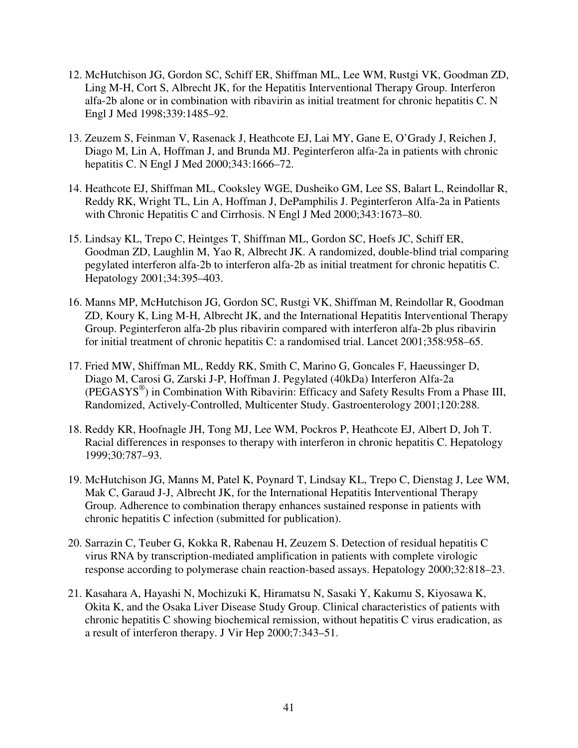12. McHutchison JG, Gordon SC, Schiff ER, Shiffman ML, Lee WM, Rustgi VK, Goodman ZD, Ling M-H, Cort S, Albrecht JK, for the Hepatitis Interventional Therapy Group. Interferon alfa-2b alone or in combination with ribavirin as initial treatment for chronic hepatitis C. N Engl J Med 1998;339:1485–92.

13. Zeuzem S, Feinman V, Rasenack J, Heathcote EJ, Lai MY, Gane E, O'Grady J, Reichen J, Diago M, Lin A, Hoffman J, and Brunda MJ. Peginterferon alfa-2a in patients with chronic hepatitis C. N Engl J Med 2000;343:1666–72.

14. Heathcote EJ, Shiffman ML, Cooksley WGE, Dusheiko GM, Lee SS, Balart L, Reindollar R, Reddy RK, Wright TL, Lin A, Hoffman J, DePamphilis J. Peginterferon Alfa-2a in Patients with Chronic Hepatitis C and Cirrhosis. N Engl J Med 2000;343:1673–80.

15. Lindsay KL, Trepo C, Heintges T, Shiffman ML, Gordon SC, Hoefs JC, Schiff ER, Goodman ZD, Laughlin M, Yao R, Albrecht JK. A randomized, double-blind trial comparing pegylated interferon alfa-2b to interferon alfa-2b as initial treatment for chronic hepatitis C. Hepatology 2001;34:395–403.

16. Manns MP, McHutchison JG, Gordon SC, Rustgi VK, Shiffman M, Reindollar R, Goodman ZD, Koury K, Ling M-H, Albrecht JK, and the International Hepatitis Interventional Therapy Group. Peginterferon alfa-2b plus ribavirin compared with interferon alfa-2b plus ribavirin for initial treatment of chronic hepatitis C: a randomised trial. Lancet 2001;358:958–65.

17. Fried MW, Shiffman ML, Reddy RK, Smith C, Marino G, Goncales F, Haeussinger D, Diago M, Carosi G, Zarski J-P, Hoffman J. Pegylated (40kDa) Interferon Alfa-2a (PEGASYS®) in Combination With Ribavirin: Efficacy and Safety Results From a Phase III, Randomized, Actively-Controlled, Multicenter Study. Gastroenterology 2001;120:288.

18. Reddy KR, Hoofnagle JH, Tong MJ, Lee WM, Pockros P, Heathcote EJ, Albert D, Joh T. Racial differences in responses to therapy with interferon in chronic hepatitis C. Hepatology 1999;30:787–93.

19. McHutchison JG, Manns M, Patel K, Poynard T, Lindsay KL, Trepo C, Dienstag J, Lee WM, Mak C, Garaud J-J, Albrecht JK, for the International Hepatitis Interventional Therapy Group. Adherence to combination therapy enhances sustained response in patients with chronic hepatitis C infection (submitted for publication).

20. Sarrazin C, Teuber G, Kokka R, Rabenau H, Zeuzem S. Detection of residual hepatitis C virus RNA by transcription-mediated amplification in patients with complete virologic response according to polymerase chain reaction-based assays. Hepatology 2000;32:818–23.

21. Kasahara A, Hayashi N, Mochizuki K, Hiramatsu N, Sasaki Y, Kakumu S, Kiyosawa K, Okita K, and the Osaka Liver Disease Study Group. Clinical characteristics of patients with chronic hepatitis C showing biochemical remission, without hepatitis C virus eradication, as a result of interferon therapy. J Vir Hep 2000;7:343–51.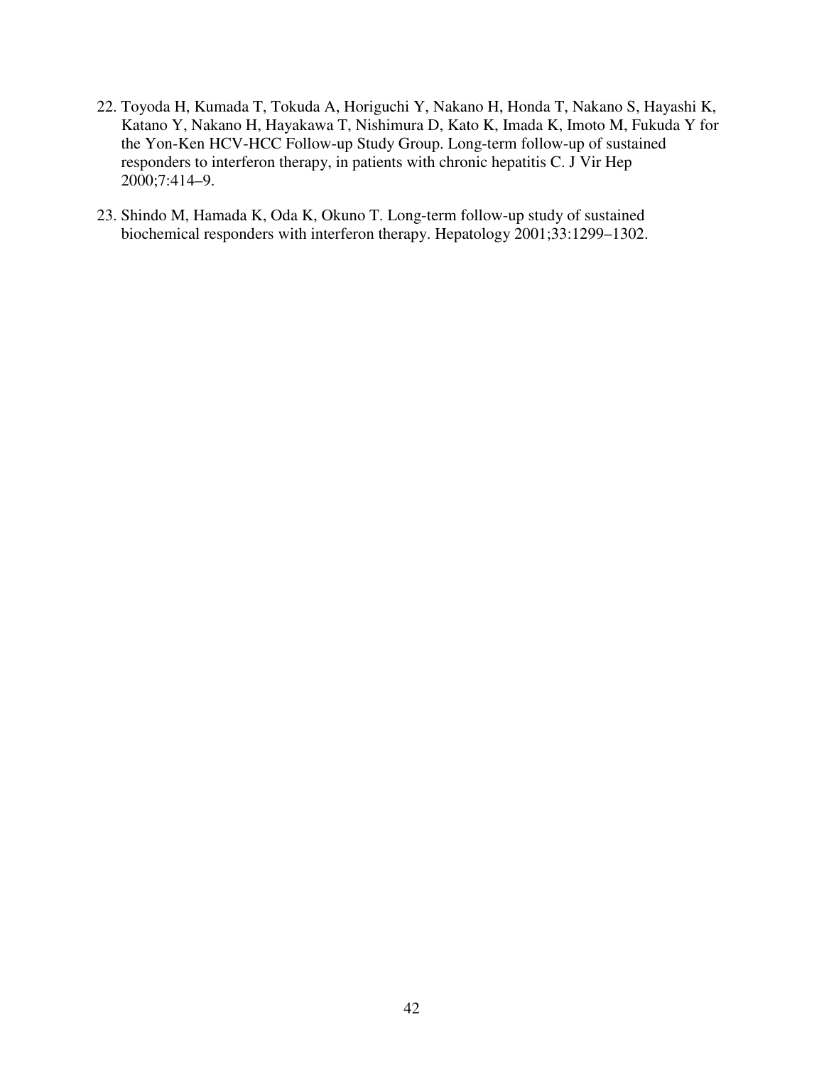22. Toyoda H, Kumada T, Tokuda A, Horiguchi Y, Nakano H, Honda T, Nakano S, Hayashi K, Katano Y, Nakano H, Hayakawa T, Nishimura D, Kato K, Imada K, Imoto M, Fukuda Y for the Yon-Ken HCV-HCC Follow-up Study Group. Long-term follow-up of sustained responders to interferon therapy, in patients with chronic hepatitis C. J Vir Hep 2000;7:414–9.

23. Shindo M, Hamada K, Oda K, Okuno T. Long-term follow-up study of sustained biochemical responders with interferon therapy. Hepatology 2001;33:1299–1302.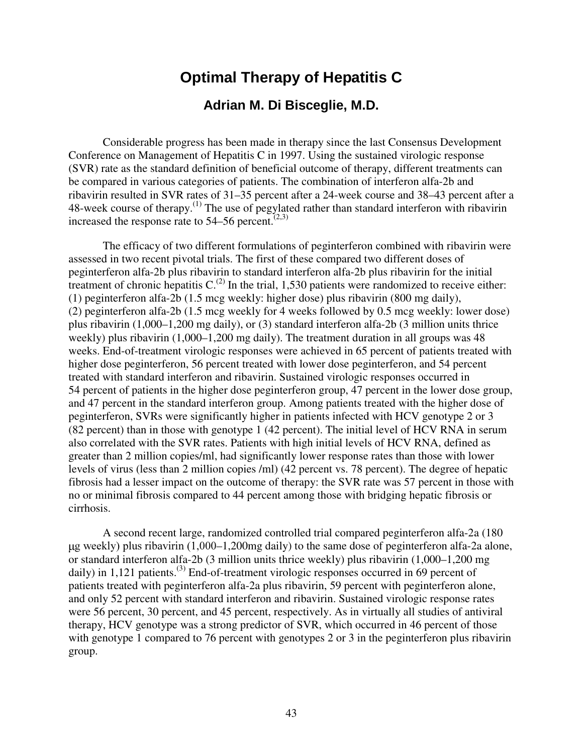# Optimal Therapy of Hepatitis C

## Adrian M. Di Bisceglie, M.D.

Considerable progress has been made in therapy since the last Consensus Development Conference on Management of Hepatitis C in 1997. Using the sustained virologic response (SVR) rate as the standard definition of beneficial outcome of therapy, different treatments can be compared in various categories of patients. The combination of interferon alfa-2b and ribavirin resulted in SVR rates of 31–35 percent after a 24-week course and 38–43 percent after a 48-week course of therapy.[1] The use of pegylated rather than standard interferon with ribavirin increased the response rate to 54–56 percent.[2,3]

The efficacy of two different formulations of peginterferon combined with ribavirin were assessed in two recent pivotal trials. The first of these compared two different doses of peginterferon alfa-2b plus ribavirin to standard interferon alfa-2b plus ribavirin for the initial treatment of chronic hepatitis C.[2] In the trial, 1,530 patients were randomized to receive either: (1) peginterferon alfa-2b (1.5 mcg weekly: higher dose) plus ribavirin (800 mg daily), (2) peginterferon alfa-2b (1.5 mcg weekly for 4 weeks followed by 0.5 mcg weekly: lower dose) plus ribavirin (1,000–1,200 mg daily), or (3) standard interferon alfa-2b (3 million units thrice weekly) plus ribavirin (1,000–1,200 mg daily). The treatment duration in all groups was 48 weeks. End-of-treatment virologic responses were achieved in 65 percent of patients treated with higher dose peginterferon, 56 percent treated with lower dose peginterferon, and 54 percent treated with standard interferon and ribavirin. Sustained virologic responses occurred in 54 percent of patients in the higher dose peginterferon group, 47 percent in the lower dose group, and 47 percent in the standard interferon group. Among patients treated with the higher dose of peginterferon, SVRs were significantly higher in patients infected with HCV genotype 2 or 3 (82 percent) than in those with genotype 1 (42 percent). The initial level of HCV RNA in serum also correlated with the SVR rates. Patients with high initial levels of HCV RNA, defined as greater than 2 million copies/ml, had significantly lower response rates than those with lower levels of virus (less than 2 million copies /ml) (42 percent vs. 78 percent). The degree of hepatic fibrosis had a lesser impact on the outcome of therapy: the SVR rate was 57 percent in those with no or minimal fibrosis compared to 44 percent among those with bridging hepatic fibrosis or cirrhosis.

A second recent large, randomized controlled trial compared peginterferon alfa-2a (180 μg weekly) plus ribavirin (1,000–1,200mg daily) to the same dose of peginterferon alfa-2a alone, or standard interferon alfa-2b (3 million units thrice weekly) plus ribavirin (1,000–1,200 mg daily) in 1,121 patients.[3] End-of-treatment virologic responses occurred in 69 percent of patients treated with peginterferon alfa-2a plus ribavirin, 59 percent with peginterferon alone, and only 52 percent with standard interferon and ribavirin. Sustained virologic response rates were 56 percent, 30 percent, and 45 percent, respectively. As in virtually all studies of antiviral therapy, HCV genotype was a strong predictor of SVR, which occurred in 46 percent of those with genotype 1 compared to 76 percent with genotypes 2 or 3 in the peginterferon plus ribavirin group.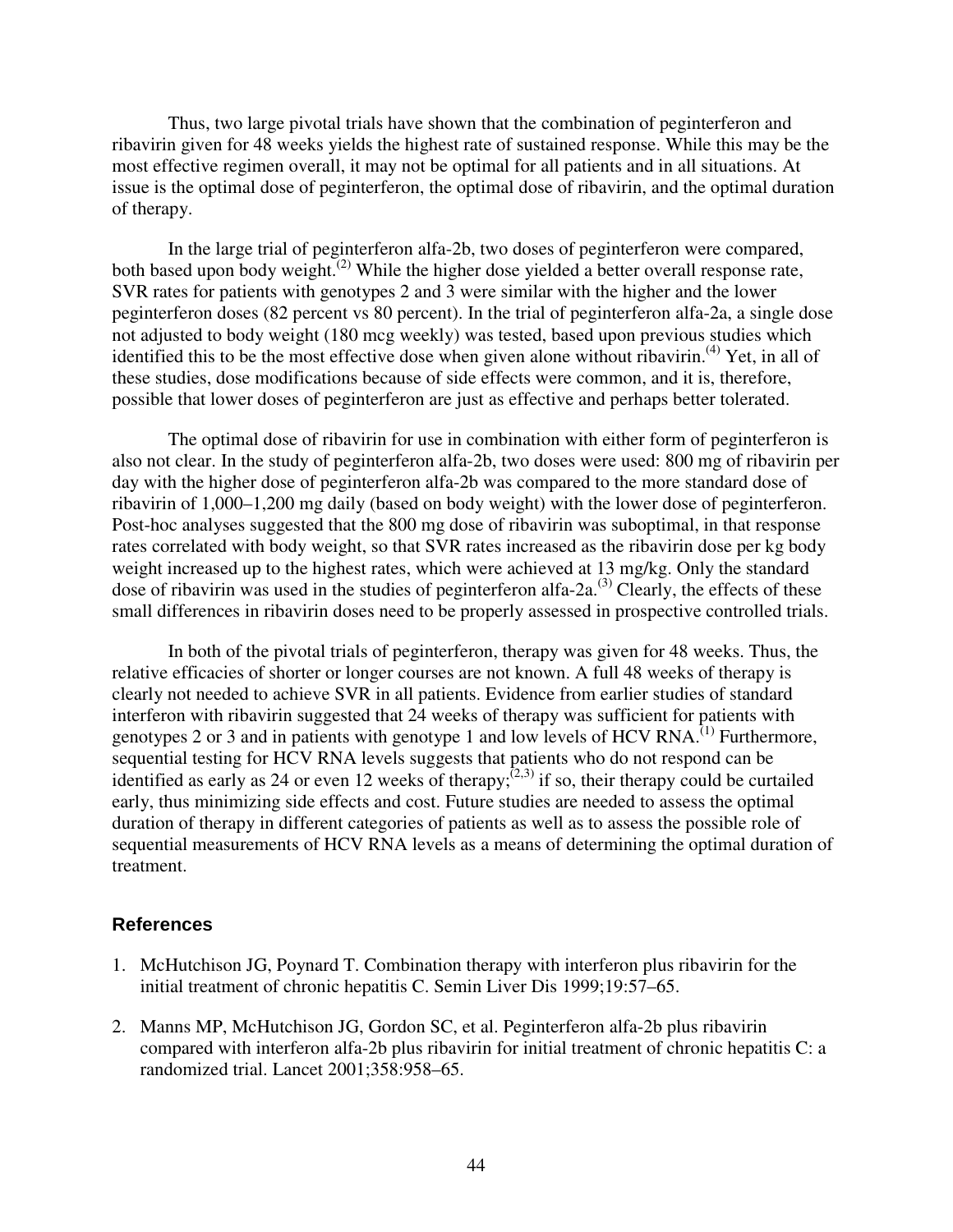Thus, two large pivotal trials have shown that the combination of peginterferon and ribavirin given for 48 weeks yields the highest rate of sustained response. While this may be the most effective regimen overall, it may not be optimal for all patients and in all situations. At issue is the optimal dose of peginterferon, the optimal dose of ribavirin, and the optimal duration of therapy.

In the large trial of peginterferon alfa-2b, two doses of peginterferon were compared, both based upon body weight.[2] While the higher dose yielded a better overall response rate, SVR rates for patients with genotypes 2 and 3 were similar with the higher and the lower peginterferon doses (82 percent vs 80 percent). In the trial of peginterferon alfa-2a, a single dose not adjusted to body weight (180 mcg weekly) was tested, based upon previous studies which identified this to be the most effective dose when given alone without ribavirin.[4] Yet, in all of these studies, dose modifications because of side effects were common, and it is, therefore, possible that lower doses of peginterferon are just as effective and perhaps better tolerated.

The optimal dose of ribavirin for use in combination with either form of peginterferon is also not clear. In the study of peginterferon alfa-2b, two doses were used: 800 mg of ribavirin per day with the higher dose of peginterferon alfa-2b was compared to the more standard dose of ribavirin of 1,000–1,200 mg daily (based on body weight) with the lower dose of peginterferon. Post-hoc analyses suggested that the 800 mg dose of ribavirin was suboptimal, in that response rates correlated with body weight, so that SVR rates increased as the ribavirin dose per kg body weight increased up to the highest rates, which were achieved at 13 mg/kg. Only the standard dose of ribavirin was used in the studies of peginterferon alfa-2a.[3] Clearly, the effects of these small differences in ribavirin doses need to be properly assessed in prospective controlled trials.

In both of the pivotal trials of peginterferon, therapy was given for 48 weeks. Thus, the relative efficacies of shorter or longer courses are not known. A full 48 weeks of therapy is clearly not needed to achieve SVR in all patients. Evidence from earlier studies of standard interferon with ribavirin suggested that 24 weeks of therapy was sufficient for patients with genotypes 2 or 3 and in patients with genotype 1 and low levels of HCV RNA.[1] Furthermore, sequential testing for HCV RNA levels suggests that patients who do not respond can be identified as early as 24 or even 12 weeks of therapy;[2,3] if so, their therapy could be curtailed early, thus minimizing side effects and cost. Future studies are needed to assess the optimal duration of therapy in different categories of patients as well as to assess the possible role of sequential measurements of HCV RNA levels as a means of determining the optimal duration of treatment.

### References

1. McHutchison JG, Poynard T. Combination therapy with interferon plus ribavirin for the initial treatment of chronic hepatitis C. Semin Liver Dis 1999;19:57–65.

2. Manns MP, McHutchison JG, Gordon SC, et al. Peginterferon alfa-2b plus ribavirin compared with interferon alfa-2b plus ribavirin for initial treatment of chronic hepatitis C: a randomized trial. Lancet 2001;358:958–65.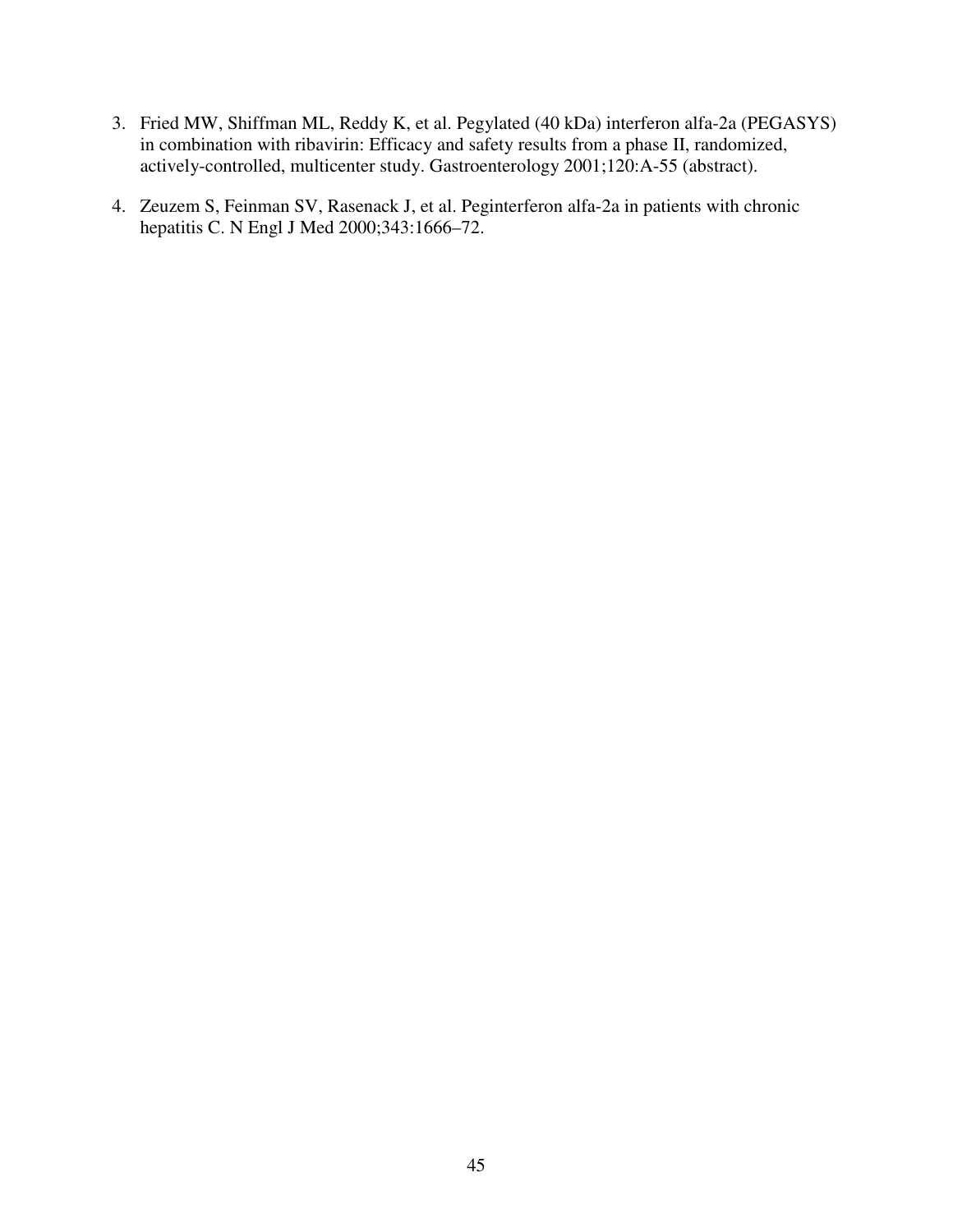3. Fried MW, Shiffman ML, Reddy K, et al. Pegylated (40 kDa) interferon alfa-2a (PEGASYS) in combination with ribavirin: Efficacy and safety results from a phase II, randomized, actively-controlled, multicenter study. Gastroenterology 2001;120:A-55 (abstract).

4. Zeuzem S, Feinman SV, Rasenack J, et al. Peginterferon alfa-2a in patients with chronic hepatitis C. N Engl J Med 2000;343:1666–72.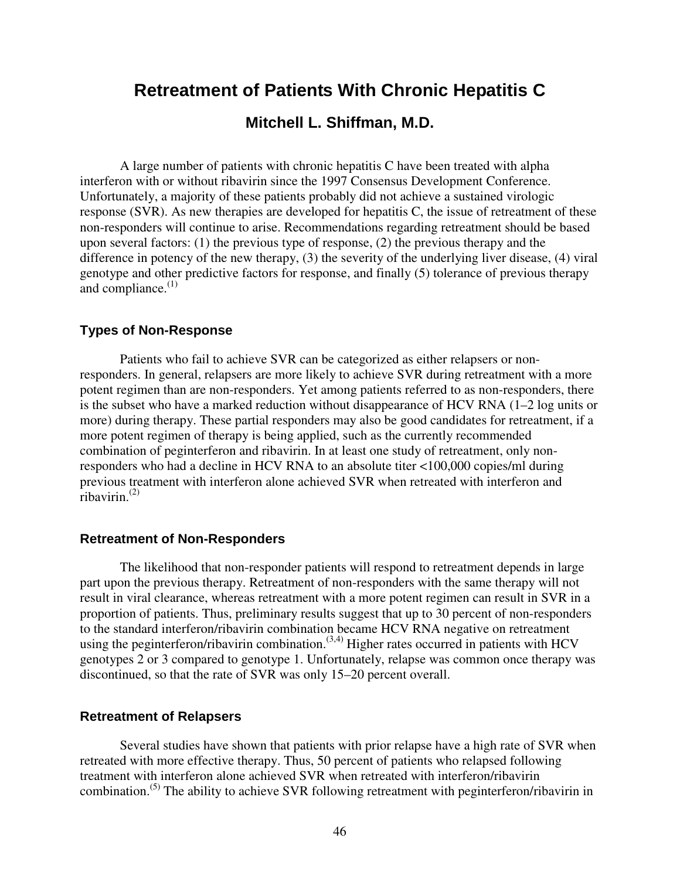# Retreatment of Patients With Chronic Hepatitis C

## Mitchell L. Shiffman, M.D.

A large number of patients with chronic hepatitis C have been treated with alpha interferon with or without ribavirin since the 1997 Consensus Development Conference. Unfortunately, a majority of these patients probably did not achieve a sustained virologic response (SVR). As new therapies are developed for hepatitis C, the issue of retreatment of these non-responders will continue to arise. Recommendations regarding retreatment should be based upon several factors: (1) the previous type of response, (2) the previous therapy and the difference in potency of the new therapy, (3) the severity of the underlying liver disease, (4) viral genotype and other predictive factors for response, and finally (5) tolerance of previous therapy and compliance.[1]

### Types of Non-Response

Patients who fail to achieve SVR can be categorized as either relapsers or non-responders. In general, relapsers are more likely to achieve SVR during retreatment with a more potent regimen than are non-responders. Yet among patients referred to as non-responders, there is the subset who have a marked reduction without disappearance of HCV RNA (1–2 log units or more) during therapy. These partial responders may also be good candidates for retreatment, if a more potent regimen of therapy is being applied, such as the currently recommended combination of peginterferon and ribavirin. In at least one study of retreatment, only non-responders who had a decline in HCV RNA to an absolute titer <100,000 copies/ml during previous treatment with interferon alone achieved SVR when retreated with interferon and ribavirin.[2]

### Retreatment of Non-Responders

The likelihood that non-responder patients will respond to retreatment depends in large part upon the previous therapy. Retreatment of non-responders with the same therapy will not result in viral clearance, whereas retreatment with a more potent regimen can result in SVR in a proportion of patients. Thus, preliminary results suggest that up to 30 percent of non-responders to the standard interferon/ribavirin combination became HCV RNA negative on retreatment using the peginterferon/ribavirin combination.[3,4] Higher rates occurred in patients with HCV genotypes 2 or 3 compared to genotype 1. Unfortunately, relapse was common once therapy was discontinued, so that the rate of SVR was only 15–20 percent overall.

### Retreatment of Relapsers

Several studies have shown that patients with prior relapse have a high rate of SVR when retreated with more effective therapy. Thus, 50 percent of patients who relapsed following treatment with interferon alone achieved SVR when retreated with interferon/ribavirin combination.[5] The ability to achieve SVR following retreatment with peginterferon/ribavirin in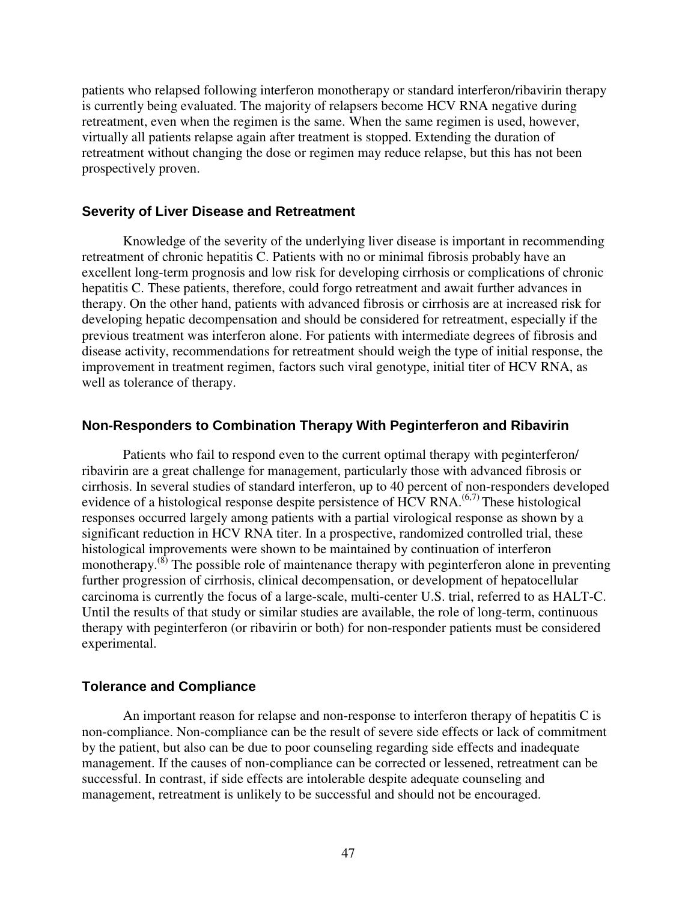patients who relapsed following interferon monotherapy or standard interferon/ribavirin therapy is currently being evaluated. The majority of relapsers become HCV RNA negative during retreatment, even when the regimen is the same. When the same regimen is used, however, virtually all patients relapse again after treatment is stopped. Extending the duration of retreatment without changing the dose or regimen may reduce relapse, but this has not been prospectively proven.

### Severity of Liver Disease and Retreatment

Knowledge of the severity of the underlying liver disease is important in recommending retreatment of chronic hepatitis C. Patients with no or minimal fibrosis probably have an excellent long-term prognosis and low risk for developing cirrhosis or complications of chronic hepatitis C. These patients, therefore, could forgo retreatment and await further advances in therapy. On the other hand, patients with advanced fibrosis or cirrhosis are at increased risk for developing hepatic decompensation and should be considered for retreatment, especially if the previous treatment was interferon alone. For patients with intermediate degrees of fibrosis and disease activity, recommendations for retreatment should weigh the type of initial response, the improvement in treatment regimen, factors such viral genotype, initial titer of HCV RNA, as well as tolerance of therapy.

### Non-Responders to Combination Therapy With Peginterferon and Ribavirin

Patients who fail to respond even to the current optimal therapy with peginterferon/ ribavirin are a great challenge for management, particularly those with advanced fibrosis or cirrhosis. In several studies of standard interferon, up to 40 percent of non-responders developed evidence of a histological response despite persistence of HCV RNA.[6,7] These histological responses occurred largely among patients with a partial virological response as shown by a significant reduction in HCV RNA titer. In a prospective, randomized controlled trial, these histological improvements were shown to be maintained by continuation of interferon monotherapy.[8] The possible role of maintenance therapy with peginterferon alone in preventing further progression of cirrhosis, clinical decompensation, or development of hepatocellular carcinoma is currently the focus of a large-scale, multi-center U.S. trial, referred to as HALT-C. Until the results of that study or similar studies are available, the role of long-term, continuous therapy with peginterferon (or ribavirin or both) for non-responder patients must be considered experimental.

### Tolerance and Compliance

An important reason for relapse and non-response to interferon therapy of hepatitis C is non-compliance. Non-compliance can be the result of severe side effects or lack of commitment by the patient, but also can be due to poor counseling regarding side effects and inadequate management. If the causes of non-compliance can be corrected or lessened, retreatment can be successful. In contrast, if side effects are intolerable despite adequate counseling and management, retreatment is unlikely to be successful and should not be encouraged.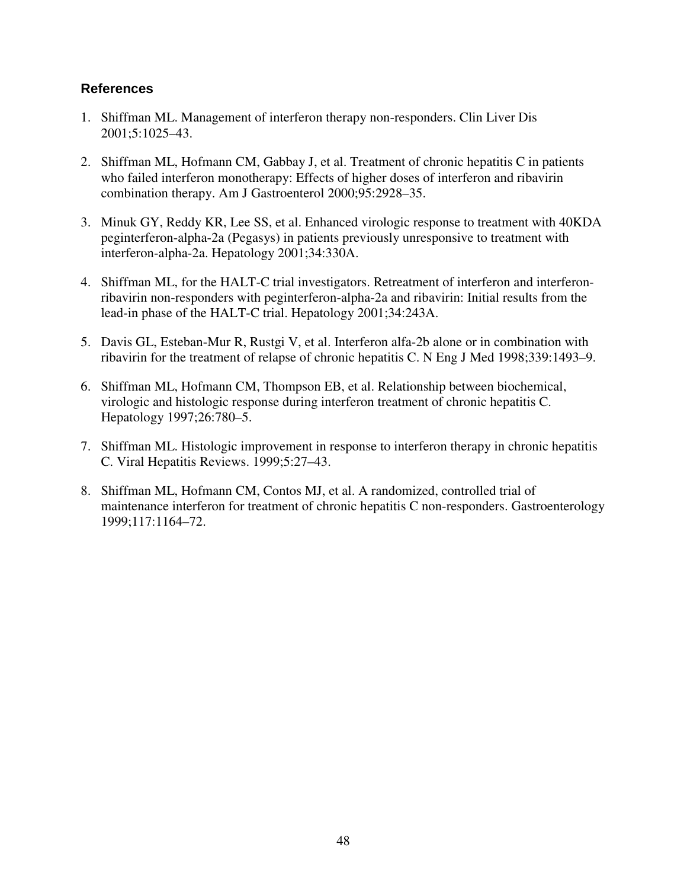## References

1. Shiffman ML. Management of interferon therapy non-responders. Clin Liver Dis 2001;5:1025–43.

2. Shiffman ML, Hofmann CM, Gabbay J, et al. Treatment of chronic hepatitis C in patients who failed interferon monotherapy: Effects of higher doses of interferon and ribavirin combination therapy. Am J Gastroenterol 2000;95:2928–35.

3. Minuk GY, Reddy KR, Lee SS, et al. Enhanced virologic response to treatment with 40KDA peginterferon-alpha-2a (Pegasys) in patients previously unresponsive to treatment with interferon-alpha-2a. Hepatology 2001;34:330A.

4. Shiffman ML, for the HALT-C trial investigators. Retreatment of interferon and interferon-ribavirin non-responders with peginterferon-alpha-2a and ribavirin: Initial results from the lead-in phase of the HALT-C trial. Hepatology 2001;34:243A.

5. Davis GL, Esteban-Mur R, Rustgi V, et al. Interferon alfa-2b alone or in combination with ribavirin for the treatment of relapse of chronic hepatitis C. N Eng J Med 1998;339:1493–9.

6. Shiffman ML, Hofmann CM, Thompson EB, et al. Relationship between biochemical, virologic and histologic response during interferon treatment of chronic hepatitis C. Hepatology 1997;26:780–5.

7. Shiffman ML. Histologic improvement in response to interferon therapy in chronic hepatitis C. Viral Hepatitis Reviews. 1999;5:27–43.

8. Shiffman ML, Hofmann CM, Contos MJ, et al. A randomized, controlled trial of maintenance interferon for treatment of chronic hepatitis C non-responders. Gastroenterology 1999;117:1164–72.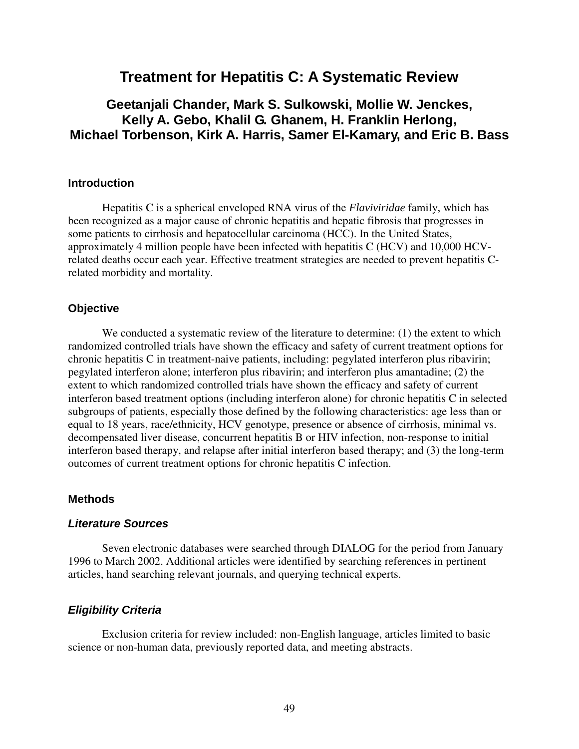# Treatment for Hepatitis C: A Systematic Review

## Geetanjali Chander, Mark S. Sulkowski, Mollie W. Jenckes, Kelly A. Gebo, Khalil G. Ghanem, H. Franklin Herlong, Michael Torbenson, Kirk A. Harris, Samer El-Kamary, and Eric B. Bass

### Introduction

Hepatitis C is a spherical enveloped RNA virus of the *Flaviviridae* family, which has been recognized as a major cause of chronic hepatitis and hepatic fibrosis that progresses in some patients to cirrhosis and hepatocellular carcinoma (HCC). In the United States, approximately 4 million people have been infected with hepatitis C (HCV) and 10,000 HCV-related deaths occur each year. Effective treatment strategies are needed to prevent hepatitis C-related morbidity and mortality.

### Objective

We conducted a systematic review of the literature to determine: (1) the extent to which randomized controlled trials have shown the efficacy and safety of current treatment options for chronic hepatitis C in treatment-naive patients, including: pegylated interferon plus ribavirin; pegylated interferon alone; interferon plus ribavirin; and interferon plus amantadine; (2) the extent to which randomized controlled trials have shown the efficacy and safety of current interferon based treatment options (including interferon alone) for chronic hepatitis C in selected subgroups of patients, especially those defined by the following characteristics: age less than or equal to 18 years, race/ethnicity, HCV genotype, presence or absence of cirrhosis, minimal vs. decompensated liver disease, concurrent hepatitis B or HIV infection, non-response to initial interferon based therapy, and relapse after initial interferon based therapy; and (3) the long-term outcomes of current treatment options for chronic hepatitis C infection.

### Methods

#### *Literature Sources*

Seven electronic databases were searched through DIALOG for the period from January 1996 to March 2002. Additional articles were identified by searching references in pertinent articles, hand searching relevant journals, and querying technical experts.

#### *Eligibility Criteria*

Exclusion criteria for review included: non-English language, articles limited to basic science or non-human data, previously reported data, and meeting abstracts.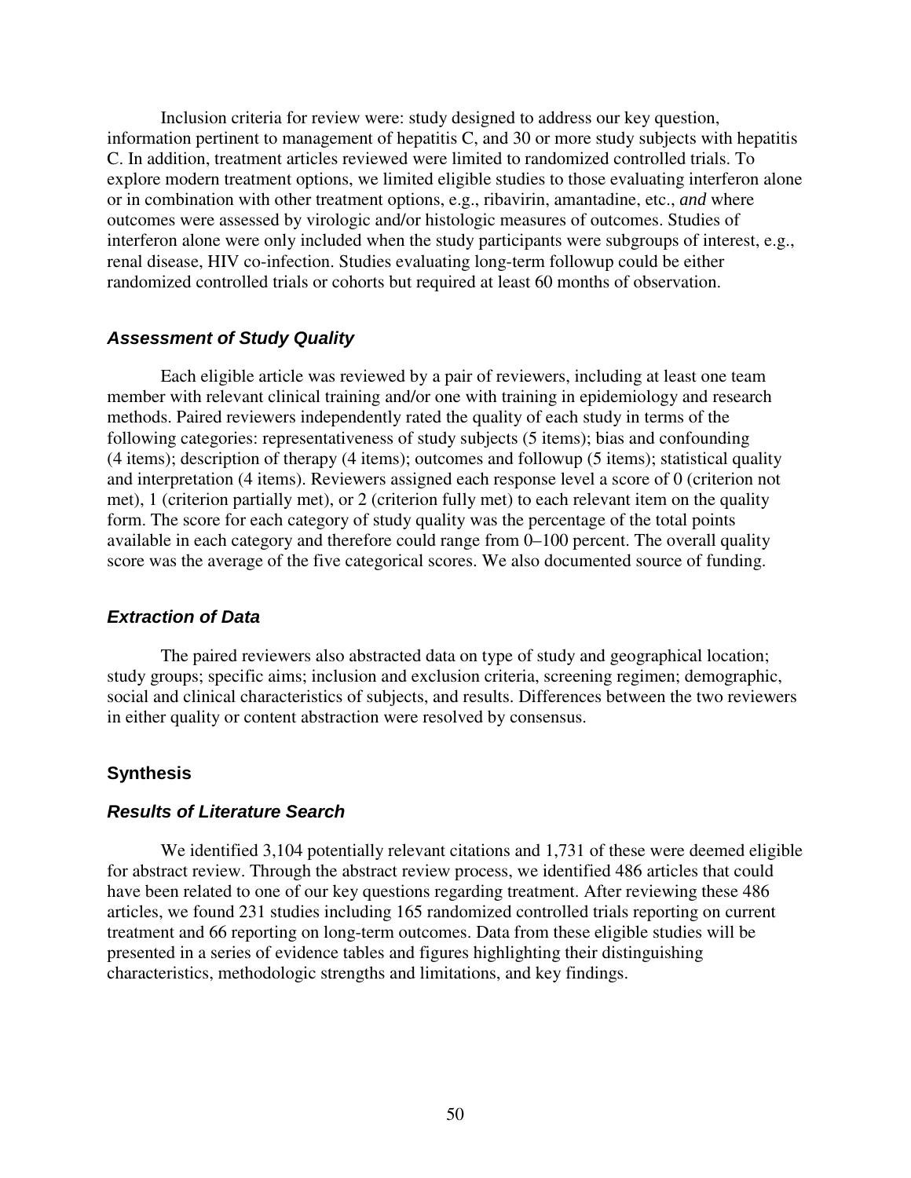Inclusion criteria for review were: study designed to address our key question, information pertinent to management of hepatitis C, and 30 or more study subjects with hepatitis C. In addition, treatment articles reviewed were limited to randomized controlled trials. To explore modern treatment options, we limited eligible studies to those evaluating interferon alone or in combination with other treatment options, e.g., ribavirin, amantadine, etc., *and* where outcomes were assessed by virologic and/or histologic measures of outcomes. Studies of interferon alone were only included when the study participants were subgroups of interest, e.g., renal disease, HIV co-infection. Studies evaluating long-term followup could be either randomized controlled trials or cohorts but required at least 60 months of observation.

### *Assessment of Study Quality*

Each eligible article was reviewed by a pair of reviewers, including at least one team member with relevant clinical training and/or one with training in epidemiology and research methods. Paired reviewers independently rated the quality of each study in terms of the following categories: representativeness of study subjects (5 items); bias and confounding (4 items); description of therapy (4 items); outcomes and followup (5 items); statistical quality and interpretation (4 items). Reviewers assigned each response level a score of 0 (criterion not met), 1 (criterion partially met), or 2 (criterion fully met) to each relevant item on the quality form. The score for each category of study quality was the percentage of the total points available in each category and therefore could range from 0–100 percent. The overall quality score was the average of the five categorical scores. We also documented source of funding.

### *Extraction of Data*

The paired reviewers also abstracted data on type of study and geographical location; study groups; specific aims; inclusion and exclusion criteria, screening regimen; demographic, social and clinical characteristics of subjects, and results. Differences between the two reviewers in either quality or content abstraction were resolved by consensus.

## Synthesis

### *Results of Literature Search*

We identified 3,104 potentially relevant citations and 1,731 of these were deemed eligible for abstract review. Through the abstract review process, we identified 486 articles that could have been related to one of our key questions regarding treatment. After reviewing these 486 articles, we found 231 studies including 165 randomized controlled trials reporting on current treatment and 66 reporting on long-term outcomes. Data from these eligible studies will be presented in a series of evidence tables and figures highlighting their distinguishing characteristics, methodologic strengths and limitations, and key findings.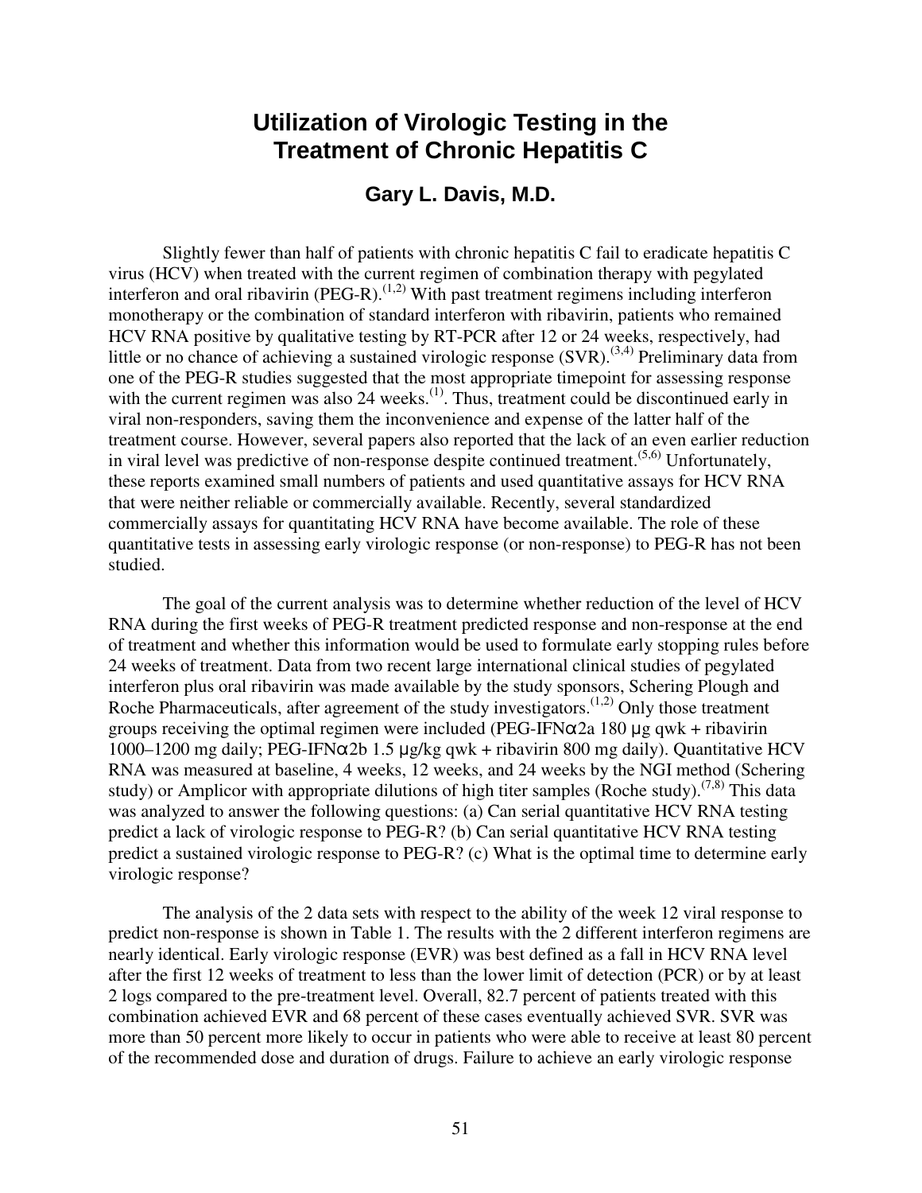# Utilization of Virologic Testing in the Treatment of Chronic Hepatitis C

## Gary L. Davis, M.D.

Slightly fewer than half of patients with chronic hepatitis C fail to eradicate hepatitis C virus (HCV) when treated with the current regimen of combination therapy with pegylated interferon and oral ribavirin (PEG-R).[1,2] With past treatment regimens including interferon monotherapy or the combination of standard interferon with ribavirin, patients who remained HCV RNA positive by qualitative testing by RT-PCR after 12 or 24 weeks, respectively, had little or no chance of achieving a sustained virologic response (SVR).[3,4] Preliminary data from one of the PEG-R studies suggested that the most appropriate timepoint for assessing response with the current regimen was also 24 weeks.[1]. Thus, treatment could be discontinued early in viral non-responders, saving them the inconvenience and expense of the latter half of the treatment course. However, several papers also reported that the lack of an even earlier reduction in viral level was predictive of non-response despite continued treatment.[5,6] Unfortunately, these reports examined small numbers of patients and used quantitative assays for HCV RNA that were neither reliable or commercially available. Recently, several standardized commercially assays for quantitating HCV RNA have become available. The role of these quantitative tests in assessing early virologic response (or non-response) to PEG-R has not been studied.

The goal of the current analysis was to determine whether reduction of the level of HCV RNA during the first weeks of PEG-R treatment predicted response and non-response at the end of treatment and whether this information would be used to formulate early stopping rules before 24 weeks of treatment. Data from two recent large international clinical studies of pegylated interferon plus oral ribavirin was made available by the study sponsors, Schering Plough and Roche Pharmaceuticals, after agreement of the study investigators.[1,2] Only those treatment groups receiving the optimal regimen were included (PEG-IFNα2a 180 μg qwk + ribavirin 1000–1200 mg daily; PEG-IFNα2b 1.5 μg/kg qwk + ribavirin 800 mg daily). Quantitative HCV RNA was measured at baseline, 4 weeks, 12 weeks, and 24 weeks by the NGI method (Schering study) or Amplicor with appropriate dilutions of high titer samples (Roche study).[7,8] This data was analyzed to answer the following questions: (a) Can serial quantitative HCV RNA testing predict a lack of virologic response to PEG-R? (b) Can serial quantitative HCV RNA testing predict a sustained virologic response to PEG-R? (c) What is the optimal time to determine early virologic response?

The analysis of the 2 data sets with respect to the ability of the week 12 viral response to predict non-response is shown in Table 1. The results with the 2 different interferon regimens are nearly identical. Early virologic response (EVR) was best defined as a fall in HCV RNA level after the first 12 weeks of treatment to less than the lower limit of detection (PCR) or by at least 2 logs compared to the pre-treatment level. Overall, 82.7 percent of patients treated with this combination achieved EVR and 68 percent of these cases eventually achieved SVR. SVR was more than 50 percent more likely to occur in patients who were able to receive at least 80 percent of the recommended dose and duration of drugs. Failure to achieve an early virologic response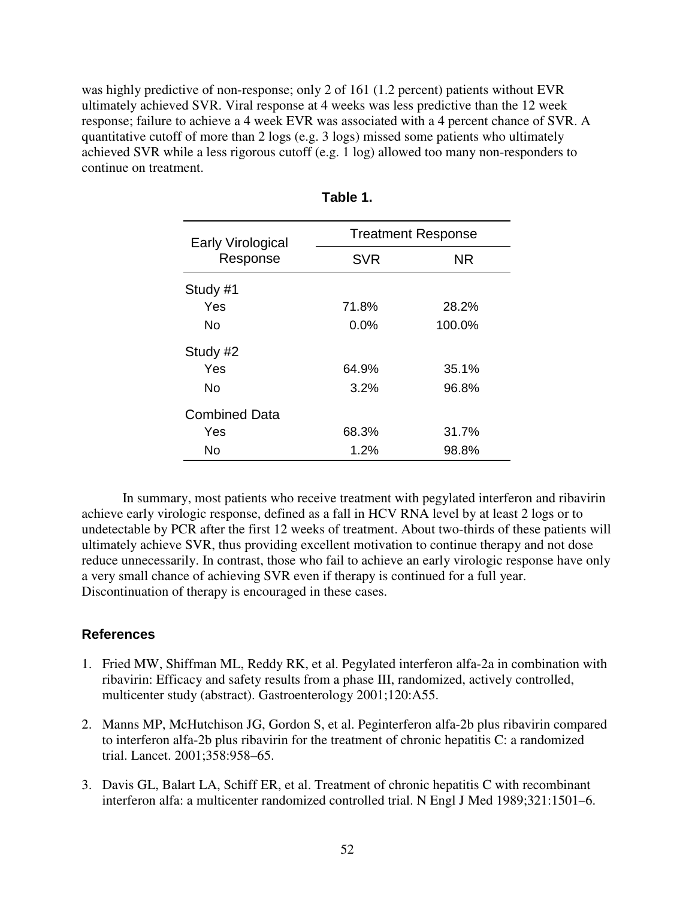was highly predictive of non-response; only 2 of 161 (1.2 percent) patients without EVR ultimately achieved SVR. Viral response at 4 weeks was less predictive than the 12 week response; failure to achieve a 4 week EVR was associated with a 4 percent chance of SVR. A quantitative cutoff of more than 2 logs (e.g. 3 logs) missed some patients who ultimately achieved SVR while a less rigorous cutoff (e.g. 1 log) allowed too many non-responders to continue on treatment.

**Table 1.**

| Early Virological Response | Treatment Response | |
|---|---|---|
| | SVR | NR |
| Study #1 | | |
| Yes | 71.8% | 28.2% |
| No | 0.0% | 100.0% |
| Study #2 | | |
| Yes | 64.9% | 35.1% |
| No | 3.2% | 96.8% |
| Combined Data | | |
| Yes | 68.3% | 31.7% |
| No | 1.2% | 98.8% |

In summary, most patients who receive treatment with pegylated interferon and ribavirin achieve early virologic response, defined as a fall in HCV RNA level by at least 2 logs or to undetectable by PCR after the first 12 weeks of treatment. About two-thirds of these patients will ultimately achieve SVR, thus providing excellent motivation to continue therapy and not dose reduce unnecessarily. In contrast, those who fail to achieve an early virologic response have only a very small chance of achieving SVR even if therapy is continued for a full year. Discontinuation of therapy is encouraged in these cases.

## References

1. Fried MW, Shiffman ML, Reddy RK, et al. Pegylated interferon alfa-2a in combination with ribavirin: Efficacy and safety results from a phase III, randomized, actively controlled, multicenter study (abstract). Gastroenterology 2001;120:A55.
2. Manns MP, McHutchison JG, Gordon S, et al. Peginterferon alfa-2b plus ribavirin compared to interferon alfa-2b plus ribavirin for the treatment of chronic hepatitis C: a randomized trial. Lancet. 2001;358:958–65.
3. Davis GL, Balart LA, Schiff ER, et al. Treatment of chronic hepatitis C with recombinant interferon alfa: a multicenter randomized controlled trial. N Engl J Med 1989;321:1501–6.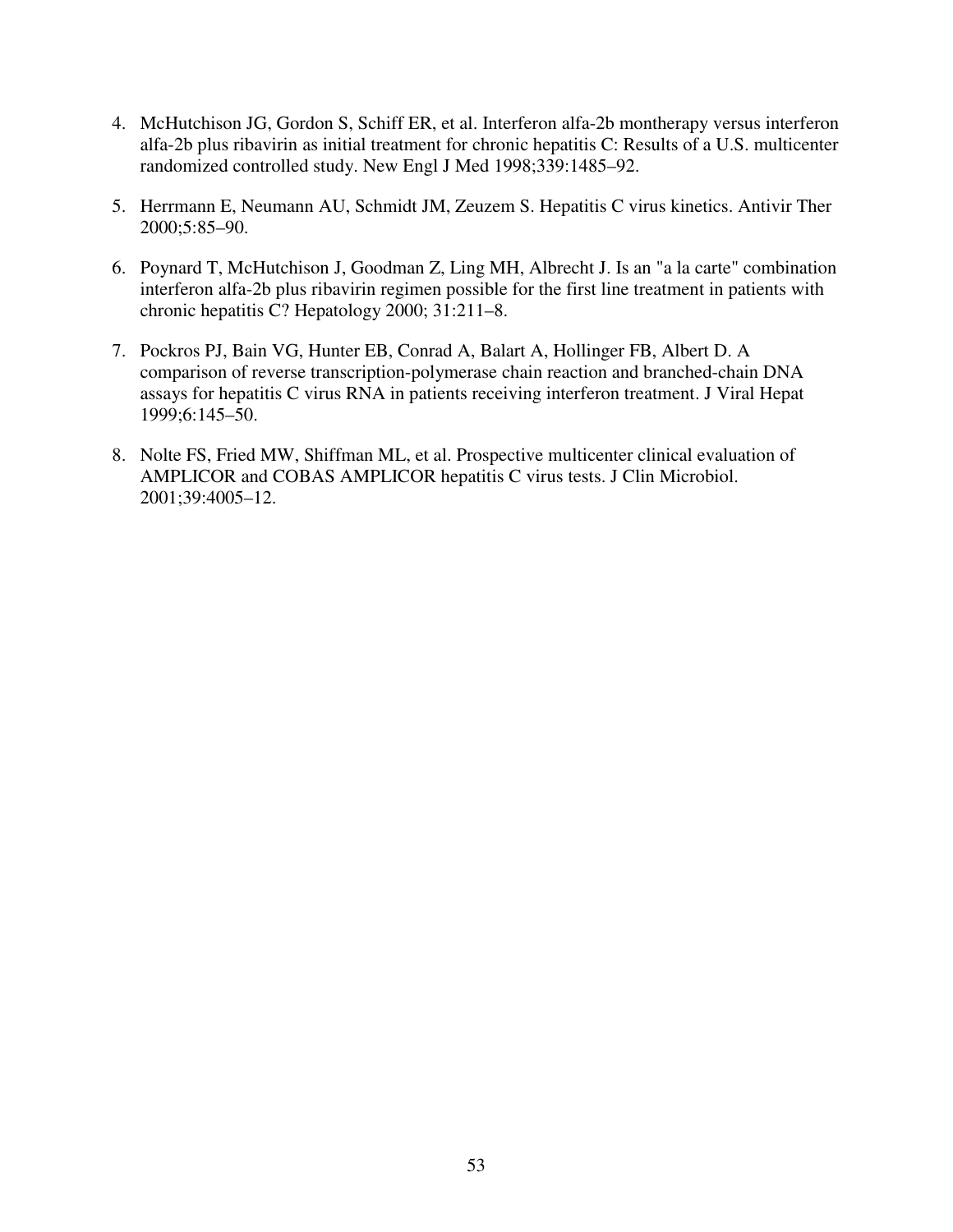4. McHutchison JG, Gordon S, Schiff ER, et al. Interferon alfa-2b montherapy versus interferon alfa-2b plus ribavirin as initial treatment for chronic hepatitis C: Results of a U.S. multicenter randomized controlled study. New Engl J Med 1998;339:1485–92.

5. Herrmann E, Neumann AU, Schmidt JM, Zeuzem S. Hepatitis C virus kinetics. Antivir Ther 2000;5:85–90.

6. Poynard T, McHutchison J, Goodman Z, Ling MH, Albrecht J. Is an "a la carte" combination interferon alfa-2b plus ribavirin regimen possible for the first line treatment in patients with chronic hepatitis C? Hepatology 2000; 31:211–8.

7. Pockros PJ, Bain VG, Hunter EB, Conrad A, Balart A, Hollinger FB, Albert D. A comparison of reverse transcription-polymerase chain reaction and branched-chain DNA assays for hepatitis C virus RNA in patients receiving interferon treatment. J Viral Hepat 1999;6:145–50.

8. Nolte FS, Fried MW, Shiffman ML, et al. Prospective multicenter clinical evaluation of AMPLICOR and COBAS AMPLICOR hepatitis C virus tests. J Clin Microbiol. 2001;39:4005–12.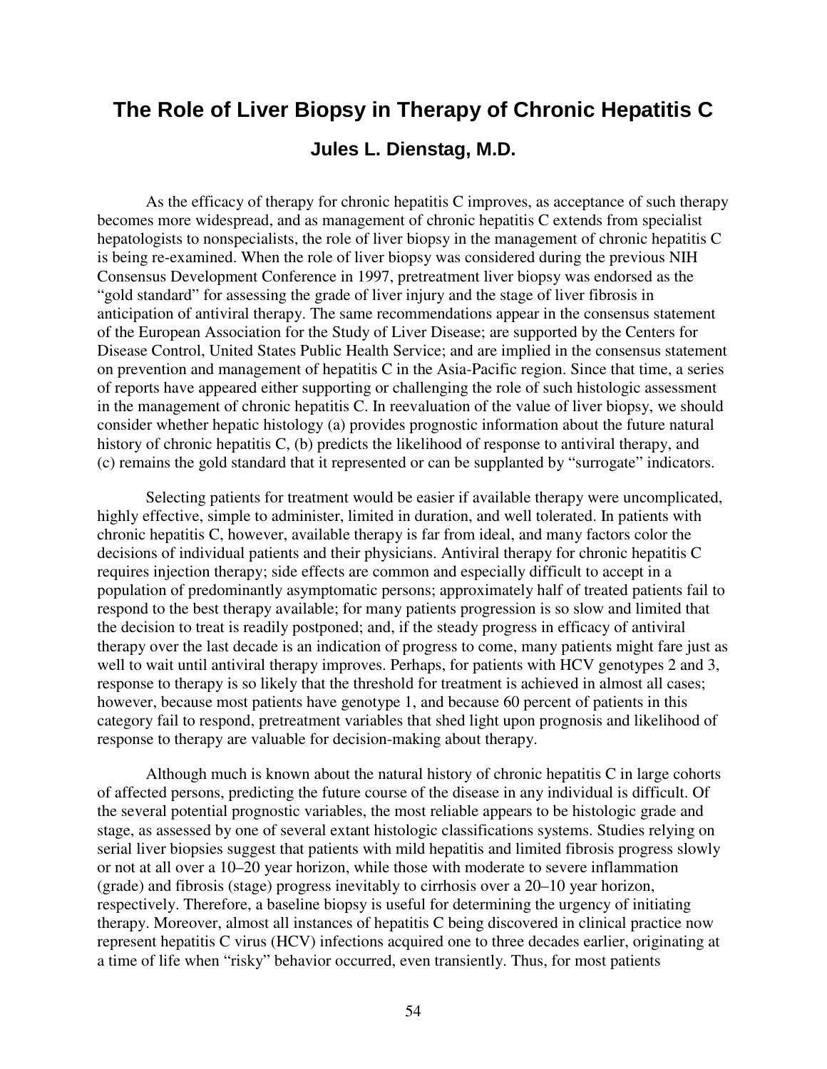# The Role of Liver Biopsy in Therapy of Chronic Hepatitis C

## Jules L. Dienstag, M.D.

As the efficacy of therapy for chronic hepatitis C improves, as acceptance of such therapy becomes more widespread, and as management of chronic hepatitis C extends from specialist hepatologists to nonspecialists, the role of liver biopsy in the management of chronic hepatitis C is being re-examined. When the role of liver biopsy was considered during the previous NIH Consensus Development Conference in 1997, pretreatment liver biopsy was endorsed as the "gold standard" for assessing the grade of liver injury and the stage of liver fibrosis in anticipation of antiviral therapy. The same recommendations appear in the consensus statement of the European Association for the Study of Liver Disease; are supported by the Centers for Disease Control, United States Public Health Service; and are implied in the consensus statement on prevention and management of hepatitis C in the Asia-Pacific region. Since that time, a series of reports have appeared either supporting or challenging the role of such histologic assessment in the management of chronic hepatitis C. In reevaluation of the value of liver biopsy, we should consider whether hepatic histology (a) provides prognostic information about the future natural history of chronic hepatitis C, (b) predicts the likelihood of response to antiviral therapy, and (c) remains the gold standard that it represented or can be supplanted by "surrogate" indicators.

Selecting patients for treatment would be easier if available therapy were uncomplicated, highly effective, simple to administer, limited in duration, and well tolerated. In patients with chronic hepatitis C, however, available therapy is far from ideal, and many factors color the decisions of individual patients and their physicians. Antiviral therapy for chronic hepatitis C requires injection therapy; side effects are common and especially difficult to accept in a population of predominantly asymptomatic persons; approximately half of treated patients fail to respond to the best therapy available; for many patients progression is so slow and limited that the decision to treat is readily postponed; and, if the steady progress in efficacy of antiviral therapy over the last decade is an indication of progress to come, many patients might fare just as well to wait until antiviral therapy improves. Perhaps, for patients with HCV genotypes 2 and 3, response to therapy is so likely that the threshold for treatment is achieved in almost all cases; however, because most patients have genotype 1, and because 60 percent of patients in this category fail to respond, pretreatment variables that shed light upon prognosis and likelihood of response to therapy are valuable for decision-making about therapy.

Although much is known about the natural history of chronic hepatitis C in large cohorts of affected persons, predicting the future course of the disease in any individual is difficult. Of the several potential prognostic variables, the most reliable appears to be histologic grade and stage, as assessed by one of several extant histologic classifications systems. Studies relying on serial liver biopsies suggest that patients with mild hepatitis and limited fibrosis progress slowly or not at all over a 10–20 year horizon, while those with moderate to severe inflammation (grade) and fibrosis (stage) progress inevitably to cirrhosis over a 20–10 year horizon, respectively. Therefore, a baseline biopsy is useful for determining the urgency of initiating therapy. Moreover, almost all instances of hepatitis C being discovered in clinical practice now represent hepatitis C virus (HCV) infections acquired one to three decades earlier, originating at a time of life when "risky" behavior occurred, even transiently. Thus, for most patients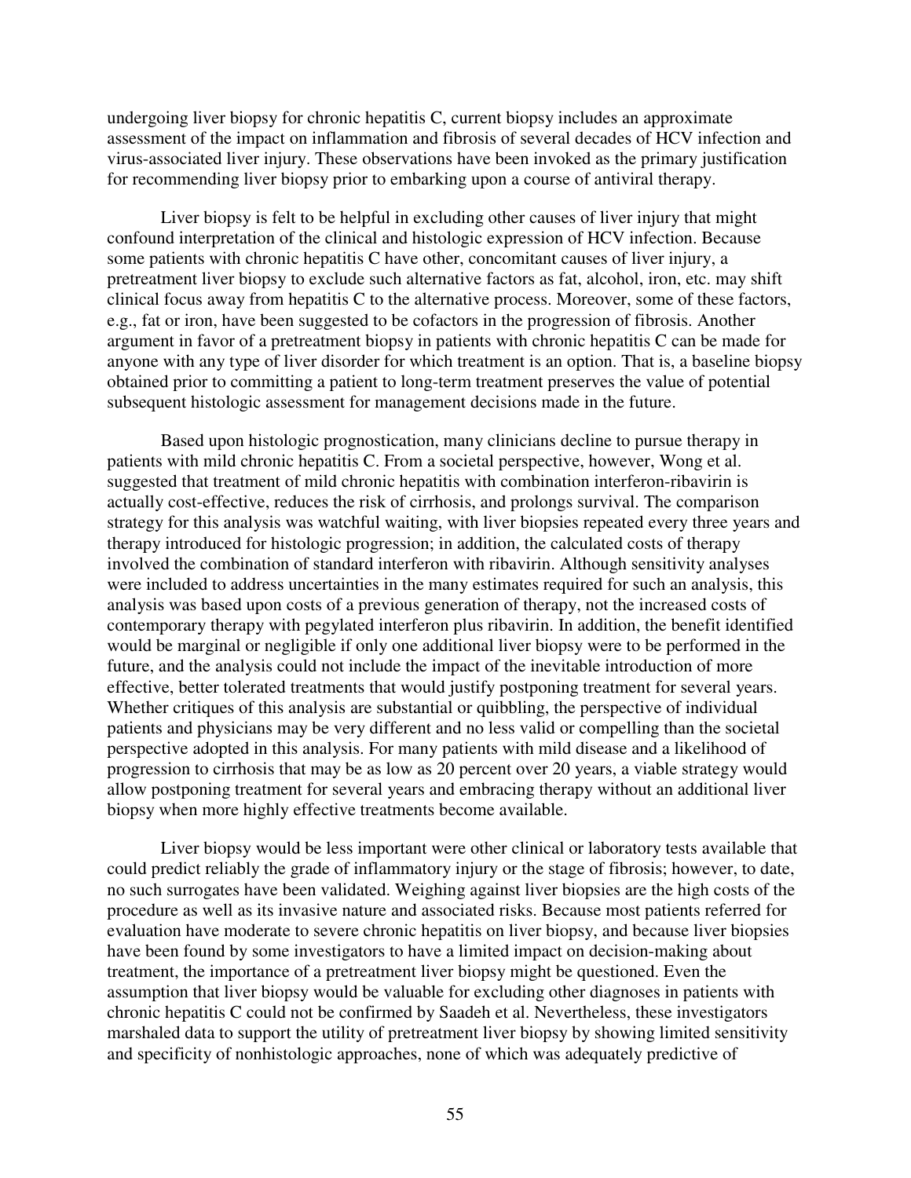undergoing liver biopsy for chronic hepatitis C, current biopsy includes an approximate assessment of the impact on inflammation and fibrosis of several decades of HCV infection and virus-associated liver injury. These observations have been invoked as the primary justification for recommending liver biopsy prior to embarking upon a course of antiviral therapy.

Liver biopsy is felt to be helpful in excluding other causes of liver injury that might confound interpretation of the clinical and histologic expression of HCV infection. Because some patients with chronic hepatitis C have other, concomitant causes of liver injury, a pretreatment liver biopsy to exclude such alternative factors as fat, alcohol, iron, etc. may shift clinical focus away from hepatitis C to the alternative process. Moreover, some of these factors, e.g., fat or iron, have been suggested to be cofactors in the progression of fibrosis. Another argument in favor of a pretreatment biopsy in patients with chronic hepatitis C can be made for anyone with any type of liver disorder for which treatment is an option. That is, a baseline biopsy obtained prior to committing a patient to long-term treatment preserves the value of potential subsequent histologic assessment for management decisions made in the future.

Based upon histologic prognostication, many clinicians decline to pursue therapy in patients with mild chronic hepatitis C. From a societal perspective, however, Wong et al. suggested that treatment of mild chronic hepatitis with combination interferon-ribavirin is actually cost-effective, reduces the risk of cirrhosis, and prolongs survival. The comparison strategy for this analysis was watchful waiting, with liver biopsies repeated every three years and therapy introduced for histologic progression; in addition, the calculated costs of therapy involved the combination of standard interferon with ribavirin. Although sensitivity analyses were included to address uncertainties in the many estimates required for such an analysis, this analysis was based upon costs of a previous generation of therapy, not the increased costs of contemporary therapy with pegylated interferon plus ribavirin. In addition, the benefit identified would be marginal or negligible if only one additional liver biopsy were to be performed in the future, and the analysis could not include the impact of the inevitable introduction of more effective, better tolerated treatments that would justify postponing treatment for several years. Whether critiques of this analysis are substantial or quibbling, the perspective of individual patients and physicians may be very different and no less valid or compelling than the societal perspective adopted in this analysis. For many patients with mild disease and a likelihood of progression to cirrhosis that may be as low as 20 percent over 20 years, a viable strategy would allow postponing treatment for several years and embracing therapy without an additional liver biopsy when more highly effective treatments become available.

Liver biopsy would be less important were other clinical or laboratory tests available that could predict reliably the grade of inflammatory injury or the stage of fibrosis; however, to date, no such surrogates have been validated. Weighing against liver biopsies are the high costs of the procedure as well as its invasive nature and associated risks. Because most patients referred for evaluation have moderate to severe chronic hepatitis on liver biopsy, and because liver biopsies have been found by some investigators to have a limited impact on decision-making about treatment, the importance of a pretreatment liver biopsy might be questioned. Even the assumption that liver biopsy would be valuable for excluding other diagnoses in patients with chronic hepatitis C could not be confirmed by Saadeh et al. Nevertheless, these investigators marshaled data to support the utility of pretreatment liver biopsy by showing limited sensitivity and specificity of nonhistologic approaches, none of which was adequately predictive of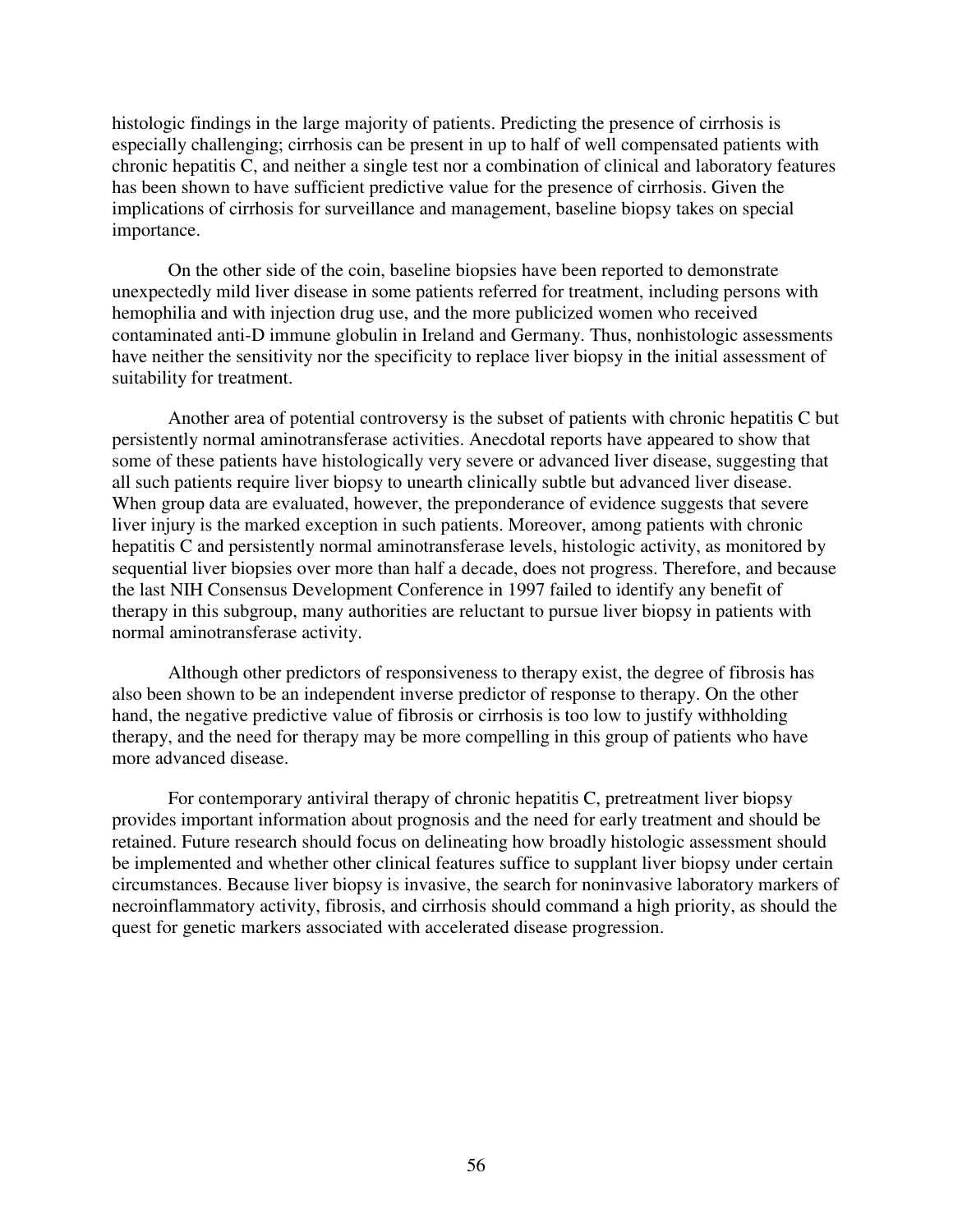histologic findings in the large majority of patients. Predicting the presence of cirrhosis is especially challenging; cirrhosis can be present in up to half of well compensated patients with chronic hepatitis C, and neither a single test nor a combination of clinical and laboratory features has been shown to have sufficient predictive value for the presence of cirrhosis. Given the implications of cirrhosis for surveillance and management, baseline biopsy takes on special importance.

On the other side of the coin, baseline biopsies have been reported to demonstrate unexpectedly mild liver disease in some patients referred for treatment, including persons with hemophilia and with injection drug use, and the more publicized women who received contaminated anti-D immune globulin in Ireland and Germany. Thus, nonhistologic assessments have neither the sensitivity nor the specificity to replace liver biopsy in the initial assessment of suitability for treatment.

Another area of potential controversy is the subset of patients with chronic hepatitis C but persistently normal aminotransferase activities. Anecdotal reports have appeared to show that some of these patients have histologically very severe or advanced liver disease, suggesting that all such patients require liver biopsy to unearth clinically subtle but advanced liver disease. When group data are evaluated, however, the preponderance of evidence suggests that severe liver injury is the marked exception in such patients. Moreover, among patients with chronic hepatitis C and persistently normal aminotransferase levels, histologic activity, as monitored by sequential liver biopsies over more than half a decade, does not progress. Therefore, and because the last NIH Consensus Development Conference in 1997 failed to identify any benefit of therapy in this subgroup, many authorities are reluctant to pursue liver biopsy in patients with normal aminotransferase activity.

Although other predictors of responsiveness to therapy exist, the degree of fibrosis has also been shown to be an independent inverse predictor of response to therapy. On the other hand, the negative predictive value of fibrosis or cirrhosis is too low to justify withholding therapy, and the need for therapy may be more compelling in this group of patients who have more advanced disease.

For contemporary antiviral therapy of chronic hepatitis C, pretreatment liver biopsy provides important information about prognosis and the need for early treatment and should be retained. Future research should focus on delineating how broadly histologic assessment should be implemented and whether other clinical features suffice to supplant liver biopsy under certain circumstances. Because liver biopsy is invasive, the search for noninvasive laboratory markers of necroinflammatory activity, fibrosis, and cirrhosis should command a high priority, as should the quest for genetic markers associated with accelerated disease progression.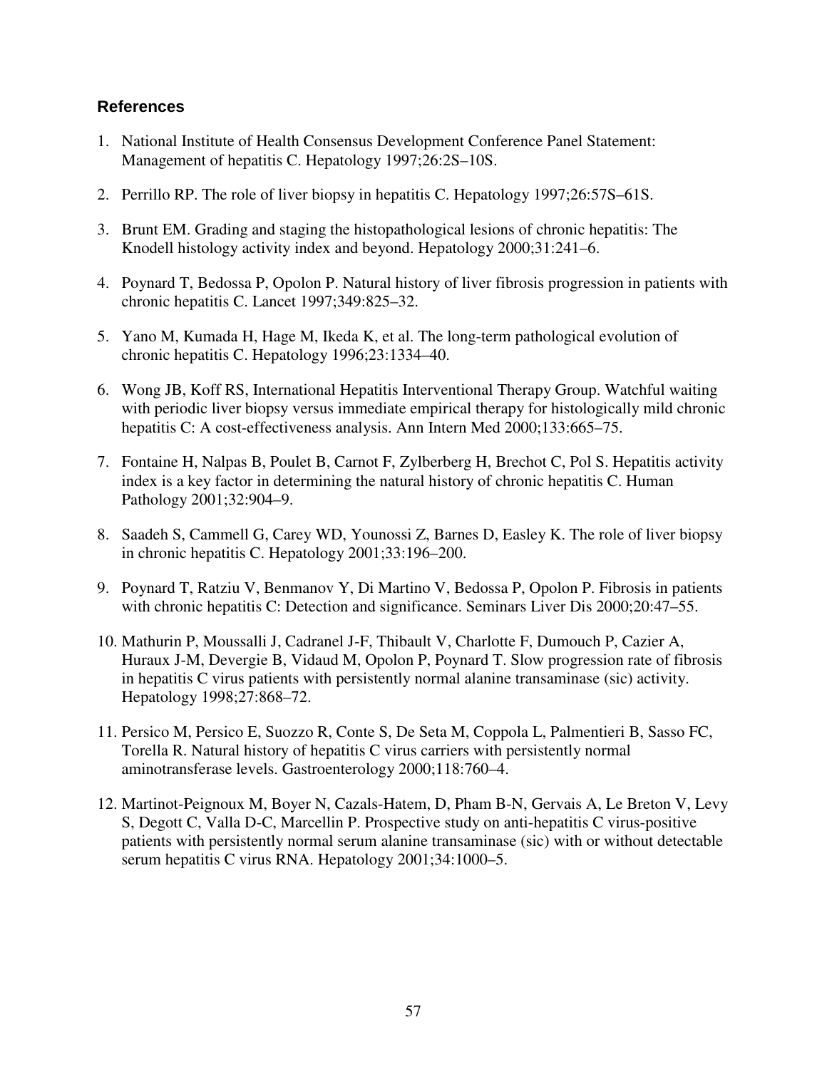### References

1. National Institute of Health Consensus Development Conference Panel Statement: Management of hepatitis C. Hepatology 1997;26:2S–10S.
2. Perrillo RP. The role of liver biopsy in hepatitis C. Hepatology 1997;26:57S–61S.
3. Brunt EM. Grading and staging the histopathological lesions of chronic hepatitis: The Knodell histology activity index and beyond. Hepatology 2000;31:241–6.
4. Poynard T, Bedossa P, Opolon P. Natural history of liver fibrosis progression in patients with chronic hepatitis C. Lancet 1997;349:825–32.
5. Yano M, Kumada H, Hage M, Ikeda K, et al. The long-term pathological evolution of chronic hepatitis C. Hepatology 1996;23:1334–40.
6. Wong JB, Koff RS, International Hepatitis Interventional Therapy Group. Watchful waiting with periodic liver biopsy versus immediate empirical therapy for histologically mild chronic hepatitis C: A cost-effectiveness analysis. Ann Intern Med 2000;133:665–75.
7. Fontaine H, Nalpas B, Poulet B, Carnot F, Zylberberg H, Brechot C, Pol S. Hepatitis activity index is a key factor in determining the natural history of chronic hepatitis C. Human Pathology 2001;32:904–9.
8. Saadeh S, Cammell G, Carey WD, Younossi Z, Barnes D, Easley K. The role of liver biopsy in chronic hepatitis C. Hepatology 2001;33:196–200.
9. Poynard T, Ratziu V, Benmanov Y, Di Martino V, Bedossa P, Opolon P. Fibrosis in patients with chronic hepatitis C: Detection and significance. Seminars Liver Dis 2000;20:47–55.
10. Mathurin P, Moussalli J, Cadranel J-F, Thibault V, Charlotte F, Dumouch P, Cazier A, Huraux J-M, Devergie B, Vidaud M, Opolon P, Poynard T. Slow progression rate of fibrosis in hepatitis C virus patients with persistently normal alanine transaminase (sic) activity. Hepatology 1998;27:868–72.
11. Persico M, Persico E, Suozzo R, Conte S, De Seta M, Coppola L, Palmentieri B, Sasso FC, Torella R. Natural history of hepatitis C virus carriers with persistently normal aminotransferase levels. Gastroenterology 2000;118:760–4.
12. Martinot-Peignoux M, Boyer N, Cazals-Hatem, D, Pham B-N, Gervais A, Le Breton V, Levy S, Degott C, Valla D-C, Marcellin P. Prospective study on anti-hepatitis C virus-positive patients with persistently normal serum alanine transaminase (sic) with or without detectable serum hepatitis C virus RNA. Hepatology 2001;34:1000–5.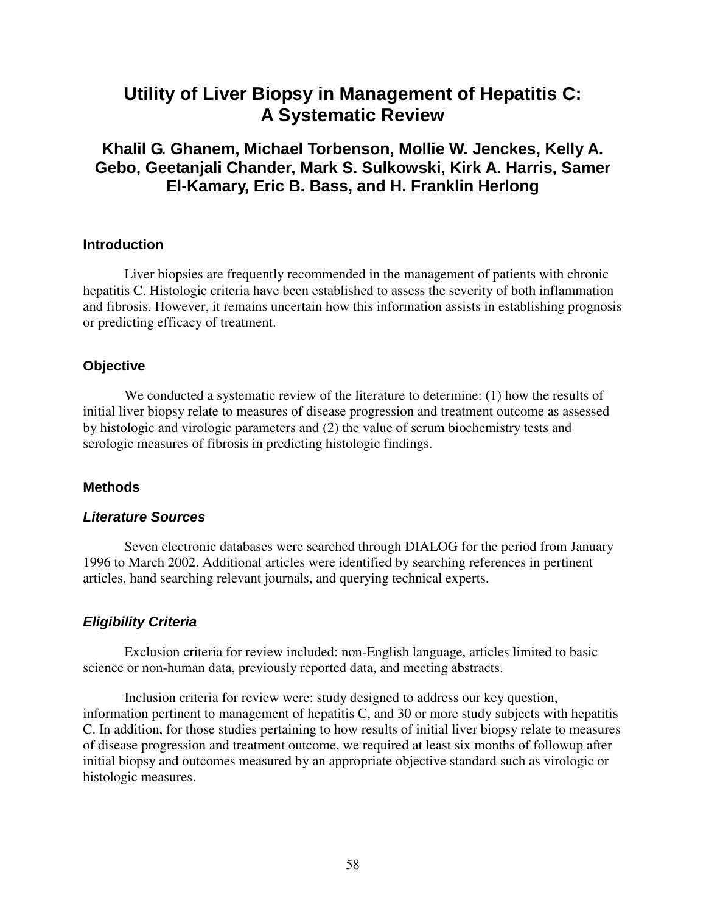# Utility of Liver Biopsy in Management of Hepatitis C: A Systematic Review

### Khalil G. Ghanem, Michael Torbenson, Mollie W. Jenckes, Kelly A. Gebo, Geetanjali Chander, Mark S. Sulkowski, Kirk A. Harris, Samer El-Kamary, Eric B. Bass, and H. Franklin Herlong

## Introduction

Liver biopsies are frequently recommended in the management of patients with chronic hepatitis C. Histologic criteria have been established to assess the severity of both inflammation and fibrosis. However, it remains uncertain how this information assists in establishing prognosis or predicting efficacy of treatment.

## Objective

We conducted a systematic review of the literature to determine: (1) how the results of initial liver biopsy relate to measures of disease progression and treatment outcome as assessed by histologic and virologic parameters and (2) the value of serum biochemistry tests and serologic measures of fibrosis in predicting histologic findings.

## Methods

### *Literature Sources*

Seven electronic databases were searched through DIALOG for the period from January 1996 to March 2002. Additional articles were identified by searching references in pertinent articles, hand searching relevant journals, and querying technical experts.

### *Eligibility Criteria*

Exclusion criteria for review included: non-English language, articles limited to basic science or non-human data, previously reported data, and meeting abstracts.

Inclusion criteria for review were: study designed to address our key question, information pertinent to management of hepatitis C, and 30 or more study subjects with hepatitis C. In addition, for those studies pertaining to how results of initial liver biopsy relate to measures of disease progression and treatment outcome, we required at least six months of followup after initial biopsy and outcomes measured by an appropriate objective standard such as virologic or histologic measures.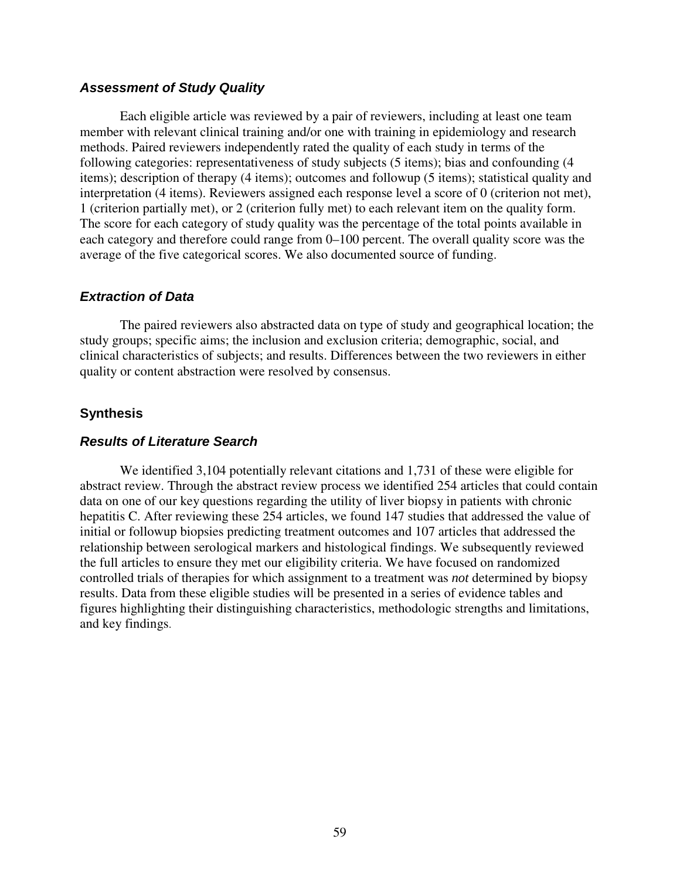### *Assessment of Study Quality*

Each eligible article was reviewed by a pair of reviewers, including at least one team member with relevant clinical training and/or one with training in epidemiology and research methods. Paired reviewers independently rated the quality of each study in terms of the following categories: representativeness of study subjects (5 items); bias and confounding (4 items); description of therapy (4 items); outcomes and followup (5 items); statistical quality and interpretation (4 items). Reviewers assigned each response level a score of 0 (criterion not met), 1 (criterion partially met), or 2 (criterion fully met) to each relevant item on the quality form. The score for each category of study quality was the percentage of the total points available in each category and therefore could range from 0–100 percent. The overall quality score was the average of the five categorical scores. We also documented source of funding.

### *Extraction of Data*

The paired reviewers also abstracted data on type of study and geographical location; the study groups; specific aims; the inclusion and exclusion criteria; demographic, social, and clinical characteristics of subjects; and results. Differences between the two reviewers in either quality or content abstraction were resolved by consensus.

## Synthesis

### *Results of Literature Search*

We identified 3,104 potentially relevant citations and 1,731 of these were eligible for abstract review. Through the abstract review process we identified 254 articles that could contain data on one of our key questions regarding the utility of liver biopsy in patients with chronic hepatitis C. After reviewing these 254 articles, we found 147 studies that addressed the value of initial or followup biopsies predicting treatment outcomes and 107 articles that addressed the relationship between serological markers and histological findings. We subsequently reviewed the full articles to ensure they met our eligibility criteria. We have focused on randomized controlled trials of therapies for which assignment to a treatment was *not* determined by biopsy results. Data from these eligible studies will be presented in a series of evidence tables and figures highlighting their distinguishing characteristics, methodologic strengths and limitations, and key findings.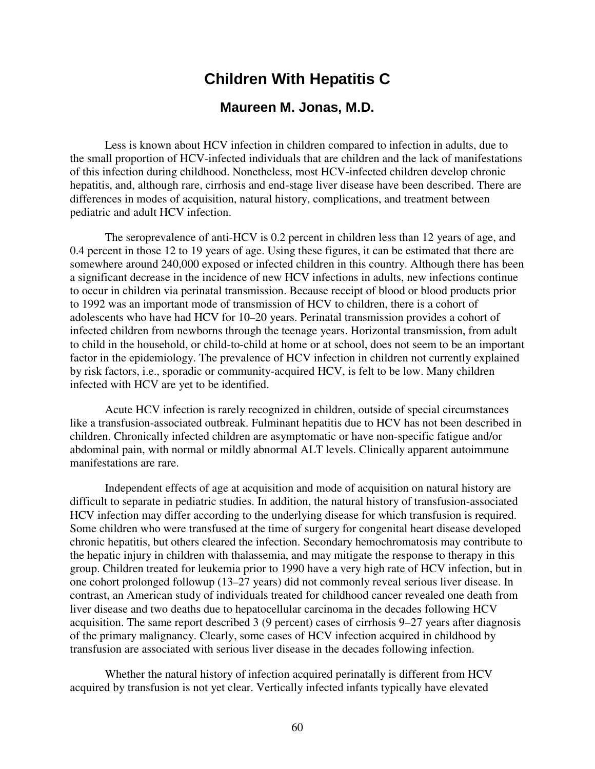# Children With Hepatitis C

## Maureen M. Jonas, M.D.

Less is known about HCV infection in children compared to infection in adults, due to the small proportion of HCV-infected individuals that are children and the lack of manifestations of this infection during childhood. Nonetheless, most HCV-infected children develop chronic hepatitis, and, although rare, cirrhosis and end-stage liver disease have been described. There are differences in modes of acquisition, natural history, complications, and treatment between pediatric and adult HCV infection.

The seroprevalence of anti-HCV is 0.2 percent in children less than 12 years of age, and 0.4 percent in those 12 to 19 years of age. Using these figures, it can be estimated that there are somewhere around 240,000 exposed or infected children in this country. Although there has been a significant decrease in the incidence of new HCV infections in adults, new infections continue to occur in children via perinatal transmission. Because receipt of blood or blood products prior to 1992 was an important mode of transmission of HCV to children, there is a cohort of adolescents who have had HCV for 10–20 years. Perinatal transmission provides a cohort of infected children from newborns through the teenage years. Horizontal transmission, from adult to child in the household, or child-to-child at home or at school, does not seem to be an important factor in the epidemiology. The prevalence of HCV infection in children not currently explained by risk factors, i.e., sporadic or community-acquired HCV, is felt to be low. Many children infected with HCV are yet to be identified.

Acute HCV infection is rarely recognized in children, outside of special circumstances like a transfusion-associated outbreak. Fulminant hepatitis due to HCV has not been described in children. Chronically infected children are asymptomatic or have non-specific fatigue and/or abdominal pain, with normal or mildly abnormal ALT levels. Clinically apparent autoimmune manifestations are rare.

Independent effects of age at acquisition and mode of acquisition on natural history are difficult to separate in pediatric studies. In addition, the natural history of transfusion-associated HCV infection may differ according to the underlying disease for which transfusion is required. Some children who were transfused at the time of surgery for congenital heart disease developed chronic hepatitis, but others cleared the infection. Secondary hemochromatosis may contribute to the hepatic injury in children with thalassemia, and may mitigate the response to therapy in this group. Children treated for leukemia prior to 1990 have a very high rate of HCV infection, but in one cohort prolonged followup (13–27 years) did not commonly reveal serious liver disease. In contrast, an American study of individuals treated for childhood cancer revealed one death from liver disease and two deaths due to hepatocellular carcinoma in the decades following HCV acquisition. The same report described 3 (9 percent) cases of cirrhosis 9–27 years after diagnosis of the primary malignancy. Clearly, some cases of HCV infection acquired in childhood by transfusion are associated with serious liver disease in the decades following infection.

Whether the natural history of infection acquired perinatally is different from HCV acquired by transfusion is not yet clear. Vertically infected infants typically have elevated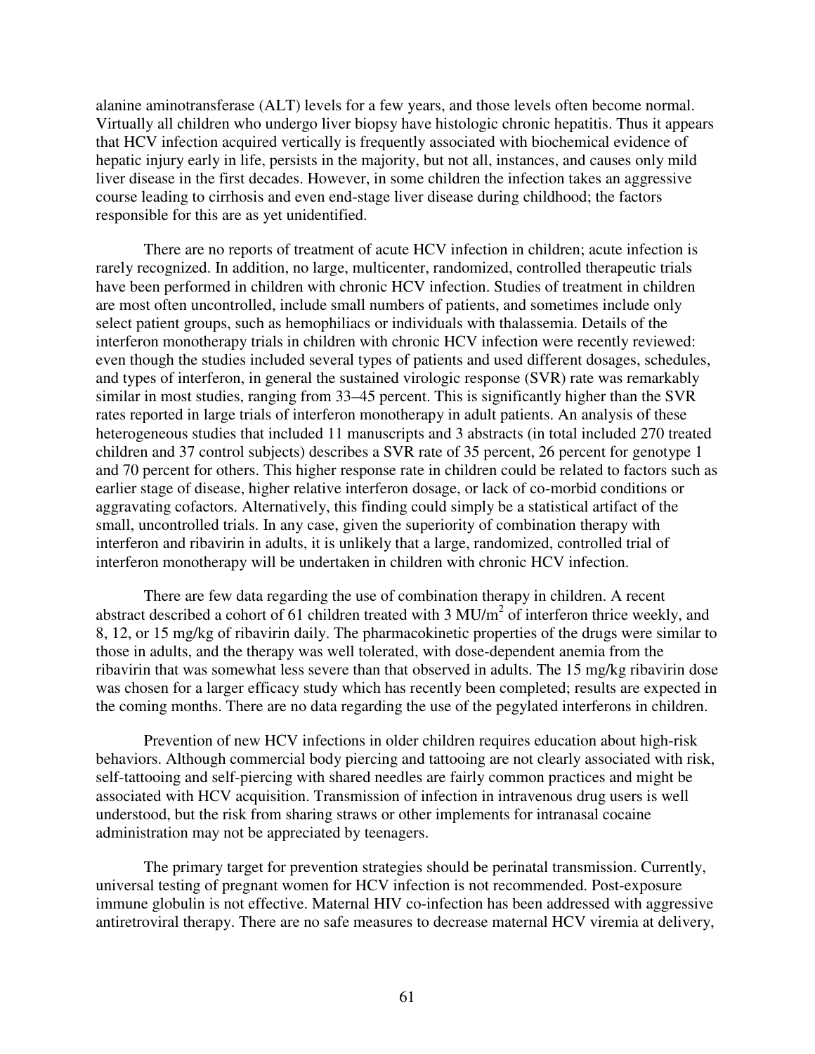alanine aminotransferase (ALT) levels for a few years, and those levels often become normal. Virtually all children who undergo liver biopsy have histologic chronic hepatitis. Thus it appears that HCV infection acquired vertically is frequently associated with biochemical evidence of hepatic injury early in life, persists in the majority, but not all, instances, and causes only mild liver disease in the first decades. However, in some children the infection takes an aggressive course leading to cirrhosis and even end-stage liver disease during childhood; the factors responsible for this are as yet unidentified.

There are no reports of treatment of acute HCV infection in children; acute infection is rarely recognized. In addition, no large, multicenter, randomized, controlled therapeutic trials have been performed in children with chronic HCV infection. Studies of treatment in children are most often uncontrolled, include small numbers of patients, and sometimes include only select patient groups, such as hemophiliacs or individuals with thalassemia. Details of the interferon monotherapy trials in children with chronic HCV infection were recently reviewed: even though the studies included several types of patients and used different dosages, schedules, and types of interferon, in general the sustained virologic response (SVR) rate was remarkably similar in most studies, ranging from 33–45 percent. This is significantly higher than the SVR rates reported in large trials of interferon monotherapy in adult patients. An analysis of these heterogeneous studies that included 11 manuscripts and 3 abstracts (in total included 270 treated children and 37 control subjects) describes a SVR rate of 35 percent, 26 percent for genotype 1 and 70 percent for others. This higher response rate in children could be related to factors such as earlier stage of disease, higher relative interferon dosage, or lack of co-morbid conditions or aggravating cofactors. Alternatively, this finding could simply be a statistical artifact of the small, uncontrolled trials. In any case, given the superiority of combination therapy with interferon and ribavirin in adults, it is unlikely that a large, randomized, controlled trial of interferon monotherapy will be undertaken in children with chronic HCV infection.

There are few data regarding the use of combination therapy in children. A recent abstract described a cohort of 61 children treated with 3 MU/m$^2$ of interferon thrice weekly, and 8, 12, or 15 mg/kg of ribavirin daily. The pharmacokinetic properties of the drugs were similar to those in adults, and the therapy was well tolerated, with dose-dependent anemia from the ribavirin that was somewhat less severe than that observed in adults. The 15 mg/kg ribavirin dose was chosen for a larger efficacy study which has recently been completed; results are expected in the coming months. There are no data regarding the use of the pegylated interferons in children.

Prevention of new HCV infections in older children requires education about high-risk behaviors. Although commercial body piercing and tattooing are not clearly associated with risk, self-tattooing and self-piercing with shared needles are fairly common practices and might be associated with HCV acquisition. Transmission of infection in intravenous drug users is well understood, but the risk from sharing straws or other implements for intranasal cocaine administration may not be appreciated by teenagers.

The primary target for prevention strategies should be perinatal transmission. Currently, universal testing of pregnant women for HCV infection is not recommended. Post-exposure immune globulin is not effective. Maternal HIV co-infection has been addressed with aggressive antiretroviral therapy. There are no safe measures to decrease maternal HCV viremia at delivery,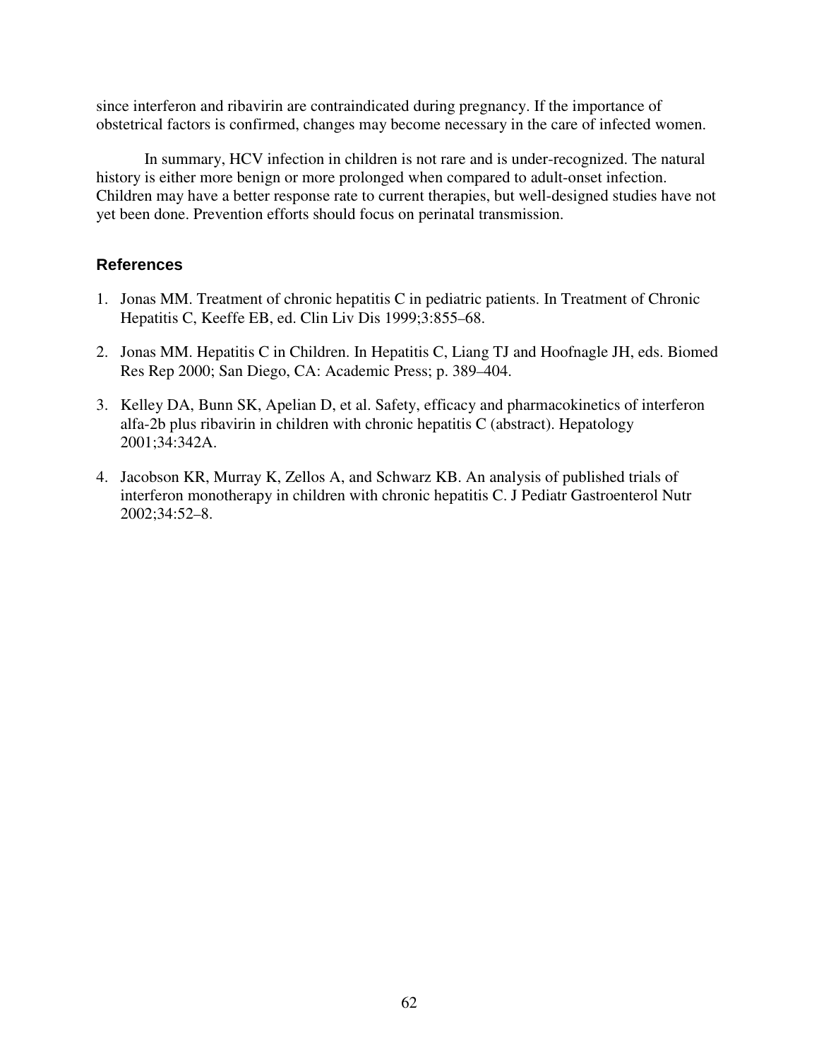since interferon and ribavirin are contraindicated during pregnancy. If the importance of obstetrical factors is confirmed, changes may become necessary in the care of infected women.

In summary, HCV infection in children is not rare and is under-recognized. The natural history is either more benign or more prolonged when compared to adult-onset infection. Children may have a better response rate to current therapies, but well-designed studies have not yet been done. Prevention efforts should focus on perinatal transmission.

### References

1. Jonas MM. Treatment of chronic hepatitis C in pediatric patients. In Treatment of Chronic Hepatitis C, Keeffe EB, ed. Clin Liv Dis 1999;3:855–68.
2. Jonas MM. Hepatitis C in Children. In Hepatitis C, Liang TJ and Hoofnagle JH, eds. Biomed Res Rep 2000; San Diego, CA: Academic Press; p. 389–404.
3. Kelley DA, Bunn SK, Apelian D, et al. Safety, efficacy and pharmacokinetics of interferon alfa-2b plus ribavirin in children with chronic hepatitis C (abstract). Hepatology 2001;34:342A.
4. Jacobson KR, Murray K, Zellos A, and Schwarz KB. An analysis of published trials of interferon monotherapy in children with chronic hepatitis C. J Pediatr Gastroenterol Nutr 2002;34:52–8.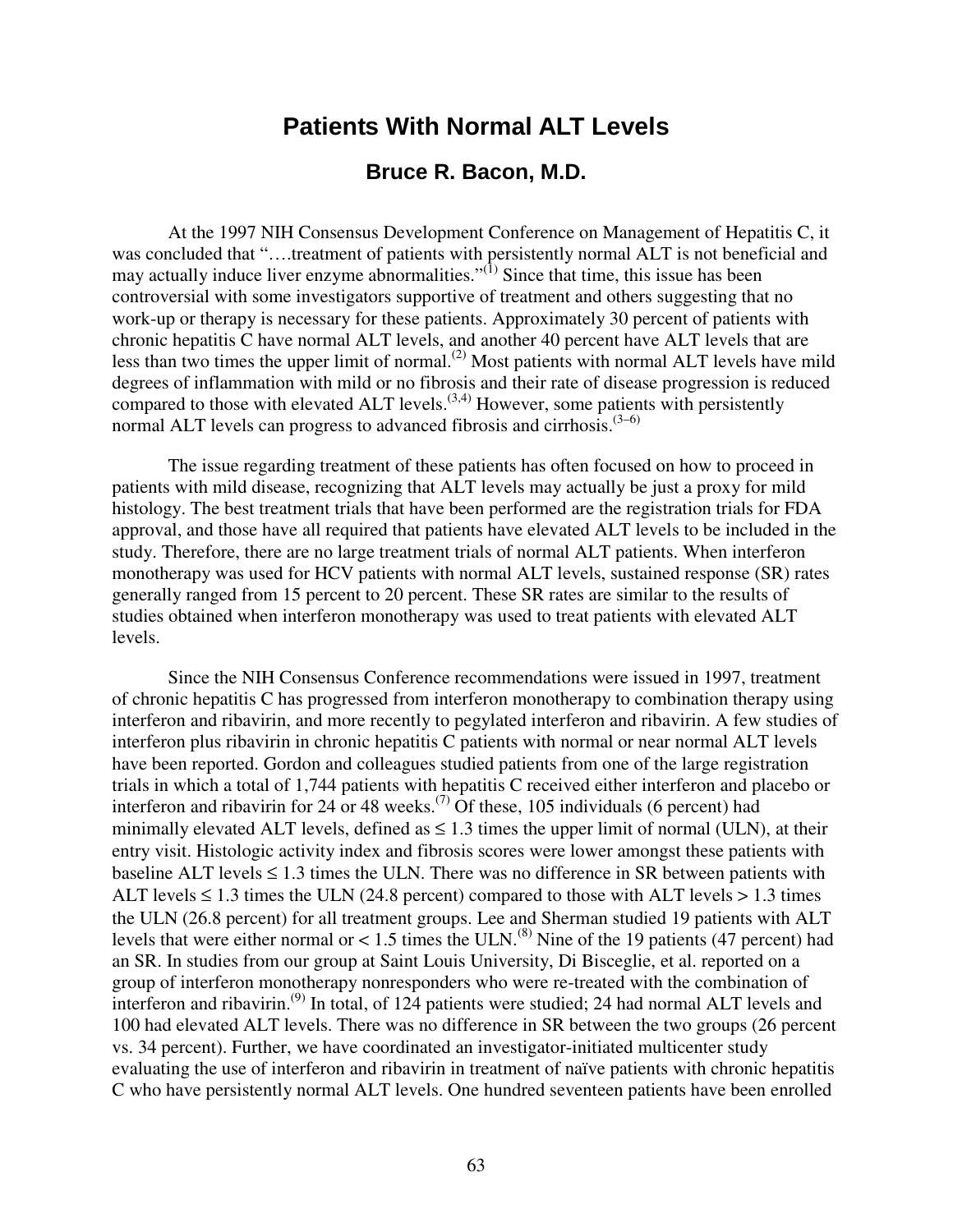# Patients With Normal ALT Levels

## Bruce R. Bacon, M.D.

At the 1997 NIH Consensus Development Conference on Management of Hepatitis C, it was concluded that "….treatment of patients with persistently normal ALT is not beneficial and may actually induce liver enzyme abnormalities."[1] Since that time, this issue has been controversial with some investigators supportive of treatment and others suggesting that no work-up or therapy is necessary for these patients. Approximately 30 percent of patients with chronic hepatitis C have normal ALT levels, and another 40 percent have ALT levels that are less than two times the upper limit of normal.[2] Most patients with normal ALT levels have mild degrees of inflammation with mild or no fibrosis and their rate of disease progression is reduced compared to those with elevated ALT levels.[3,4] However, some patients with persistently normal ALT levels can progress to advanced fibrosis and cirrhosis.[3–6]

The issue regarding treatment of these patients has often focused on how to proceed in patients with mild disease, recognizing that ALT levels may actually be just a proxy for mild histology. The best treatment trials that have been performed are the registration trials for FDA approval, and those have all required that patients have elevated ALT levels to be included in the study. Therefore, there are no large treatment trials of normal ALT patients. When interferon monotherapy was used for HCV patients with normal ALT levels, sustained response (SR) rates generally ranged from 15 percent to 20 percent. These SR rates are similar to the results of studies obtained when interferon monotherapy was used to treat patients with elevated ALT levels.

Since the NIH Consensus Conference recommendations were issued in 1997, treatment of chronic hepatitis C has progressed from interferon monotherapy to combination therapy using interferon and ribavirin, and more recently to pegylated interferon and ribavirin. A few studies of interferon plus ribavirin in chronic hepatitis C patients with normal or near normal ALT levels have been reported. Gordon and colleagues studied patients from one of the large registration trials in which a total of 1,744 patients with hepatitis C received either interferon and placebo or interferon and ribavirin for 24 or 48 weeks.[7] Of these, 105 individuals (6 percent) had minimally elevated ALT levels, defined as ≤ 1.3 times the upper limit of normal (ULN), at their entry visit. Histologic activity index and fibrosis scores were lower amongst these patients with baseline ALT levels ≤ 1.3 times the ULN. There was no difference in SR between patients with ALT levels ≤ 1.3 times the ULN (24.8 percent) compared to those with ALT levels > 1.3 times the ULN (26.8 percent) for all treatment groups. Lee and Sherman studied 19 patients with ALT levels that were either normal or < 1.5 times the ULN.[8] Nine of the 19 patients (47 percent) had an SR. In studies from our group at Saint Louis University, Di Bisceglie, et al. reported on a group of interferon monotherapy nonresponders who were re-treated with the combination of interferon and ribavirin.[9] In total, of 124 patients were studied; 24 had normal ALT levels and 100 had elevated ALT levels. There was no difference in SR between the two groups (26 percent vs. 34 percent). Further, we have coordinated an investigator-initiated multicenter study evaluating the use of interferon and ribavirin in treatment of naïve patients with chronic hepatitis C who have persistently normal ALT levels. One hundred seventeen patients have been enrolled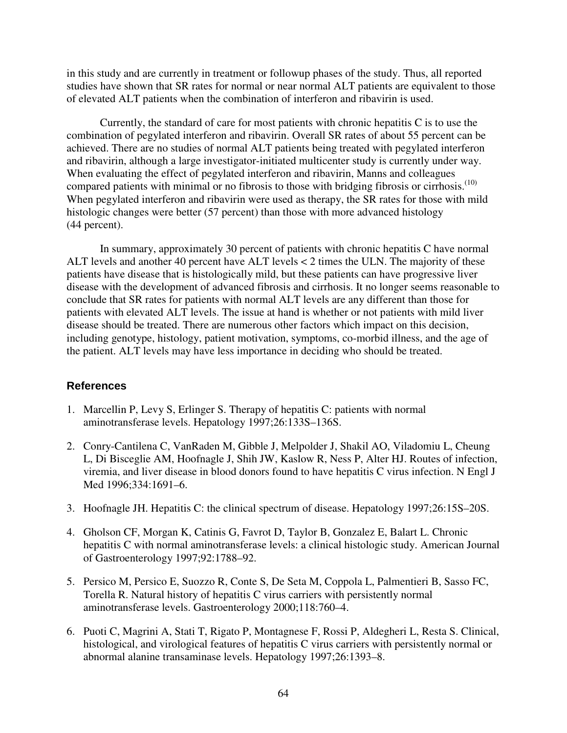in this study and are currently in treatment or followup phases of the study. Thus, all reported studies have shown that SR rates for normal or near normal ALT patients are equivalent to those of elevated ALT patients when the combination of interferon and ribavirin is used.

Currently, the standard of care for most patients with chronic hepatitis C is to use the combination of pegylated interferon and ribavirin. Overall SR rates of about 55 percent can be achieved. There are no studies of normal ALT patients being treated with pegylated interferon and ribavirin, although a large investigator-initiated multicenter study is currently under way. When evaluating the effect of pegylated interferon and ribavirin, Manns and colleagues compared patients with minimal or no fibrosis to those with bridging fibrosis or cirrhosis.[10] When pegylated interferon and ribavirin were used as therapy, the SR rates for those with mild histologic changes were better (57 percent) than those with more advanced histology (44 percent).

In summary, approximately 30 percent of patients with chronic hepatitis C have normal ALT levels and another 40 percent have ALT levels < 2 times the ULN. The majority of these patients have disease that is histologically mild, but these patients can have progressive liver disease with the development of advanced fibrosis and cirrhosis. It no longer seems reasonable to conclude that SR rates for patients with normal ALT levels are any different than those for patients with elevated ALT levels. The issue at hand is whether or not patients with mild liver disease should be treated. There are numerous other factors which impact on this decision, including genotype, histology, patient motivation, symptoms, co-morbid illness, and the age of the patient. ALT levels may have less importance in deciding who should be treated.

### References

1. Marcellin P, Levy S, Erlinger S. Therapy of hepatitis C: patients with normal aminotransferase levels. Hepatology 1997;26:133S–136S.

2. Conry-Cantilena C, VanRaden M, Gibble J, Melpolder J, Shakil AO, Viladomiu L, Cheung L, Di Bisceglie AM, Hoofnagle J, Shih JW, Kaslow R, Ness P, Alter HJ. Routes of infection, viremia, and liver disease in blood donors found to have hepatitis C virus infection. N Engl J Med 1996;334:1691–6.

3. Hoofnagle JH. Hepatitis C: the clinical spectrum of disease. Hepatology 1997;26:15S–20S.

4. Gholson CF, Morgan K, Catinis G, Favrot D, Taylor B, Gonzalez E, Balart L. Chronic hepatitis C with normal aminotransferase levels: a clinical histologic study. American Journal of Gastroenterology 1997;92:1788–92.

5. Persico M, Persico E, Suozzo R, Conte S, De Seta M, Coppola L, Palmentieri B, Sasso FC, Torella R. Natural history of hepatitis C virus carriers with persistently normal aminotransferase levels. Gastroenterology 2000;118:760–4.

6. Puoti C, Magrini A, Stati T, Rigato P, Montagnese F, Rossi P, Aldegheri L, Resta S. Clinical, histological, and virological features of hepatitis C virus carriers with persistently normal or abnormal alanine transaminase levels. Hepatology 1997;26:1393–8.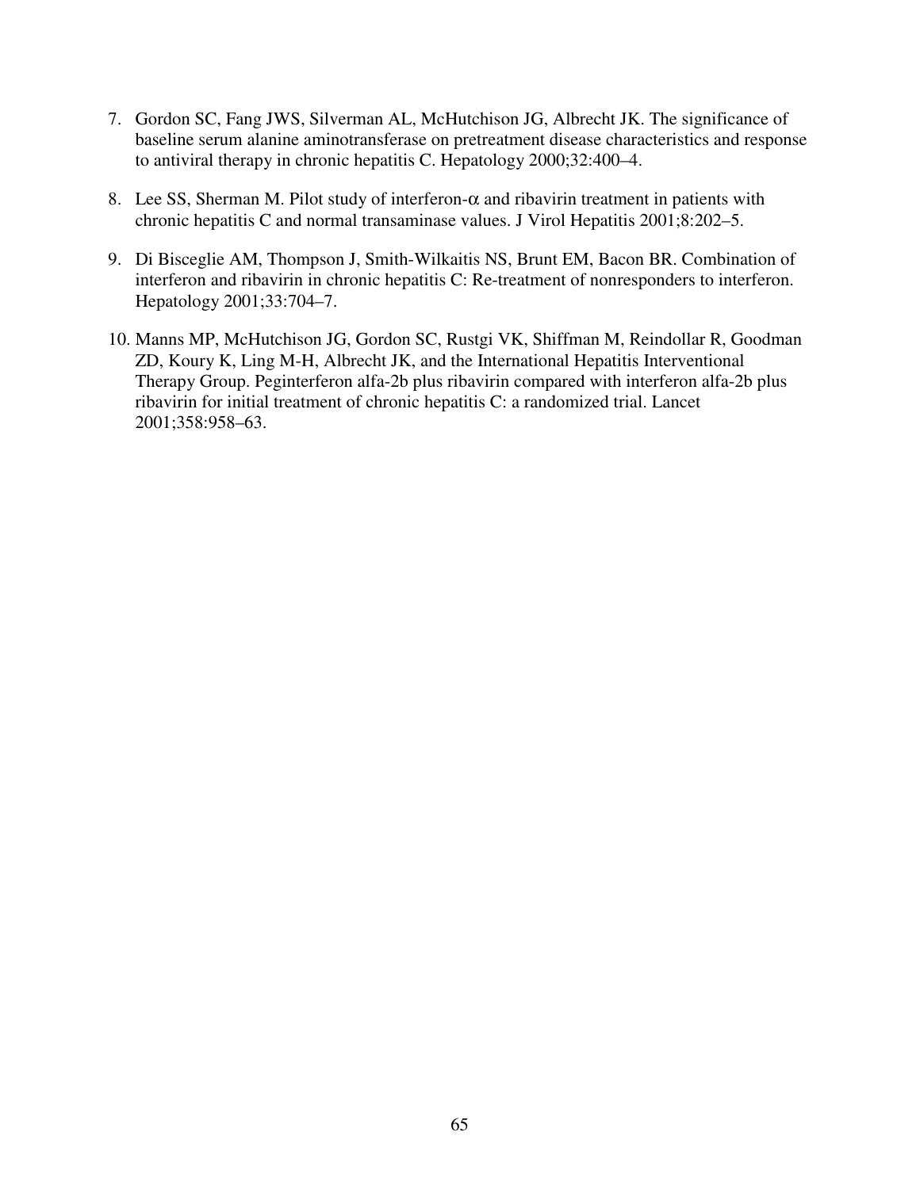7. Gordon SC, Fang JWS, Silverman AL, McHutchison JG, Albrecht JK. The significance of baseline serum alanine aminotransferase on pretreatment disease characteristics and response to antiviral therapy in chronic hepatitis C. Hepatology 2000;32:400–4.

8. Lee SS, Sherman M. Pilot study of interferon-$\alpha$ and ribavirin treatment in patients with chronic hepatitis C and normal transaminase values. J Virol Hepatitis 2001;8:202–5.

9. Di Bisceglie AM, Thompson J, Smith-Wilkaitis NS, Brunt EM, Bacon BR. Combination of interferon and ribavirin in chronic hepatitis C: Re-treatment of nonresponders to interferon. Hepatology 2001;33:704–7.

10. Manns MP, McHutchison JG, Gordon SC, Rustgi VK, Shiffman M, Reindollar R, Goodman ZD, Koury K, Ling M-H, Albrecht JK, and the International Hepatitis Interventional Therapy Group. Peginterferon alfa-2b plus ribavirin compared with interferon alfa-2b plus ribavirin for initial treatment of chronic hepatitis C: a randomized trial. Lancet 2001;358:958–63.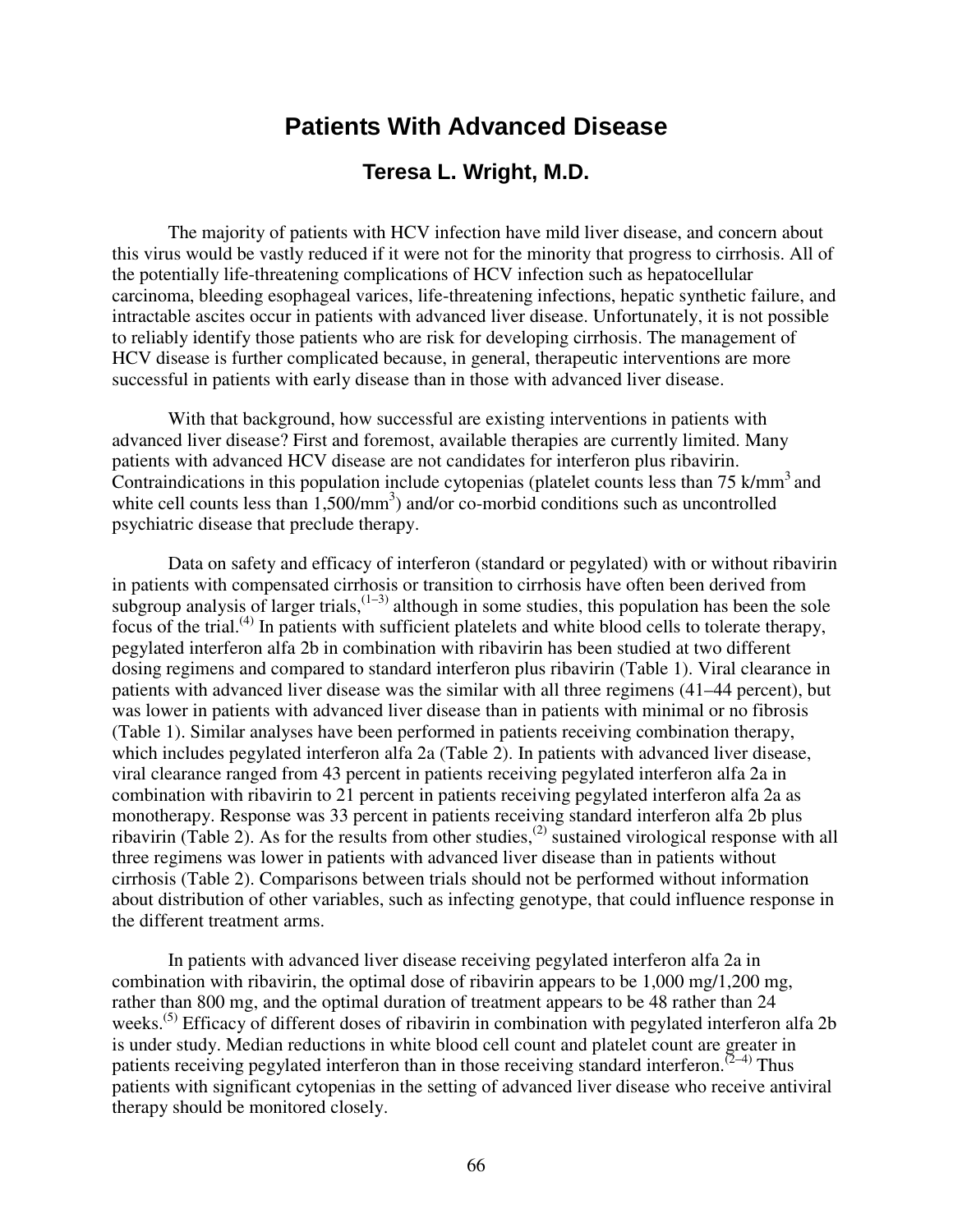# Patients With Advanced Disease

## Teresa L. Wright, M.D.

The majority of patients with HCV infection have mild liver disease, and concern about this virus would be vastly reduced if it were not for the minority that progress to cirrhosis. All of the potentially life-threatening complications of HCV infection such as hepatocellular carcinoma, bleeding esophageal varices, life-threatening infections, hepatic synthetic failure, and intractable ascites occur in patients with advanced liver disease. Unfortunately, it is not possible to reliably identify those patients who are risk for developing cirrhosis. The management of HCV disease is further complicated because, in general, therapeutic interventions are more successful in patients with early disease than in those with advanced liver disease.

With that background, how successful are existing interventions in patients with advanced liver disease? First and foremost, available therapies are currently limited. Many patients with advanced HCV disease are not candidates for interferon plus ribavirin. Contraindications in this population include cytopenias (platelet counts less than 75 k/mm$^3$ and white cell counts less than 1,500/mm$^3$) and/or co-morbid conditions such as uncontrolled psychiatric disease that preclude therapy.

Data on safety and efficacy of interferon (standard or pegylated) with or without ribavirin in patients with compensated cirrhosis or transition to cirrhosis have often been derived from subgroup analysis of larger trials,[1–3] although in some studies, this population has been the sole focus of the trial.[4] In patients with sufficient platelets and white blood cells to tolerate therapy, pegylated interferon alfa 2b in combination with ribavirin has been studied at two different dosing regimens and compared to standard interferon plus ribavirin (Table 1). Viral clearance in patients with advanced liver disease was the similar with all three regimens (41–44 percent), but was lower in patients with advanced liver disease than in patients with minimal or no fibrosis (Table 1). Similar analyses have been performed in patients receiving combination therapy, which includes pegylated interferon alfa 2a (Table 2). In patients with advanced liver disease, viral clearance ranged from 43 percent in patients receiving pegylated interferon alfa 2a in combination with ribavirin to 21 percent in patients receiving pegylated interferon alfa 2a as monotherapy. Response was 33 percent in patients receiving standard interferon alfa 2b plus ribavirin (Table 2). As for the results from other studies,[2] sustained virological response with all three regimens was lower in patients with advanced liver disease than in patients without cirrhosis (Table 2). Comparisons between trials should not be performed without information about distribution of other variables, such as infecting genotype, that could influence response in the different treatment arms.

In patients with advanced liver disease receiving pegylated interferon alfa 2a in combination with ribavirin, the optimal dose of ribavirin appears to be 1,000 mg/1,200 mg, rather than 800 mg, and the optimal duration of treatment appears to be 48 rather than 24 weeks.[5] Efficacy of different doses of ribavirin in combination with pegylated interferon alfa 2b is under study. Median reductions in white blood cell count and platelet count are greater in patients receiving pegylated interferon than in those receiving standard interferon.[2–4] Thus patients with significant cytopenias in the setting of advanced liver disease who receive antiviral therapy should be monitored closely.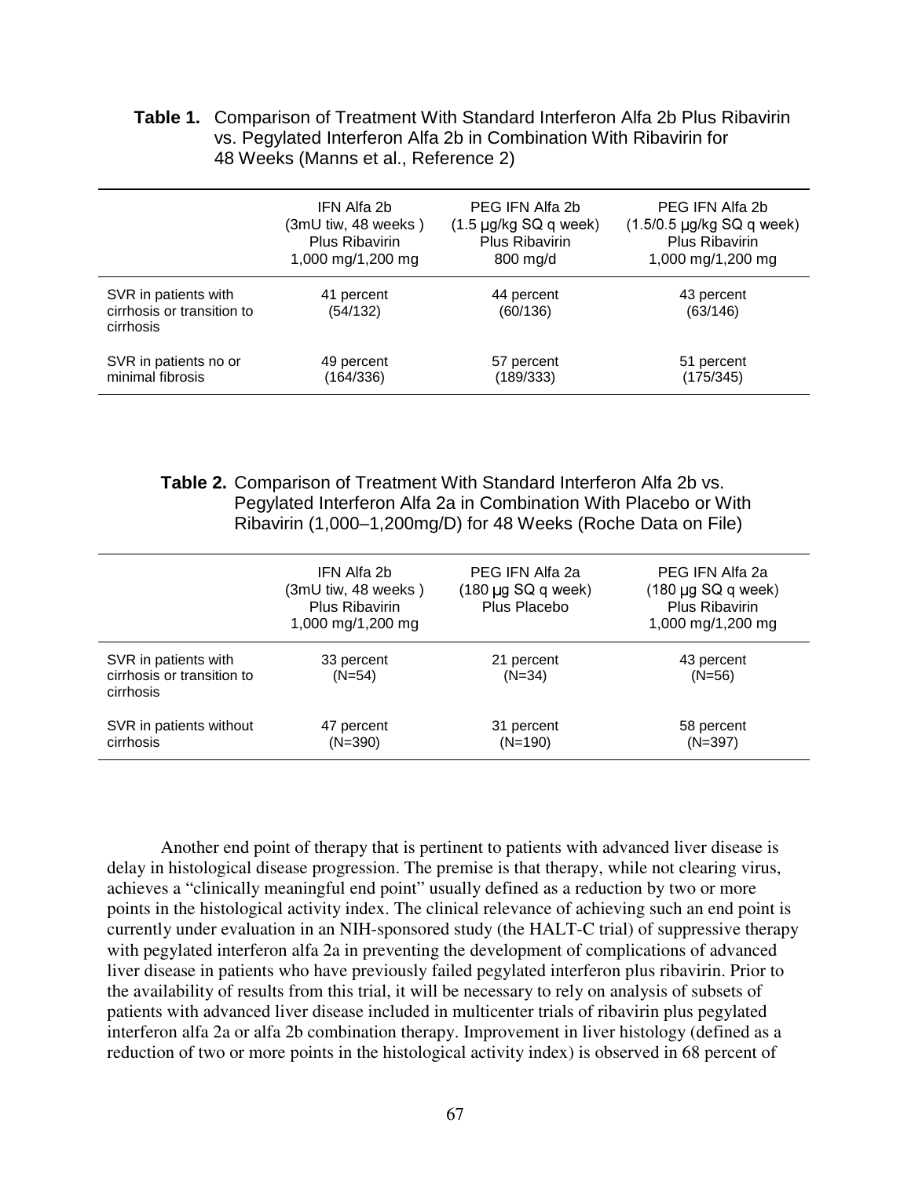**Table 1.** Comparison of Treatment With Standard Interferon Alfa 2b Plus Ribavirin vs. Pegylated Interferon Alfa 2b in Combination With Ribavirin for 48 Weeks (Manns et al., Reference 2)

| | IFN Alfa 2b (3mU tiw, 48 weeks ) Plus Ribavirin 1,000 mg/1,200 mg | PEG IFN Alfa 2b (1.5 μg/kg SQ q week) Plus Ribavirin 800 mg/d | PEG IFN Alfa 2b (1.5/0.5 μg/kg SQ q week) Plus Ribavirin 1,000 mg/1,200 mg |
|---|---|---|---|
| SVR in patients with cirrhosis or transition to cirrhosis | 41 percent (54/132) | 44 percent (60/136) | 43 percent (63/146) |
| SVR in patients no or minimal fibrosis | 49 percent (164/336) | 57 percent (189/333) | 51 percent (175/345) |

**Table 2.** Comparison of Treatment With Standard Interferon Alfa 2b vs. Pegylated Interferon Alfa 2a in Combination With Placebo or With Ribavirin (1,000–1,200mg/D) for 48 Weeks (Roche Data on File)

| | IFN Alfa 2b (3mU tiw, 48 weeks ) Plus Ribavirin 1,000 mg/1,200 mg | PEG IFN Alfa 2a (180 μg SQ q week) Plus Placebo | PEG IFN Alfa 2a (180 μg SQ q week) Plus Ribavirin 1,000 mg/1,200 mg |
|---|---|---|---|
| SVR in patients with cirrhosis or transition to cirrhosis | 33 percent (N=54) | 21 percent (N=34) | 43 percent (N=56) |
| SVR in patients without cirrhosis | 47 percent (N=390) | 31 percent (N=190) | 58 percent (N=397) |

Another end point of therapy that is pertinent to patients with advanced liver disease is delay in histological disease progression. The premise is that therapy, while not clearing virus, achieves a "clinically meaningful end point" usually defined as a reduction by two or more points in the histological activity index. The clinical relevance of achieving such an end point is currently under evaluation in an NIH-sponsored study (the HALT-C trial) of suppressive therapy with pegylated interferon alfa 2a in preventing the development of complications of advanced liver disease in patients who have previously failed pegylated interferon plus ribavirin. Prior to the availability of results from this trial, it will be necessary to rely on analysis of subsets of patients with advanced liver disease included in multicenter trials of ribavirin plus pegylated interferon alfa 2a or alfa 2b combination therapy. Improvement in liver histology (defined as a reduction of two or more points in the histological activity index) is observed in 68 percent of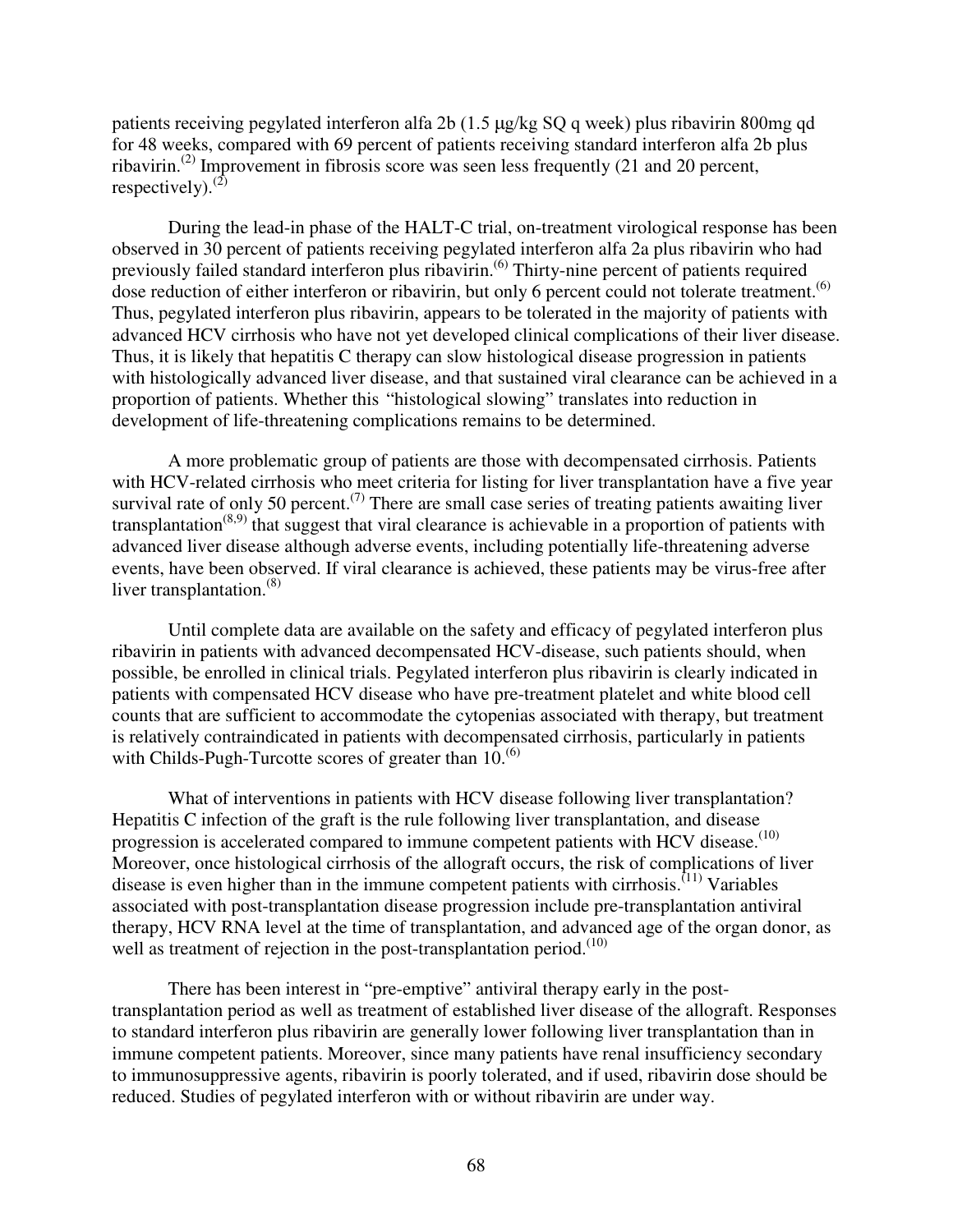patients receiving pegylated interferon alfa 2b (1.5 μg/kg SQ q week) plus ribavirin 800mg qd for 48 weeks, compared with 69 percent of patients receiving standard interferon alfa 2b plus ribavirin.[2] Improvement in fibrosis score was seen less frequently (21 and 20 percent, respectively).[2]

During the lead-in phase of the HALT-C trial, on-treatment virological response has been observed in 30 percent of patients receiving pegylated interferon alfa 2a plus ribavirin who had previously failed standard interferon plus ribavirin.[6] Thirty-nine percent of patients required dose reduction of either interferon or ribavirin, but only 6 percent could not tolerate treatment.[6] Thus, pegylated interferon plus ribavirin, appears to be tolerated in the majority of patients with advanced HCV cirrhosis who have not yet developed clinical complications of their liver disease. Thus, it is likely that hepatitis C therapy can slow histological disease progression in patients with histologically advanced liver disease, and that sustained viral clearance can be achieved in a proportion of patients. Whether this "histological slowing" translates into reduction in development of life-threatening complications remains to be determined.

A more problematic group of patients are those with decompensated cirrhosis. Patients with HCV-related cirrhosis who meet criteria for listing for liver transplantation have a five year survival rate of only 50 percent.[7] There are small case series of treating patients awaiting liver transplantation[8,9] that suggest that viral clearance is achievable in a proportion of patients with advanced liver disease although adverse events, including potentially life-threatening adverse events, have been observed. If viral clearance is achieved, these patients may be virus-free after liver transplantation.[8]

Until complete data are available on the safety and efficacy of pegylated interferon plus ribavirin in patients with advanced decompensated HCV-disease, such patients should, when possible, be enrolled in clinical trials. Pegylated interferon plus ribavirin is clearly indicated in patients with compensated HCV disease who have pre-treatment platelet and white blood cell counts that are sufficient to accommodate the cytopenias associated with therapy, but treatment is relatively contraindicated in patients with decompensated cirrhosis, particularly in patients with Childs-Pugh-Turcotte scores of greater than 10.[6]

What of interventions in patients with HCV disease following liver transplantation? Hepatitis C infection of the graft is the rule following liver transplantation, and disease progression is accelerated compared to immune competent patients with HCV disease.[10] Moreover, once histological cirrhosis of the allograft occurs, the risk of complications of liver disease is even higher than in the immune competent patients with cirrhosis.[11] Variables associated with post-transplantation disease progression include pre-transplantation antiviral therapy, HCV RNA level at the time of transplantation, and advanced age of the organ donor, as well as treatment of rejection in the post-transplantation period.[10]

There has been interest in "pre-emptive" antiviral therapy early in the post-transplantation period as well as treatment of established liver disease of the allograft. Responses to standard interferon plus ribavirin are generally lower following liver transplantation than in immune competent patients. Moreover, since many patients have renal insufficiency secondary to immunosuppressive agents, ribavirin is poorly tolerated, and if used, ribavirin dose should be reduced. Studies of pegylated interferon with or without ribavirin are under way.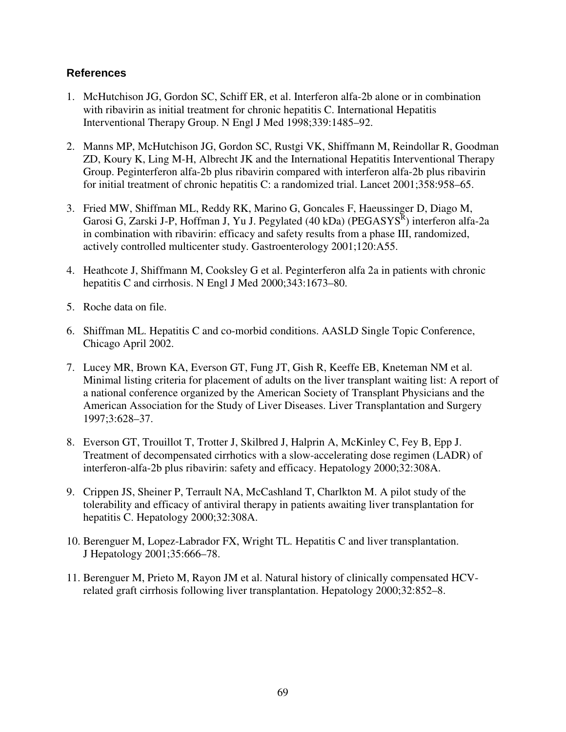## References

1. McHutchison JG, Gordon SC, Schiff ER, et al. Interferon alfa-2b alone or in combination with ribavirin as initial treatment for chronic hepatitis C. International Hepatitis Interventional Therapy Group. N Engl J Med 1998;339:1485–92.

2. Manns MP, McHutchison JG, Gordon SC, Rustgi VK, Shiffmann M, Reindollar R, Goodman ZD, Koury K, Ling M-H, Albrecht JK and the International Hepatitis Interventional Therapy Group. Peginterferon alfa-2b plus ribavirin compared with interferon alfa-2b plus ribavirin for initial treatment of chronic hepatitis C: a randomized trial. Lancet 2001;358:958–65.

3. Fried MW, Shiffman ML, Reddy RK, Marino G, Goncales F, Haeussinger D, Diago M, Garosi G, Zarski J-P, Hoffman J, Yu J. Pegylated (40 kDa) (PEGASYS[R]) interferon alfa-2a in combination with ribavirin: efficacy and safety results from a phase III, randomized, actively controlled multicenter study. Gastroenterology 2001;120:A55.

4. Heathcote J, Shiffmann M, Cooksley G et al. Peginterferon alfa 2a in patients with chronic hepatitis C and cirrhosis. N Engl J Med 2000;343:1673–80.

5. Roche data on file.

6. Shiffman ML. Hepatitis C and co-morbid conditions. AASLD Single Topic Conference, Chicago April 2002.

7. Lucey MR, Brown KA, Everson GT, Fung JT, Gish R, Keeffe EB, Kneteman NM et al. Minimal listing criteria for placement of adults on the liver transplant waiting list: A report of a national conference organized by the American Society of Transplant Physicians and the American Association for the Study of Liver Diseases. Liver Transplantation and Surgery 1997;3:628–37.

8. Everson GT, Trouillot T, Trotter J, Skilbred J, Halprin A, McKinley C, Fey B, Epp J. Treatment of decompensated cirrhotics with a slow-accelerating dose regimen (LADR) of interferon-alfa-2b plus ribavirin: safety and efficacy. Hepatology 2000;32:308A.

9. Crippen JS, Sheiner P, Terrault NA, McCashland T, Charlkton M. A pilot study of the tolerability and efficacy of antiviral therapy in patients awaiting liver transplantation for hepatitis C. Hepatology 2000;32:308A.

10. Berenguer M, Lopez-Labrador FX, Wright TL. Hepatitis C and liver transplantation. J Hepatology 2001;35:666–78.

11. Berenguer M, Prieto M, Rayon JM et al. Natural history of clinically compensated HCV-related graft cirrhosis following liver transplantation. Hepatology 2000;32:852–8.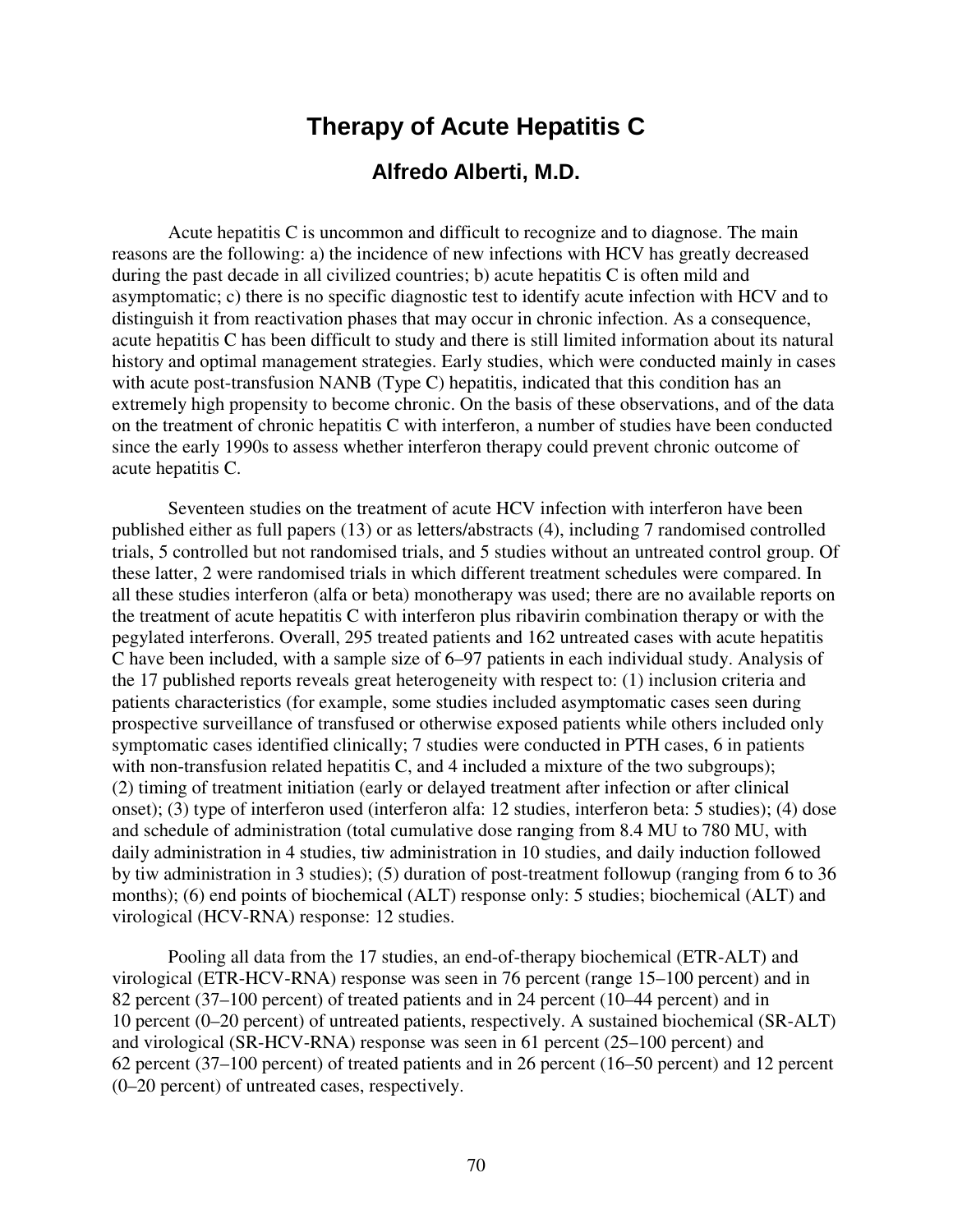# Therapy of Acute Hepatitis C

## Alfredo Alberti, M.D.

Acute hepatitis C is uncommon and difficult to recognize and to diagnose. The main reasons are the following: a) the incidence of new infections with HCV has greatly decreased during the past decade in all civilized countries; b) acute hepatitis C is often mild and asymptomatic; c) there is no specific diagnostic test to identify acute infection with HCV and to distinguish it from reactivation phases that may occur in chronic infection. As a consequence, acute hepatitis C has been difficult to study and there is still limited information about its natural history and optimal management strategies. Early studies, which were conducted mainly in cases with acute post-transfusion NANB (Type C) hepatitis, indicated that this condition has an extremely high propensity to become chronic. On the basis of these observations, and of the data on the treatment of chronic hepatitis C with interferon, a number of studies have been conducted since the early 1990s to assess whether interferon therapy could prevent chronic outcome of acute hepatitis C.

Seventeen studies on the treatment of acute HCV infection with interferon have been published either as full papers (13) or as letters/abstracts (4), including 7 randomised controlled trials, 5 controlled but not randomised trials, and 5 studies without an untreated control group. Of these latter, 2 were randomised trials in which different treatment schedules were compared. In all these studies interferon (alfa or beta) monotherapy was used; there are no available reports on the treatment of acute hepatitis C with interferon plus ribavirin combination therapy or with the pegylated interferons. Overall, 295 treated patients and 162 untreated cases with acute hepatitis C have been included, with a sample size of 6–97 patients in each individual study. Analysis of the 17 published reports reveals great heterogeneity with respect to: (1) inclusion criteria and patients characteristics (for example, some studies included asymptomatic cases seen during prospective surveillance of transfused or otherwise exposed patients while others included only symptomatic cases identified clinically; 7 studies were conducted in PTH cases, 6 in patients with non-transfusion related hepatitis C, and 4 included a mixture of the two subgroups); (2) timing of treatment initiation (early or delayed treatment after infection or after clinical onset); (3) type of interferon used (interferon alfa: 12 studies, interferon beta: 5 studies); (4) dose and schedule of administration (total cumulative dose ranging from 8.4 MU to 780 MU, with daily administration in 4 studies, tiw administration in 10 studies, and daily induction followed by tiw administration in 3 studies); (5) duration of post-treatment followup (ranging from 6 to 36 months); (6) end points of biochemical (ALT) response only: 5 studies; biochemical (ALT) and virological (HCV-RNA) response: 12 studies.

Pooling all data from the 17 studies, an end-of-therapy biochemical (ETR-ALT) and virological (ETR-HCV-RNA) response was seen in 76 percent (range 15–100 percent) and in 82 percent (37–100 percent) of treated patients and in 24 percent (10–44 percent) and in 10 percent (0–20 percent) of untreated patients, respectively. A sustained biochemical (SR-ALT) and virological (SR-HCV-RNA) response was seen in 61 percent (25–100 percent) and 62 percent (37–100 percent) of treated patients and in 26 percent (16–50 percent) and 12 percent (0–20 percent) of untreated cases, respectively.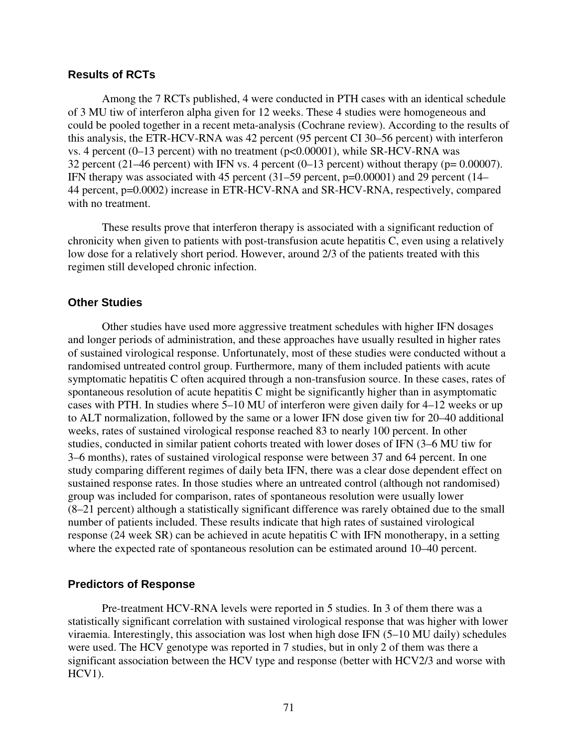## Results of RCTs

Among the 7 RCTs published, 4 were conducted in PTH cases with an identical schedule of 3 MU tiw of interferon alpha given for 12 weeks. These 4 studies were homogeneous and could be pooled together in a recent meta-analysis (Cochrane review). According to the results of this analysis, the ETR-HCV-RNA was 42 percent (95 percent CI 30–56 percent) with interferon vs. 4 percent (0–13 percent) with no treatment ($p<0.00001$), while SR-HCV-RNA was 32 percent (21–46 percent) with IFN vs. 4 percent (0–13 percent) without therapy ($p= 0.00007$). IFN therapy was associated with 45 percent (31–59 percent, $p=0.00001$) and 29 percent (14–44 percent, $p=0.0002$) increase in ETR-HCV-RNA and SR-HCV-RNA, respectively, compared with no treatment.

These results prove that interferon therapy is associated with a significant reduction of chronicity when given to patients with post-transfusion acute hepatitis C, even using a relatively low dose for a relatively short period. However, around 2/3 of the patients treated with this regimen still developed chronic infection.

## Other Studies

Other studies have used more aggressive treatment schedules with higher IFN dosages and longer periods of administration, and these approaches have usually resulted in higher rates of sustained virological response. Unfortunately, most of these studies were conducted without a randomised untreated control group. Furthermore, many of them included patients with acute symptomatic hepatitis C often acquired through a non-transfusion source. In these cases, rates of spontaneous resolution of acute hepatitis C might be significantly higher than in asymptomatic cases with PTH. In studies where 5–10 MU of interferon were given daily for 4–12 weeks or up to ALT normalization, followed by the same or a lower IFN dose given tiw for 20–40 additional weeks, rates of sustained virological response reached 83 to nearly 100 percent. In other studies, conducted in similar patient cohorts treated with lower doses of IFN (3–6 MU tiw for 3–6 months), rates of sustained virological response were between 37 and 64 percent. In one study comparing different regimes of daily beta IFN, there was a clear dose dependent effect on sustained response rates. In those studies where an untreated control (although not randomised) group was included for comparison, rates of spontaneous resolution were usually lower (8–21 percent) although a statistically significant difference was rarely obtained due to the small number of patients included. These results indicate that high rates of sustained virological response (24 week SR) can be achieved in acute hepatitis C with IFN monotherapy, in a setting where the expected rate of spontaneous resolution can be estimated around 10–40 percent.

## Predictors of Response

Pre-treatment HCV-RNA levels were reported in 5 studies. In 3 of them there was a statistically significant correlation with sustained virological response that was higher with lower viraemia. Interestingly, this association was lost when high dose IFN (5–10 MU daily) schedules were used. The HCV genotype was reported in 7 studies, but in only 2 of them was there a significant association between the HCV type and response (better with HCV2/3 and worse with HCV1).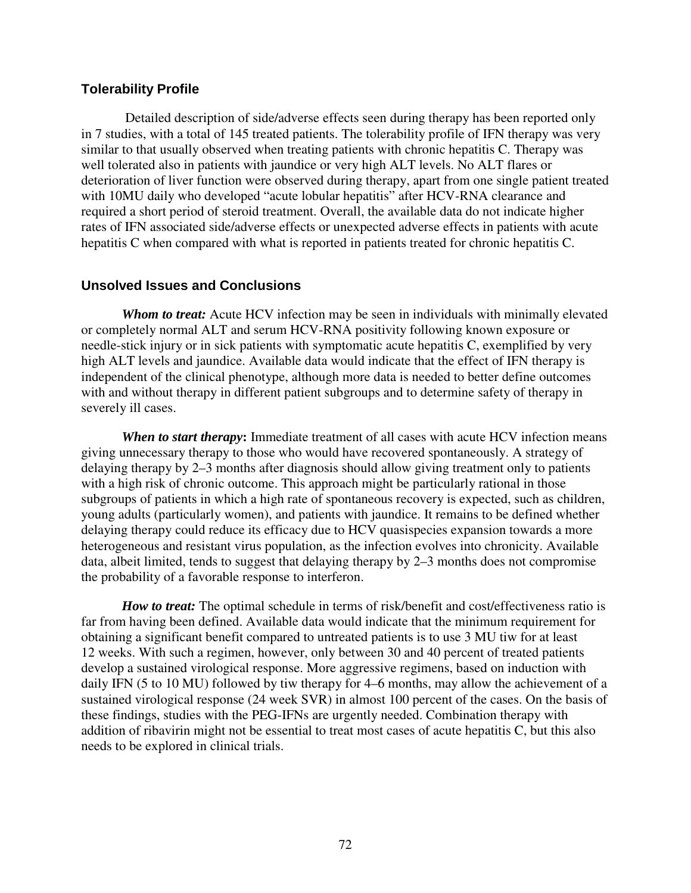### Tolerability Profile

Detailed description of side/adverse effects seen during therapy has been reported only in 7 studies, with a total of 145 treated patients. The tolerability profile of IFN therapy was very similar to that usually observed when treating patients with chronic hepatitis C. Therapy was well tolerated also in patients with jaundice or very high ALT levels. No ALT flares or deterioration of liver function were observed during therapy, apart from one single patient treated with 10MU daily who developed "acute lobular hepatitis" after HCV-RNA clearance and required a short period of steroid treatment. Overall, the available data do not indicate higher rates of IFN associated side/adverse effects or unexpected adverse effects in patients with acute hepatitis C when compared with what is reported in patients treated for chronic hepatitis C.

### Unsolved Issues and Conclusions

***Whom to treat:*** Acute HCV infection may be seen in individuals with minimally elevated or completely normal ALT and serum HCV-RNA positivity following known exposure or needle-stick injury or in sick patients with symptomatic acute hepatitis C, exemplified by very high ALT levels and jaundice. Available data would indicate that the effect of IFN therapy is independent of the clinical phenotype, although more data is needed to better define outcomes with and without therapy in different patient subgroups and to determine safety of therapy in severely ill cases.

***When to start therapy*:** Immediate treatment of all cases with acute HCV infection means giving unnecessary therapy to those who would have recovered spontaneously. A strategy of delaying therapy by 2–3 months after diagnosis should allow giving treatment only to patients with a high risk of chronic outcome. This approach might be particularly rational in those subgroups of patients in which a high rate of spontaneous recovery is expected, such as children, young adults (particularly women), and patients with jaundice. It remains to be defined whether delaying therapy could reduce its efficacy due to HCV quasispecies expansion towards a more heterogeneous and resistant virus population, as the infection evolves into chronicity. Available data, albeit limited, tends to suggest that delaying therapy by 2–3 months does not compromise the probability of a favorable response to interferon.

***How to treat:*** The optimal schedule in terms of risk/benefit and cost/effectiveness ratio is far from having been defined. Available data would indicate that the minimum requirement for obtaining a significant benefit compared to untreated patients is to use 3 MU tiw for at least 12 weeks. With such a regimen, however, only between 30 and 40 percent of treated patients develop a sustained virological response. More aggressive regimens, based on induction with daily IFN (5 to 10 MU) followed by tiw therapy for 4–6 months, may allow the achievement of a sustained virological response (24 week SVR) in almost 100 percent of the cases. On the basis of these findings, studies with the PEG-IFNs are urgently needed. Combination therapy with addition of ribavirin might not be essential to treat most cases of acute hepatitis C, but this also needs to be explored in clinical trials.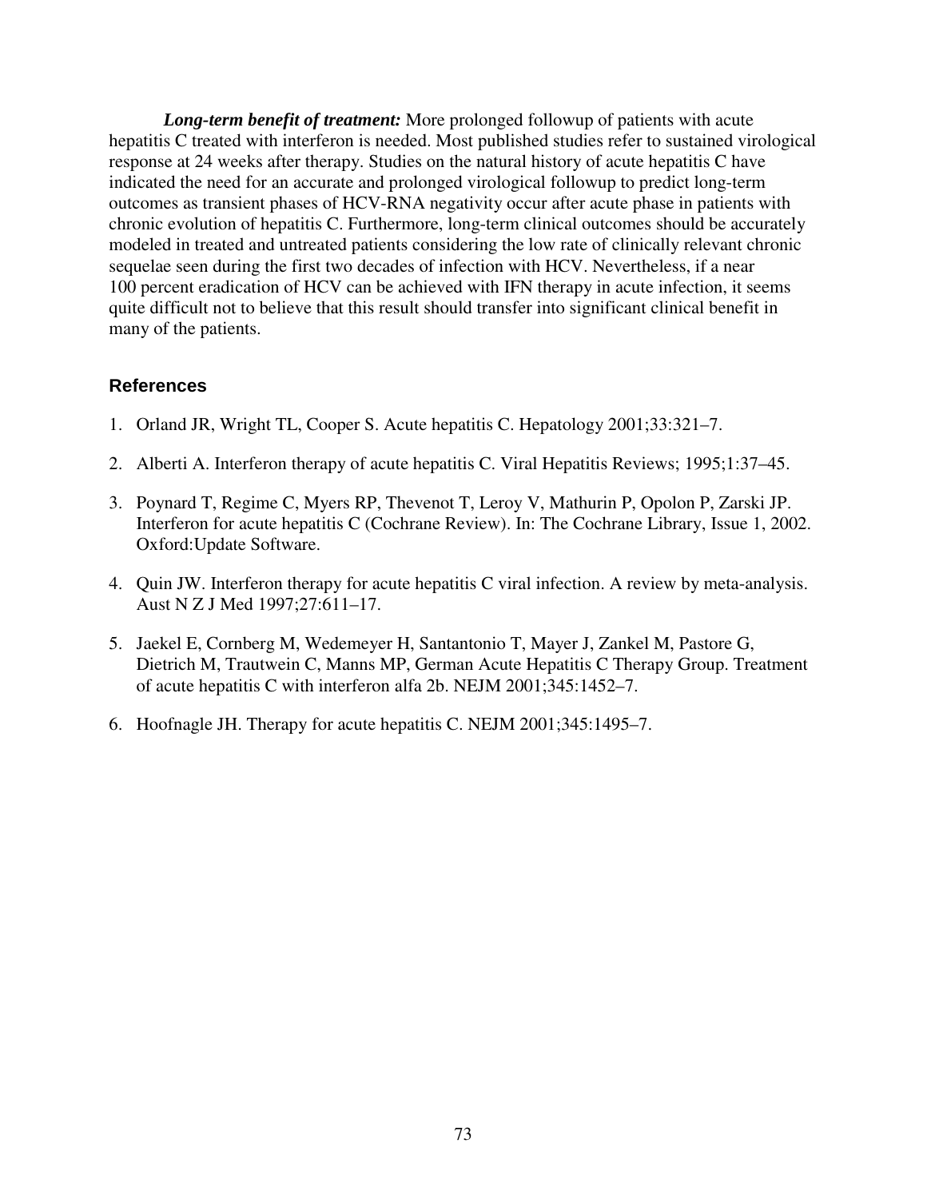***Long-term benefit of treatment:*** More prolonged followup of patients with acute hepatitis C treated with interferon is needed. Most published studies refer to sustained virological response at 24 weeks after therapy. Studies on the natural history of acute hepatitis C have indicated the need for an accurate and prolonged virological followup to predict long-term outcomes as transient phases of HCV-RNA negativity occur after acute phase in patients with chronic evolution of hepatitis C. Furthermore, long-term clinical outcomes should be accurately modeled in treated and untreated patients considering the low rate of clinically relevant chronic sequelae seen during the first two decades of infection with HCV. Nevertheless, if a near 100 percent eradication of HCV can be achieved with IFN therapy in acute infection, it seems quite difficult not to believe that this result should transfer into significant clinical benefit in many of the patients.

## References

1. Orland JR, Wright TL, Cooper S. Acute hepatitis C. Hepatology 2001;33:321–7.
2. Alberti A. Interferon therapy of acute hepatitis C. Viral Hepatitis Reviews; 1995;1:37–45.
3. Poynard T, Regime C, Myers RP, Thevenot T, Leroy V, Mathurin P, Opolon P, Zarski JP. Interferon for acute hepatitis C (Cochrane Review). In: The Cochrane Library, Issue 1, 2002. Oxford:Update Software.
4. Quin JW. Interferon therapy for acute hepatitis C viral infection. A review by meta-analysis. Aust N Z J Med 1997;27:611–17.
5. Jaekel E, Cornberg M, Wedemeyer H, Santantonio T, Mayer J, Zankel M, Pastore G, Dietrich M, Trautwein C, Manns MP, German Acute Hepatitis C Therapy Group. Treatment of acute hepatitis C with interferon alfa 2b. NEJM 2001;345:1452–7.
6. Hoofnagle JH. Therapy for acute hepatitis C. NEJM 2001;345:1495–7.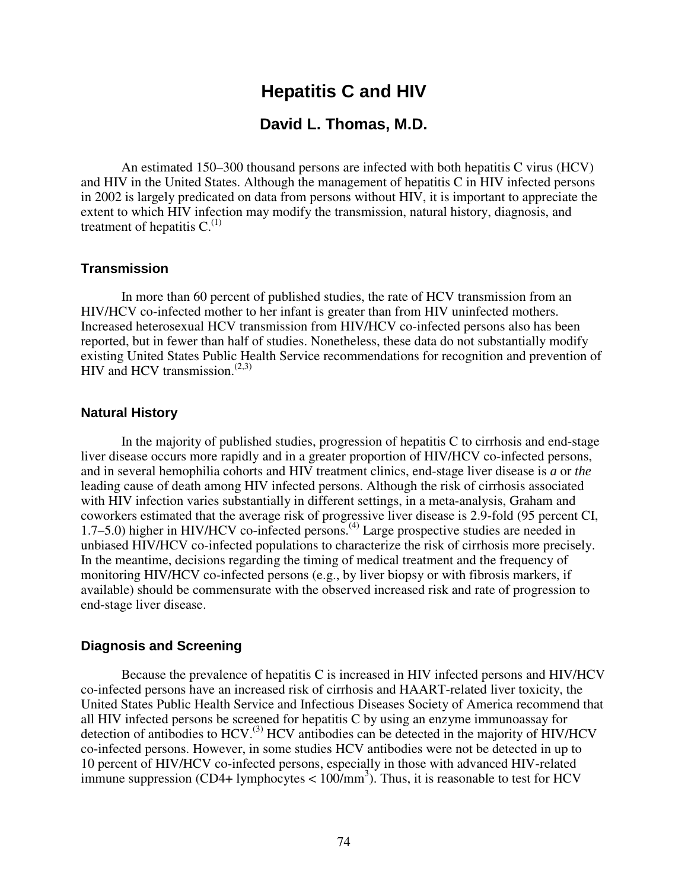# Hepatitis C and HIV

## David L. Thomas, M.D.

An estimated 150–300 thousand persons are infected with both hepatitis C virus (HCV) and HIV in the United States. Although the management of hepatitis C in HIV infected persons in 2002 is largely predicated on data from persons without HIV, it is important to appreciate the extent to which HIV infection may modify the transmission, natural history, diagnosis, and treatment of hepatitis C.[1]

### Transmission

In more than 60 percent of published studies, the rate of HCV transmission from an HIV/HCV co-infected mother to her infant is greater than from HIV uninfected mothers. Increased heterosexual HCV transmission from HIV/HCV co-infected persons also has been reported, but in fewer than half of studies. Nonetheless, these data do not substantially modify existing United States Public Health Service recommendations for recognition and prevention of HIV and HCV transmission.[2,3]

### Natural History

In the majority of published studies, progression of hepatitis C to cirrhosis and end-stage liver disease occurs more rapidly and in a greater proportion of HIV/HCV co-infected persons, and in several hemophilia cohorts and HIV treatment clinics, end-stage liver disease is *a* or *the* leading cause of death among HIV infected persons. Although the risk of cirrhosis associated with HIV infection varies substantially in different settings, in a meta-analysis, Graham and coworkers estimated that the average risk of progressive liver disease is 2.9-fold (95 percent CI, 1.7–5.0) higher in HIV/HCV co-infected persons.[4] Large prospective studies are needed in unbiased HIV/HCV co-infected populations to characterize the risk of cirrhosis more precisely. In the meantime, decisions regarding the timing of medical treatment and the frequency of monitoring HIV/HCV co-infected persons (e.g., by liver biopsy or with fibrosis markers, if available) should be commensurate with the observed increased risk and rate of progression to end-stage liver disease.

### Diagnosis and Screening

Because the prevalence of hepatitis C is increased in HIV infected persons and HIV/HCV co-infected persons have an increased risk of cirrhosis and HAART-related liver toxicity, the United States Public Health Service and Infectious Diseases Society of America recommend that all HIV infected persons be screened for hepatitis C by using an enzyme immunoassay for detection of antibodies to HCV.[3] HCV antibodies can be detected in the majority of HIV/HCV co-infected persons. However, in some studies HCV antibodies were not be detected in up to 10 percent of HIV/HCV co-infected persons, especially in those with advanced HIV-related immune suppression (CD4+ lymphocytes < 100/mm$^3$). Thus, it is reasonable to test for HCV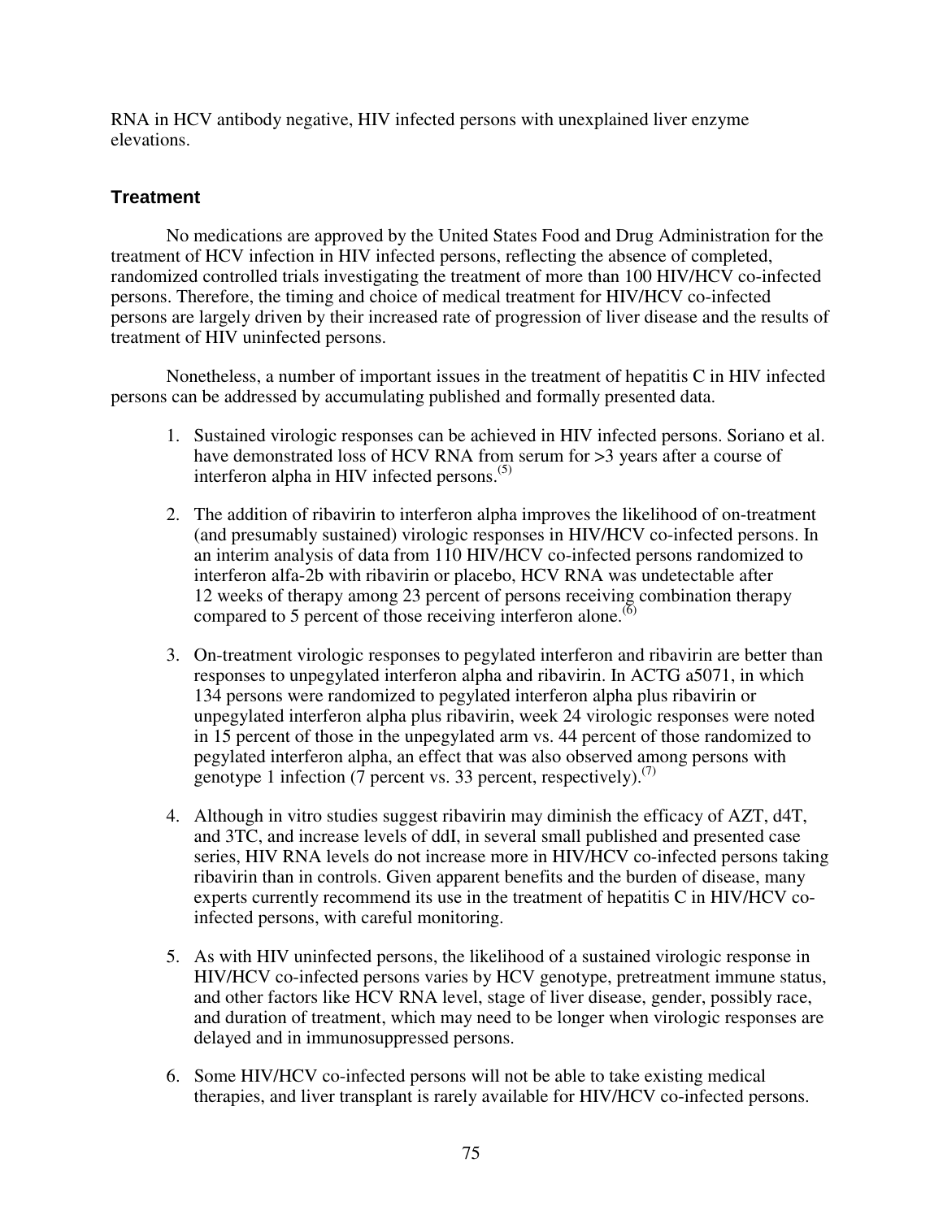RNA in HCV antibody negative, HIV infected persons with unexplained liver enzyme elevations.

## Treatment

No medications are approved by the United States Food and Drug Administration for the treatment of HCV infection in HIV infected persons, reflecting the absence of completed, randomized controlled trials investigating the treatment of more than 100 HIV/HCV co-infected persons. Therefore, the timing and choice of medical treatment for HIV/HCV co-infected persons are largely driven by their increased rate of progression of liver disease and the results of treatment of HIV uninfected persons.

Nonetheless, a number of important issues in the treatment of hepatitis C in HIV infected persons can be addressed by accumulating published and formally presented data.

1. Sustained virologic responses can be achieved in HIV infected persons. Soriano et al. have demonstrated loss of HCV RNA from serum for >3 years after a course of interferon alpha in HIV infected persons.[5]

2. The addition of ribavirin to interferon alpha improves the likelihood of on-treatment (and presumably sustained) virologic responses in HIV/HCV co-infected persons. In an interim analysis of data from 110 HIV/HCV co-infected persons randomized to interferon alfa-2b with ribavirin or placebo, HCV RNA was undetectable after 12 weeks of therapy among 23 percent of persons receiving combination therapy compared to 5 percent of those receiving interferon alone.[6]

3. On-treatment virologic responses to pegylated interferon and ribavirin are better than responses to unpegylated interferon alpha and ribavirin. In ACTG a5071, in which 134 persons were randomized to pegylated interferon alpha plus ribavirin or unpegylated interferon alpha plus ribavirin, week 24 virologic responses were noted in 15 percent of those in the unpegylated arm vs. 44 percent of those randomized to pegylated interferon alpha, an effect that was also observed among persons with genotype 1 infection (7 percent vs. 33 percent, respectively).[7]

4. Although in vitro studies suggest ribavirin may diminish the efficacy of AZT, d4T, and 3TC, and increase levels of ddI, in several small published and presented case series, HIV RNA levels do not increase more in HIV/HCV co-infected persons taking ribavirin than in controls. Given apparent benefits and the burden of disease, many experts currently recommend its use in the treatment of hepatitis C in HIV/HCV co-infected persons, with careful monitoring.

5. As with HIV uninfected persons, the likelihood of a sustained virologic response in HIV/HCV co-infected persons varies by HCV genotype, pretreatment immune status, and other factors like HCV RNA level, stage of liver disease, gender, possibly race, and duration of treatment, which may need to be longer when virologic responses are delayed and in immunosuppressed persons.

6. Some HIV/HCV co-infected persons will not be able to take existing medical therapies, and liver transplant is rarely available for HIV/HCV co-infected persons.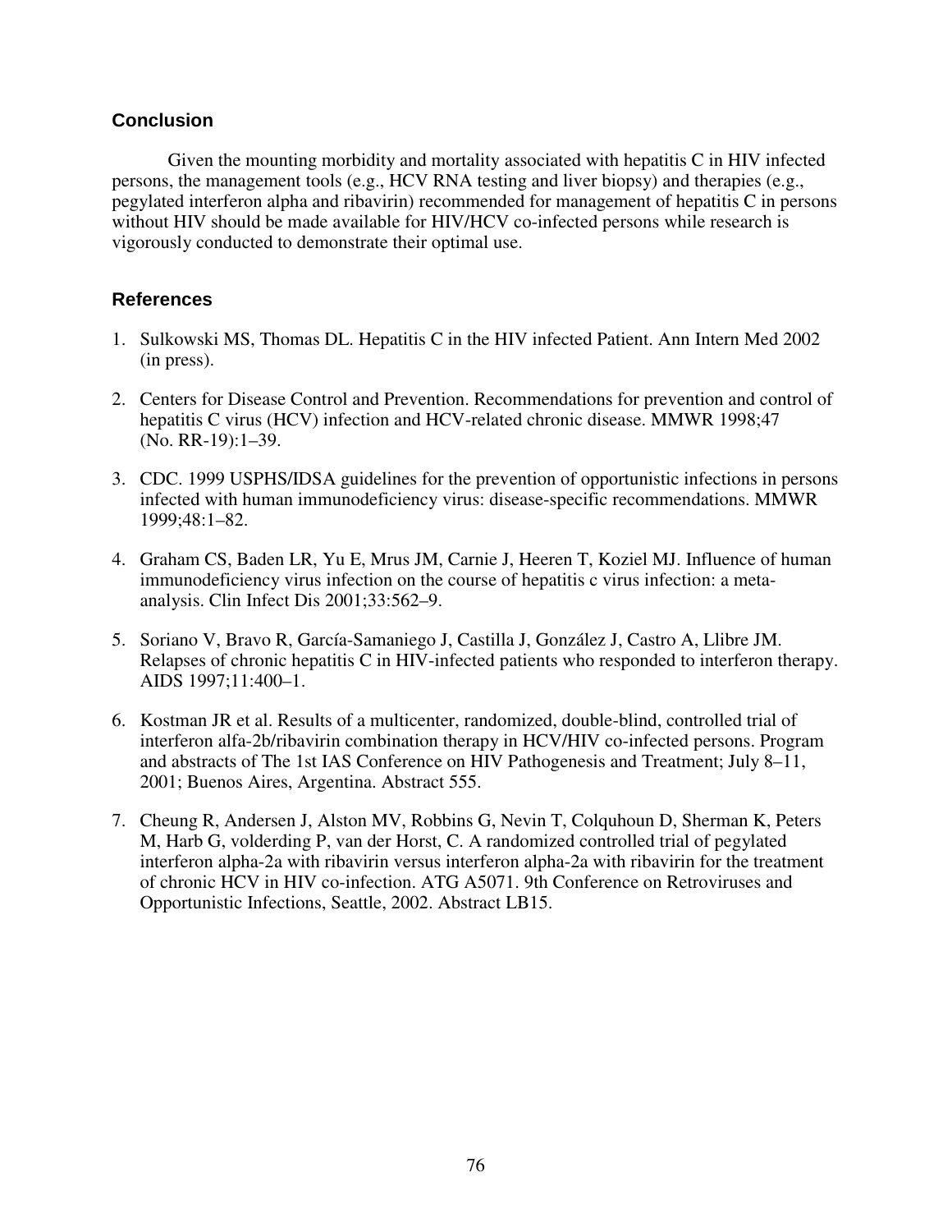## Conclusion

Given the mounting morbidity and mortality associated with hepatitis C in HIV infected persons, the management tools (e.g., HCV RNA testing and liver biopsy) and therapies (e.g., pegylated interferon alpha and ribavirin) recommended for management of hepatitis C in persons without HIV should be made available for HIV/HCV co-infected persons while research is vigorously conducted to demonstrate their optimal use.

## References

1. Sulkowski MS, Thomas DL. Hepatitis C in the HIV infected Patient. Ann Intern Med 2002 (in press).

2. Centers for Disease Control and Prevention. Recommendations for prevention and control of hepatitis C virus (HCV) infection and HCV-related chronic disease. MMWR 1998;47 (No. RR-19):1–39.

3. CDC. 1999 USPHS/IDSA guidelines for the prevention of opportunistic infections in persons infected with human immunodeficiency virus: disease-specific recommendations. MMWR 1999;48:1–82.

4. Graham CS, Baden LR, Yu E, Mrus JM, Carnie J, Heeren T, Koziel MJ. Influence of human immunodeficiency virus infection on the course of hepatitis c virus infection: a meta-analysis. Clin Infect Dis 2001;33:562–9.

5. Soriano V, Bravo R, García-Samaniego J, Castilla J, González J, Castro A, Llibre JM. Relapses of chronic hepatitis C in HIV-infected patients who responded to interferon therapy. AIDS 1997;11:400–1.

6. Kostman JR et al. Results of a multicenter, randomized, double-blind, controlled trial of interferon alfa-2b/ribavirin combination therapy in HCV/HIV co-infected persons. Program and abstracts of The 1st IAS Conference on HIV Pathogenesis and Treatment; July 8–11, 2001; Buenos Aires, Argentina. Abstract 555.

7. Cheung R, Andersen J, Alston MV, Robbins G, Nevin T, Colquhoun D, Sherman K, Peters M, Harb G, volderding P, van der Horst, C. A randomized controlled trial of pegylated interferon alpha-2a with ribavirin versus interferon alpha-2a with ribavirin for the treatment of chronic HCV in HIV co-infection. ATG A5071. 9th Conference on Retroviruses and Opportunistic Infections, Seattle, 2002. Abstract LB15.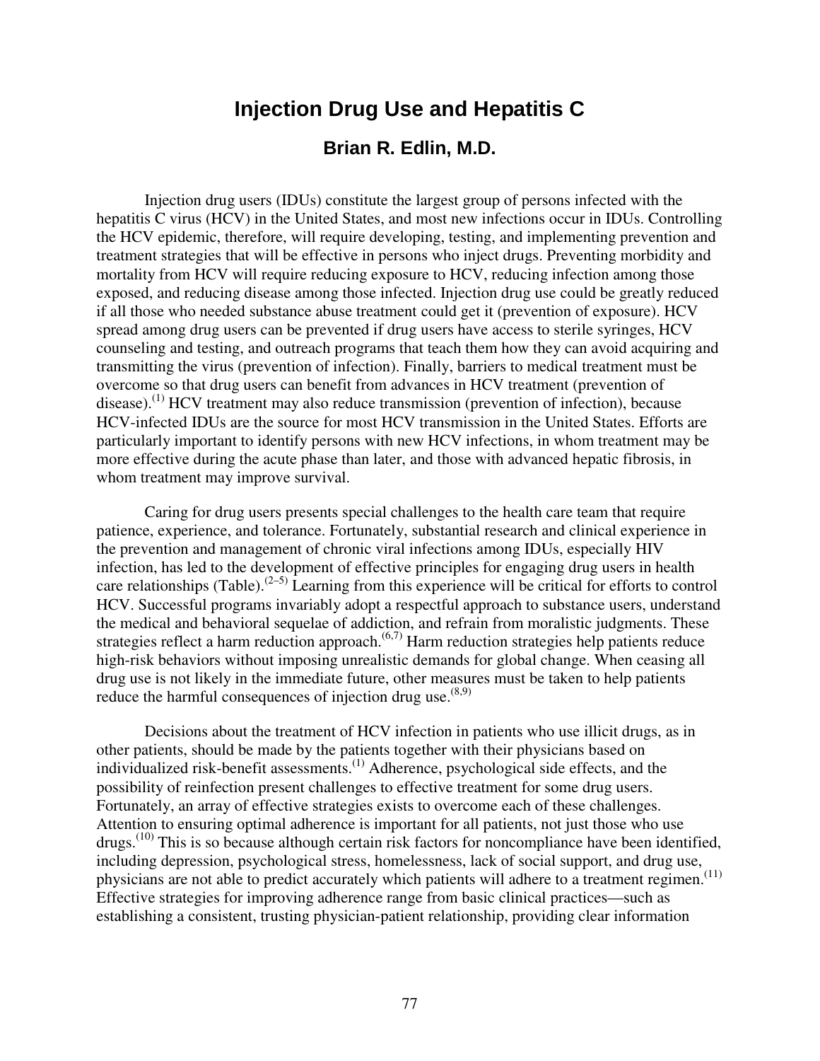# Injection Drug Use and Hepatitis C

## Brian R. Edlin, M.D.

Injection drug users (IDUs) constitute the largest group of persons infected with the hepatitis C virus (HCV) in the United States, and most new infections occur in IDUs. Controlling the HCV epidemic, therefore, will require developing, testing, and implementing prevention and treatment strategies that will be effective in persons who inject drugs. Preventing morbidity and mortality from HCV will require reducing exposure to HCV, reducing infection among those exposed, and reducing disease among those infected. Injection drug use could be greatly reduced if all those who needed substance abuse treatment could get it (prevention of exposure). HCV spread among drug users can be prevented if drug users have access to sterile syringes, HCV counseling and testing, and outreach programs that teach them how they can avoid acquiring and transmitting the virus (prevention of infection). Finally, barriers to medical treatment must be overcome so that drug users can benefit from advances in HCV treatment (prevention of disease).[1] HCV treatment may also reduce transmission (prevention of infection), because HCV-infected IDUs are the source for most HCV transmission in the United States. Efforts are particularly important to identify persons with new HCV infections, in whom treatment may be more effective during the acute phase than later, and those with advanced hepatic fibrosis, in whom treatment may improve survival.

Caring for drug users presents special challenges to the health care team that require patience, experience, and tolerance. Fortunately, substantial research and clinical experience in the prevention and management of chronic viral infections among IDUs, especially HIV infection, has led to the development of effective principles for engaging drug users in health care relationships (Table).[2–5] Learning from this experience will be critical for efforts to control HCV. Successful programs invariably adopt a respectful approach to substance users, understand the medical and behavioral sequelae of addiction, and refrain from moralistic judgments. These strategies reflect a harm reduction approach.[6,7] Harm reduction strategies help patients reduce high-risk behaviors without imposing unrealistic demands for global change. When ceasing all drug use is not likely in the immediate future, other measures must be taken to help patients reduce the harmful consequences of injection drug use.[8,9]

Decisions about the treatment of HCV infection in patients who use illicit drugs, as in other patients, should be made by the patients together with their physicians based on individualized risk-benefit assessments.[1] Adherence, psychological side effects, and the possibility of reinfection present challenges to effective treatment for some drug users. Fortunately, an array of effective strategies exists to overcome each of these challenges. Attention to ensuring optimal adherence is important for all patients, not just those who use drugs.[10] This is so because although certain risk factors for noncompliance have been identified, including depression, psychological stress, homelessness, lack of social support, and drug use, physicians are not able to predict accurately which patients will adhere to a treatment regimen.[11] Effective strategies for improving adherence range from basic clinical practices—such as establishing a consistent, trusting physician-patient relationship, providing clear information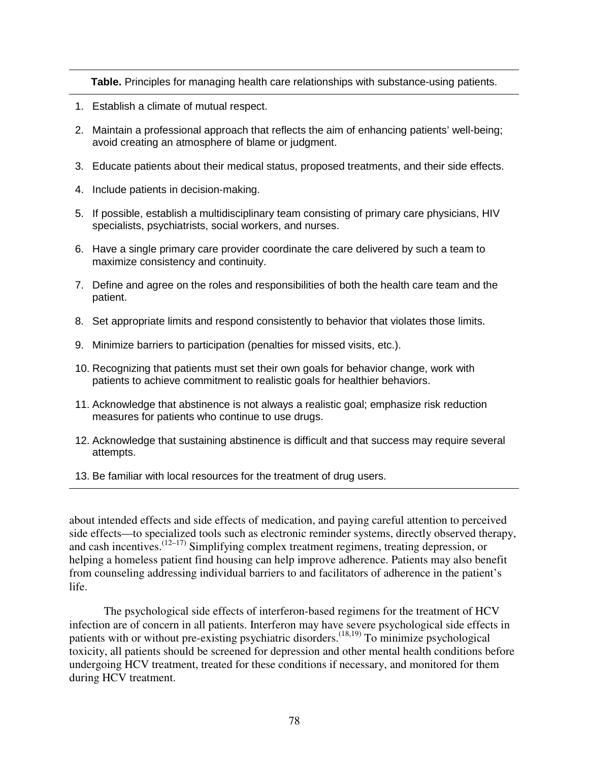**Table.** Principles for managing health care relationships with substance-using patients.

1. Establish a climate of mutual respect.
2. Maintain a professional approach that reflects the aim of enhancing patients' well-being; avoid creating an atmosphere of blame or judgment.
3. Educate patients about their medical status, proposed treatments, and their side effects.
4. Include patients in decision-making.
5. If possible, establish a multidisciplinary team consisting of primary care physicians, HIV specialists, psychiatrists, social workers, and nurses.
6. Have a single primary care provider coordinate the care delivered by such a team to maximize consistency and continuity.
7. Define and agree on the roles and responsibilities of both the health care team and the patient.
8. Set appropriate limits and respond consistently to behavior that violates those limits.
9. Minimize barriers to participation (penalties for missed visits, etc.).
10. Recognizing that patients must set their own goals for behavior change, work with patients to achieve commitment to realistic goals for healthier behaviors.
11. Acknowledge that abstinence is not always a realistic goal; emphasize risk reduction measures for patients who continue to use drugs.
12. Acknowledge that sustaining abstinence is difficult and that success may require several attempts.
13. Be familiar with local resources for the treatment of drug users.

about intended effects and side effects of medication, and paying careful attention to perceived side effects—to specialized tools such as electronic reminder systems, directly observed therapy, and cash incentives.[12–17] Simplifying complex treatment regimens, treating depression, or helping a homeless patient find housing can help improve adherence. Patients may also benefit from counseling addressing individual barriers to and facilitators of adherence in the patient's life.

The psychological side effects of interferon-based regimens for the treatment of HCV infection are of concern in all patients. Interferon may have severe psychological side effects in patients with or without pre-existing psychiatric disorders.[18,19] To minimize psychological toxicity, all patients should be screened for depression and other mental health conditions before undergoing HCV treatment, treated for these conditions if necessary, and monitored for them during HCV treatment.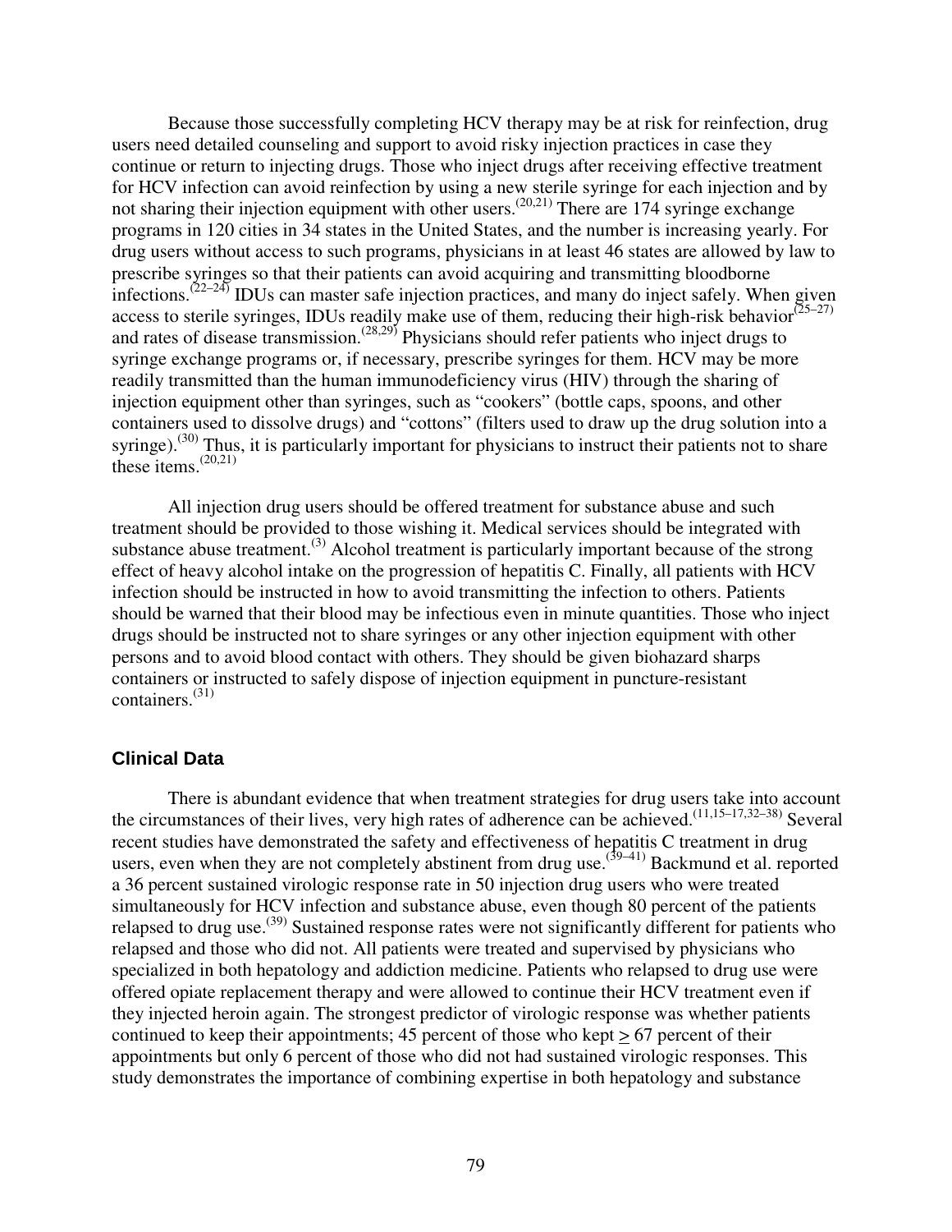Because those successfully completing HCV therapy may be at risk for reinfection, drug users need detailed counseling and support to avoid risky injection practices in case they continue or return to injecting drugs. Those who inject drugs after receiving effective treatment for HCV infection can avoid reinfection by using a new sterile syringe for each injection and by not sharing their injection equipment with other users.[20,21] There are 174 syringe exchange programs in 120 cities in 34 states in the United States, and the number is increasing yearly. For drug users without access to such programs, physicians in at least 46 states are allowed by law to prescribe syringes so that their patients can avoid acquiring and transmitting bloodborne infections.[22–24] IDUs can master safe injection practices, and many do inject safely. When given access to sterile syringes, IDUs readily make use of them, reducing their high-risk behavior[25–27] and rates of disease transmission.[28,29] Physicians should refer patients who inject drugs to syringe exchange programs or, if necessary, prescribe syringes for them. HCV may be more readily transmitted than the human immunodeficiency virus (HIV) through the sharing of injection equipment other than syringes, such as "cookers" (bottle caps, spoons, and other containers used to dissolve drugs) and "cottons" (filters used to draw up the drug solution into a syringe).[30] Thus, it is particularly important for physicians to instruct their patients not to share these items.[20,21]

All injection drug users should be offered treatment for substance abuse and such treatment should be provided to those wishing it. Medical services should be integrated with substance abuse treatment.[3] Alcohol treatment is particularly important because of the strong effect of heavy alcohol intake on the progression of hepatitis C. Finally, all patients with HCV infection should be instructed in how to avoid transmitting the infection to others. Patients should be warned that their blood may be infectious even in minute quantities. Those who inject drugs should be instructed not to share syringes or any other injection equipment with other persons and to avoid blood contact with others. They should be given biohazard sharps containers or instructed to safely dispose of injection equipment in puncture-resistant containers.[31]

### Clinical Data

There is abundant evidence that when treatment strategies for drug users take into account the circumstances of their lives, very high rates of adherence can be achieved.[11,15–17,32–38] Several recent studies have demonstrated the safety and effectiveness of hepatitis C treatment in drug users, even when they are not completely abstinent from drug use.[39–41] Backmund et al. reported a 36 percent sustained virologic response rate in 50 injection drug users who were treated simultaneously for HCV infection and substance abuse, even though 80 percent of the patients relapsed to drug use.[39] Sustained response rates were not significantly different for patients who relapsed and those who did not. All patients were treated and supervised by physicians who specialized in both hepatology and addiction medicine. Patients who relapsed to drug use were offered opiate replacement therapy and were allowed to continue their HCV treatment even if they injected heroin again. The strongest predictor of virologic response was whether patients continued to keep their appointments; 45 percent of those who kept $\geq$ 67 percent of their appointments but only 6 percent of those who did not had sustained virologic responses. This study demonstrates the importance of combining expertise in both hepatology and substance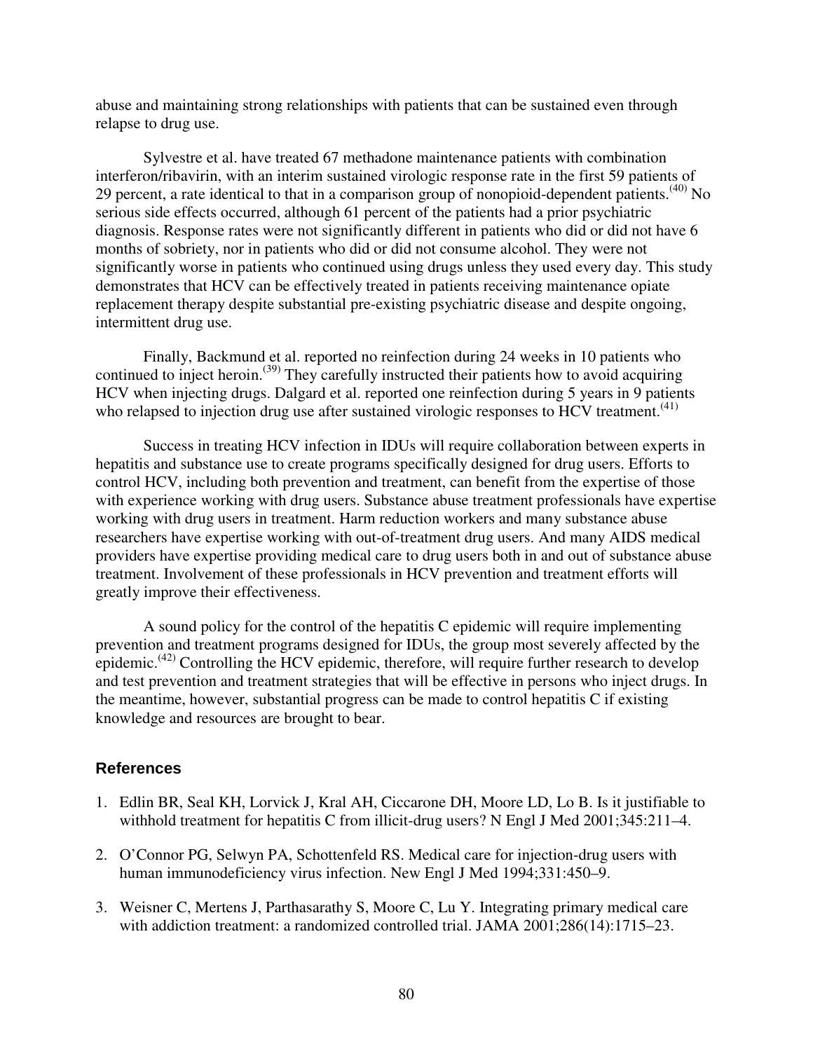abuse and maintaining strong relationships with patients that can be sustained even through relapse to drug use.

Sylvestre et al. have treated 67 methadone maintenance patients with combination interferon/ribavirin, with an interim sustained virologic response rate in the first 59 patients of 29 percent, a rate identical to that in a comparison group of nonopioid-dependent patients.[40] No serious side effects occurred, although 61 percent of the patients had a prior psychiatric diagnosis. Response rates were not significantly different in patients who did or did not have 6 months of sobriety, nor in patients who did or did not consume alcohol. They were not significantly worse in patients who continued using drugs unless they used every day. This study demonstrates that HCV can be effectively treated in patients receiving maintenance opiate replacement therapy despite substantial pre-existing psychiatric disease and despite ongoing, intermittent drug use.

Finally, Backmund et al. reported no reinfection during 24 weeks in 10 patients who continued to inject heroin.[39] They carefully instructed their patients how to avoid acquiring HCV when injecting drugs. Dalgard et al. reported one reinfection during 5 years in 9 patients who relapsed to injection drug use after sustained virologic responses to HCV treatment.[41]

Success in treating HCV infection in IDUs will require collaboration between experts in hepatitis and substance use to create programs specifically designed for drug users. Efforts to control HCV, including both prevention and treatment, can benefit from the expertise of those with experience working with drug users. Substance abuse treatment professionals have expertise working with drug users in treatment. Harm reduction workers and many substance abuse researchers have expertise working with out-of-treatment drug users. And many AIDS medical providers have expertise providing medical care to drug users both in and out of substance abuse treatment. Involvement of these professionals in HCV prevention and treatment efforts will greatly improve their effectiveness.

A sound policy for the control of the hepatitis C epidemic will require implementing prevention and treatment programs designed for IDUs, the group most severely affected by the epidemic.[42] Controlling the HCV epidemic, therefore, will require further research to develop and test prevention and treatment strategies that will be effective in persons who inject drugs. In the meantime, however, substantial progress can be made to control hepatitis C if existing knowledge and resources are brought to bear.

### References

1. Edlin BR, Seal KH, Lorvick J, Kral AH, Ciccarone DH, Moore LD, Lo B. Is it justifiable to withhold treatment for hepatitis C from illicit-drug users? N Engl J Med 2001;345:211–4.
2. O'Connor PG, Selwyn PA, Schottenfeld RS. Medical care for injection-drug users with human immunodeficiency virus infection. New Engl J Med 1994;331:450–9.
3. Weisner C, Mertens J, Parthasarathy S, Moore C, Lu Y. Integrating primary medical care with addiction treatment: a randomized controlled trial. JAMA 2001;286(14):1715–23.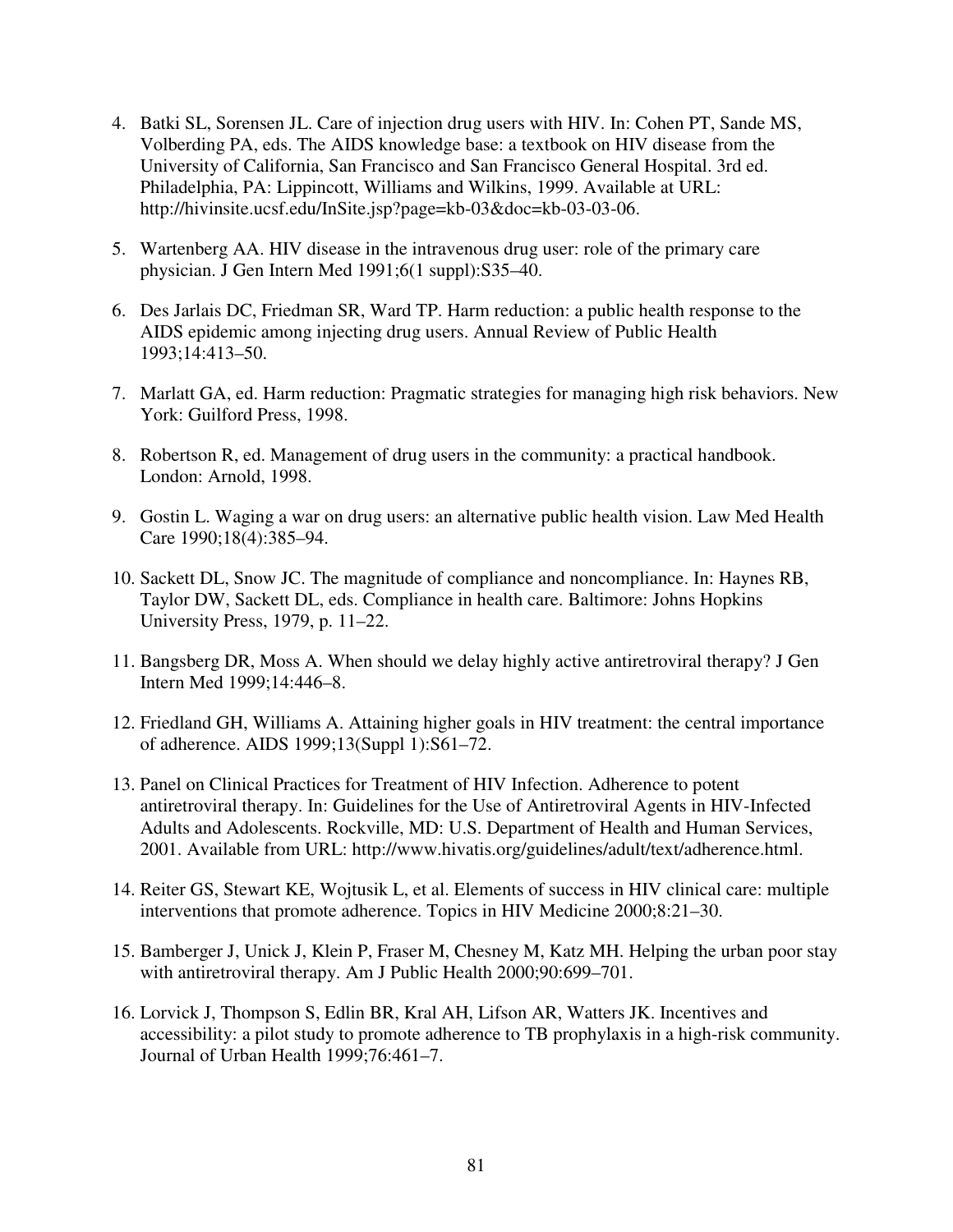4. Batki SL, Sorensen JL. Care of injection drug users with HIV. In: Cohen PT, Sande MS, Volberding PA, eds. The AIDS knowledge base: a textbook on HIV disease from the University of California, San Francisco and San Francisco General Hospital. 3rd ed. Philadelphia, PA: Lippincott, Williams and Wilkins, 1999. Available at URL: http://hivinsite.ucsf.edu/InSite.jsp?page=kb-03&doc=kb-03-03-06.

5. Wartenberg AA. HIV disease in the intravenous drug user: role of the primary care physician. J Gen Intern Med 1991;6(1 suppl):S35–40.

6. Des Jarlais DC, Friedman SR, Ward TP. Harm reduction: a public health response to the AIDS epidemic among injecting drug users. Annual Review of Public Health 1993;14:413–50.

7. Marlatt GA, ed. Harm reduction: Pragmatic strategies for managing high risk behaviors. New York: Guilford Press, 1998.

8. Robertson R, ed. Management of drug users in the community: a practical handbook. London: Arnold, 1998.

9. Gostin L. Waging a war on drug users: an alternative public health vision. Law Med Health Care 1990;18(4):385–94.

10. Sackett DL, Snow JC. The magnitude of compliance and noncompliance. In: Haynes RB, Taylor DW, Sackett DL, eds. Compliance in health care. Baltimore: Johns Hopkins University Press, 1979, p. 11–22.

11. Bangsberg DR, Moss A. When should we delay highly active antiretroviral therapy? J Gen Intern Med 1999;14:446–8.

12. Friedland GH, Williams A. Attaining higher goals in HIV treatment: the central importance of adherence. AIDS 1999;13(Suppl 1):S61–72.

13. Panel on Clinical Practices for Treatment of HIV Infection. Adherence to potent antiretroviral therapy. In: Guidelines for the Use of Antiretroviral Agents in HIV-Infected Adults and Adolescents. Rockville, MD: U.S. Department of Health and Human Services, 2001. Available from URL: http://www.hivatis.org/guidelines/adult/text/adherence.html.

14. Reiter GS, Stewart KE, Wojtusik L, et al. Elements of success in HIV clinical care: multiple interventions that promote adherence. Topics in HIV Medicine 2000;8:21–30.

15. Bamberger J, Unick J, Klein P, Fraser M, Chesney M, Katz MH. Helping the urban poor stay with antiretroviral therapy. Am J Public Health 2000;90:699–701.

16. Lorvick J, Thompson S, Edlin BR, Kral AH, Lifson AR, Watters JK. Incentives and accessibility: a pilot study to promote adherence to TB prophylaxis in a high-risk community. Journal of Urban Health 1999;76:461–7.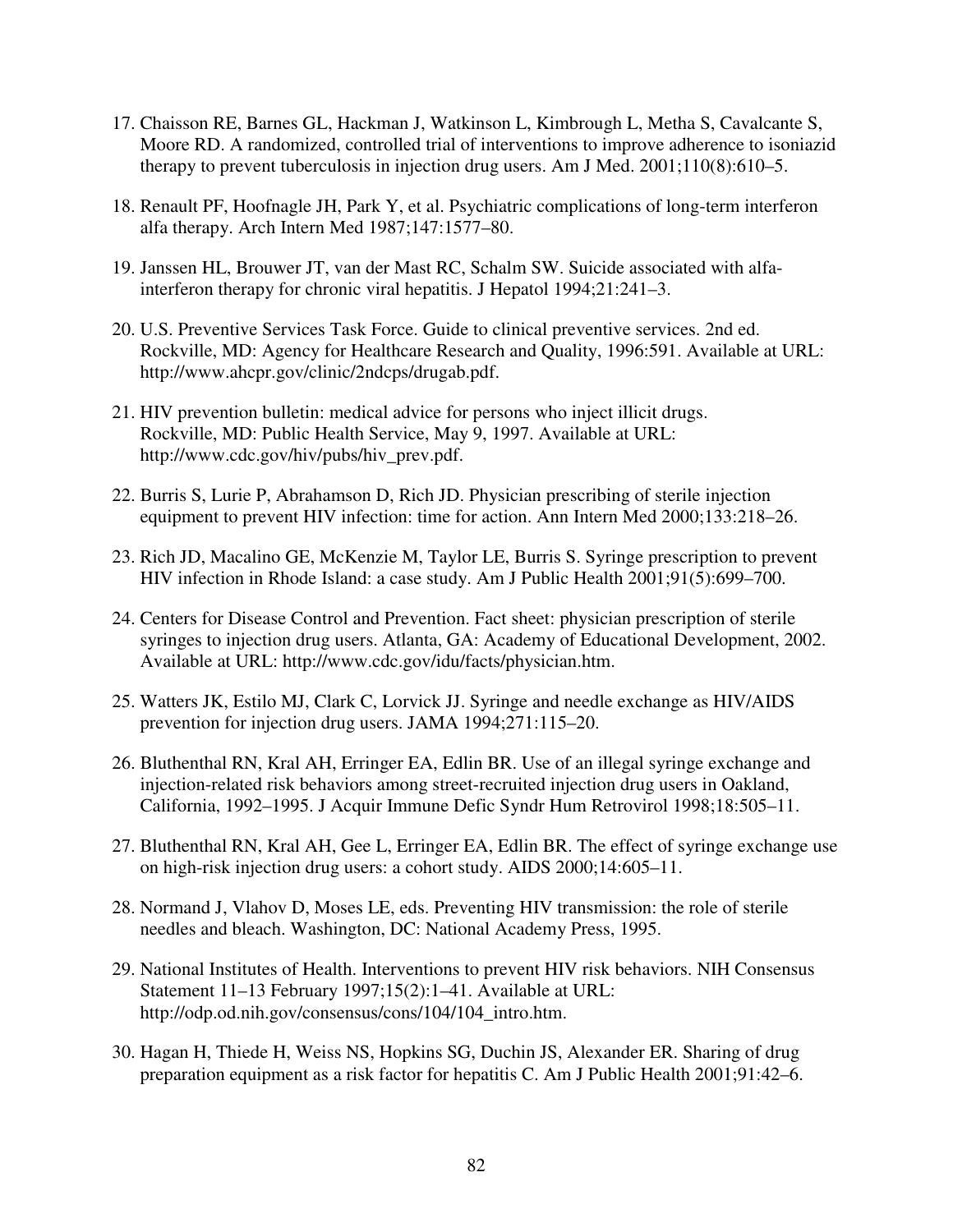17. Chaisson RE, Barnes GL, Hackman J, Watkinson L, Kimbrough L, Metha S, Cavalcante S, Moore RD. A randomized, controlled trial of interventions to improve adherence to isoniazid therapy to prevent tuberculosis in injection drug users. Am J Med. 2001;110(8):610–5.

18. Renault PF, Hoofnagle JH, Park Y, et al. Psychiatric complications of long-term interferon alfa therapy. Arch Intern Med 1987;147:1577–80.

19. Janssen HL, Brouwer JT, van der Mast RC, Schalm SW. Suicide associated with alfa-interferon therapy for chronic viral hepatitis. J Hepatol 1994;21:241–3.

20. U.S. Preventive Services Task Force. Guide to clinical preventive services. 2nd ed. Rockville, MD: Agency for Healthcare Research and Quality, 1996:591. Available at URL: http://www.ahcpr.gov/clinic/2ndcps/drugab.pdf.

21. HIV prevention bulletin: medical advice for persons who inject illicit drugs. Rockville, MD: Public Health Service, May 9, 1997. Available at URL: http://www.cdc.gov/hiv/pubs/hiv_prev.pdf.

22. Burris S, Lurie P, Abrahamson D, Rich JD. Physician prescribing of sterile injection equipment to prevent HIV infection: time for action. Ann Intern Med 2000;133:218–26.

23. Rich JD, Macalino GE, McKenzie M, Taylor LE, Burris S. Syringe prescription to prevent HIV infection in Rhode Island: a case study. Am J Public Health 2001;91(5):699–700.

24. Centers for Disease Control and Prevention. Fact sheet: physician prescription of sterile syringes to injection drug users. Atlanta, GA: Academy of Educational Development, 2002. Available at URL: http://www.cdc.gov/idu/facts/physician.htm.

25. Watters JK, Estilo MJ, Clark C, Lorvick JJ. Syringe and needle exchange as HIV/AIDS prevention for injection drug users. JAMA 1994;271:115–20.

26. Bluthenthal RN, Kral AH, Erringer EA, Edlin BR. Use of an illegal syringe exchange and injection-related risk behaviors among street-recruited injection drug users in Oakland, California, 1992–1995. J Acquir Immune Defic Syndr Hum Retrovirol 1998;18:505–11.

27. Bluthenthal RN, Kral AH, Gee L, Erringer EA, Edlin BR. The effect of syringe exchange use on high-risk injection drug users: a cohort study. AIDS 2000;14:605–11.

28. Normand J, Vlahov D, Moses LE, eds. Preventing HIV transmission: the role of sterile needles and bleach. Washington, DC: National Academy Press, 1995.

29. National Institutes of Health. Interventions to prevent HIV risk behaviors. NIH Consensus Statement 11–13 February 1997;15(2):1–41. Available at URL: http://odp.od.nih.gov/consensus/cons/104/104_intro.htm.

30. Hagan H, Thiede H, Weiss NS, Hopkins SG, Duchin JS, Alexander ER. Sharing of drug preparation equipment as a risk factor for hepatitis C. Am J Public Health 2001;91:42–6.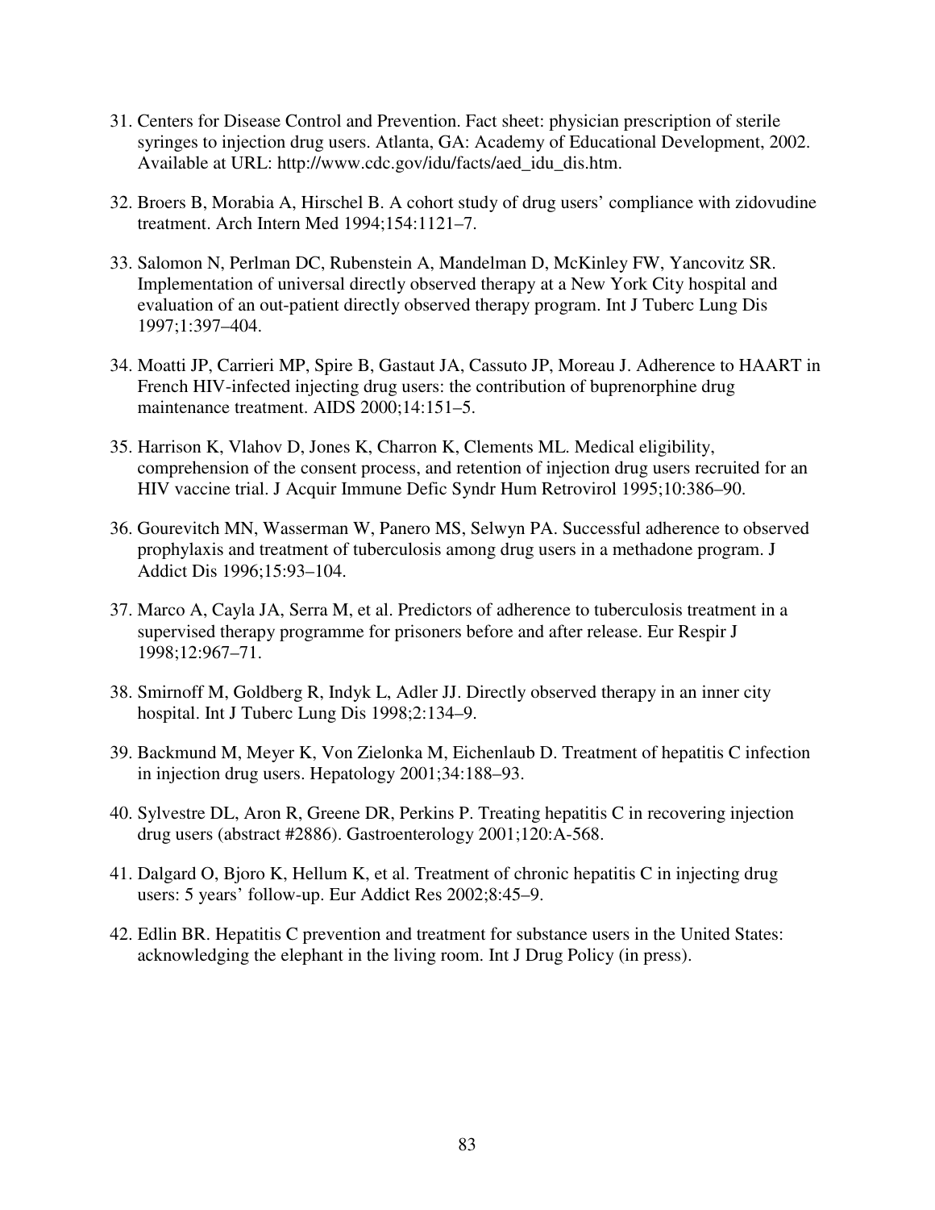31. Centers for Disease Control and Prevention. Fact sheet: physician prescription of sterile syringes to injection drug users. Atlanta, GA: Academy of Educational Development, 2002. Available at URL: http://www.cdc.gov/idu/facts/aed_idu_dis.htm.

32. Broers B, Morabia A, Hirschel B. A cohort study of drug users' compliance with zidovudine treatment. Arch Intern Med 1994;154:1121–7.

33. Salomon N, Perlman DC, Rubenstein A, Mandelman D, McKinley FW, Yancovitz SR. Implementation of universal directly observed therapy at a New York City hospital and evaluation of an out-patient directly observed therapy program. Int J Tuberc Lung Dis 1997;1:397–404.

34. Moatti JP, Carrieri MP, Spire B, Gastaut JA, Cassuto JP, Moreau J. Adherence to HAART in French HIV-infected injecting drug users: the contribution of buprenorphine drug maintenance treatment. AIDS 2000;14:151–5.

35. Harrison K, Vlahov D, Jones K, Charron K, Clements ML. Medical eligibility, comprehension of the consent process, and retention of injection drug users recruited for an HIV vaccine trial. J Acquir Immune Defic Syndr Hum Retrovirol 1995;10:386–90.

36. Gourevitch MN, Wasserman W, Panero MS, Selwyn PA. Successful adherence to observed prophylaxis and treatment of tuberculosis among drug users in a methadone program. J Addict Dis 1996;15:93–104.

37. Marco A, Cayla JA, Serra M, et al. Predictors of adherence to tuberculosis treatment in a supervised therapy programme for prisoners before and after release. Eur Respir J 1998;12:967–71.

38. Smirnoff M, Goldberg R, Indyk L, Adler JJ. Directly observed therapy in an inner city hospital. Int J Tuberc Lung Dis 1998;2:134–9.

39. Backmund M, Meyer K, Von Zielonka M, Eichenlaub D. Treatment of hepatitis C infection in injection drug users. Hepatology 2001;34:188–93.

40. Sylvestre DL, Aron R, Greene DR, Perkins P. Treating hepatitis C in recovering injection drug users (abstract #2886). Gastroenterology 2001;120:A-568.

41. Dalgard O, Bjoro K, Hellum K, et al. Treatment of chronic hepatitis C in injecting drug users: 5 years' follow-up. Eur Addict Res 2002;8:45–9.

42. Edlin BR. Hepatitis C prevention and treatment for substance users in the United States: acknowledging the elephant in the living room. Int J Drug Policy (in press).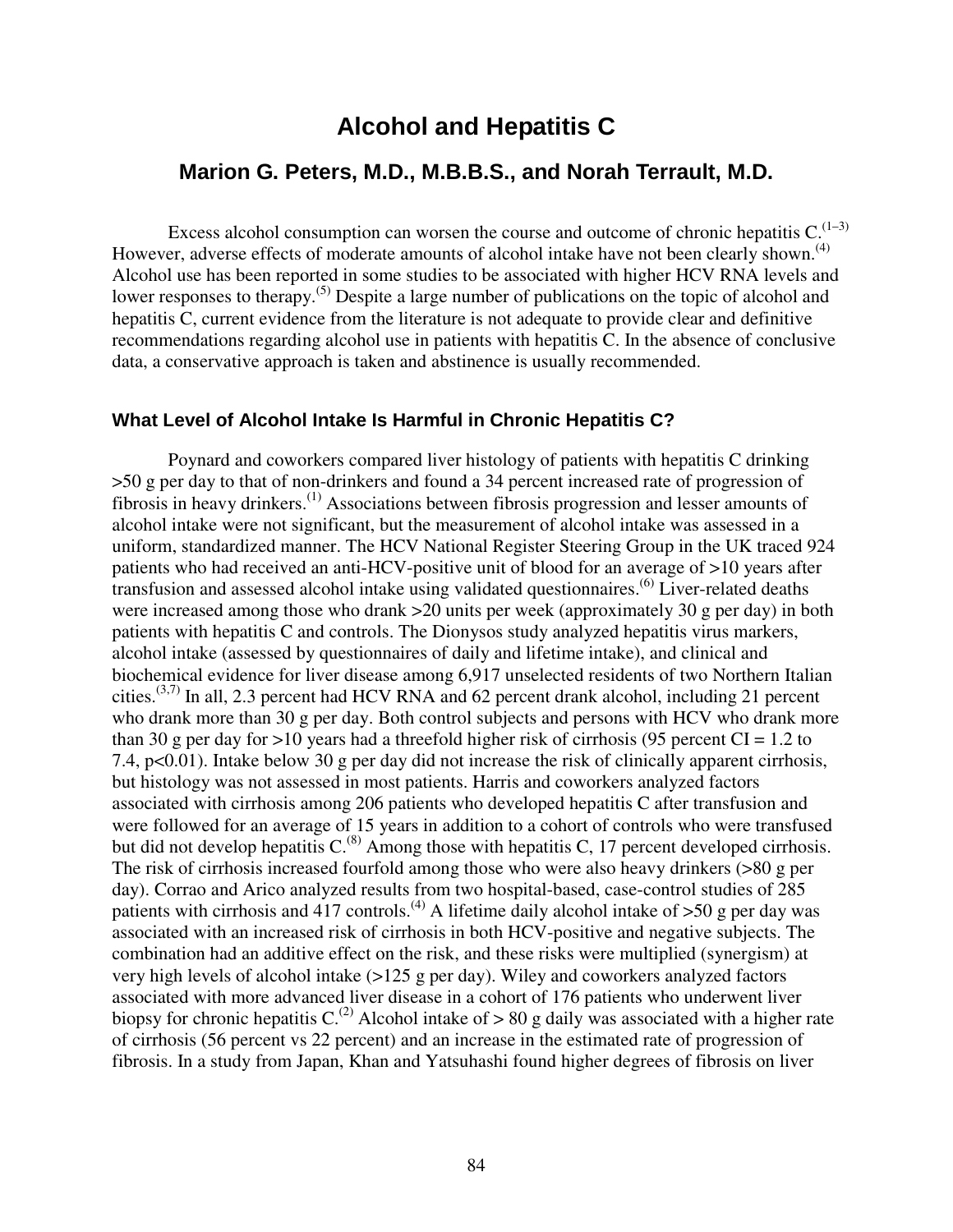# Alcohol and Hepatitis C

## Marion G. Peters, M.D., M.B.B.S., and Norah Terrault, M.D.

Excess alcohol consumption can worsen the course and outcome of chronic hepatitis C.[1–3] However, adverse effects of moderate amounts of alcohol intake have not been clearly shown.[4] Alcohol use has been reported in some studies to be associated with higher HCV RNA levels and lower responses to therapy.[5] Despite a large number of publications on the topic of alcohol and hepatitis C, current evidence from the literature is not adequate to provide clear and definitive recommendations regarding alcohol use in patients with hepatitis C. In the absence of conclusive data, a conservative approach is taken and abstinence is usually recommended.

### What Level of Alcohol Intake Is Harmful in Chronic Hepatitis C?

Poynard and coworkers compared liver histology of patients with hepatitis C drinking >50 g per day to that of non-drinkers and found a 34 percent increased rate of progression of fibrosis in heavy drinkers.[1] Associations between fibrosis progression and lesser amounts of alcohol intake were not significant, but the measurement of alcohol intake was assessed in a uniform, standardized manner. The HCV National Register Steering Group in the UK traced 924 patients who had received an anti-HCV-positive unit of blood for an average of >10 years after transfusion and assessed alcohol intake using validated questionnaires.[6] Liver-related deaths were increased among those who drank >20 units per week (approximately 30 g per day) in both patients with hepatitis C and controls. The Dionysos study analyzed hepatitis virus markers, alcohol intake (assessed by questionnaires of daily and lifetime intake), and clinical and biochemical evidence for liver disease among 6,917 unselected residents of two Northern Italian cities.[3,7] In all, 2.3 percent had HCV RNA and 62 percent drank alcohol, including 21 percent who drank more than 30 g per day. Both control subjects and persons with HCV who drank more than 30 g per day for >10 years had a threefold higher risk of cirrhosis (95 percent CI = 1.2 to 7.4, $p<0.01$). Intake below 30 g per day did not increase the risk of clinically apparent cirrhosis, but histology was not assessed in most patients. Harris and coworkers analyzed factors associated with cirrhosis among 206 patients who developed hepatitis C after transfusion and were followed for an average of 15 years in addition to a cohort of controls who were transfused but did not develop hepatitis C.[8] Among those with hepatitis C, 17 percent developed cirrhosis. The risk of cirrhosis increased fourfold among those who were also heavy drinkers (>80 g per day). Corrao and Arico analyzed results from two hospital-based, case-control studies of 285 patients with cirrhosis and 417 controls.[4] A lifetime daily alcohol intake of >50 g per day was associated with an increased risk of cirrhosis in both HCV-positive and negative subjects. The combination had an additive effect on the risk, and these risks were multiplied (synergism) at very high levels of alcohol intake (>125 g per day). Wiley and coworkers analyzed factors associated with more advanced liver disease in a cohort of 176 patients who underwent liver biopsy for chronic hepatitis C.[2] Alcohol intake of > 80 g daily was associated with a higher rate of cirrhosis (56 percent vs 22 percent) and an increase in the estimated rate of progression of fibrosis. In a study from Japan, Khan and Yatsuhashi found higher degrees of fibrosis on liver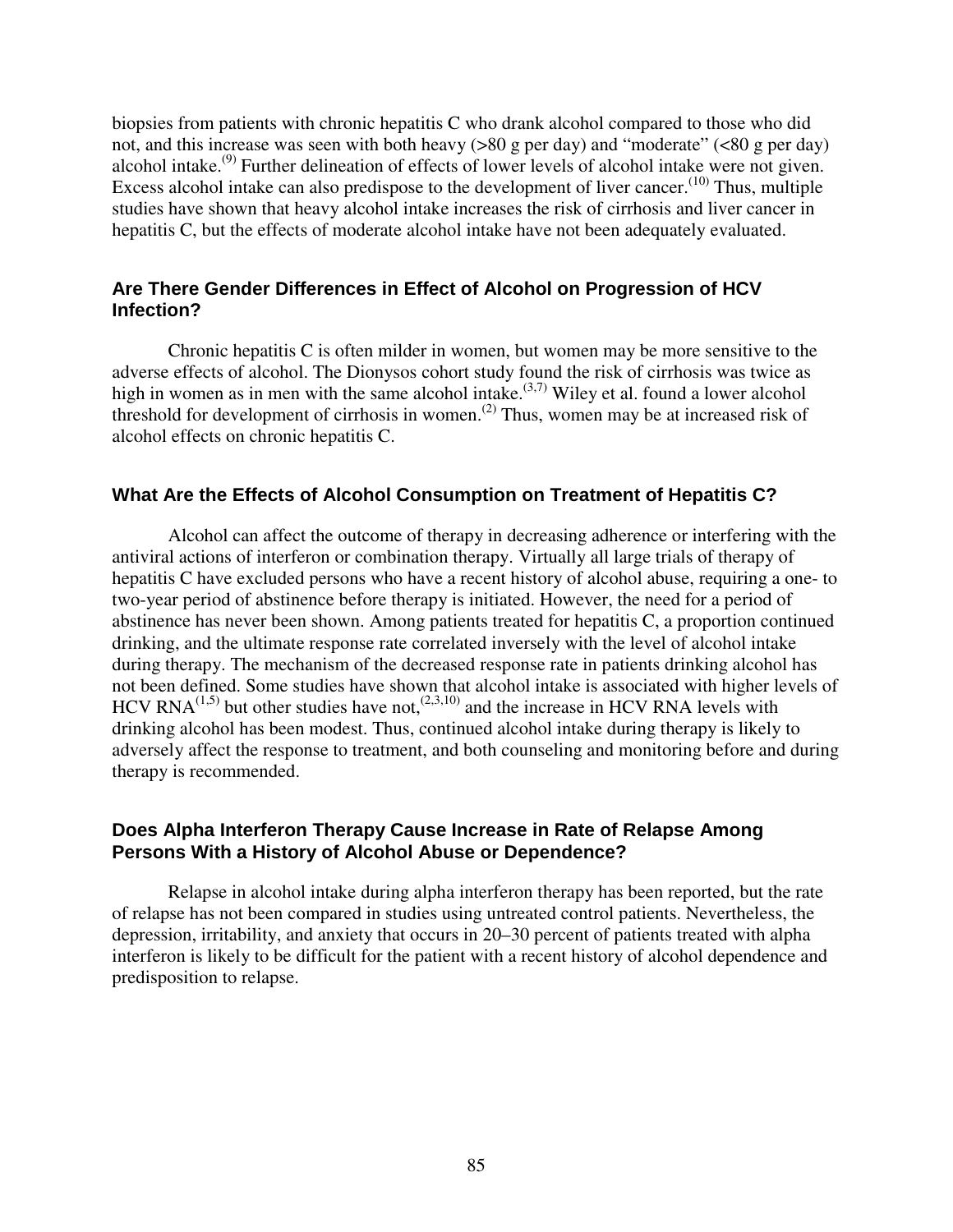biopsies from patients with chronic hepatitis C who drank alcohol compared to those who did not, and this increase was seen with both heavy (>80 g per day) and "moderate" (<80 g per day) alcohol intake.[9] Further delineation of effects of lower levels of alcohol intake were not given. Excess alcohol intake can also predispose to the development of liver cancer.[10] Thus, multiple studies have shown that heavy alcohol intake increases the risk of cirrhosis and liver cancer in hepatitis C, but the effects of moderate alcohol intake have not been adequately evaluated.

### Are There Gender Differences in Effect of Alcohol on Progression of HCV Infection?

Chronic hepatitis C is often milder in women, but women may be more sensitive to the adverse effects of alcohol. The Dionysos cohort study found the risk of cirrhosis was twice as high in women as in men with the same alcohol intake.[3,7] Wiley et al. found a lower alcohol threshold for development of cirrhosis in women.[2] Thus, women may be at increased risk of alcohol effects on chronic hepatitis C.

### What Are the Effects of Alcohol Consumption on Treatment of Hepatitis C?

Alcohol can affect the outcome of therapy in decreasing adherence or interfering with the antiviral actions of interferon or combination therapy. Virtually all large trials of therapy of hepatitis C have excluded persons who have a recent history of alcohol abuse, requiring a one- to two-year period of abstinence before therapy is initiated. However, the need for a period of abstinence has never been shown. Among patients treated for hepatitis C, a proportion continued drinking, and the ultimate response rate correlated inversely with the level of alcohol intake during therapy. The mechanism of the decreased response rate in patients drinking alcohol has not been defined. Some studies have shown that alcohol intake is associated with higher levels of HCV RNA[1,5] but other studies have not,[2,3,10] and the increase in HCV RNA levels with drinking alcohol has been modest. Thus, continued alcohol intake during therapy is likely to adversely affect the response to treatment, and both counseling and monitoring before and during therapy is recommended.

### Does Alpha Interferon Therapy Cause Increase in Rate of Relapse Among Persons With a History of Alcohol Abuse or Dependence?

Relapse in alcohol intake during alpha interferon therapy has been reported, but the rate of relapse has not been compared in studies using untreated control patients. Nevertheless, the depression, irritability, and anxiety that occurs in 20–30 percent of patients treated with alpha interferon is likely to be difficult for the patient with a recent history of alcohol dependence and predisposition to relapse.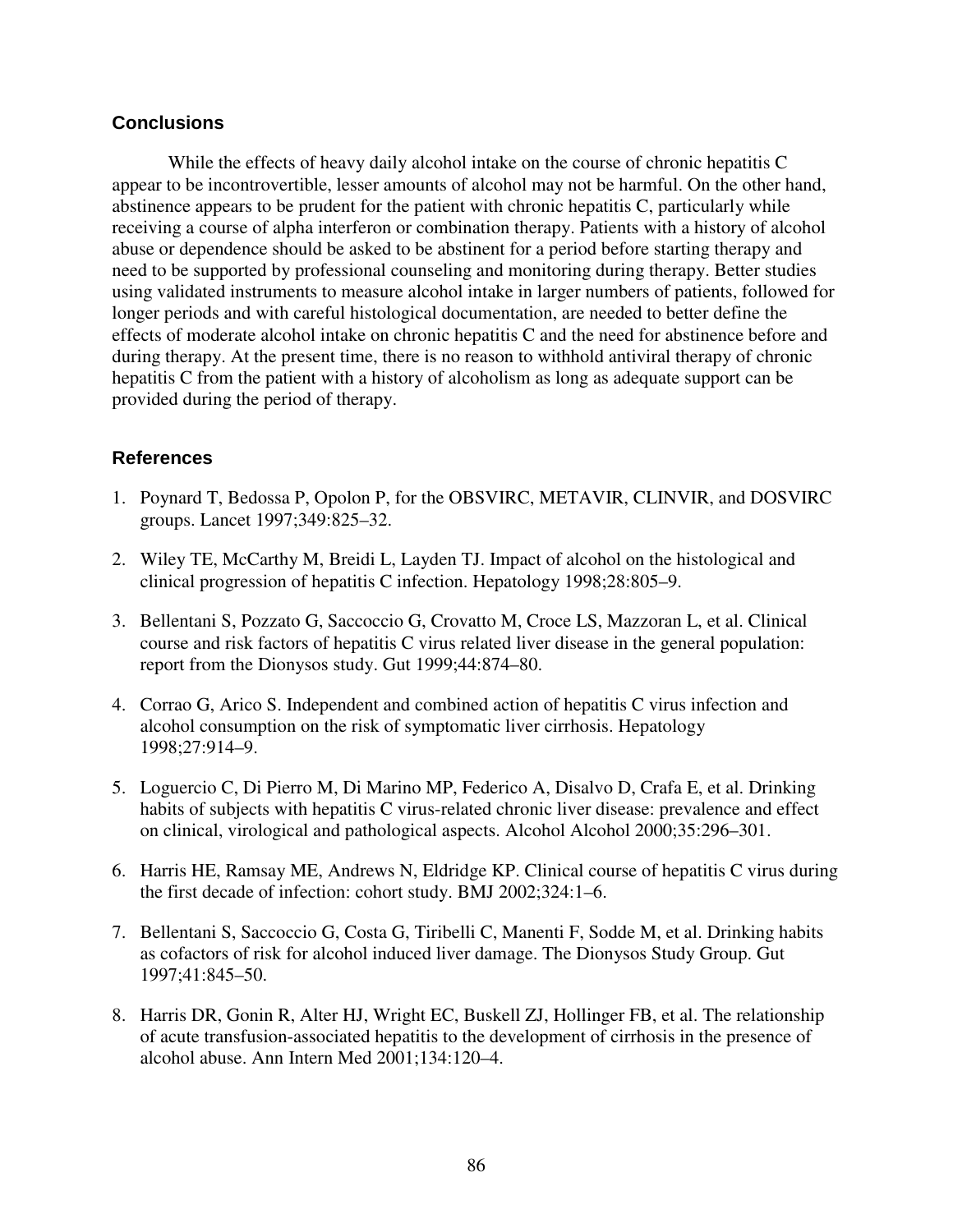## Conclusions

While the effects of heavy daily alcohol intake on the course of chronic hepatitis C appear to be incontrovertible, lesser amounts of alcohol may not be harmful. On the other hand, abstinence appears to be prudent for the patient with chronic hepatitis C, particularly while receiving a course of alpha interferon or combination therapy. Patients with a history of alcohol abuse or dependence should be asked to be abstinent for a period before starting therapy and need to be supported by professional counseling and monitoring during therapy. Better studies using validated instruments to measure alcohol intake in larger numbers of patients, followed for longer periods and with careful histological documentation, are needed to better define the effects of moderate alcohol intake on chronic hepatitis C and the need for abstinence before and during therapy. At the present time, there is no reason to withhold antiviral therapy of chronic hepatitis C from the patient with a history of alcoholism as long as adequate support can be provided during the period of therapy.

## References

1. Poynard T, Bedossa P, Opolon P, for the OBSVIRC, METAVIR, CLINVIR, and DOSVIRC groups. Lancet 1997;349:825–32.
2. Wiley TE, McCarthy M, Breidi L, Layden TJ. Impact of alcohol on the histological and clinical progression of hepatitis C infection. Hepatology 1998;28:805–9.
3. Bellentani S, Pozzato G, Saccoccio G, Crovatto M, Croce LS, Mazzoran L, et al. Clinical course and risk factors of hepatitis C virus related liver disease in the general population: report from the Dionysos study. Gut 1999;44:874–80.
4. Corrao G, Arico S. Independent and combined action of hepatitis C virus infection and alcohol consumption on the risk of symptomatic liver cirrhosis. Hepatology 1998;27:914–9.
5. Loguercio C, Di Pierro M, Di Marino MP, Federico A, Disalvo D, Crafa E, et al. Drinking habits of subjects with hepatitis C virus-related chronic liver disease: prevalence and effect on clinical, virological and pathological aspects. Alcohol Alcohol 2000;35:296–301.
6. Harris HE, Ramsay ME, Andrews N, Eldridge KP. Clinical course of hepatitis C virus during the first decade of infection: cohort study. BMJ 2002;324:1–6.
7. Bellentani S, Saccoccio G, Costa G, Tiribelli C, Manenti F, Sodde M, et al. Drinking habits as cofactors of risk for alcohol induced liver damage. The Dionysos Study Group. Gut 1997;41:845–50.
8. Harris DR, Gonin R, Alter HJ, Wright EC, Buskell ZJ, Hollinger FB, et al. The relationship of acute transfusion-associated hepatitis to the development of cirrhosis in the presence of alcohol abuse. Ann Intern Med 2001;134:120–4.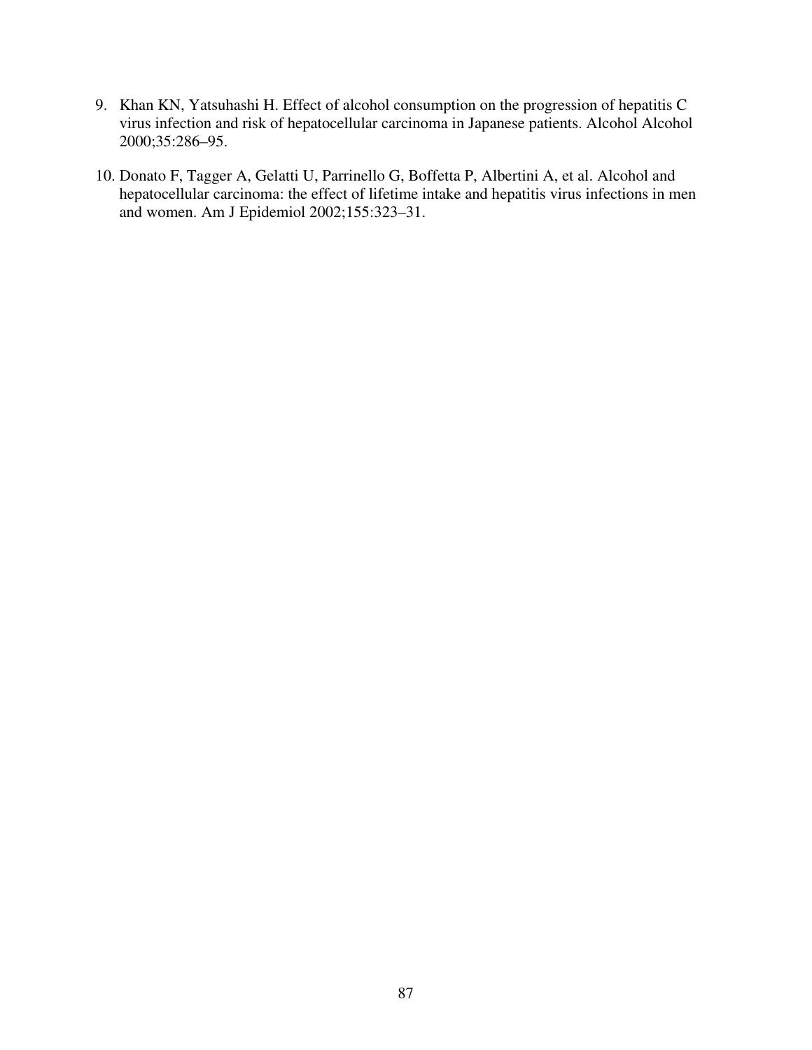9. Khan KN, Yatsuhashi H. Effect of alcohol consumption on the progression of hepatitis C virus infection and risk of hepatocellular carcinoma in Japanese patients. Alcohol Alcohol 2000;35:286–95.

10. Donato F, Tagger A, Gelatti U, Parrinello G, Boffetta P, Albertini A, et al. Alcohol and hepatocellular carcinoma: the effect of lifetime intake and hepatitis virus infections in men and women. Am J Epidemiol 2002;155:323–31.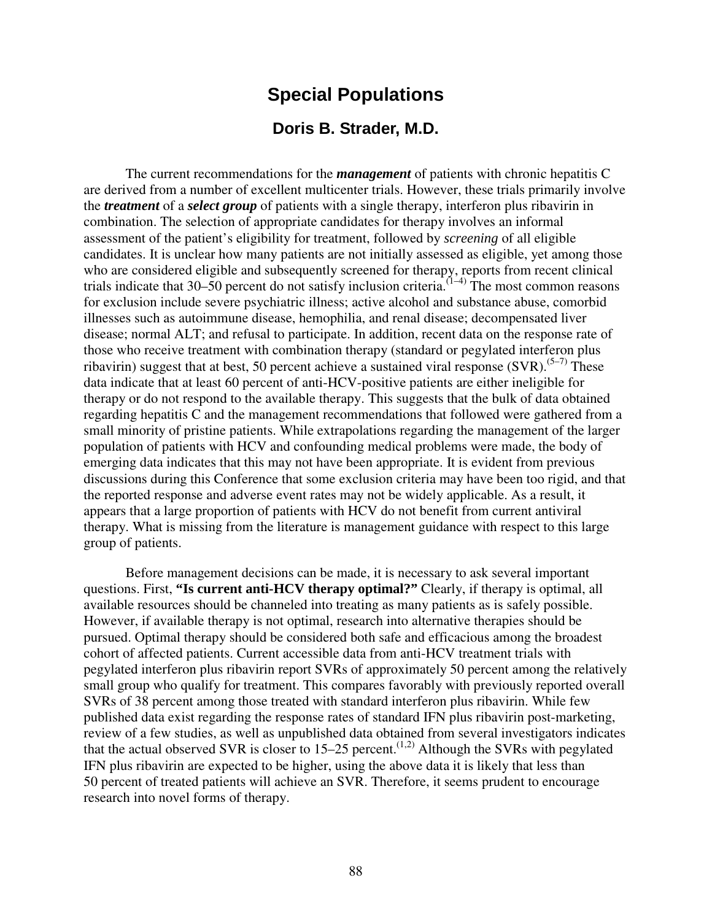# Special Populations

## Doris B. Strader, M.D.

The current recommendations for the ***management*** of patients with chronic hepatitis C are derived from a number of excellent multicenter trials. However, these trials primarily involve the ***treatment*** of a ***select group*** of patients with a single therapy, interferon plus ribavirin in combination. The selection of appropriate candidates for therapy involves an informal assessment of the patient's eligibility for treatment, followed by *screening* of all eligible candidates. It is unclear how many patients are not initially assessed as eligible, yet among those who are considered eligible and subsequently screened for therapy, reports from recent clinical trials indicate that 30–50 percent do not satisfy inclusion criteria.[1–4] The most common reasons for exclusion include severe psychiatric illness; active alcohol and substance abuse, comorbid illnesses such as autoimmune disease, hemophilia, and renal disease; decompensated liver disease; normal ALT; and refusal to participate. In addition, recent data on the response rate of those who receive treatment with combination therapy (standard or pegylated interferon plus ribavirin) suggest that at best, 50 percent achieve a sustained viral response (SVR).[5–7] These data indicate that at least 60 percent of anti-HCV-positive patients are either ineligible for therapy or do not respond to the available therapy. This suggests that the bulk of data obtained regarding hepatitis C and the management recommendations that followed were gathered from a small minority of pristine patients. While extrapolations regarding the management of the larger population of patients with HCV and confounding medical problems were made, the body of emerging data indicates that this may not have been appropriate. It is evident from previous discussions during this Conference that some exclusion criteria may have been too rigid, and that the reported response and adverse event rates may not be widely applicable. As a result, it appears that a large proportion of patients with HCV do not benefit from current antiviral therapy. What is missing from the literature is management guidance with respect to this large group of patients.

Before management decisions can be made, it is necessary to ask several important questions. First, **"Is current anti-HCV therapy optimal?"** Clearly, if therapy is optimal, all available resources should be channeled into treating as many patients as is safely possible. However, if available therapy is not optimal, research into alternative therapies should be pursued. Optimal therapy should be considered both safe and efficacious among the broadest cohort of affected patients. Current accessible data from anti-HCV treatment trials with pegylated interferon plus ribavirin report SVRs of approximately 50 percent among the relatively small group who qualify for treatment. This compares favorably with previously reported overall SVRs of 38 percent among those treated with standard interferon plus ribavirin. While few published data exist regarding the response rates of standard IFN plus ribavirin post-marketing, review of a few studies, as well as unpublished data obtained from several investigators indicates that the actual observed SVR is closer to 15–25 percent.[1,2] Although the SVRs with pegylated IFN plus ribavirin are expected to be higher, using the above data it is likely that less than 50 percent of treated patients will achieve an SVR. Therefore, it seems prudent to encourage research into novel forms of therapy.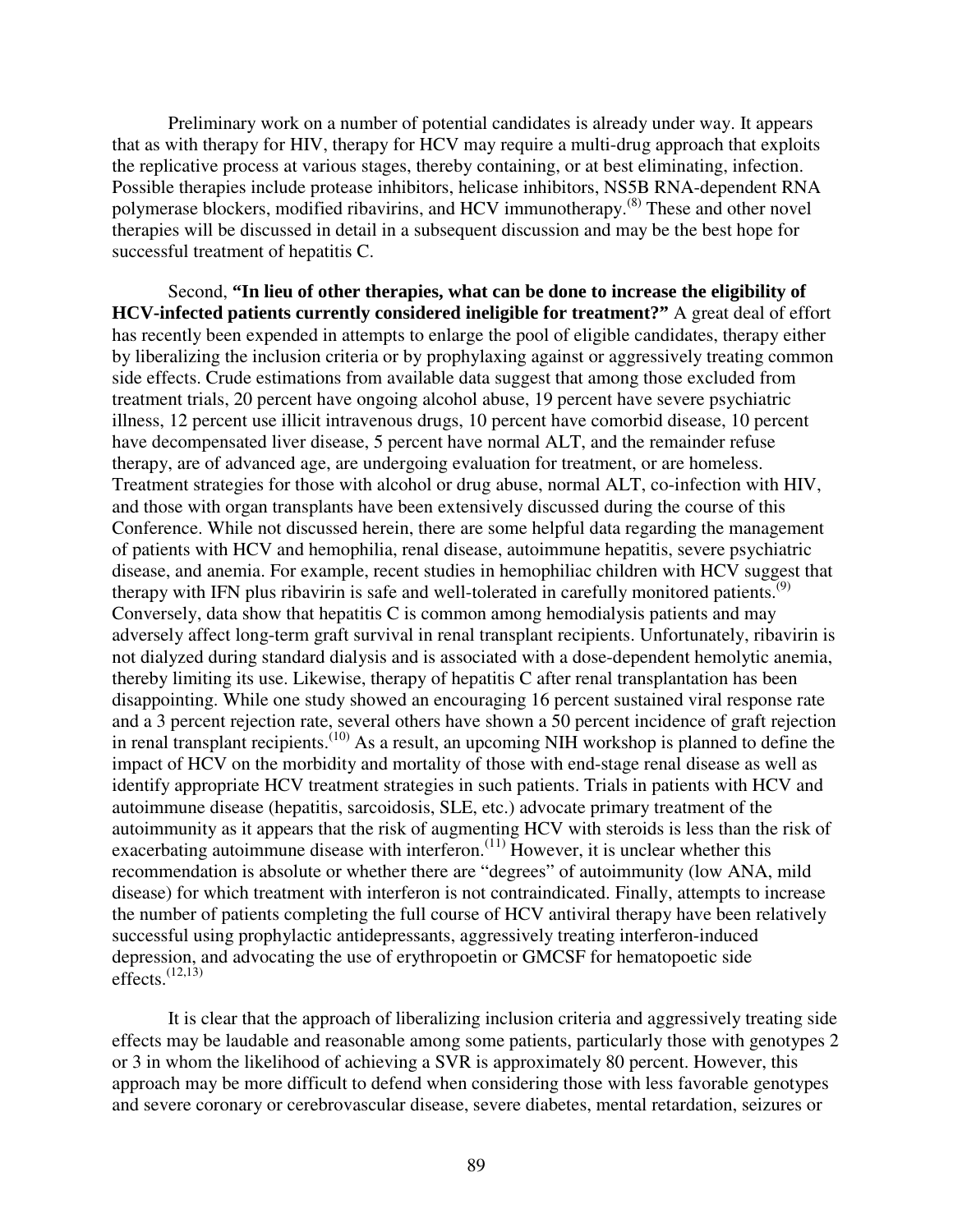Preliminary work on a number of potential candidates is already under way. It appears that as with therapy for HIV, therapy for HCV may require a multi-drug approach that exploits the replicative process at various stages, thereby containing, or at best eliminating, infection. Possible therapies include protease inhibitors, helicase inhibitors, NS5B RNA-dependent RNA polymerase blockers, modified ribavirins, and HCV immunotherapy.[8] These and other novel therapies will be discussed in detail in a subsequent discussion and may be the best hope for successful treatment of hepatitis C.

Second, **"In lieu of other therapies, what can be done to increase the eligibility of HCV-infected patients currently considered ineligible for treatment?"** A great deal of effort has recently been expended in attempts to enlarge the pool of eligible candidates, therapy either by liberalizing the inclusion criteria or by prophylaxing against or aggressively treating common side effects. Crude estimations from available data suggest that among those excluded from treatment trials, 20 percent have ongoing alcohol abuse, 19 percent have severe psychiatric illness, 12 percent use illicit intravenous drugs, 10 percent have comorbid disease, 10 percent have decompensated liver disease, 5 percent have normal ALT, and the remainder refuse therapy, are of advanced age, are undergoing evaluation for treatment, or are homeless. Treatment strategies for those with alcohol or drug abuse, normal ALT, co-infection with HIV, and those with organ transplants have been extensively discussed during the course of this Conference. While not discussed herein, there are some helpful data regarding the management of patients with HCV and hemophilia, renal disease, autoimmune hepatitis, severe psychiatric disease, and anemia. For example, recent studies in hemophiliac children with HCV suggest that therapy with IFN plus ribavirin is safe and well-tolerated in carefully monitored patients.[9] Conversely, data show that hepatitis C is common among hemodialysis patients and may adversely affect long-term graft survival in renal transplant recipients. Unfortunately, ribavirin is not dialyzed during standard dialysis and is associated with a dose-dependent hemolytic anemia, thereby limiting its use. Likewise, therapy of hepatitis C after renal transplantation has been disappointing. While one study showed an encouraging 16 percent sustained viral response rate and a 3 percent rejection rate, several others have shown a 50 percent incidence of graft rejection in renal transplant recipients.[10] As a result, an upcoming NIH workshop is planned to define the impact of HCV on the morbidity and mortality of those with end-stage renal disease as well as identify appropriate HCV treatment strategies in such patients. Trials in patients with HCV and autoimmune disease (hepatitis, sarcoidosis, SLE, etc.) advocate primary treatment of the autoimmunity as it appears that the risk of augmenting HCV with steroids is less than the risk of exacerbating autoimmune disease with interferon.[11] However, it is unclear whether this recommendation is absolute or whether there are "degrees" of autoimmunity (low ANA, mild disease) for which treatment with interferon is not contraindicated. Finally, attempts to increase the number of patients completing the full course of HCV antiviral therapy have been relatively successful using prophylactic antidepressants, aggressively treating interferon-induced depression, and advocating the use of erythropoetin or GMCSF for hematopoetic side effects.[12,13]

It is clear that the approach of liberalizing inclusion criteria and aggressively treating side effects may be laudable and reasonable among some patients, particularly those with genotypes 2 or 3 in whom the likelihood of achieving a SVR is approximately 80 percent. However, this approach may be more difficult to defend when considering those with less favorable genotypes and severe coronary or cerebrovascular disease, severe diabetes, mental retardation, seizures or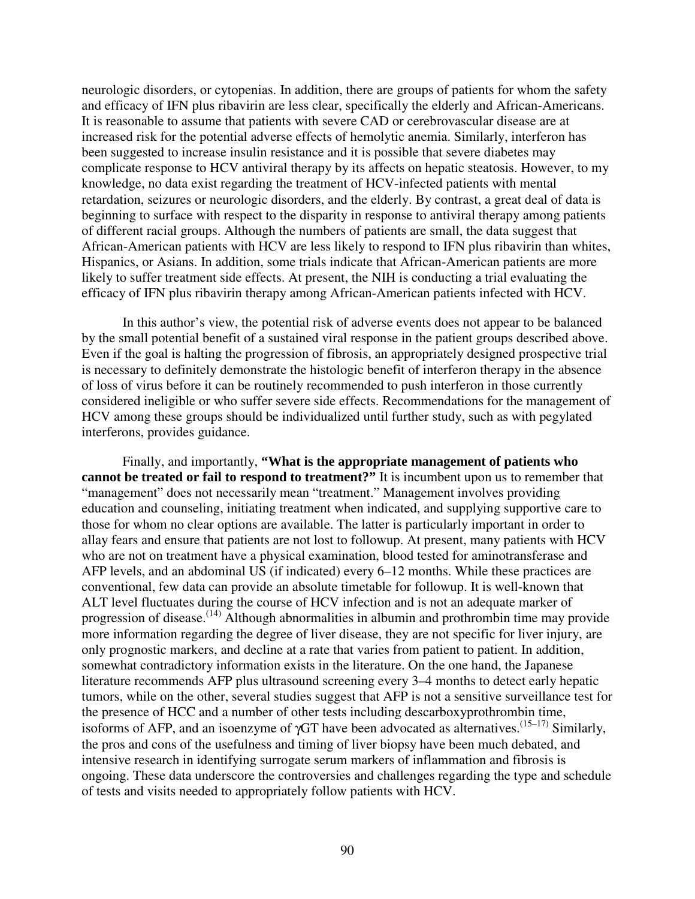neurologic disorders, or cytopenias. In addition, there are groups of patients for whom the safety and efficacy of IFN plus ribavirin are less clear, specifically the elderly and African-Americans. It is reasonable to assume that patients with severe CAD or cerebrovascular disease are at increased risk for the potential adverse effects of hemolytic anemia. Similarly, interferon has been suggested to increase insulin resistance and it is possible that severe diabetes may complicate response to HCV antiviral therapy by its affects on hepatic steatosis. However, to my knowledge, no data exist regarding the treatment of HCV-infected patients with mental retardation, seizures or neurologic disorders, and the elderly. By contrast, a great deal of data is beginning to surface with respect to the disparity in response to antiviral therapy among patients of different racial groups. Although the numbers of patients are small, the data suggest that African-American patients with HCV are less likely to respond to IFN plus ribavirin than whites, Hispanics, or Asians. In addition, some trials indicate that African-American patients are more likely to suffer treatment side effects. At present, the NIH is conducting a trial evaluating the efficacy of IFN plus ribavirin therapy among African-American patients infected with HCV.

In this author's view, the potential risk of adverse events does not appear to be balanced by the small potential benefit of a sustained viral response in the patient groups described above. Even if the goal is halting the progression of fibrosis, an appropriately designed prospective trial is necessary to definitely demonstrate the histologic benefit of interferon therapy in the absence of loss of virus before it can be routinely recommended to push interferon in those currently considered ineligible or who suffer severe side effects. Recommendations for the management of HCV among these groups should be individualized until further study, such as with pegylated interferons, provides guidance.

Finally, and importantly, **"What is the appropriate management of patients who cannot be treated or fail to respond to treatment?"** It is incumbent upon us to remember that "management" does not necessarily mean "treatment." Management involves providing education and counseling, initiating treatment when indicated, and supplying supportive care to those for whom no clear options are available. The latter is particularly important in order to allay fears and ensure that patients are not lost to followup. At present, many patients with HCV who are not on treatment have a physical examination, blood tested for aminotransferase and AFP levels, and an abdominal US (if indicated) every 6–12 months. While these practices are conventional, few data can provide an absolute timetable for followup. It is well-known that ALT level fluctuates during the course of HCV infection and is not an adequate marker of progression of disease.[14] Although abnormalities in albumin and prothrombin time may provide more information regarding the degree of liver disease, they are not specific for liver injury, are only prognostic markers, and decline at a rate that varies from patient to patient. In addition, somewhat contradictory information exists in the literature. On the one hand, the Japanese literature recommends AFP plus ultrasound screening every 3–4 months to detect early hepatic tumors, while on the other, several studies suggest that AFP is not a sensitive surveillance test for the presence of HCC and a number of other tests including descarboxyprothrombin time, isoforms of AFP, and an isoenzyme of $\gamma$GT have been advocated as alternatives.[15–17] Similarly, the pros and cons of the usefulness and timing of liver biopsy have been much debated, and intensive research in identifying surrogate serum markers of inflammation and fibrosis is ongoing. These data underscore the controversies and challenges regarding the type and schedule of tests and visits needed to appropriately follow patients with HCV.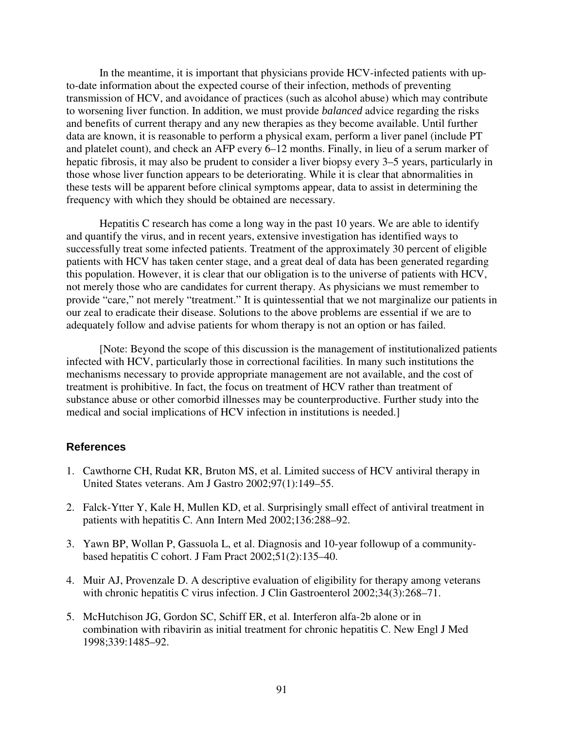In the meantime, it is important that physicians provide HCV-infected patients with up-to-date information about the expected course of their infection, methods of preventing transmission of HCV, and avoidance of practices (such as alcohol abuse) which may contribute to worsening liver function. In addition, we must provide *balanced* advice regarding the risks and benefits of current therapy and any new therapies as they become available. Until further data are known, it is reasonable to perform a physical exam, perform a liver panel (include PT and platelet count), and check an AFP every 6–12 months. Finally, in lieu of a serum marker of hepatic fibrosis, it may also be prudent to consider a liver biopsy every 3–5 years, particularly in those whose liver function appears to be deteriorating. While it is clear that abnormalities in these tests will be apparent before clinical symptoms appear, data to assist in determining the frequency with which they should be obtained are necessary.

Hepatitis C research has come a long way in the past 10 years. We are able to identify and quantify the virus, and in recent years, extensive investigation has identified ways to successfully treat some infected patients. Treatment of the approximately 30 percent of eligible patients with HCV has taken center stage, and a great deal of data has been generated regarding this population. However, it is clear that our obligation is to the universe of patients with HCV, not merely those who are candidates for current therapy. As physicians we must remember to provide "care," not merely "treatment." It is quintessential that we not marginalize our patients in our zeal to eradicate their disease. Solutions to the above problems are essential if we are to adequately follow and advise patients for whom therapy is not an option or has failed.

[Note: Beyond the scope of this discussion is the management of institutionalized patients infected with HCV, particularly those in correctional facilities. In many such institutions the mechanisms necessary to provide appropriate management are not available, and the cost of treatment is prohibitive. In fact, the focus on treatment of HCV rather than treatment of substance abuse or other comorbid illnesses may be counterproductive. Further study into the medical and social implications of HCV infection in institutions is needed.]

### References

1. Cawthorne CH, Rudat KR, Bruton MS, et al. Limited success of HCV antiviral therapy in United States veterans. Am J Gastro 2002;97(1):149–55.

2. Falck-Ytter Y, Kale H, Mullen KD, et al. Surprisingly small effect of antiviral treatment in patients with hepatitis C. Ann Intern Med 2002;136:288–92.

3. Yawn BP, Wollan P, Gassuola L, et al. Diagnosis and 10-year followup of a community-based hepatitis C cohort. J Fam Pract 2002;51(2):135–40.

4. Muir AJ, Provenzale D. A descriptive evaluation of eligibility for therapy among veterans with chronic hepatitis C virus infection. J Clin Gastroenterol 2002;34(3):268–71.

5. McHutchison JG, Gordon SC, Schiff ER, et al. Interferon alfa-2b alone or in combination with ribavirin as initial treatment for chronic hepatitis C. New Engl J Med 1998;339:1485–92.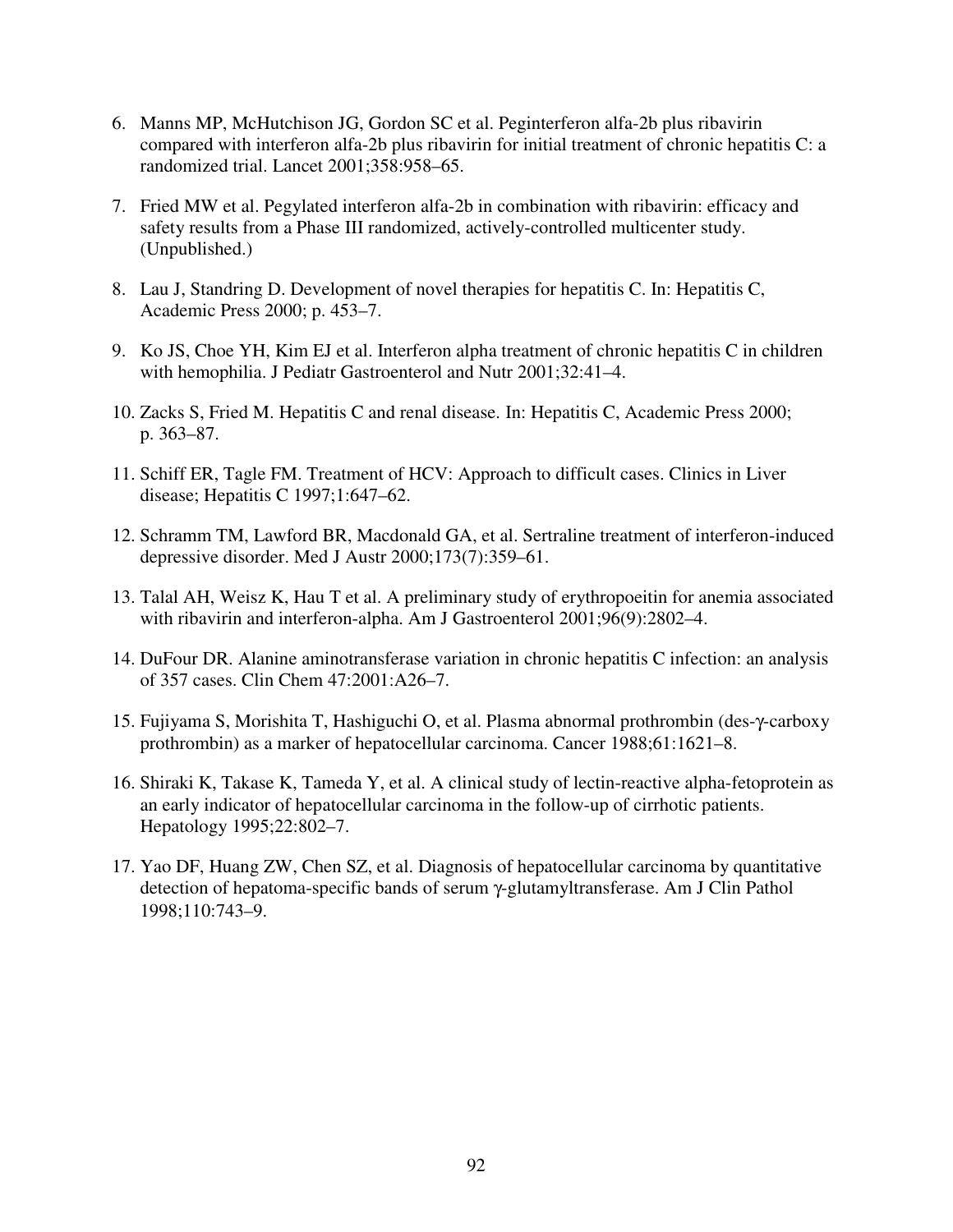6. Manns MP, McHutchison JG, Gordon SC et al. Peginterferon alfa-2b plus ribavirin compared with interferon alfa-2b plus ribavirin for initial treatment of chronic hepatitis C: a randomized trial. Lancet 2001;358:958–65.

7. Fried MW et al. Pegylated interferon alfa-2b in combination with ribavirin: efficacy and safety results from a Phase III randomized, actively-controlled multicenter study. (Unpublished.)

8. Lau J, Standring D. Development of novel therapies for hepatitis C. In: Hepatitis C, Academic Press 2000; p. 453–7.

9. Ko JS, Choe YH, Kim EJ et al. Interferon alpha treatment of chronic hepatitis C in children with hemophilia. J Pediatr Gastroenterol and Nutr 2001;32:41–4.

10. Zacks S, Fried M. Hepatitis C and renal disease. In: Hepatitis C, Academic Press 2000; p. 363–87.

11. Schiff ER, Tagle FM. Treatment of HCV: Approach to difficult cases. Clinics in Liver disease; Hepatitis C 1997;1:647–62.

12. Schramm TM, Lawford BR, Macdonald GA, et al. Sertraline treatment of interferon-induced depressive disorder. Med J Austr 2000;173(7):359–61.

13. Talal AH, Weisz K, Hau T et al. A preliminary study of erythropoeitin for anemia associated with ribavirin and interferon-alpha. Am J Gastroenterol 2001;96(9):2802–4.

14. DuFour DR. Alanine aminotransferase variation in chronic hepatitis C infection: an analysis of 357 cases. Clin Chem 47:2001:A26–7.

15. Fujiyama S, Morishita T, Hashiguchi O, et al. Plasma abnormal prothrombin (des-γ-carboxy prothrombin) as a marker of hepatocellular carcinoma. Cancer 1988;61:1621–8.

16. Shiraki K, Takase K, Tameda Y, et al. A clinical study of lectin-reactive alpha-fetoprotein as an early indicator of hepatocellular carcinoma in the follow-up of cirrhotic patients. Hepatology 1995;22:802–7.

17. Yao DF, Huang ZW, Chen SZ, et al. Diagnosis of hepatocellular carcinoma by quantitative detection of hepatoma-specific bands of serum γ-glutamyltransferase. Am J Clin Pathol 1998;110:743–9.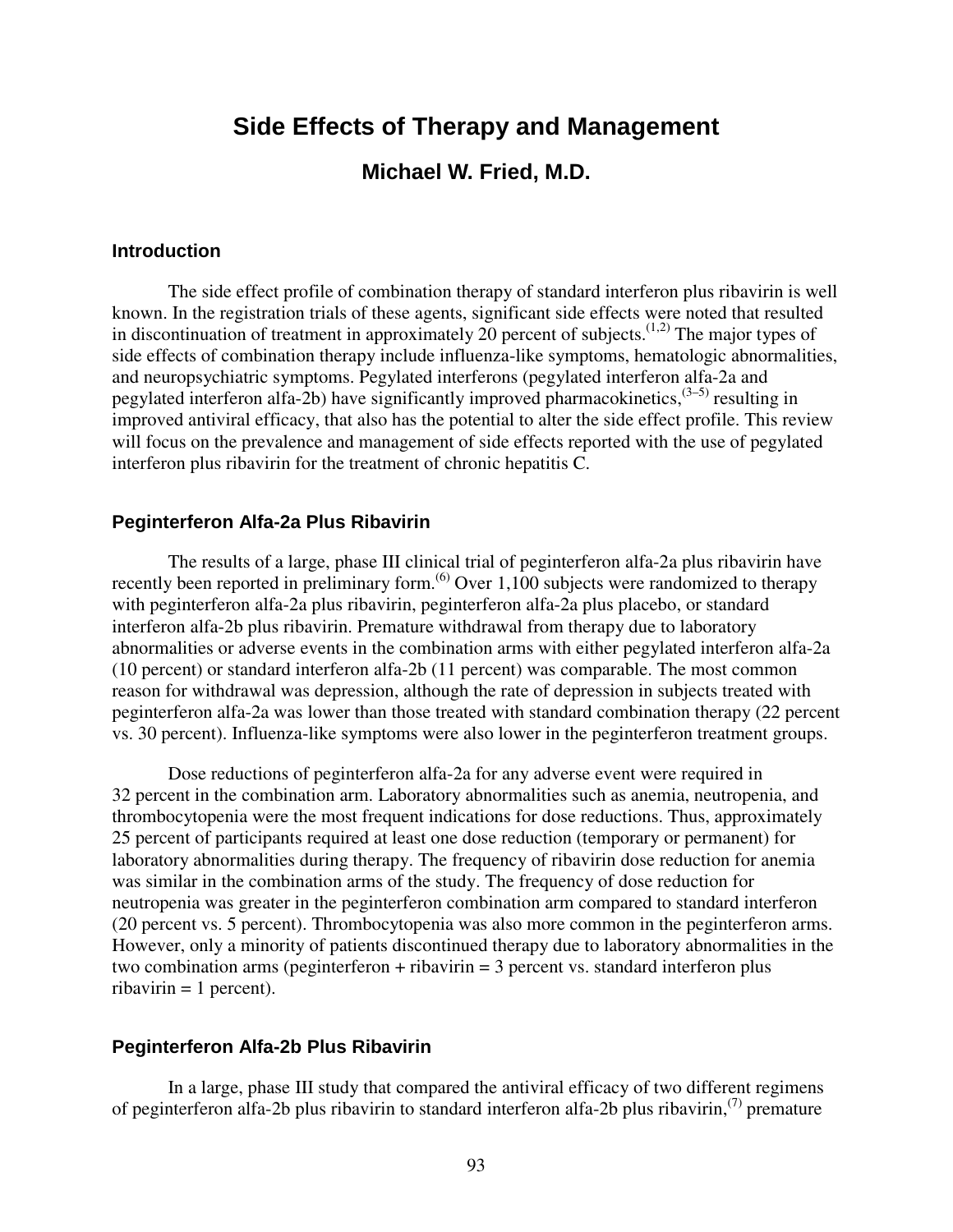# Side Effects of Therapy and Management

## Michael W. Fried, M.D.

### Introduction

The side effect profile of combination therapy of standard interferon plus ribavirin is well known. In the registration trials of these agents, significant side effects were noted that resulted in discontinuation of treatment in approximately 20 percent of subjects.[1,2] The major types of side effects of combination therapy include influenza-like symptoms, hematologic abnormalities, and neuropsychiatric symptoms. Pegylated interferons (pegylated interferon alfa-2a and pegylated interferon alfa-2b) have significantly improved pharmacokinetics,[3–5] resulting in improved antiviral efficacy, that also has the potential to alter the side effect profile. This review will focus on the prevalence and management of side effects reported with the use of pegylated interferon plus ribavirin for the treatment of chronic hepatitis C.

### Peginterferon Alfa-2a Plus Ribavirin

The results of a large, phase III clinical trial of peginterferon alfa-2a plus ribavirin have recently been reported in preliminary form.[6] Over 1,100 subjects were randomized to therapy with peginterferon alfa-2a plus ribavirin, peginterferon alfa-2a plus placebo, or standard interferon alfa-2b plus ribavirin. Premature withdrawal from therapy due to laboratory abnormalities or adverse events in the combination arms with either pegylated interferon alfa-2a (10 percent) or standard interferon alfa-2b (11 percent) was comparable. The most common reason for withdrawal was depression, although the rate of depression in subjects treated with peginterferon alfa-2a was lower than those treated with standard combination therapy (22 percent vs. 30 percent). Influenza-like symptoms were also lower in the peginterferon treatment groups.

Dose reductions of peginterferon alfa-2a for any adverse event were required in 32 percent in the combination arm. Laboratory abnormalities such as anemia, neutropenia, and thrombocytopenia were the most frequent indications for dose reductions. Thus, approximately 25 percent of participants required at least one dose reduction (temporary or permanent) for laboratory abnormalities during therapy. The frequency of ribavirin dose reduction for anemia was similar in the combination arms of the study. The frequency of dose reduction for neutropenia was greater in the peginterferon combination arm compared to standard interferon (20 percent vs. 5 percent). Thrombocytopenia was also more common in the peginterferon arms. However, only a minority of patients discontinued therapy due to laboratory abnormalities in the two combination arms (peginterferon + ribavirin = 3 percent vs. standard interferon plus ribavirin = 1 percent).

### Peginterferon Alfa-2b Plus Ribavirin

In a large, phase III study that compared the antiviral efficacy of two different regimens of peginterferon alfa-2b plus ribavirin to standard interferon alfa-2b plus ribavirin,[7] premature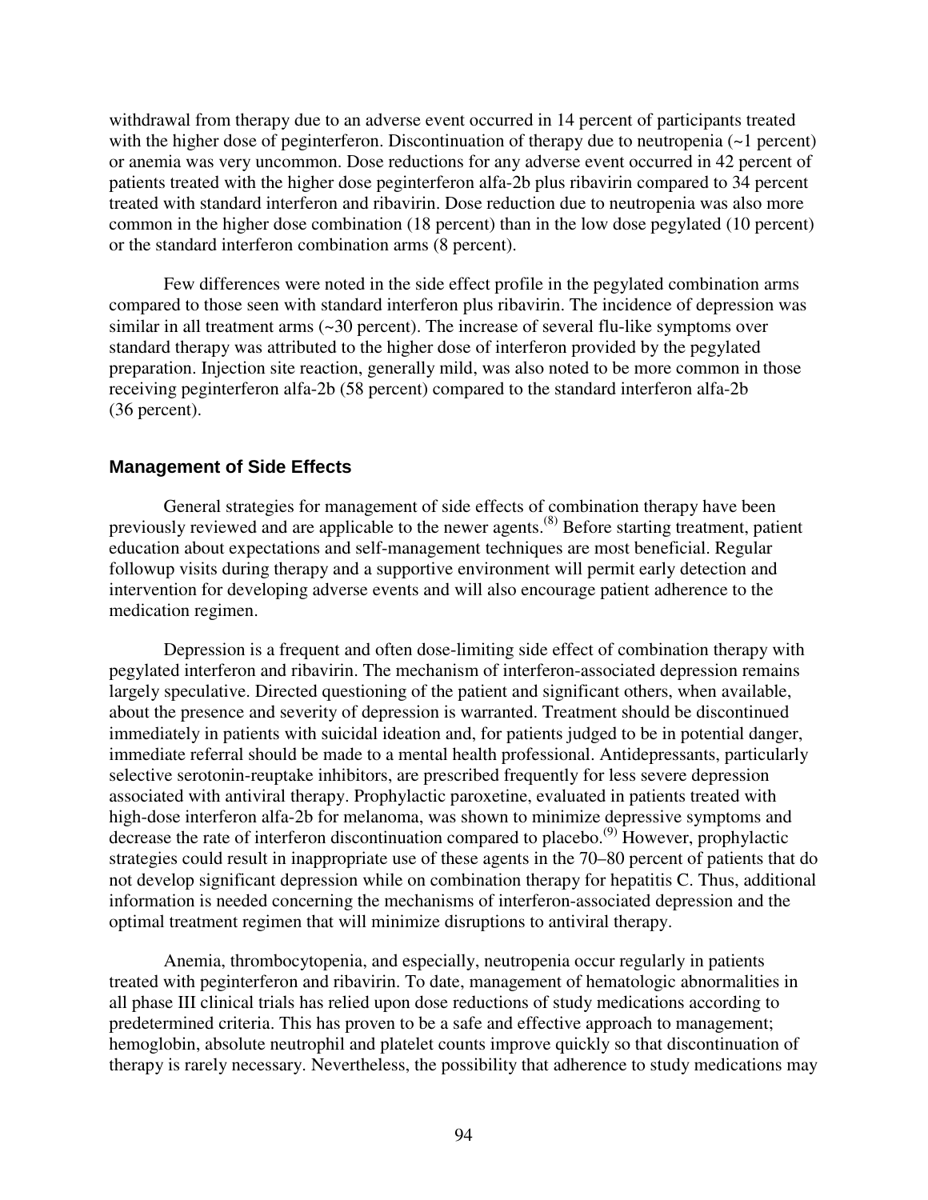withdrawal from therapy due to an adverse event occurred in 14 percent of participants treated with the higher dose of peginterferon. Discontinuation of therapy due to neutropenia (~1 percent) or anemia was very uncommon. Dose reductions for any adverse event occurred in 42 percent of patients treated with the higher dose peginterferon alfa-2b plus ribavirin compared to 34 percent treated with standard interferon and ribavirin. Dose reduction due to neutropenia was also more common in the higher dose combination (18 percent) than in the low dose pegylated (10 percent) or the standard interferon combination arms (8 percent).

Few differences were noted in the side effect profile in the pegylated combination arms compared to those seen with standard interferon plus ribavirin. The incidence of depression was similar in all treatment arms (~30 percent). The increase of several flu-like symptoms over standard therapy was attributed to the higher dose of interferon provided by the pegylated preparation. Injection site reaction, generally mild, was also noted to be more common in those receiving peginterferon alfa-2b (58 percent) compared to the standard interferon alfa-2b (36 percent).

### Management of Side Effects

General strategies for management of side effects of combination therapy have been previously reviewed and are applicable to the newer agents.[8] Before starting treatment, patient education about expectations and self-management techniques are most beneficial. Regular followup visits during therapy and a supportive environment will permit early detection and intervention for developing adverse events and will also encourage patient adherence to the medication regimen.

Depression is a frequent and often dose-limiting side effect of combination therapy with pegylated interferon and ribavirin. The mechanism of interferon-associated depression remains largely speculative. Directed questioning of the patient and significant others, when available, about the presence and severity of depression is warranted. Treatment should be discontinued immediately in patients with suicidal ideation and, for patients judged to be in potential danger, immediate referral should be made to a mental health professional. Antidepressants, particularly selective serotonin-reuptake inhibitors, are prescribed frequently for less severe depression associated with antiviral therapy. Prophylactic paroxetine, evaluated in patients treated with high-dose interferon alfa-2b for melanoma, was shown to minimize depressive symptoms and decrease the rate of interferon discontinuation compared to placebo.[9] However, prophylactic strategies could result in inappropriate use of these agents in the 70–80 percent of patients that do not develop significant depression while on combination therapy for hepatitis C. Thus, additional information is needed concerning the mechanisms of interferon-associated depression and the optimal treatment regimen that will minimize disruptions to antiviral therapy.

Anemia, thrombocytopenia, and especially, neutropenia occur regularly in patients treated with peginterferon and ribavirin. To date, management of hematologic abnormalities in all phase III clinical trials has relied upon dose reductions of study medications according to predetermined criteria. This has proven to be a safe and effective approach to management; hemoglobin, absolute neutrophil and platelet counts improve quickly so that discontinuation of therapy is rarely necessary. Nevertheless, the possibility that adherence to study medications may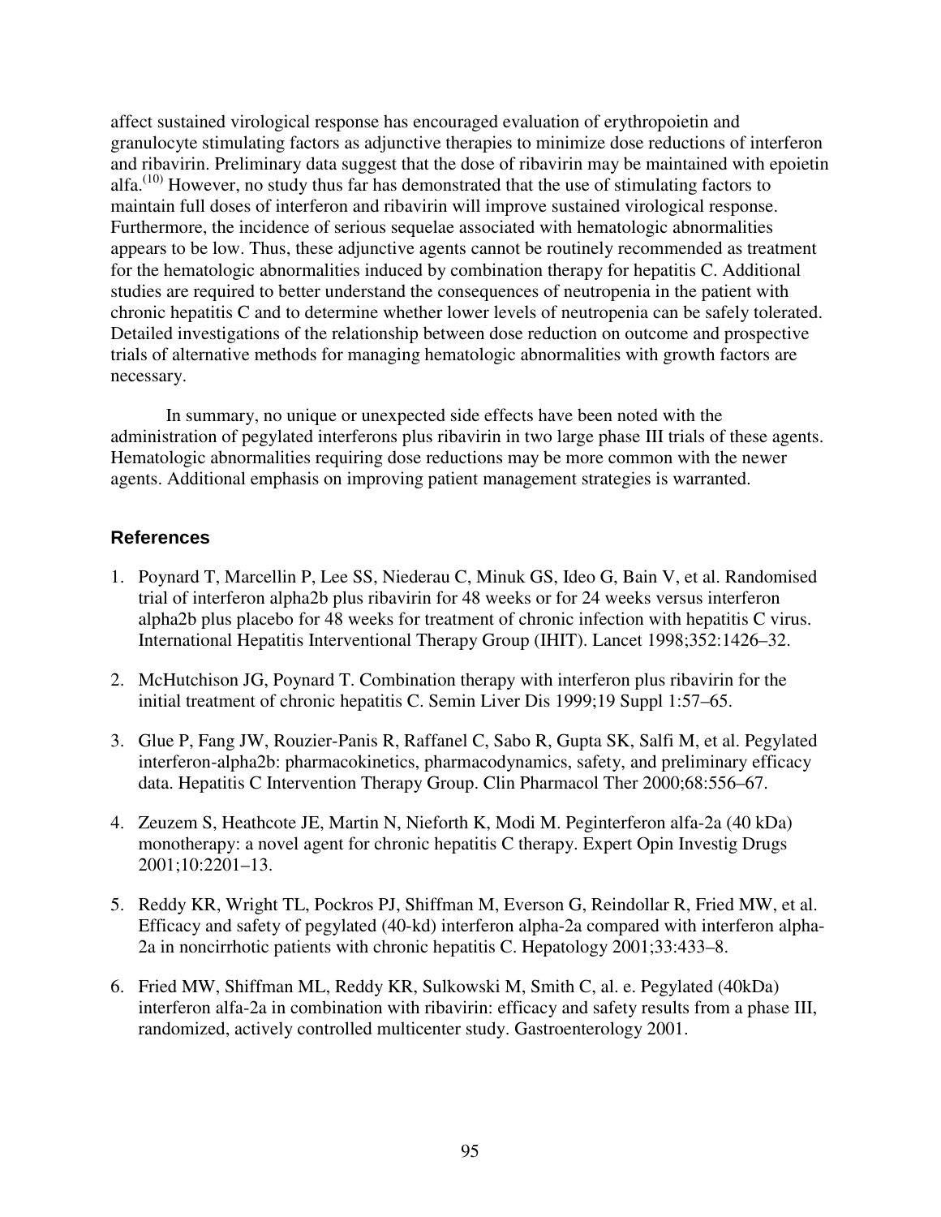affect sustained virological response has encouraged evaluation of erythropoietin and granulocyte stimulating factors as adjunctive therapies to minimize dose reductions of interferon and ribavirin. Preliminary data suggest that the dose of ribavirin may be maintained with epoietin alfa.[10] However, no study thus far has demonstrated that the use of stimulating factors to maintain full doses of interferon and ribavirin will improve sustained virological response. Furthermore, the incidence of serious sequelae associated with hematologic abnormalities appears to be low. Thus, these adjunctive agents cannot be routinely recommended as treatment for the hematologic abnormalities induced by combination therapy for hepatitis C. Additional studies are required to better understand the consequences of neutropenia in the patient with chronic hepatitis C and to determine whether lower levels of neutropenia can be safely tolerated. Detailed investigations of the relationship between dose reduction on outcome and prospective trials of alternative methods for managing hematologic abnormalities with growth factors are necessary.

In summary, no unique or unexpected side effects have been noted with the administration of pegylated interferons plus ribavirin in two large phase III trials of these agents. Hematologic abnormalities requiring dose reductions may be more common with the newer agents. Additional emphasis on improving patient management strategies is warranted.

## References

1. Poynard T, Marcellin P, Lee SS, Niederau C, Minuk GS, Ideo G, Bain V, et al. Randomised trial of interferon alpha2b plus ribavirin for 48 weeks or for 24 weeks versus interferon alpha2b plus placebo for 48 weeks for treatment of chronic infection with hepatitis C virus. International Hepatitis Interventional Therapy Group (IHIT). Lancet 1998;352:1426–32.

2. McHutchison JG, Poynard T. Combination therapy with interferon plus ribavirin for the initial treatment of chronic hepatitis C. Semin Liver Dis 1999;19 Suppl 1:57–65.

3. Glue P, Fang JW, Rouzier-Panis R, Raffanel C, Sabo R, Gupta SK, Salfi M, et al. Pegylated interferon-alpha2b: pharmacokinetics, pharmacodynamics, safety, and preliminary efficacy data. Hepatitis C Intervention Therapy Group. Clin Pharmacol Ther 2000;68:556–67.

4. Zeuzem S, Heathcote JE, Martin N, Nieforth K, Modi M. Peginterferon alfa-2a (40 kDa) monotherapy: a novel agent for chronic hepatitis C therapy. Expert Opin Investig Drugs 2001;10:2201–13.

5. Reddy KR, Wright TL, Pockros PJ, Shiffman M, Everson G, Reindollar R, Fried MW, et al. Efficacy and safety of pegylated (40-kd) interferon alpha-2a compared with interferon alpha-2a in noncirrhotic patients with chronic hepatitis C. Hepatology 2001;33:433–8.

6. Fried MW, Shiffman ML, Reddy KR, Sulkowski M, Smith C, al. e. Pegylated (40kDa) interferon alfa-2a in combination with ribavirin: efficacy and safety results from a phase III, randomized, actively controlled multicenter study. Gastroenterology 2001.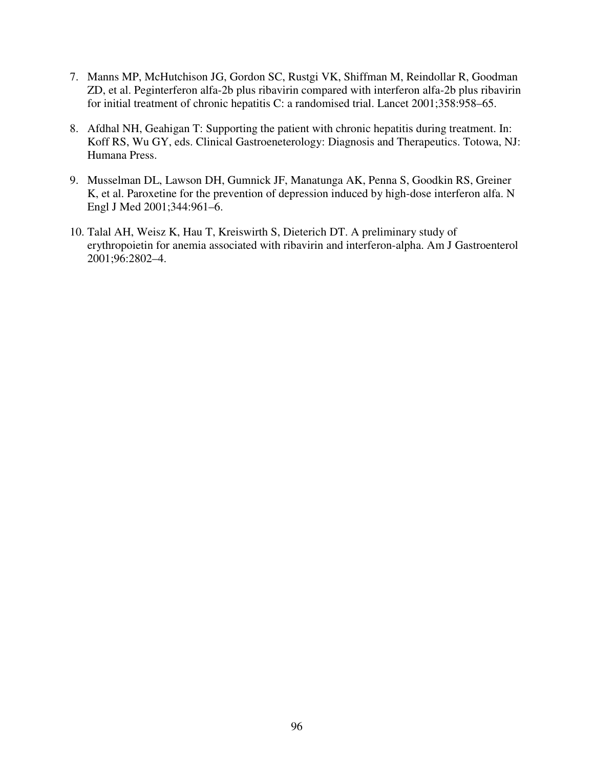7. Manns MP, McHutchison JG, Gordon SC, Rustgi VK, Shiffman M, Reindollar R, Goodman ZD, et al. Peginterferon alfa-2b plus ribavirin compared with interferon alfa-2b plus ribavirin for initial treatment of chronic hepatitis C: a randomised trial. Lancet 2001;358:958–65.

8. Afdhal NH, Geahigan T: Supporting the patient with chronic hepatitis during treatment. In: Koff RS, Wu GY, eds. Clinical Gastroeneterology: Diagnosis and Therapeutics. Totowa, NJ: Humana Press.

9. Musselman DL, Lawson DH, Gumnick JF, Manatunga AK, Penna S, Goodkin RS, Greiner K, et al. Paroxetine for the prevention of depression induced by high-dose interferon alfa. N Engl J Med 2001;344:961–6.

10. Talal AH, Weisz K, Hau T, Kreiswirth S, Dieterich DT. A preliminary study of erythropoietin for anemia associated with ribavirin and interferon-alpha. Am J Gastroenterol 2001;96:2802–4.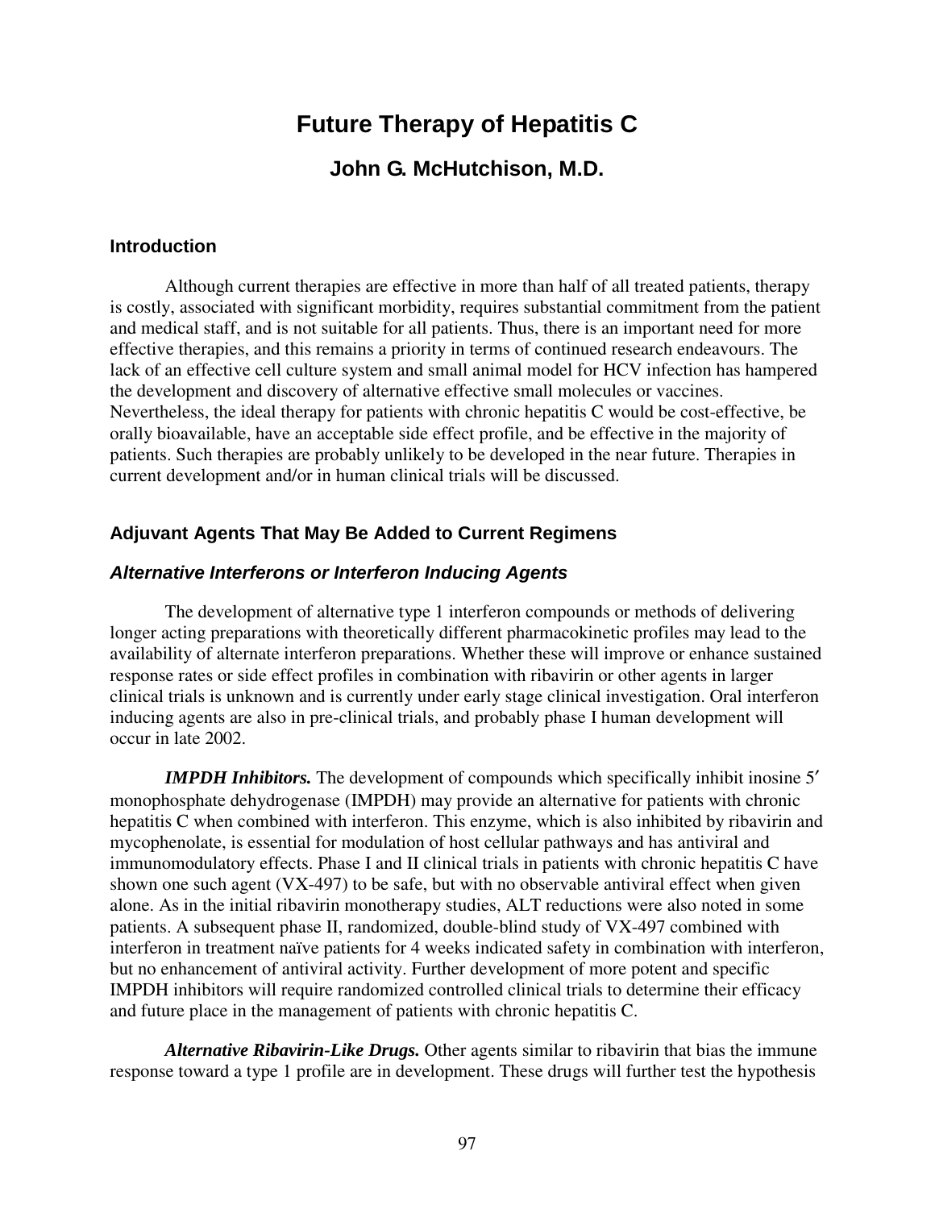# Future Therapy of Hepatitis C

## John G. McHutchison, M.D.

### Introduction

Although current therapies are effective in more than half of all treated patients, therapy is costly, associated with significant morbidity, requires substantial commitment from the patient and medical staff, and is not suitable for all patients. Thus, there is an important need for more effective therapies, and this remains a priority in terms of continued research endeavours. The lack of an effective cell culture system and small animal model for HCV infection has hampered the development and discovery of alternative effective small molecules or vaccines. Nevertheless, the ideal therapy for patients with chronic hepatitis C would be cost-effective, be orally bioavailable, have an acceptable side effect profile, and be effective in the majority of patients. Such therapies are probably unlikely to be developed in the near future. Therapies in current development and/or in human clinical trials will be discussed.

### Adjuvant Agents That May Be Added to Current Regimens

#### *Alternative Interferons or Interferon Inducing Agents*

The development of alternative type 1 interferon compounds or methods of delivering longer acting preparations with theoretically different pharmacokinetic profiles may lead to the availability of alternate interferon preparations. Whether these will improve or enhance sustained response rates or side effect profiles in combination with ribavirin or other agents in larger clinical trials is unknown and is currently under early stage clinical investigation. Oral interferon inducing agents are also in pre-clinical trials, and probably phase I human development will occur in late 2002.

***IMPDH Inhibitors.*** The development of compounds which specifically inhibit inosine 5′ monophosphate dehydrogenase (IMPDH) may provide an alternative for patients with chronic hepatitis C when combined with interferon. This enzyme, which is also inhibited by ribavirin and mycophenolate, is essential for modulation of host cellular pathways and has antiviral and immunomodulatory effects. Phase I and II clinical trials in patients with chronic hepatitis C have shown one such agent (VX-497) to be safe, but with no observable antiviral effect when given alone. As in the initial ribavirin monotherapy studies, ALT reductions were also noted in some patients. A subsequent phase II, randomized, double-blind study of VX-497 combined with interferon in treatment naïve patients for 4 weeks indicated safety in combination with interferon, but no enhancement of antiviral activity. Further development of more potent and specific IMPDH inhibitors will require randomized controlled clinical trials to determine their efficacy and future place in the management of patients with chronic hepatitis C.

***Alternative Ribavirin-Like Drugs.*** Other agents similar to ribavirin that bias the immune response toward a type 1 profile are in development. These drugs will further test the hypothesis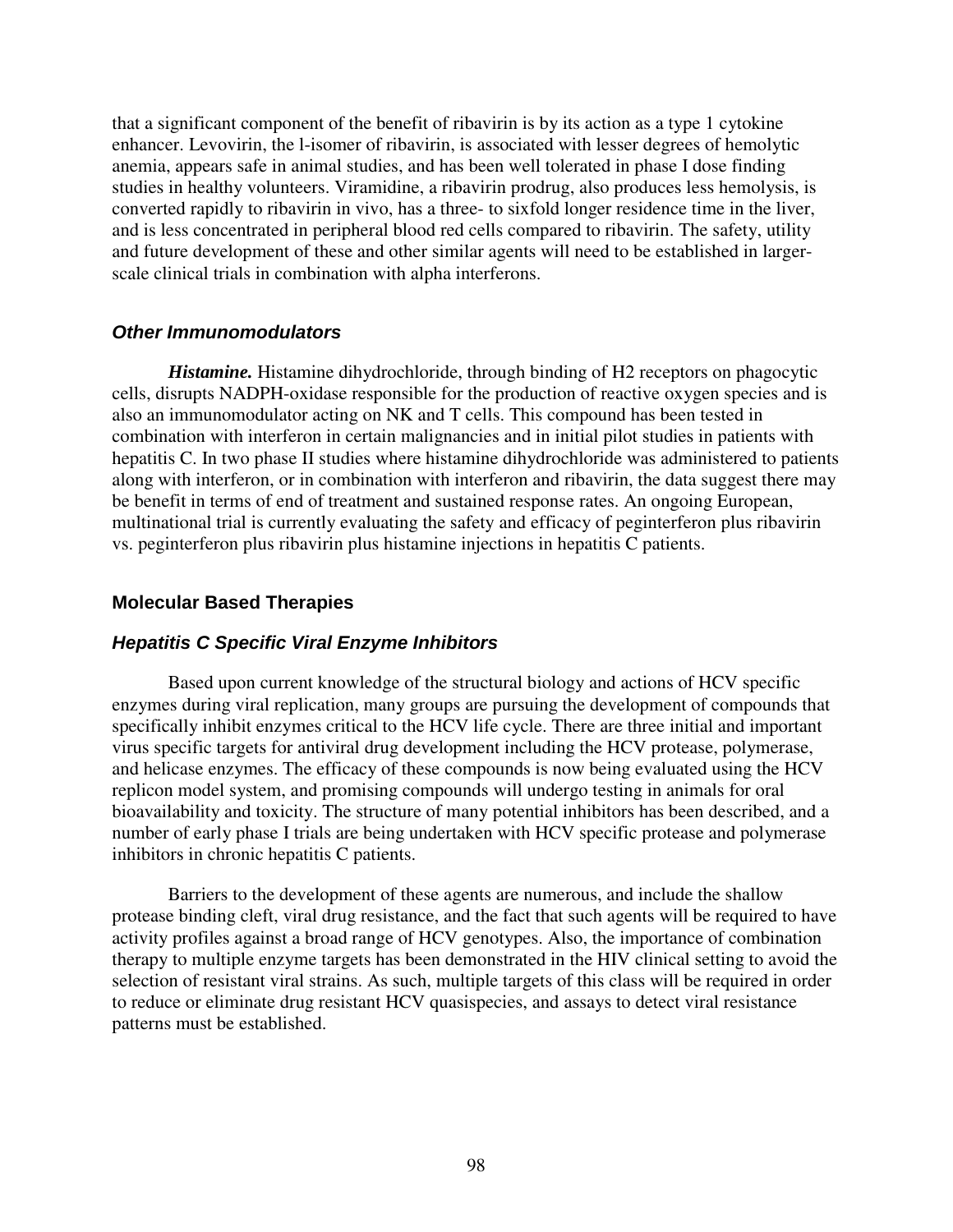that a significant component of the benefit of ribavirin is by its action as a type 1 cytokine enhancer. Levovirin, the l-isomer of ribavirin, is associated with lesser degrees of hemolytic anemia, appears safe in animal studies, and has been well tolerated in phase I dose finding studies in healthy volunteers. Viramidine, a ribavirin prodrug, also produces less hemolysis, is converted rapidly to ribavirin in vivo, has a three- to sixfold longer residence time in the liver, and is less concentrated in peripheral blood red cells compared to ribavirin. The safety, utility and future development of these and other similar agents will need to be established in larger-scale clinical trials in combination with alpha interferons.

### *Other Immunomodulators*

***Histamine.*** Histamine dihydrochloride, through binding of H2 receptors on phagocytic cells, disrupts NADPH-oxidase responsible for the production of reactive oxygen species and is also an immunomodulator acting on NK and T cells. This compound has been tested in combination with interferon in certain malignancies and in initial pilot studies in patients with hepatitis C. In two phase II studies where histamine dihydrochloride was administered to patients along with interferon, or in combination with interferon and ribavirin, the data suggest there may be benefit in terms of end of treatment and sustained response rates. An ongoing European, multinational trial is currently evaluating the safety and efficacy of peginterferon plus ribavirin vs. peginterferon plus ribavirin plus histamine injections in hepatitis C patients.

## Molecular Based Therapies

### *Hepatitis C Specific Viral Enzyme Inhibitors*

Based upon current knowledge of the structural biology and actions of HCV specific enzymes during viral replication, many groups are pursuing the development of compounds that specifically inhibit enzymes critical to the HCV life cycle. There are three initial and important virus specific targets for antiviral drug development including the HCV protease, polymerase, and helicase enzymes. The efficacy of these compounds is now being evaluated using the HCV replicon model system, and promising compounds will undergo testing in animals for oral bioavailability and toxicity. The structure of many potential inhibitors has been described, and a number of early phase I trials are being undertaken with HCV specific protease and polymerase inhibitors in chronic hepatitis C patients.

Barriers to the development of these agents are numerous, and include the shallow protease binding cleft, viral drug resistance, and the fact that such agents will be required to have activity profiles against a broad range of HCV genotypes. Also, the importance of combination therapy to multiple enzyme targets has been demonstrated in the HIV clinical setting to avoid the selection of resistant viral strains. As such, multiple targets of this class will be required in order to reduce or eliminate drug resistant HCV quasispecies, and assays to detect viral resistance patterns must be established.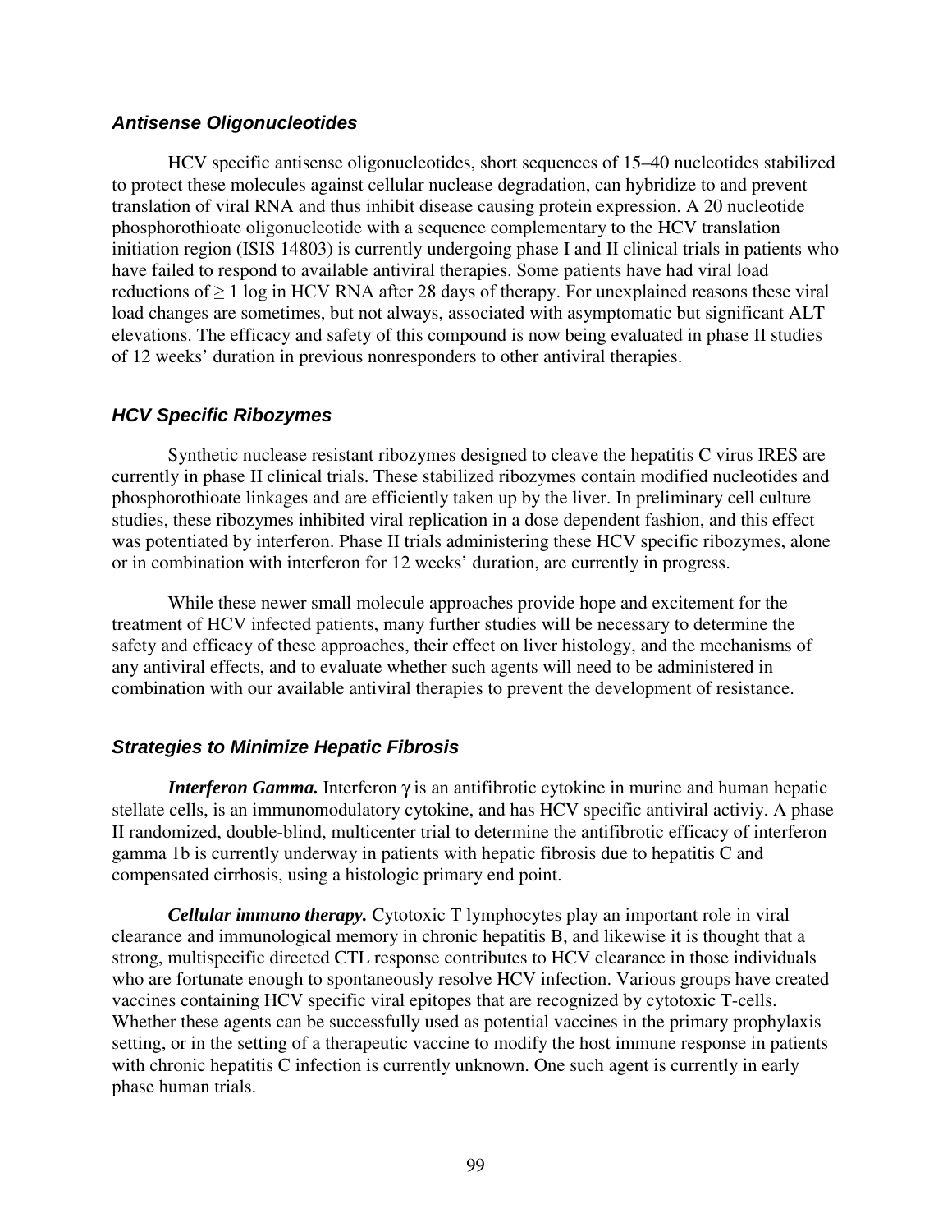### *Antisense Oligonucleotides*

HCV specific antisense oligonucleotides, short sequences of 15–40 nucleotides stabilized to protect these molecules against cellular nuclease degradation, can hybridize to and prevent translation of viral RNA and thus inhibit disease causing protein expression. A 20 nucleotide phosphorothioate oligonucleotide with a sequence complementary to the HCV translation initiation region (ISIS 14803) is currently undergoing phase I and II clinical trials in patients who have failed to respond to available antiviral therapies. Some patients have had viral load reductions of $\geq 1$ log in HCV RNA after 28 days of therapy. For unexplained reasons these viral load changes are sometimes, but not always, associated with asymptomatic but significant ALT elevations. The efficacy and safety of this compound is now being evaluated in phase II studies of 12 weeks' duration in previous nonresponders to other antiviral therapies.

### *HCV Specific Ribozymes*

Synthetic nuclease resistant ribozymes designed to cleave the hepatitis C virus IRES are currently in phase II clinical trials. These stabilized ribozymes contain modified nucleotides and phosphorothioate linkages and are efficiently taken up by the liver. In preliminary cell culture studies, these ribozymes inhibited viral replication in a dose dependent fashion, and this effect was potentiated by interferon. Phase II trials administering these HCV specific ribozymes, alone or in combination with interferon for 12 weeks' duration, are currently in progress.

While these newer small molecule approaches provide hope and excitement for the treatment of HCV infected patients, many further studies will be necessary to determine the safety and efficacy of these approaches, their effect on liver histology, and the mechanisms of any antiviral effects, and to evaluate whether such agents will need to be administered in combination with our available antiviral therapies to prevent the development of resistance.

### *Strategies to Minimize Hepatic Fibrosis*

***Interferon Gamma.*** Interferon $\gamma$ is an antifibrotic cytokine in murine and human hepatic stellate cells, is an immunomodulatory cytokine, and has HCV specific antiviral activiy. A phase II randomized, double-blind, multicenter trial to determine the antifibrotic efficacy of interferon gamma 1b is currently underway in patients with hepatic fibrosis due to hepatitis C and compensated cirrhosis, using a histologic primary end point.

***Cellular immuno therapy.*** Cytotoxic T lymphocytes play an important role in viral clearance and immunological memory in chronic hepatitis B, and likewise it is thought that a strong, multispecific directed CTL response contributes to HCV clearance in those individuals who are fortunate enough to spontaneously resolve HCV infection. Various groups have created vaccines containing HCV specific viral epitopes that are recognized by cytotoxic T-cells. Whether these agents can be successfully used as potential vaccines in the primary prophylaxis setting, or in the setting of a therapeutic vaccine to modify the host immune response in patients with chronic hepatitis C infection is currently unknown. One such agent is currently in early phase human trials.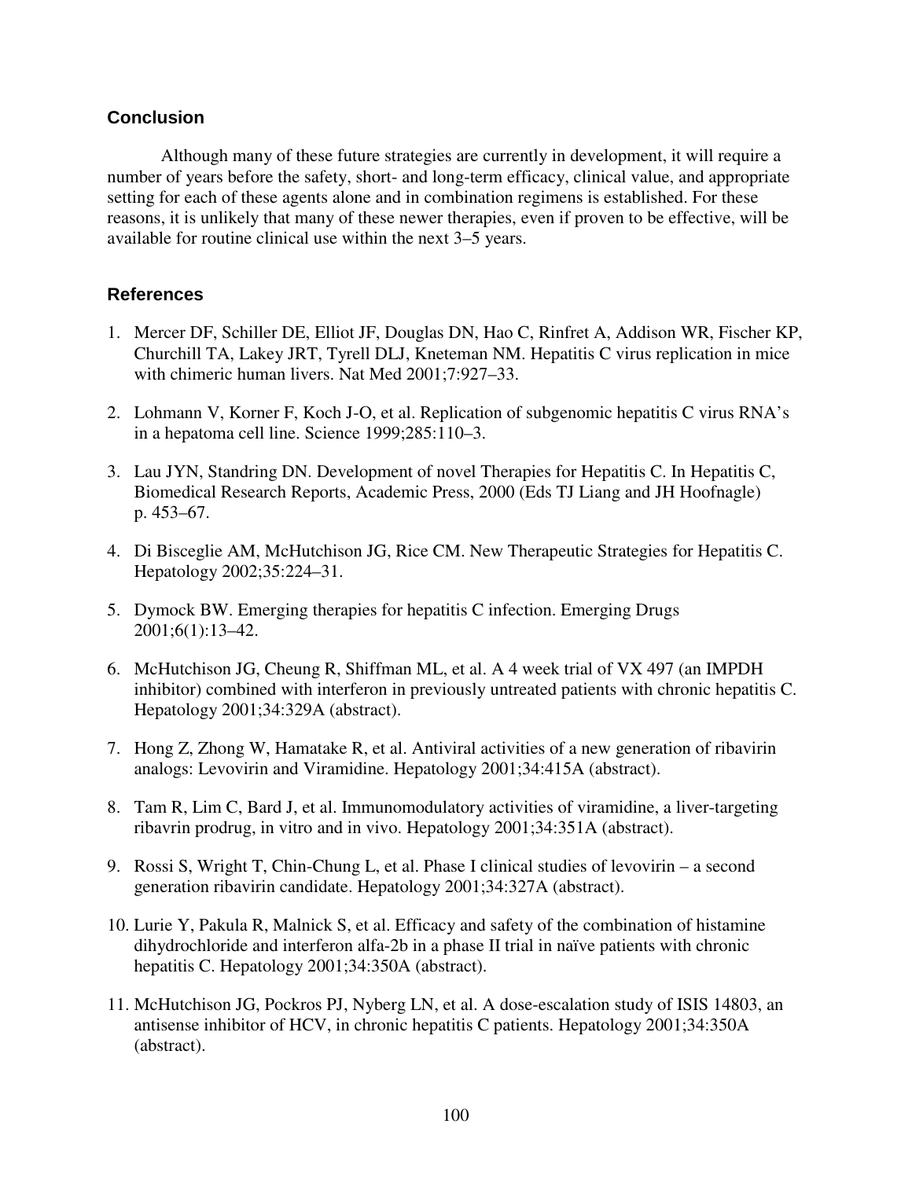## Conclusion

Although many of these future strategies are currently in development, it will require a number of years before the safety, short- and long-term efficacy, clinical value, and appropriate setting for each of these agents alone and in combination regimens is established. For these reasons, it is unlikely that many of these newer therapies, even if proven to be effective, will be available for routine clinical use within the next 3–5 years.

## References

1. Mercer DF, Schiller DE, Elliot JF, Douglas DN, Hao C, Rinfret A, Addison WR, Fischer KP, Churchill TA, Lakey JRT, Tyrell DLJ, Kneteman NM. Hepatitis C virus replication in mice with chimeric human livers. Nat Med 2001;7:927–33.
2. Lohmann V, Korner F, Koch J-O, et al. Replication of subgenomic hepatitis C virus RNA's in a hepatoma cell line. Science 1999;285:110–3.
3. Lau JYN, Standring DN. Development of novel Therapies for Hepatitis C. In Hepatitis C, Biomedical Research Reports, Academic Press, 2000 (Eds TJ Liang and JH Hoofnagle) p. 453–67.
4. Di Bisceglie AM, McHutchison JG, Rice CM. New Therapeutic Strategies for Hepatitis C. Hepatology 2002;35:224–31.
5. Dymock BW. Emerging therapies for hepatitis C infection. Emerging Drugs 2001;6(1):13–42.
6. McHutchison JG, Cheung R, Shiffman ML, et al. A 4 week trial of VX 497 (an IMPDH inhibitor) combined with interferon in previously untreated patients with chronic hepatitis C. Hepatology 2001;34:329A (abstract).
7. Hong Z, Zhong W, Hamatake R, et al. Antiviral activities of a new generation of ribavirin analogs: Levovirin and Viramidine. Hepatology 2001;34:415A (abstract).
8. Tam R, Lim C, Bard J, et al. Immunomodulatory activities of viramidine, a liver-targeting ribavrin prodrug, in vitro and in vivo. Hepatology 2001;34:351A (abstract).
9. Rossi S, Wright T, Chin-Chung L, et al. Phase I clinical studies of levovirin – a second generation ribavirin candidate. Hepatology 2001;34:327A (abstract).
10. Lurie Y, Pakula R, Malnick S, et al. Efficacy and safety of the combination of histamine dihydrochloride and interferon alfa-2b in a phase II trial in naïve patients with chronic hepatitis C. Hepatology 2001;34:350A (abstract).
11. McHutchison JG, Pockros PJ, Nyberg LN, et al. A dose-escalation study of ISIS 14803, an antisense inhibitor of HCV, in chronic hepatitis C patients. Hepatology 2001;34:350A (abstract).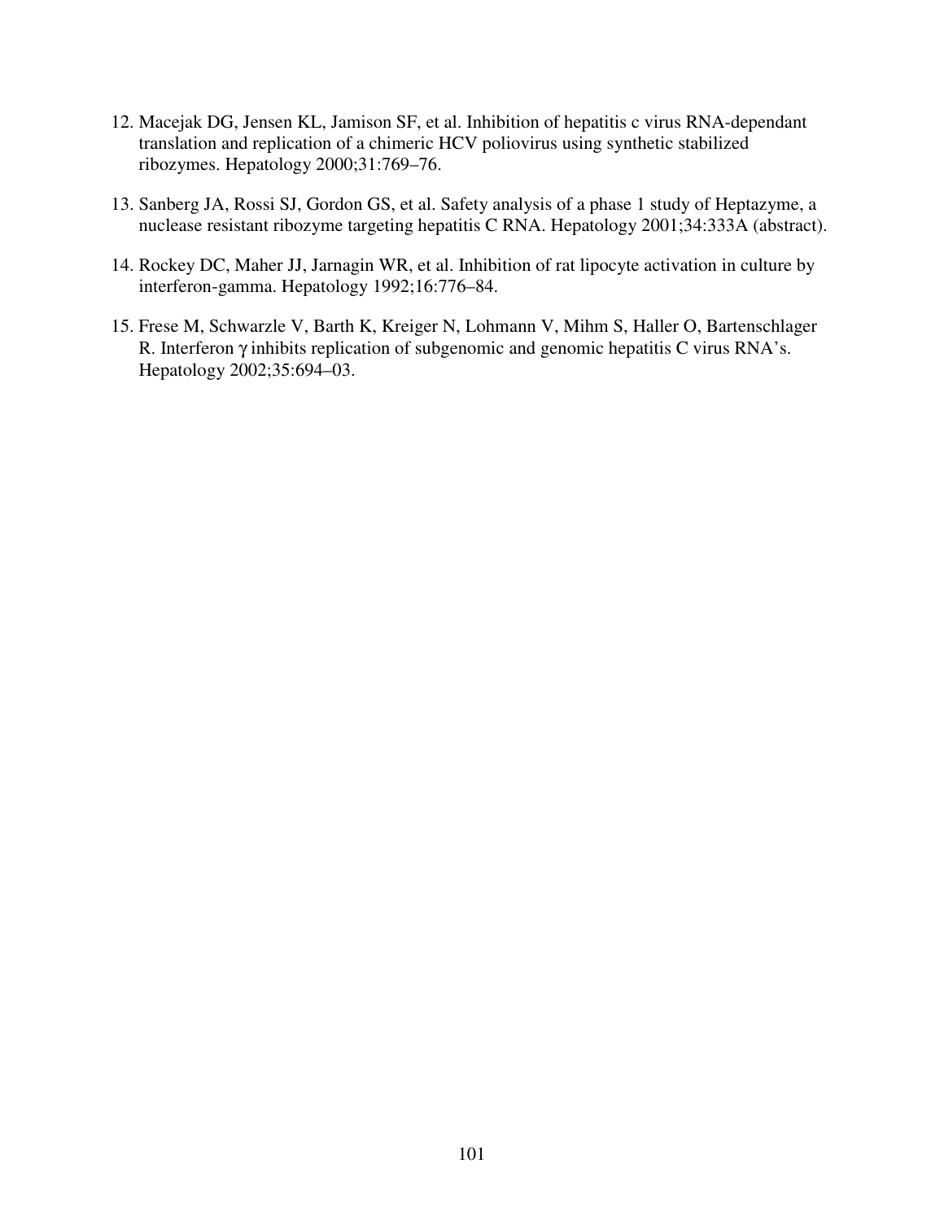12. Macejak DG, Jensen KL, Jamison SF, et al. Inhibition of hepatitis c virus RNA-dependant translation and replication of a chimeric HCV poliovirus using synthetic stabilized ribozymes. Hepatology 2000;31:769–76.

13. Sanberg JA, Rossi SJ, Gordon GS, et al. Safety analysis of a phase 1 study of Heptazyme, a nuclease resistant ribozyme targeting hepatitis C RNA. Hepatology 2001;34:333A (abstract).

14. Rockey DC, Maher JJ, Jarnagin WR, et al. Inhibition of rat lipocyte activation in culture by interferon-gamma. Hepatology 1992;16:776–84.

15. Frese M, Schwarzle V, Barth K, Kreiger N, Lohmann V, Mihm S, Haller O, Bartenschlager R. Interferon γ inhibits replication of subgenomic and genomic hepatitis C virus RNA's. Hepatology 2002;35:694–03.